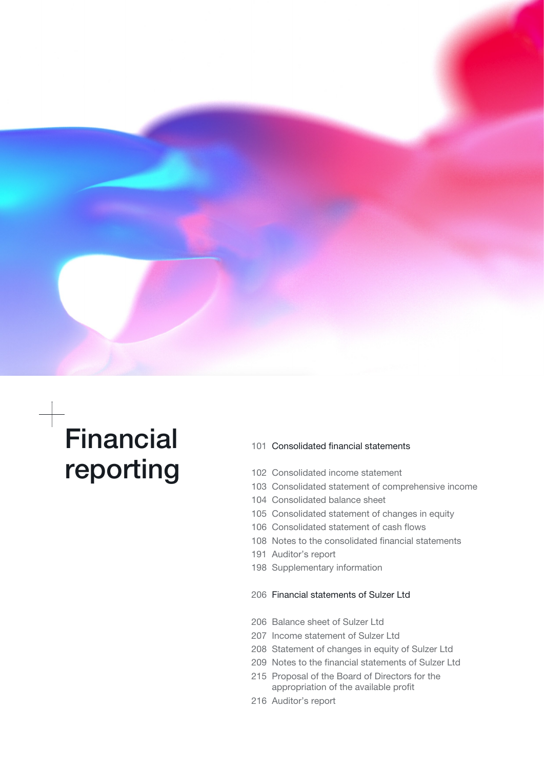# Financial reporting

101 Consolidated financial statements

102 Consolidated income statement
103 Consolidated statement of comprehensive income
104 Consolidated balance sheet
105 Consolidated statement of changes in equity
106 Consolidated statement of cash flows
108 Notes to the consolidated financial statements
191 Auditor's report
198 Supplementary information

206 Financial statements of Sulzer Ltd

206 Balance sheet of Sulzer Ltd
207 Income statement of Sulzer Ltd
208 Statement of changes in equity of Sulzer Ltd
209 Notes to the financial statements of Sulzer Ltd
215 Proposal of the Board of Directors for the appropriation of the available profit
216 Auditor's report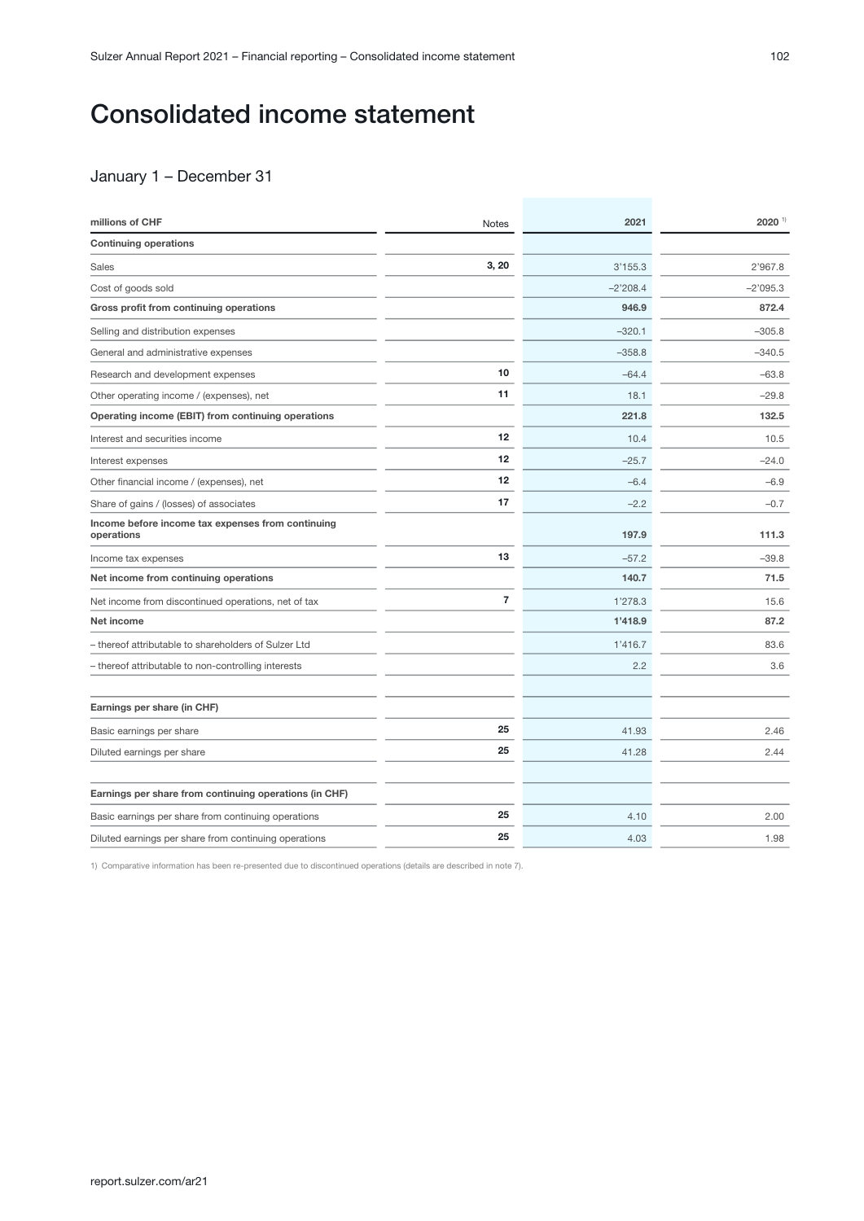# Consolidated income statement

## January 1 – December 31

| millions of CHF | Notes | 2021 | 2020 [1] |
|---|---|---|---|
| **Continuing operations** | | | |
| Sales | **3, 20** | 3'155.3 | 2'967.8 |
| Cost of goods sold | | –2'208.4 | –2'095.3 |
| **Gross profit from continuing operations** | | **946.9** | **872.4** |
| Selling and distribution expenses | | –320.1 | –305.8 |
| General and administrative expenses | | –358.8 | –340.5 |
| Research and development expenses | **10** | –64.4 | –63.8 |
| Other operating income / (expenses), net | **11** | 18.1 | –29.8 |
| **Operating income (EBIT) from continuing operations** | | **221.8** | **132.5** |
| Interest and securities income | **12** | 10.4 | 10.5 |
| Interest expenses | **12** | –25.7 | –24.0 |
| Other financial income / (expenses), net | **12** | –6.4 | –6.9 |
| Share of gains / (losses) of associates | **17** | –2.2 | –0.7 |
| **Income before income tax expenses from continuing operations** | | **197.9** | **111.3** |
| Income tax expenses | **13** | –57.2 | –39.8 |
| **Net income from continuing operations** | | **140.7** | **71.5** |
| Net income from discontinued operations, net of tax | **7** | 1'278.3 | 15.6 |
| **Net income** | | **1'418.9** | **87.2** |
| – thereof attributable to shareholders of Sulzer Ltd | | 1'416.7 | 83.6 |
| – thereof attributable to non-controlling interests | | 2.2 | 3.6 |
| | | | |
| **Earnings per share (in CHF)** | | | |
| Basic earnings per share | **25** | 41.93 | 2.46 |
| Diluted earnings per share | **25** | 41.28 | 2.44 |
| | | | |
| **Earnings per share from continuing operations (in CHF)** | | | |
| Basic earnings per share from continuing operations | **25** | 4.10 | 2.00 |
| Diluted earnings per share from continuing operations | **25** | 4.03 | 1.98 |

1) Comparative information has been re-presented due to discontinued operations (details are described in note 7).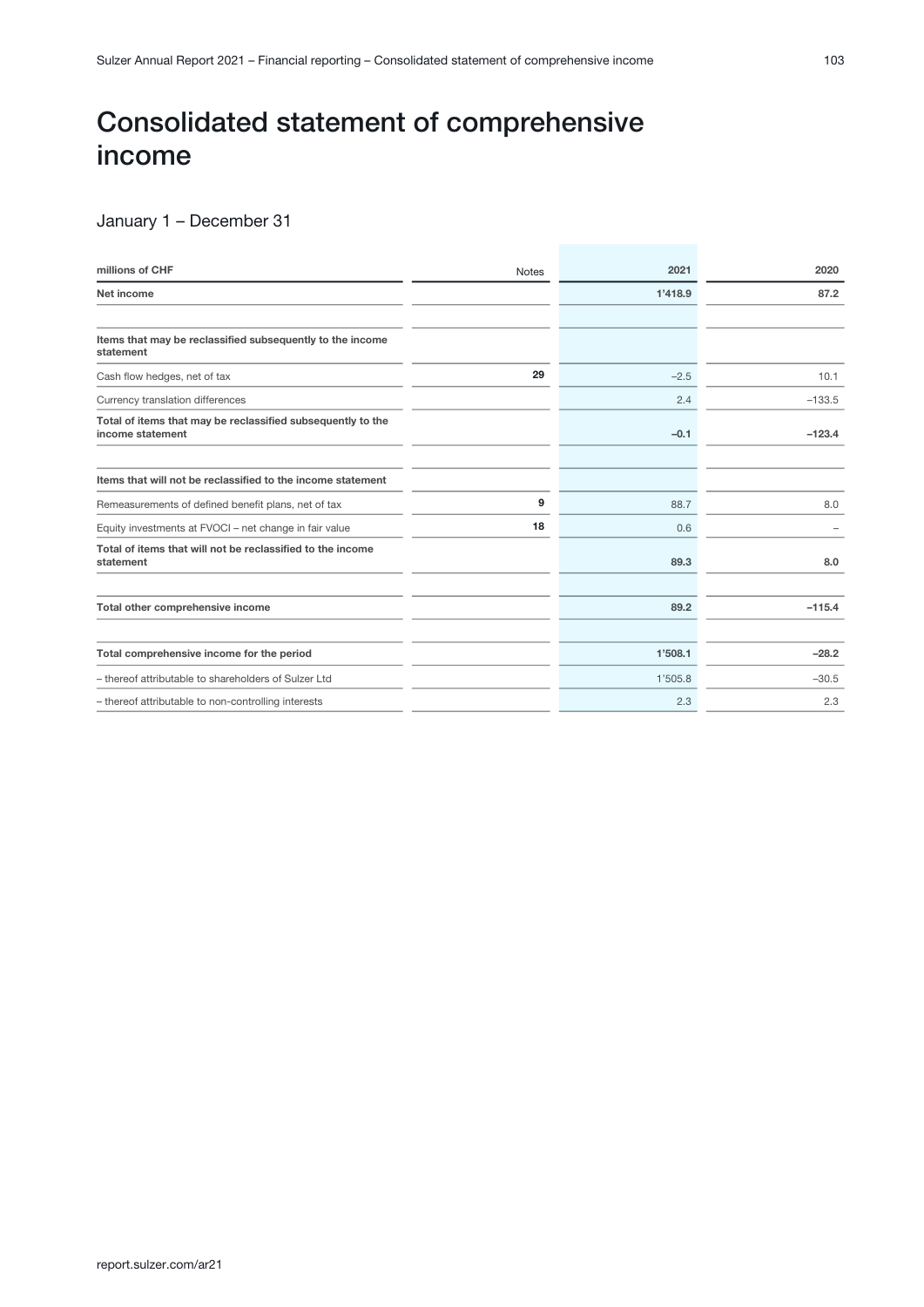# Consolidated statement of comprehensive income

## January 1 – December 31

| millions of CHF | Notes | 2021 | 2020 |
|---|---|---|---|
| **Net income** | | **1'418.9** | **87.2** |
| | | | |
| **Items that may be reclassified subsequently to the income statement** | | | |
| Cash flow hedges, net of tax | **29** | –2.5 | 10.1 |
| Currency translation differences | | 2.4 | –133.5 |
| **Total of items that may be reclassified subsequently to the income statement** | | **–0.1** | **–123.4** |
| | | | |
| **Items that will not be reclassified to the income statement** | | | |
| Remeasurements of defined benefit plans, net of tax | **9** | 88.7 | 8.0 |
| Equity investments at FVOCI – net change in fair value | **18** | 0.6 | – |
| **Total of items that will not be reclassified to the income statement** | | **89.3** | **8.0** |
| | | | |
| **Total other comprehensive income** | | **89.2** | **–115.4** |
| | | | |
| **Total comprehensive income for the period** | | **1'508.1** | **–28.2** |
| – thereof attributable to shareholders of Sulzer Ltd | | 1'505.8 | –30.5 |
| – thereof attributable to non-controlling interests | | 2.3 | 2.3 |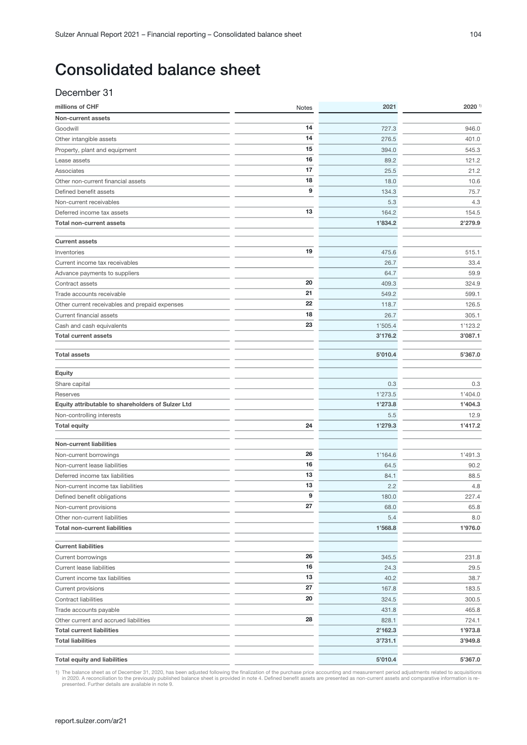# Consolidated balance sheet

## December 31

| millions of CHF | Notes | 2021 | 2020 [1] |
|---|---|---|---|
| **Non-current assets** | | | |
| Goodwill | 14 | 727.3 | 946.0 |
| Other intangible assets | 14 | 276.5 | 401.0 |
| Property, plant and equipment | 15 | 394.0 | 545.3 |
| Lease assets | 16 | 89.2 | 121.2 |
| Associates | 17 | 25.5 | 21.2 |
| Other non-current financial assets | 18 | 18.0 | 10.6 |
| Defined benefit assets | 9 | 134.3 | 75.7 |
| Non-current receivables | | 5.3 | 4.3 |
| Deferred income tax assets | 13 | 164.2 | 154.5 |
| **Total non-current assets** | | **1'834.2** | **2'279.9** |
| | | | |
| **Current assets** | | | |
| Inventories | 19 | 475.6 | 515.1 |
| Current income tax receivables | | 26.7 | 33.4 |
| Advance payments to suppliers | | 64.7 | 59.9 |
| Contract assets | 20 | 409.3 | 324.9 |
| Trade accounts receivable | 21 | 549.2 | 599.1 |
| Other current receivables and prepaid expenses | 22 | 118.7 | 126.5 |
| Current financial assets | 18 | 26.7 | 305.1 |
| Cash and cash equivalents | 23 | 1'505.4 | 1'123.2 |
| **Total current assets** | | **3'176.2** | **3'087.1** |
| | | | |
| **Total assets** | | **5'010.4** | **5'367.0** |
| | | | |
| **Equity** | | | |
| Share capital | | 0.3 | 0.3 |
| Reserves | | 1'273.5 | 1'404.0 |
| **Equity attributable to shareholders of Sulzer Ltd** | | **1'273.8** | **1'404.3** |
| Non-controlling interests | | 5.5 | 12.9 |
| **Total equity** | 24 | **1'279.3** | **1'417.2** |
| | | | |
| **Non-current liabilities** | | | |
| Non-current borrowings | 26 | 1'164.6 | 1'491.3 |
| Non-current lease liabilities | 16 | 64.5 | 90.2 |
| Deferred income tax liabilities | 13 | 84.1 | 88.5 |
| Non-current income tax liabilities | 13 | 2.2 | 4.8 |
| Defined benefit obligations | 9 | 180.0 | 227.4 |
| Non-current provisions | 27 | 68.0 | 65.8 |
| Other non-current liabilities | | 5.4 | 8.0 |
| **Total non-current liabilities** | | **1'568.8** | **1'976.0** |
| | | | |
| **Current liabilities** | | | |
| Current borrowings | 26 | 345.5 | 231.8 |
| Current lease liabilities | 16 | 24.3 | 29.5 |
| Current income tax liabilities | 13 | 40.2 | 38.7 |
| Current provisions | 27 | 167.8 | 183.5 |
| Contract liabilities | 20 | 324.5 | 300.5 |
| Trade accounts payable | | 431.8 | 465.8 |
| Other current and accrued liabilities | 28 | 828.1 | 724.1 |
| **Total current liabilities** | | **2'162.3** | **1'973.8** |
| **Total liabilities** | | **3'731.1** | **3'949.8** |
| | | | |
| **Total equity and liabilities** | | **5'010.4** | **5'367.0** |

1) The balance sheet as of December 31, 2020, has been adjusted following the finalization of the purchase price accounting and measurement period adjustments related to acquisitions in 2020. A reconciliation to the previously published balance sheet is provided in note 4. Defined benefit assets are presented as non-current assets and comparative information is re-presented. Further details are available in note 9.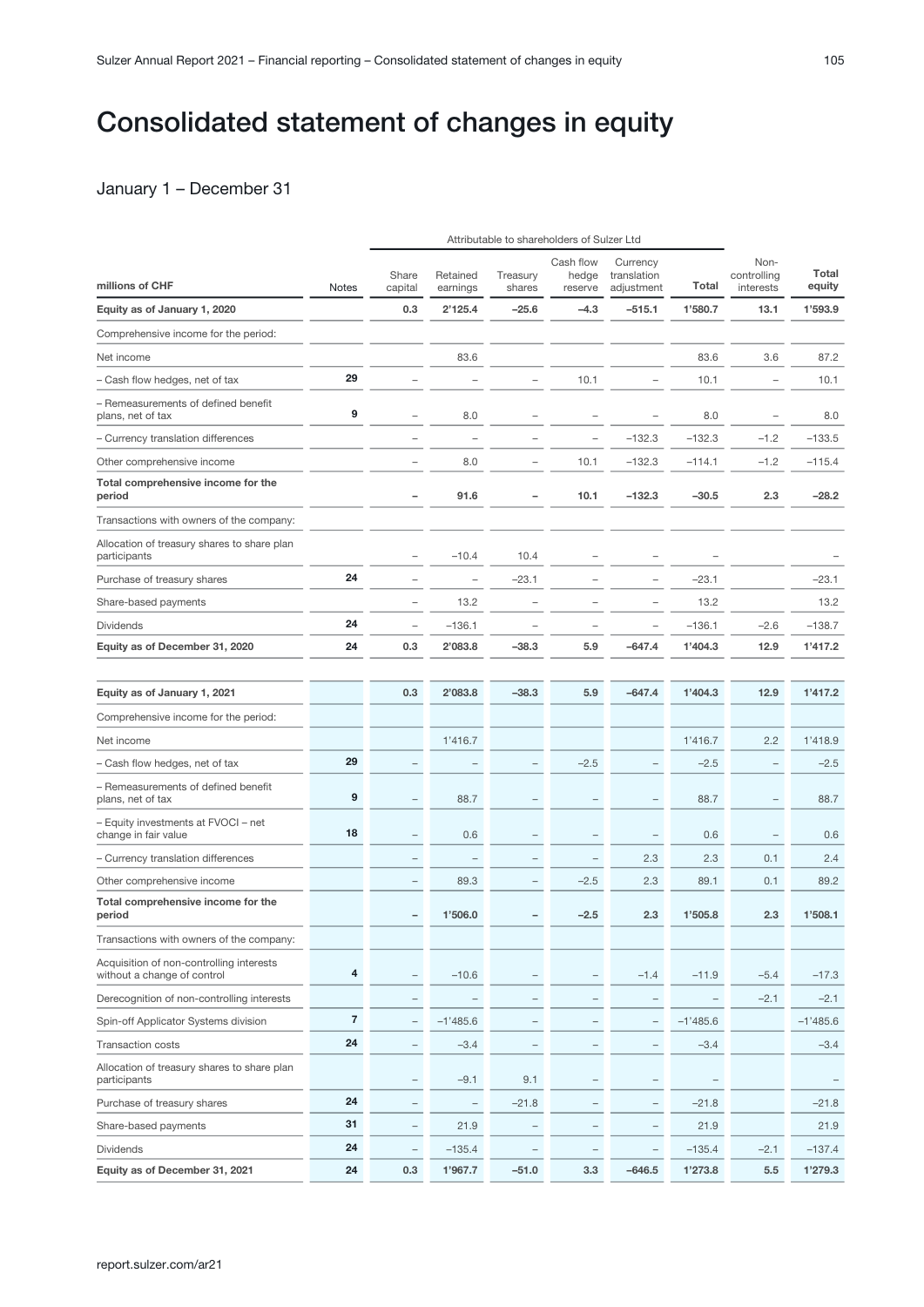# Consolidated statement of changes in equity

## January 1 – December 31

| | | Attributable to shareholders of Sulzer Ltd | | | | | | | |
|---|---|---|---|---|---|---|---|---|---|
| **millions of CHF** | Notes | Share capital | Retained earnings | Treasury shares | Cash flow hedge reserve | Currency translation adjustment | **Total** | Non-controlling interests | **Total equity** |
| **Equity as of January 1, 2020** | | **0.3** | **2'125.4** | **–25.6** | **–4.3** | **–515.1** | **1'580.7** | **13.1** | **1'593.9** |
| Comprehensive income for the period: | | | | | | | | | |
| Net income | | | 83.6 | | | | 83.6 | 3.6 | 87.2 |
| – Cash flow hedges, net of tax | 29 | – | – | – | 10.1 | – | 10.1 | – | 10.1 |
| – Remeasurements of defined benefit plans, net of tax | 9 | – | 8.0 | – | – | – | 8.0 | – | 8.0 |
| – Currency translation differences | | – | – | – | – | –132.3 | –132.3 | –1.2 | –133.5 |
| Other comprehensive income | | – | 8.0 | – | 10.1 | –132.3 | –114.1 | –1.2 | –115.4 |
| **Total comprehensive income for the period** | | **–** | **91.6** | **–** | **10.1** | **–132.3** | **–30.5** | **2.3** | **–28.2** |
| Transactions with owners of the company: | | | | | | | | | |
| Allocation of treasury shares to share plan participants | | – | –10.4 | 10.4 | – | – | – | | – |
| Purchase of treasury shares | 24 | – | – | –23.1 | – | – | –23.1 | | –23.1 |
| Share-based payments | | – | 13.2 | – | – | – | 13.2 | | 13.2 |
| Dividends | 24 | – | –136.1 | – | – | – | –136.1 | –2.6 | –138.7 |
| **Equity as of December 31, 2020** | **24** | **0.3** | **2'083.8** | **–38.3** | **5.9** | **–647.4** | **1'404.3** | **12.9** | **1'417.2** |
| | | | | | | | | | |
| **Equity as of January 1, 2021** | | **0.3** | **2'083.8** | **–38.3** | **5.9** | **–647.4** | **1'404.3** | **12.9** | **1'417.2** |
| Comprehensive income for the period: | | | | | | | | | |
| Net income | | | 1'416.7 | | | | 1'416.7 | 2.2 | 1'418.9 |
| – Cash flow hedges, net of tax | 29 | – | – | – | –2.5 | – | –2.5 | – | –2.5 |
| – Remeasurements of defined benefit plans, net of tax | 9 | – | 88.7 | – | – | – | 88.7 | – | 88.7 |
| – Equity investments at FVOCI – net change in fair value | 18 | – | 0.6 | – | – | – | 0.6 | – | 0.6 |
| – Currency translation differences | | – | – | – | – | 2.3 | 2.3 | 0.1 | 2.4 |
| Other comprehensive income | | – | 89.3 | – | –2.5 | 2.3 | 89.1 | 0.1 | 89.2 |
| **Total comprehensive income for the period** | | **–** | **1'506.0** | **–** | **–2.5** | **2.3** | **1'505.8** | **2.3** | **1'508.1** |
| Transactions with owners of the company: | | | | | | | | | |
| Acquisition of non-controlling interests without a change of control | 4 | – | –10.6 | – | – | –1.4 | –11.9 | –5.4 | –17.3 |
| Derecognition of non-controlling interests | | – | – | – | – | – | – | –2.1 | –2.1 |
| Spin-off Applicator Systems division | 7 | – | –1'485.6 | – | – | – | –1'485.6 | | –1'485.6 |
| Transaction costs | 24 | – | –3.4 | – | – | – | –3.4 | | –3.4 |
| Allocation of treasury shares to share plan participants | | – | –9.1 | 9.1 | – | – | – | | – |
| Purchase of treasury shares | 24 | – | – | –21.8 | – | – | –21.8 | | –21.8 |
| Share-based payments | 31 | – | 21.9 | – | – | – | 21.9 | | 21.9 |
| Dividends | 24 | – | –135.4 | – | – | – | –135.4 | –2.1 | –137.4 |
| **Equity as of December 31, 2021** | **24** | **0.3** | **1'967.7** | **–51.0** | **3.3** | **–646.5** | **1'273.8** | **5.5** | **1'279.3** |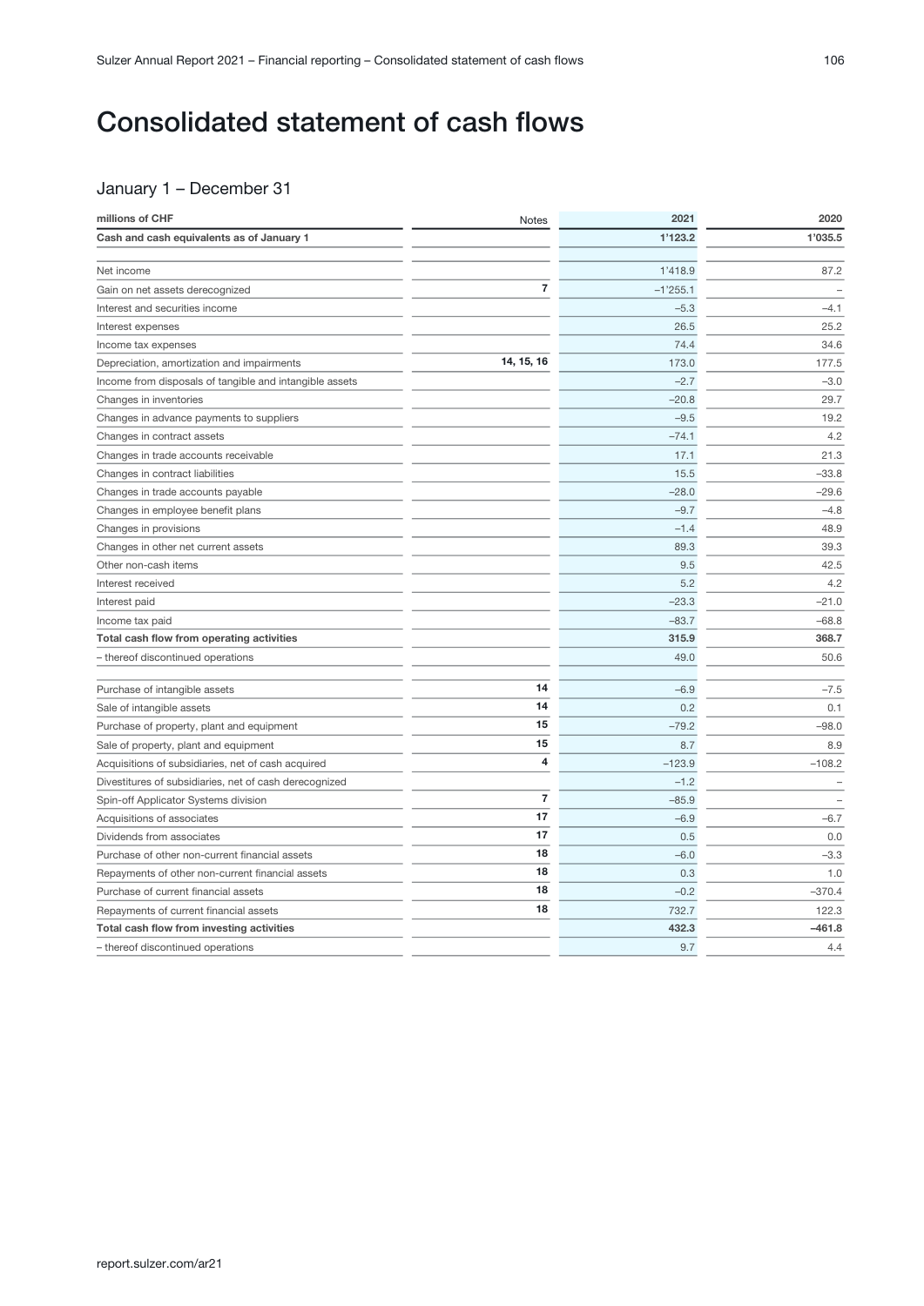# Consolidated statement of cash flows

## January 1 – December 31

| millions of CHF | Notes | 2021 | 2020 |
|---|---|---|---|
| **Cash and cash equivalents as of January 1** | | **1'123.2** | **1'035.5** |
| | | | |
| Net income | | 1'418.9 | 87.2 |
| Gain on net assets derecognized | **7** | –1'255.1 | – |
| Interest and securities income | | –5.3 | –4.1 |
| Interest expenses | | 26.5 | 25.2 |
| Income tax expenses | | 74.4 | 34.6 |
| Depreciation, amortization and impairments | **14, 15, 16** | 173.0 | 177.5 |
| Income from disposals of tangible and intangible assets | | –2.7 | –3.0 |
| Changes in inventories | | –20.8 | 29.7 |
| Changes in advance payments to suppliers | | –9.5 | 19.2 |
| Changes in contract assets | | –74.1 | 4.2 |
| Changes in trade accounts receivable | | 17.1 | 21.3 |
| Changes in contract liabilities | | 15.5 | –33.8 |
| Changes in trade accounts payable | | –28.0 | –29.6 |
| Changes in employee benefit plans | | –9.7 | –4.8 |
| Changes in provisions | | –1.4 | 48.9 |
| Changes in other net current assets | | 89.3 | 39.3 |
| Other non-cash items | | 9.5 | 42.5 |
| Interest received | | 5.2 | 4.2 |
| Interest paid | | –23.3 | –21.0 |
| Income tax paid | | –83.7 | –68.8 |
| **Total cash flow from operating activities** | | **315.9** | **368.7** |
| – thereof discontinued operations | | 49.0 | 50.6 |
| | | | |
| Purchase of intangible assets | **14** | –6.9 | –7.5 |
| Sale of intangible assets | **14** | 0.2 | 0.1 |
| Purchase of property, plant and equipment | **15** | –79.2 | –98.0 |
| Sale of property, plant and equipment | **15** | 8.7 | 8.9 |
| Acquisitions of subsidiaries, net of cash acquired | **4** | –123.9 | –108.2 |
| Divestitures of subsidiaries, net of cash derecognized | | –1.2 | – |
| Spin-off Applicator Systems division | **7** | –85.9 | – |
| Acquisitions of associates | **17** | –6.9 | –6.7 |
| Dividends from associates | **17** | 0.5 | 0.0 |
| Purchase of other non-current financial assets | **18** | –6.0 | –3.3 |
| Repayments of other non-current financial assets | **18** | 0.3 | 1.0 |
| Purchase of current financial assets | **18** | –0.2 | –370.4 |
| Repayments of current financial assets | **18** | 732.7 | 122.3 |
| **Total cash flow from investing activities** | | **432.3** | **–461.8** |
| – thereof discontinued operations | | 9.7 | 4.4 |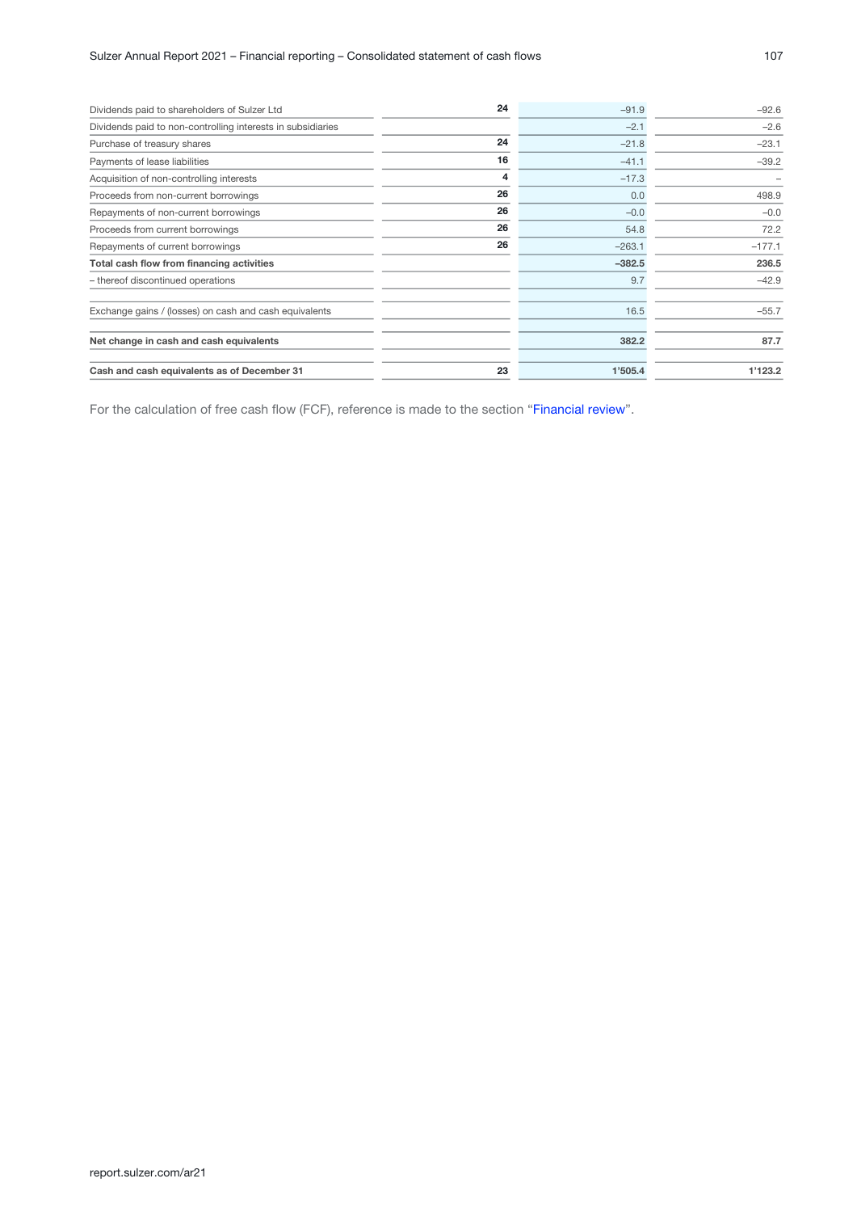| | | | |
|---|---|---|---|
| Dividends paid to shareholders of Sulzer Ltd | **24** | –91.9 | –92.6 |
| Dividends paid to non-controlling interests in subsidiaries | | –2.1 | –2.6 |
| Purchase of treasury shares | **24** | –21.8 | –23.1 |
| Payments of lease liabilities | **16** | –41.1 | –39.2 |
| Acquisition of non-controlling interests | **4** | –17.3 | – |
| Proceeds from non-current borrowings | **26** | 0.0 | 498.9 |
| Repayments of non-current borrowings | **26** | –0.0 | –0.0 |
| Proceeds from current borrowings | **26** | 54.8 | 72.2 |
| Repayments of current borrowings | **26** | –263.1 | –177.1 |
| **Total cash flow from financing activities** | | **–382.5** | **236.5** |
| – thereof discontinued operations | | 9.7 | –42.9 |
| | | | |
| Exchange gains / (losses) on cash and cash equivalents | | 16.5 | –55.7 |
| | | | |
| **Net change in cash and cash equivalents** | | **382.2** | **87.7** |
| | | | |
| **Cash and cash equivalents as of December 31** | **23** | **1'505.4** | **1'123.2** |

For the calculation of free cash flow (FCF), reference is made to the section "Financial review".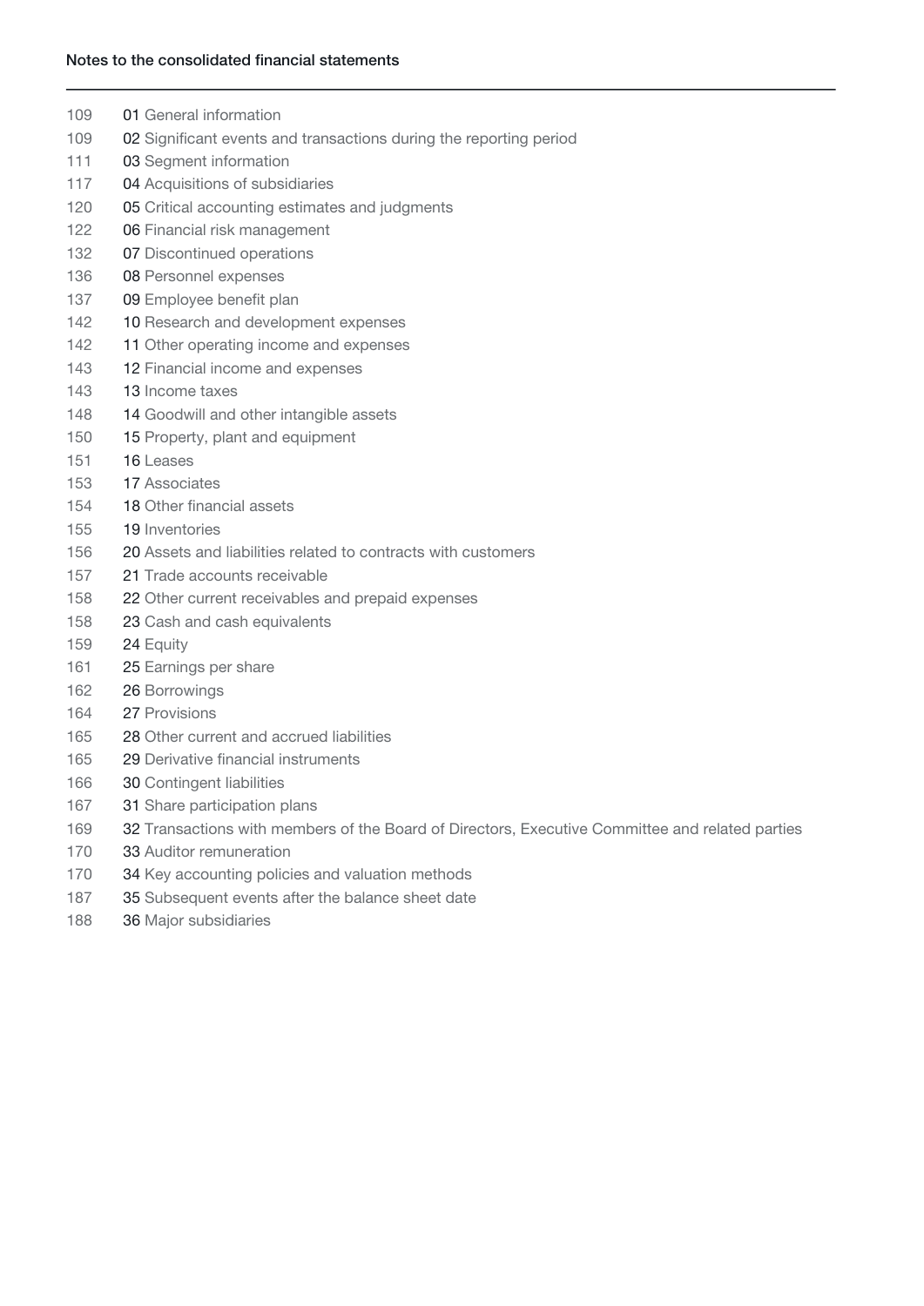## Notes to the consolidated financial statements

| Page | Note |
|---|---|
| 109 | 01 General information |
| 109 | 02 Significant events and transactions during the reporting period |
| 111 | 03 Segment information |
| 117 | 04 Acquisitions of subsidiaries |
| 120 | 05 Critical accounting estimates and judgments |
| 122 | 06 Financial risk management |
| 132 | 07 Discontinued operations |
| 136 | 08 Personnel expenses |
| 137 | 09 Employee benefit plan |
| 142 | 10 Research and development expenses |
| 142 | 11 Other operating income and expenses |
| 143 | 12 Financial income and expenses |
| 143 | 13 Income taxes |
| 148 | 14 Goodwill and other intangible assets |
| 150 | 15 Property, plant and equipment |
| 151 | 16 Leases |
| 153 | 17 Associates |
| 154 | 18 Other financial assets |
| 155 | 19 Inventories |
| 156 | 20 Assets and liabilities related to contracts with customers |
| 157 | 21 Trade accounts receivable |
| 158 | 22 Other current receivables and prepaid expenses |
| 158 | 23 Cash and cash equivalents |
| 159 | 24 Equity |
| 161 | 25 Earnings per share |
| 162 | 26 Borrowings |
| 164 | 27 Provisions |
| 165 | 28 Other current and accrued liabilities |
| 165 | 29 Derivative financial instruments |
| 166 | 30 Contingent liabilities |
| 167 | 31 Share participation plans |
| 169 | 32 Transactions with members of the Board of Directors, Executive Committee and related parties |
| 170 | 33 Auditor remuneration |
| 170 | 34 Key accounting policies and valuation methods |
| 187 | 35 Subsequent events after the balance sheet date |
| 188 | 36 Major subsidiaries |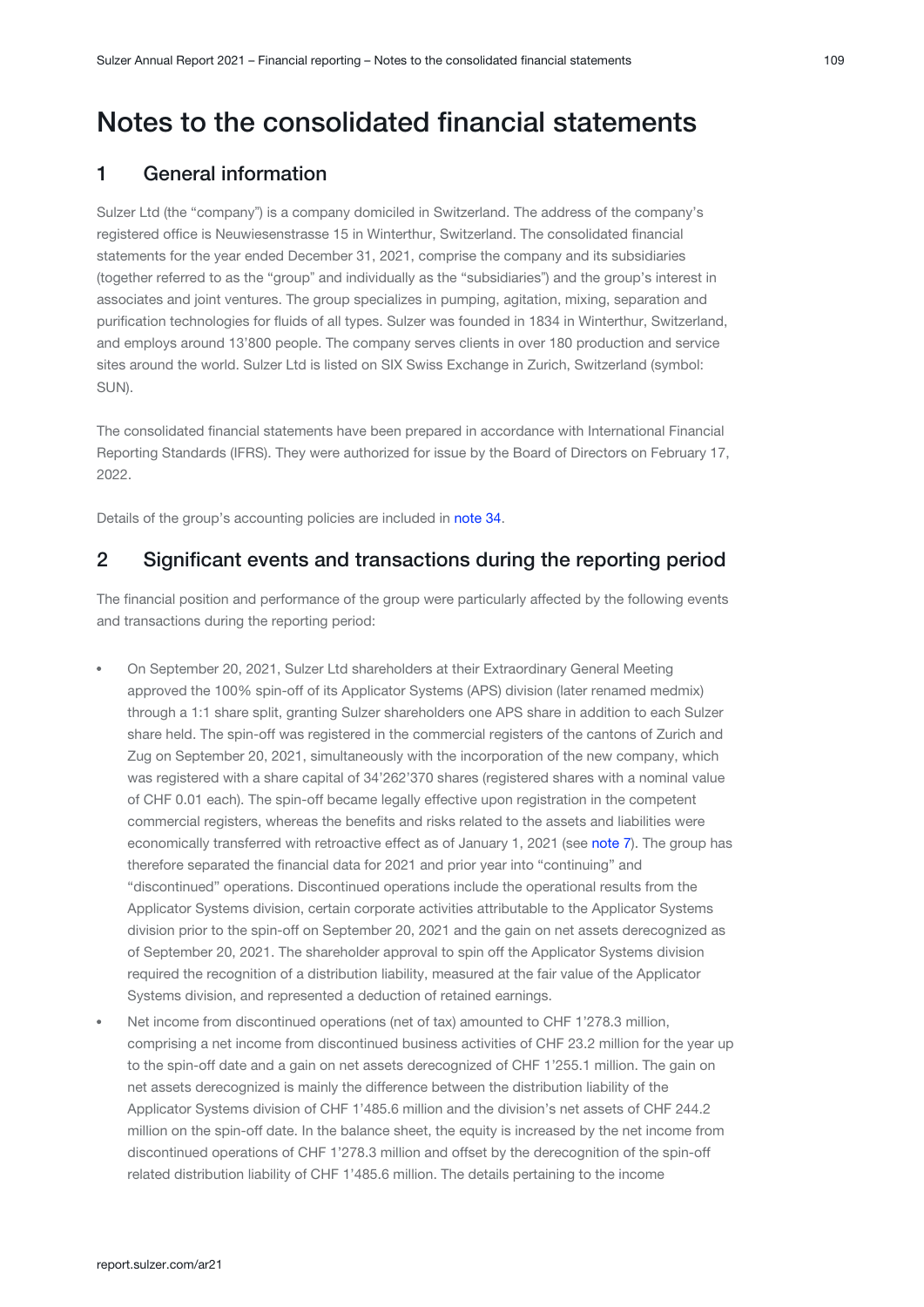# Notes to the consolidated financial statements

## 1 General information

Sulzer Ltd (the "company") is a company domiciled in Switzerland. The address of the company's registered office is Neuwiesenstrasse 15 in Winterthur, Switzerland. The consolidated financial statements for the year ended December 31, 2021, comprise the company and its subsidiaries (together referred to as the "group" and individually as the "subsidiaries") and the group's interest in associates and joint ventures. The group specializes in pumping, agitation, mixing, separation and purification technologies for fluids of all types. Sulzer was founded in 1834 in Winterthur, Switzerland, and employs around 13'800 people. The company serves clients in over 180 production and service sites around the world. Sulzer Ltd is listed on SIX Swiss Exchange in Zurich, Switzerland (symbol: SUN).

The consolidated financial statements have been prepared in accordance with International Financial Reporting Standards (IFRS). They were authorized for issue by the Board of Directors on February 17, 2022.

Details of the group's accounting policies are included in note 34.

## 2 Significant events and transactions during the reporting period

The financial position and performance of the group were particularly affected by the following events and transactions during the reporting period:

- On September 20, 2021, Sulzer Ltd shareholders at their Extraordinary General Meeting approved the 100% spin-off of its Applicator Systems (APS) division (later renamed medmix) through a 1:1 share split, granting Sulzer shareholders one APS share in addition to each Sulzer share held. The spin-off was registered in the commercial registers of the cantons of Zurich and Zug on September 20, 2021, simultaneously with the incorporation of the new company, which was registered with a share capital of 34'262'370 shares (registered shares with a nominal value of CHF 0.01 each). The spin-off became legally effective upon registration in the competent commercial registers, whereas the benefits and risks related to the assets and liabilities were economically transferred with retroactive effect as of January 1, 2021 (see note 7). The group has therefore separated the financial data for 2021 and prior year into "continuing" and "discontinued" operations. Discontinued operations include the operational results from the Applicator Systems division, certain corporate activities attributable to the Applicator Systems division prior to the spin-off on September 20, 2021 and the gain on net assets derecognized as of September 20, 2021. The shareholder approval to spin off the Applicator Systems division required the recognition of a distribution liability, measured at the fair value of the Applicator Systems division, and represented a deduction of retained earnings.
- Net income from discontinued operations (net of tax) amounted to CHF 1'278.3 million, comprising a net income from discontinued business activities of CHF 23.2 million for the year up to the spin-off date and a gain on net assets derecognized of CHF 1'255.1 million. The gain on net assets derecognized is mainly the difference between the distribution liability of the Applicator Systems division of CHF 1'485.6 million and the division's net assets of CHF 244.2 million on the spin-off date. In the balance sheet, the equity is increased by the net income from discontinued operations of CHF 1'278.3 million and offset by the derecognition of the spin-off related distribution liability of CHF 1'485.6 million. The details pertaining to the income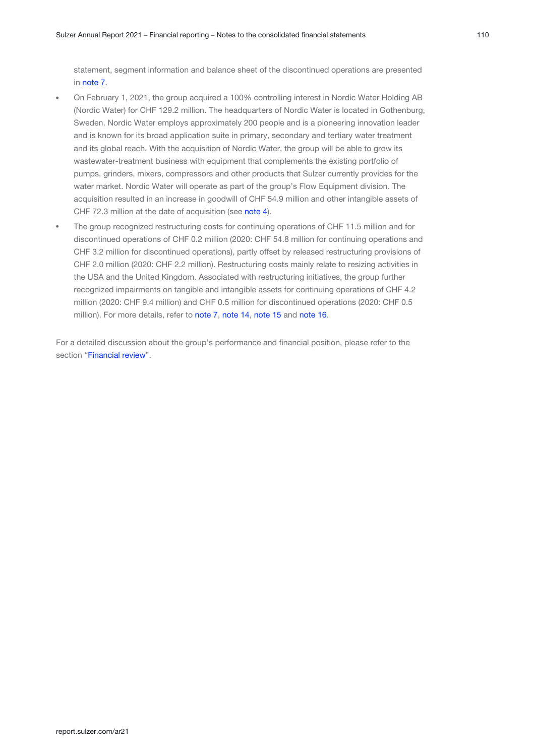statement, segment information and balance sheet of the discontinued operations are presented in note 7.

- On February 1, 2021, the group acquired a 100% controlling interest in Nordic Water Holding AB (Nordic Water) for CHF 129.2 million. The headquarters of Nordic Water is located in Gothenburg, Sweden. Nordic Water employs approximately 200 people and is a pioneering innovation leader and is known for its broad application suite in primary, secondary and tertiary water treatment and its global reach. With the acquisition of Nordic Water, the group will be able to grow its wastewater-treatment business with equipment that complements the existing portfolio of pumps, grinders, mixers, compressors and other products that Sulzer currently provides for the water market. Nordic Water will operate as part of the group's Flow Equipment division. The acquisition resulted in an increase in goodwill of CHF 54.9 million and other intangible assets of CHF 72.3 million at the date of acquisition (see note 4).
- The group recognized restructuring costs for continuing operations of CHF 11.5 million and for discontinued operations of CHF 0.2 million (2020: CHF 54.8 million for continuing operations and CHF 3.2 million for discontinued operations), partly offset by released restructuring provisions of CHF 2.0 million (2020: CHF 2.2 million). Restructuring costs mainly relate to resizing activities in the USA and the United Kingdom. Associated with restructuring initiatives, the group further recognized impairments on tangible and intangible assets for continuing operations of CHF 4.2 million (2020: CHF 9.4 million) and CHF 0.5 million for discontinued operations (2020: CHF 0.5 million). For more details, refer to note 7, note 14, note 15 and note 16.

For a detailed discussion about the group's performance and financial position, please refer to the section "Financial review".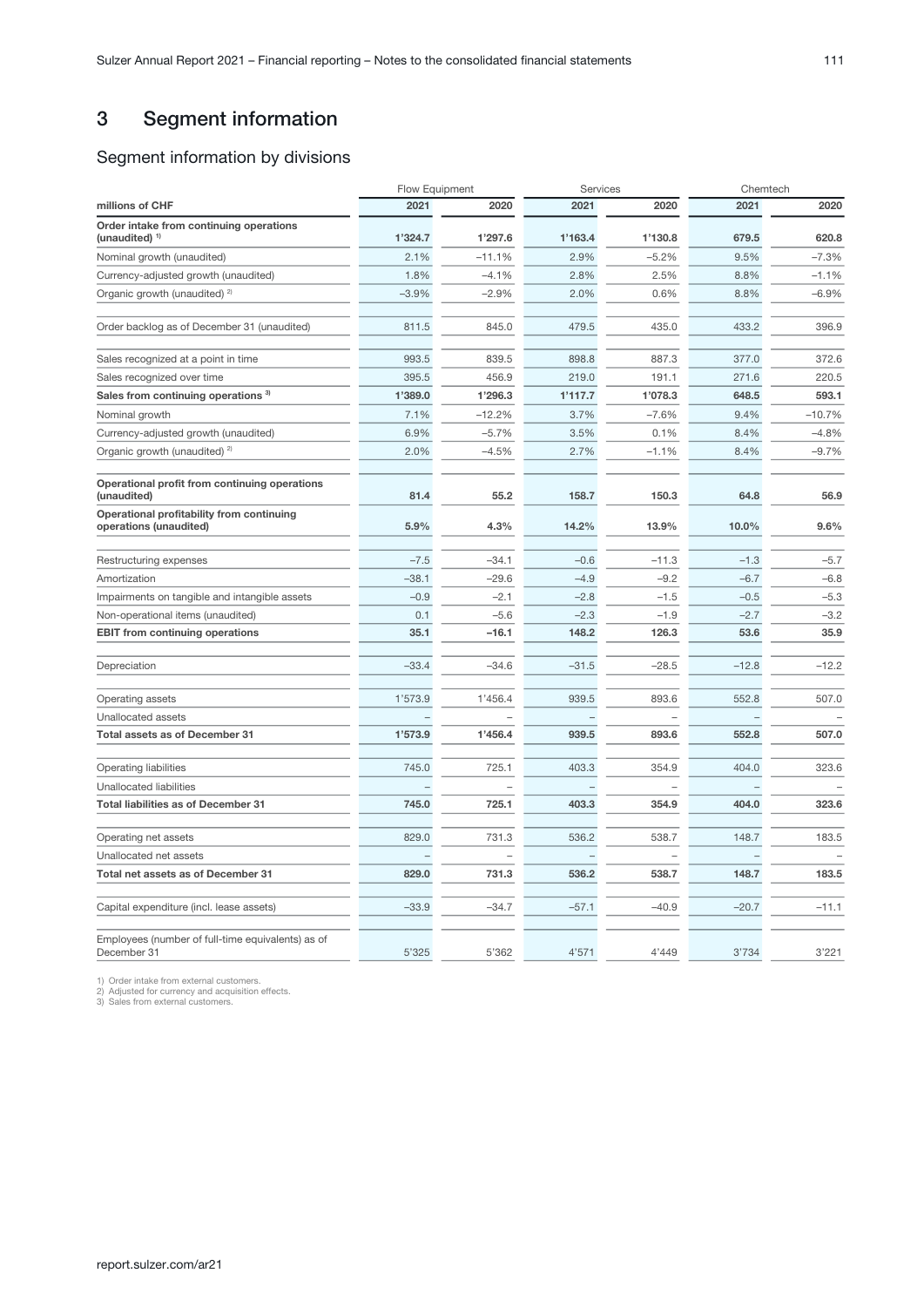# 3 Segment information

## Segment information by divisions

| millions of CHF | Flow Equipment 2021 | Flow Equipment 2020 | Services 2021 | Services 2020 | Chemtech 2021 | Chemtech 2020 |
|---|---|---|---|---|---|---|
| **Order intake from continuing operations (unaudited) 1)** | **1'324.7** | **1'297.6** | **1'163.4** | **1'130.8** | **679.5** | **620.8** |
| Nominal growth (unaudited) | 2.1% | –11.1% | 2.9% | –5.2% | 9.5% | –7.3% |
| Currency-adjusted growth (unaudited) | 1.8% | –4.1% | 2.8% | 2.5% | 8.8% | –1.1% |
| Organic growth (unaudited) 2) | –3.9% | –2.9% | 2.0% | 0.6% | 8.8% | –6.9% |
| Order backlog as of December 31 (unaudited) | 811.5 | 845.0 | 479.5 | 435.0 | 433.2 | 396.9 |
| Sales recognized at a point in time | 993.5 | 839.5 | 898.8 | 887.3 | 377.0 | 372.6 |
| Sales recognized over time | 395.5 | 456.9 | 219.0 | 191.1 | 271.6 | 220.5 |
| **Sales from continuing operations 3)** | **1'389.0** | **1'296.3** | **1'117.7** | **1'078.3** | **648.5** | **593.1** |
| Nominal growth | 7.1% | –12.2% | 3.7% | –7.6% | 9.4% | –10.7% |
| Currency-adjusted growth (unaudited) | 6.9% | –5.7% | 3.5% | 0.1% | 8.4% | –4.8% |
| Organic growth (unaudited) 2) | 2.0% | –4.5% | 2.7% | –1.1% | 8.4% | –9.7% |
| **Operational profit from continuing operations (unaudited)** | **81.4** | **55.2** | **158.7** | **150.3** | **64.8** | **56.9** |
| **Operational profitability from continuing operations (unaudited)** | **5.9%** | **4.3%** | **14.2%** | **13.9%** | **10.0%** | **9.6%** |
| Restructuring expenses | –7.5 | –34.1 | –0.6 | –11.3 | –1.3 | –5.7 |
| Amortization | –38.1 | –29.6 | –4.9 | –9.2 | –6.7 | –6.8 |
| Impairments on tangible and intangible assets | –0.9 | –2.1 | –2.8 | –1.5 | –0.5 | –5.3 |
| Non-operational items (unaudited) | 0.1 | –5.6 | –2.3 | –1.9 | –2.7 | –3.2 |
| **EBIT from continuing operations** | **35.1** | **–16.1** | **148.2** | **126.3** | **53.6** | **35.9** |
| Depreciation | –33.4 | –34.6 | –31.5 | –28.5 | –12.8 | –12.2 |
| Operating assets | 1'573.9 | 1'456.4 | 939.5 | 893.6 | 552.8 | 507.0 |
| Unallocated assets | – | – | – | – | – | – |
| **Total assets as of December 31** | **1'573.9** | **1'456.4** | **939.5** | **893.6** | **552.8** | **507.0** |
| Operating liabilities | 745.0 | 725.1 | 403.3 | 354.9 | 404.0 | 323.6 |
| Unallocated liabilities | – | – | – | – | – | – |
| **Total liabilities as of December 31** | **745.0** | **725.1** | **403.3** | **354.9** | **404.0** | **323.6** |
| Operating net assets | 829.0 | 731.3 | 536.2 | 538.7 | 148.7 | 183.5 |
| Unallocated net assets | – | – | – | – | – | – |
| **Total net assets as of December 31** | **829.0** | **731.3** | **536.2** | **538.7** | **148.7** | **183.5** |
| Capital expenditure (incl. lease assets) | –33.9 | –34.7 | –57.1 | –40.9 | –20.7 | –11.1 |
| Employees (number of full-time equivalents) as of December 31 | 5'325 | 5'362 | 4'571 | 4'449 | 3'734 | 3'221 |

1) Order intake from external customers.
2) Adjusted for currency and acquisition effects.
3) Sales from external customers.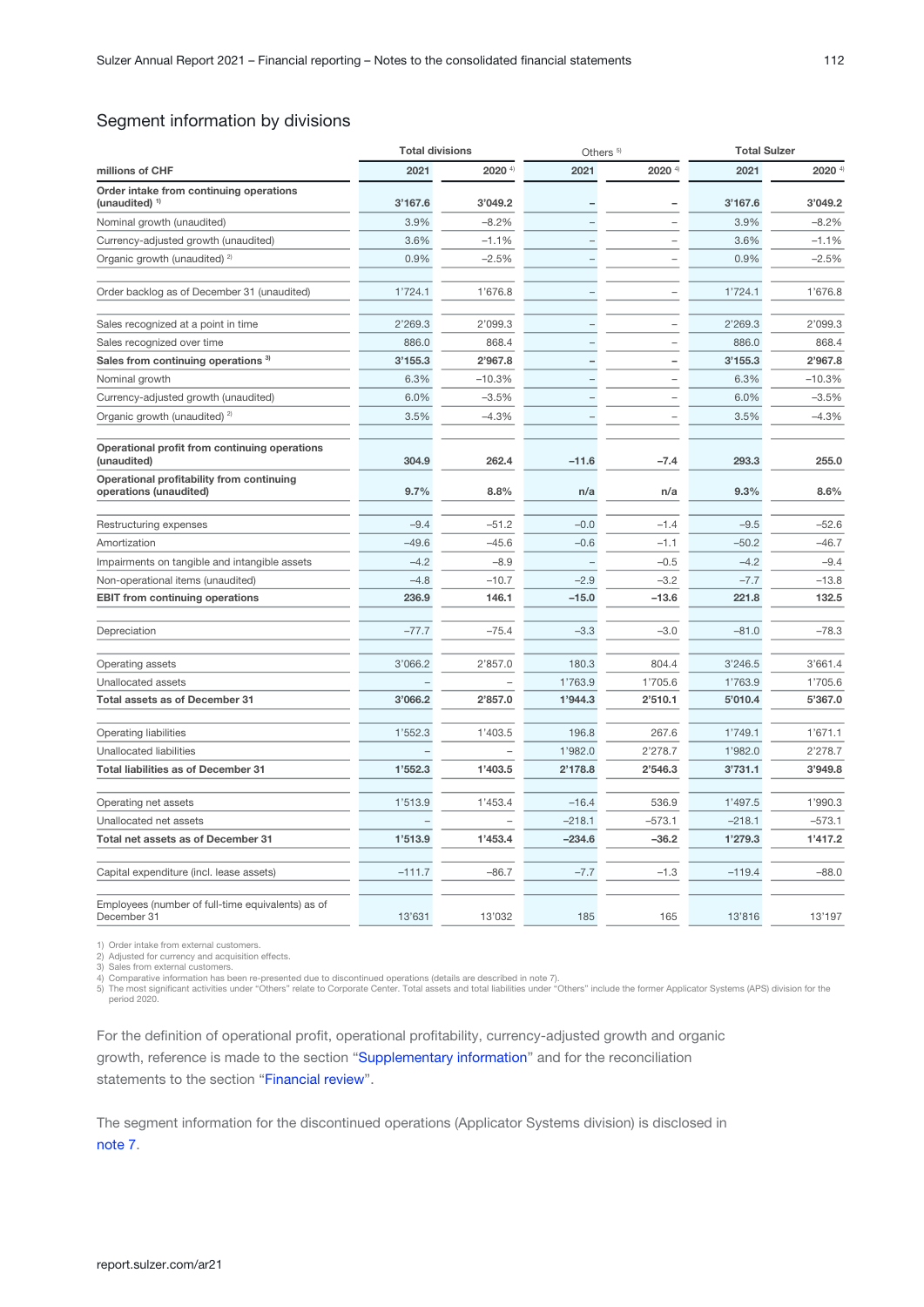## Segment information by divisions

| millions of CHF | Total divisions | | Others [5] | | Total Sulzer | |
|---|---|---|---|---|---|---|
| | 2021 | 2020 [4] | 2021 | 2020 [4] | 2021 | 2020 [4] |
| **Order intake from continuing operations (unaudited)** [1] | **3'167.6** | **3'049.2** | **–** | **–** | **3'167.6** | **3'049.2** |
| Nominal growth (unaudited) | 3.9% | –8.2% | – | – | 3.9% | –8.2% |
| Currency-adjusted growth (unaudited) | 3.6% | –1.1% | – | – | 3.6% | –1.1% |
| Organic growth (unaudited) [2] | 0.9% | –2.5% | – | – | 0.9% | –2.5% |
| Order backlog as of December 31 (unaudited) | 1'724.1 | 1'676.8 | – | – | 1'724.1 | 1'676.8 |
| Sales recognized at a point in time | 2'269.3 | 2'099.3 | – | – | 2'269.3 | 2'099.3 |
| Sales recognized over time | 886.0 | 868.4 | – | – | 886.0 | 868.4 |
| **Sales from continuing operations** [3] | **3'155.3** | **2'967.8** | **–** | **–** | **3'155.3** | **2'967.8** |
| Nominal growth | 6.3% | –10.3% | – | – | 6.3% | –10.3% |
| Currency-adjusted growth (unaudited) | 6.0% | –3.5% | – | – | 6.0% | –3.5% |
| Organic growth (unaudited) [2] | 3.5% | –4.3% | – | – | 3.5% | –4.3% |
| **Operational profit from continuing operations (unaudited)** | **304.9** | **262.4** | **–11.6** | **–7.4** | **293.3** | **255.0** |
| **Operational profitability from continuing operations (unaudited)** | **9.7%** | **8.8%** | **n/a** | **n/a** | **9.3%** | **8.6%** |
| Restructuring expenses | –9.4 | –51.2 | –0.0 | –1.4 | –9.5 | –52.6 |
| Amortization | –49.6 | –45.6 | –0.6 | –1.1 | –50.2 | –46.7 |
| Impairments on tangible and intangible assets | –4.2 | –8.9 | – | –0.5 | –4.2 | –9.4 |
| Non-operational items (unaudited) | –4.8 | –10.7 | –2.9 | –3.2 | –7.7 | –13.8 |
| **EBIT from continuing operations** | **236.9** | **146.1** | **–15.0** | **–13.6** | **221.8** | **132.5** |
| Depreciation | –77.7 | –75.4 | –3.3 | –3.0 | –81.0 | –78.3 |
| Operating assets | 3'066.2 | 2'857.0 | 180.3 | 804.4 | 3'246.5 | 3'661.4 |
| Unallocated assets | – | – | 1'763.9 | 1'705.6 | 1'763.9 | 1'705.6 |
| **Total assets as of December 31** | **3'066.2** | **2'857.0** | **1'944.3** | **2'510.1** | **5'010.4** | **5'367.0** |
| Operating liabilities | 1'552.3 | 1'403.5 | 196.8 | 267.6 | 1'749.1 | 1'671.1 |
| Unallocated liabilities | – | – | 1'982.0 | 2'278.7 | 1'982.0 | 2'278.7 |
| **Total liabilities as of December 31** | **1'552.3** | **1'403.5** | **2'178.8** | **2'546.3** | **3'731.1** | **3'949.8** |
| Operating net assets | 1'513.9 | 1'453.4 | –16.4 | 536.9 | 1'497.5 | 1'990.3 |
| Unallocated net assets | – | – | –218.1 | –573.1 | –218.1 | –573.1 |
| **Total net assets as of December 31** | **1'513.9** | **1'453.4** | **–234.6** | **–36.2** | **1'279.3** | **1'417.2** |
| Capital expenditure (incl. lease assets) | –111.7 | –86.7 | –7.7 | –1.3 | –119.4 | –88.0 |
| Employees (number of full-time equivalents) as of December 31 | 13'631 | 13'032 | 185 | 165 | 13'816 | 13'197 |

1) Order intake from external customers.
2) Adjusted for currency and acquisition effects.
3) Sales from external customers.
4) Comparative information has been re-presented due to discontinued operations (details are described in note 7).
5) The most significant activities under "Others" relate to Corporate Center. Total assets and total liabilities under "Others" include the former Applicator Systems (APS) division for the period 2020.

For the definition of operational profit, operational profitability, currency-adjusted growth and organic growth, reference is made to the section "Supplementary information" and for the reconciliation statements to the section "Financial review".

The segment information for the discontinued operations (Applicator Systems division) is disclosed in note 7.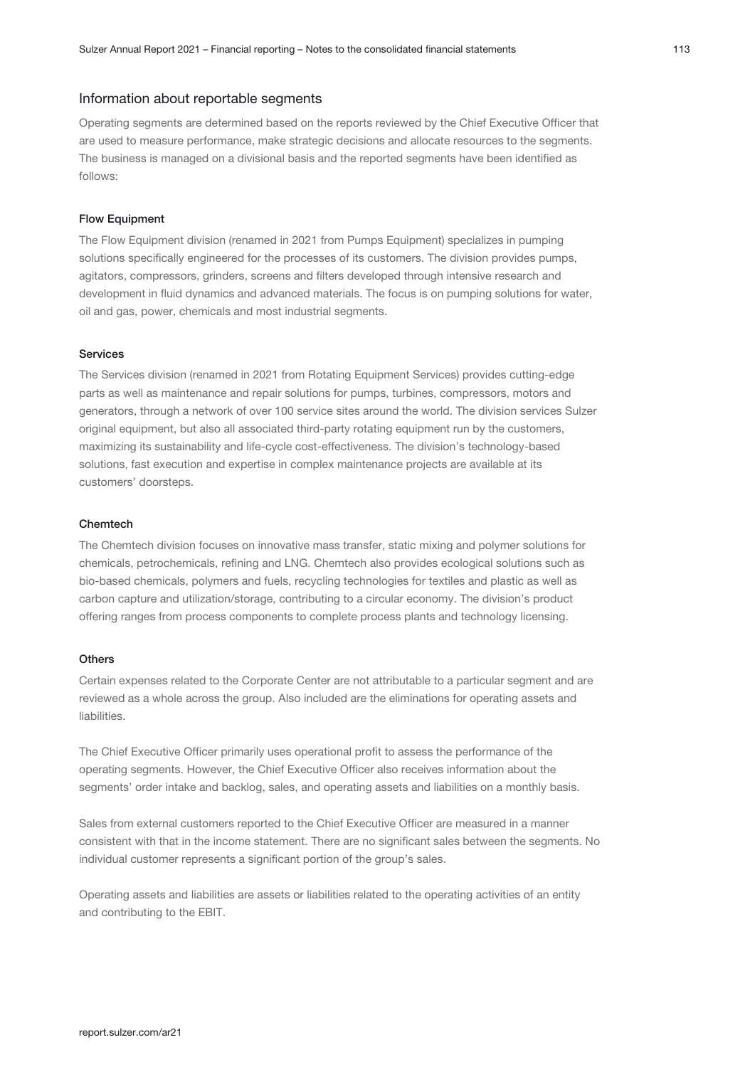## Information about reportable segments

Operating segments are determined based on the reports reviewed by the Chief Executive Officer that are used to measure performance, make strategic decisions and allocate resources to the segments. The business is managed on a divisional basis and the reported segments have been identified as follows:

### Flow Equipment

The Flow Equipment division (renamed in 2021 from Pumps Equipment) specializes in pumping solutions specifically engineered for the processes of its customers. The division provides pumps, agitators, compressors, grinders, screens and filters developed through intensive research and development in fluid dynamics and advanced materials. The focus is on pumping solutions for water, oil and gas, power, chemicals and most industrial segments.

### Services

The Services division (renamed in 2021 from Rotating Equipment Services) provides cutting-edge parts as well as maintenance and repair solutions for pumps, turbines, compressors, motors and generators, through a network of over 100 service sites around the world. The division services Sulzer original equipment, but also all associated third-party rotating equipment run by the customers, maximizing its sustainability and life-cycle cost-effectiveness. The division's technology-based solutions, fast execution and expertise in complex maintenance projects are available at its customers' doorsteps.

### Chemtech

The Chemtech division focuses on innovative mass transfer, static mixing and polymer solutions for chemicals, petrochemicals, refining and LNG. Chemtech also provides ecological solutions such as bio-based chemicals, polymers and fuels, recycling technologies for textiles and plastic as well as carbon capture and utilization/storage, contributing to a circular economy. The division's product offering ranges from process components to complete process plants and technology licensing.

### Others

Certain expenses related to the Corporate Center are not attributable to a particular segment and are reviewed as a whole across the group. Also included are the eliminations for operating assets and liabilities.

The Chief Executive Officer primarily uses operational profit to assess the performance of the operating segments. However, the Chief Executive Officer also receives information about the segments' order intake and backlog, sales, and operating assets and liabilities on a monthly basis.

Sales from external customers reported to the Chief Executive Officer are measured in a manner consistent with that in the income statement. There are no significant sales between the segments. No individual customer represents a significant portion of the group's sales.

Operating assets and liabilities are assets or liabilities related to the operating activities of an entity and contributing to the EBIT.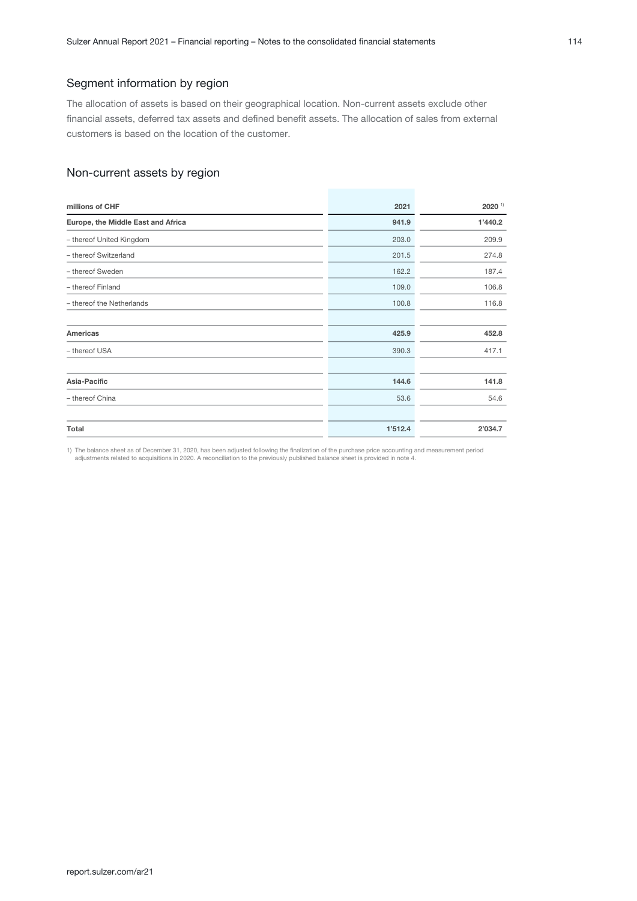## Segment information by region

The allocation of assets is based on their geographical location. Non-current assets exclude other financial assets, deferred tax assets and defined benefit assets. The allocation of sales from external customers is based on the location of the customer.

## Non-current assets by region

| millions of CHF | 2021 | 2020 [1] |
|---|---|---|
| **Europe, the Middle East and Africa** | **941.9** | **1'440.2** |
| – thereof United Kingdom | 203.0 | 209.9 |
| – thereof Switzerland | 201.5 | 274.8 |
| – thereof Sweden | 162.2 | 187.4 |
| – thereof Finland | 109.0 | 106.8 |
| – thereof the Netherlands | 100.8 | 116.8 |
| | | |
| **Americas** | **425.9** | **452.8** |
| – thereof USA | 390.3 | 417.1 |
| | | |
| **Asia-Pacific** | **144.6** | **141.8** |
| – thereof China | 53.6 | 54.6 |
| | | |
| **Total** | **1'512.4** | **2'034.7** |

1) The balance sheet as of December 31, 2020, has been adjusted following the finalization of the purchase price accounting and measurement period adjustments related to acquisitions in 2020. A reconciliation to the previously published balance sheet is provided in note 4.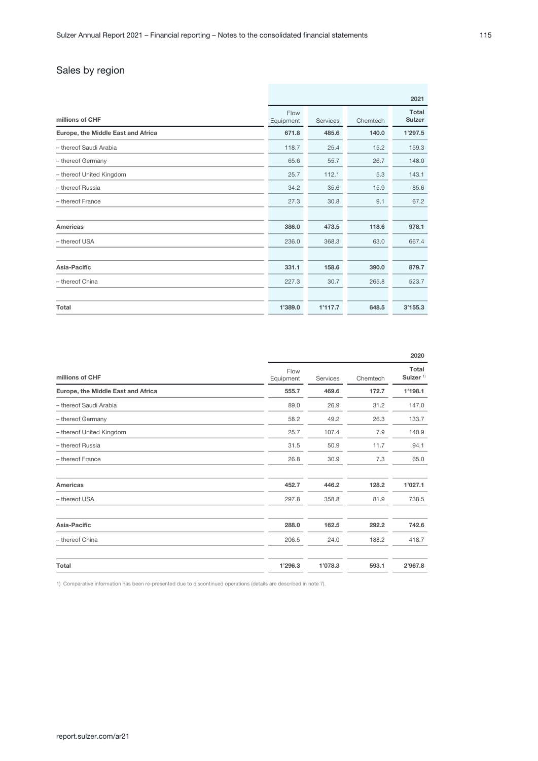## Sales by region

| millions of CHF | Flow Equipment | Services | Chemtech | Total Sulzer |
|---|---|---|---|---|
| | | | | **2021** |
| **Europe, the Middle East and Africa** | **671.8** | **485.6** | **140.0** | **1'297.5** |
| – thereof Saudi Arabia | 118.7 | 25.4 | 15.2 | 159.3 |
| – thereof Germany | 65.6 | 55.7 | 26.7 | 148.0 |
| – thereof United Kingdom | 25.7 | 112.1 | 5.3 | 143.1 |
| – thereof Russia | 34.2 | 35.6 | 15.9 | 85.6 |
| – thereof France | 27.3 | 30.8 | 9.1 | 67.2 |
| | | | | |
| **Americas** | **386.0** | **473.5** | **118.6** | **978.1** |
| – thereof USA | 236.0 | 368.3 | 63.0 | 667.4 |
| | | | | |
| **Asia-Pacific** | **331.1** | **158.6** | **390.0** | **879.7** |
| – thereof China | 227.3 | 30.7 | 265.8 | 523.7 |
| | | | | |
| **Total** | **1'389.0** | **1'117.7** | **648.5** | **3'155.3** |

| millions of CHF | Flow Equipment | Services | Chemtech | Total Sulzer [1] |
|---|---|---|---|---|
| | | | | **2020** |
| **Europe, the Middle East and Africa** | **555.7** | **469.6** | **172.7** | **1'198.1** |
| – thereof Saudi Arabia | 89.0 | 26.9 | 31.2 | 147.0 |
| – thereof Germany | 58.2 | 49.2 | 26.3 | 133.7 |
| – thereof United Kingdom | 25.7 | 107.4 | 7.9 | 140.9 |
| – thereof Russia | 31.5 | 50.9 | 11.7 | 94.1 |
| – thereof France | 26.8 | 30.9 | 7.3 | 65.0 |
| | | | | |
| **Americas** | **452.7** | **446.2** | **128.2** | **1'027.1** |
| – thereof USA | 297.8 | 358.8 | 81.9 | 738.5 |
| | | | | |
| **Asia-Pacific** | **288.0** | **162.5** | **292.2** | **742.6** |
| – thereof China | 206.5 | 24.0 | 188.2 | 418.7 |
| | | | | |
| **Total** | **1'296.3** | **1'078.3** | **593.1** | **2'967.8** |

1) Comparative information has been re-presented due to discontinued operations (details are described in note 7).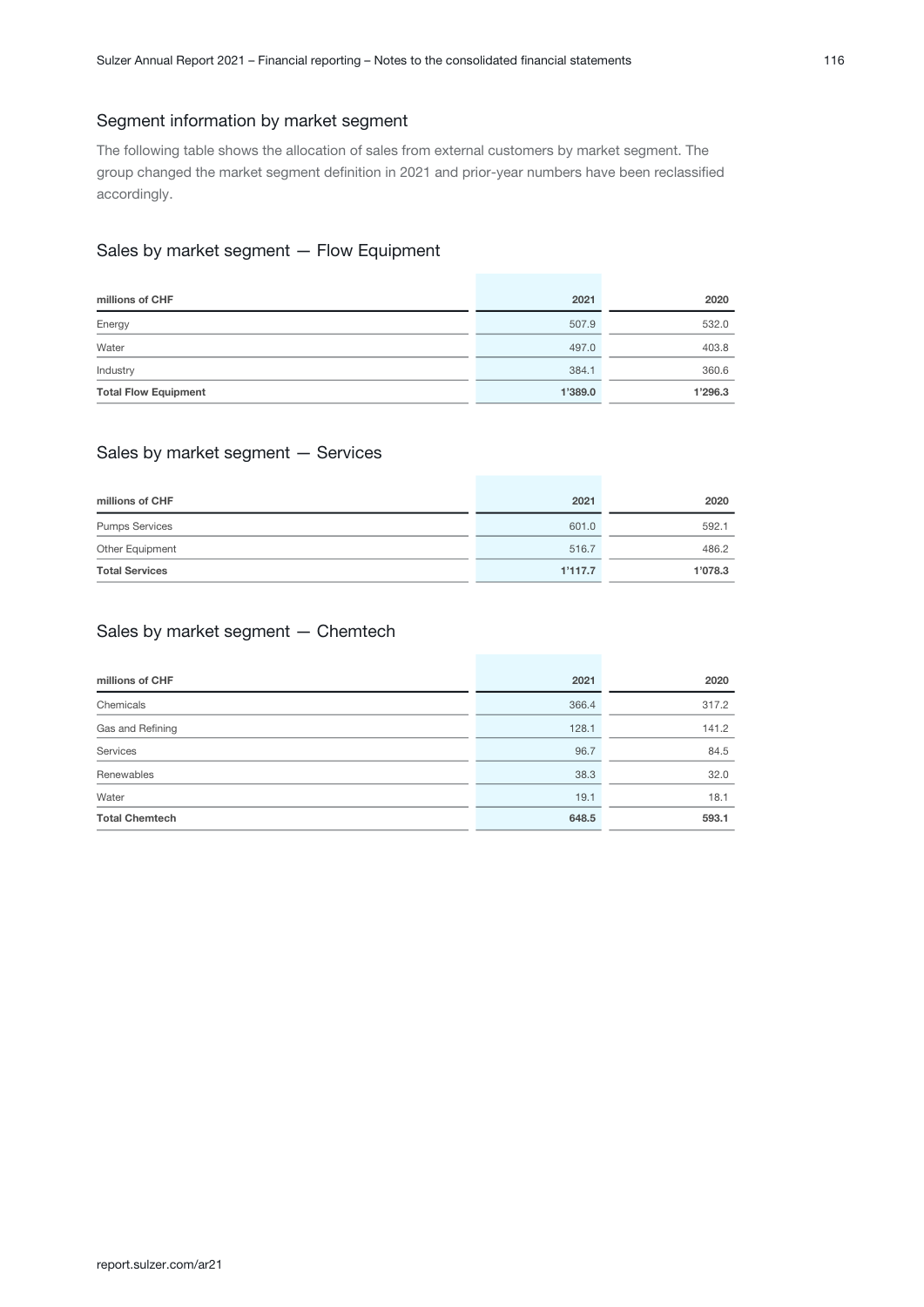## Segment information by market segment

The following table shows the allocation of sales from external customers by market segment. The group changed the market segment definition in 2021 and prior-year numbers have been reclassified accordingly.

### Sales by market segment — Flow Equipment

| millions of CHF | 2021 | 2020 |
|---|---|---|
| Energy | 507.9 | 532.0 |
| Water | 497.0 | 403.8 |
| Industry | 384.1 | 360.6 |
| **Total Flow Equipment** | **1'389.0** | **1'296.3** |

### Sales by market segment — Services

| millions of CHF | 2021 | 2020 |
|---|---|---|
| Pumps Services | 601.0 | 592.1 |
| Other Equipment | 516.7 | 486.2 |
| **Total Services** | **1'117.7** | **1'078.3** |

### Sales by market segment — Chemtech

| millions of CHF | 2021 | 2020 |
|---|---|---|
| Chemicals | 366.4 | 317.2 |
| Gas and Refining | 128.1 | 141.2 |
| Services | 96.7 | 84.5 |
| Renewables | 38.3 | 32.0 |
| Water | 19.1 | 18.1 |
| **Total Chemtech** | **648.5** | **593.1** |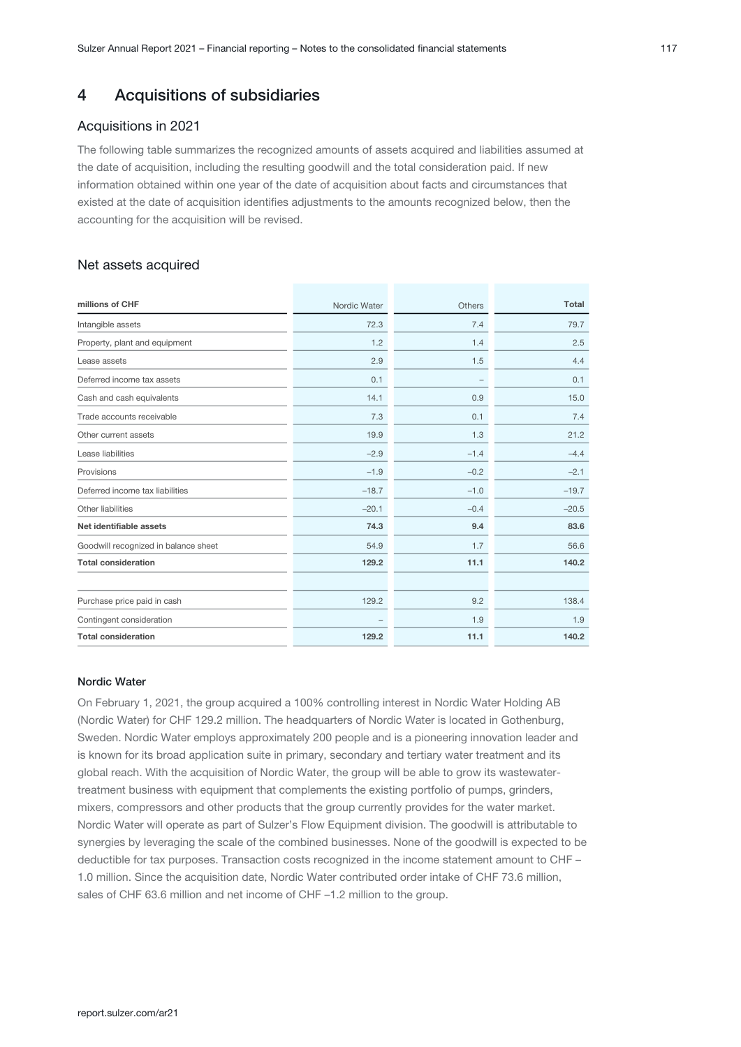# 4 Acquisitions of subsidiaries

## Acquisitions in 2021

The following table summarizes the recognized amounts of assets acquired and liabilities assumed at the date of acquisition, including the resulting goodwill and the total consideration paid. If new information obtained within one year of the date of acquisition about facts and circumstances that existed at the date of acquisition identifies adjustments to the amounts recognized below, then the accounting for the acquisition will be revised.

## Net assets acquired

| millions of CHF | Nordic Water | Others | Total |
|---|---|---|---|
| Intangible assets | 72.3 | 7.4 | 79.7 |
| Property, plant and equipment | 1.2 | 1.4 | 2.5 |
| Lease assets | 2.9 | 1.5 | 4.4 |
| Deferred income tax assets | 0.1 | – | 0.1 |
| Cash and cash equivalents | 14.1 | 0.9 | 15.0 |
| Trade accounts receivable | 7.3 | 0.1 | 7.4 |
| Other current assets | 19.9 | 1.3 | 21.2 |
| Lease liabilities | –2.9 | –1.4 | –4.4 |
| Provisions | –1.9 | –0.2 | –2.1 |
| Deferred income tax liabilities | –18.7 | –1.0 | –19.7 |
| Other liabilities | –20.1 | –0.4 | –20.5 |
| **Net identifiable assets** | **74.3** | **9.4** | **83.6** |
| Goodwill recognized in balance sheet | 54.9 | 1.7 | 56.6 |
| **Total consideration** | **129.2** | **11.1** | **140.2** |
| | | | |
| Purchase price paid in cash | 129.2 | 9.2 | 138.4 |
| Contingent consideration | – | 1.9 | 1.9 |
| **Total consideration** | **129.2** | **11.1** | **140.2** |

### Nordic Water

On February 1, 2021, the group acquired a 100% controlling interest in Nordic Water Holding AB (Nordic Water) for CHF 129.2 million. The headquarters of Nordic Water is located in Gothenburg, Sweden. Nordic Water employs approximately 200 people and is a pioneering innovation leader and is known for its broad application suite in primary, secondary and tertiary water treatment and its global reach. With the acquisition of Nordic Water, the group will be able to grow its wastewater-treatment business with equipment that complements the existing portfolio of pumps, grinders, mixers, compressors and other products that the group currently provides for the water market. Nordic Water will operate as part of Sulzer's Flow Equipment division. The goodwill is attributable to synergies by leveraging the scale of the combined businesses. None of the goodwill is expected to be deductible for tax purposes. Transaction costs recognized in the income statement amount to CHF –1.0 million. Since the acquisition date, Nordic Water contributed order intake of CHF 73.6 million, sales of CHF 63.6 million and net income of CHF –1.2 million to the group.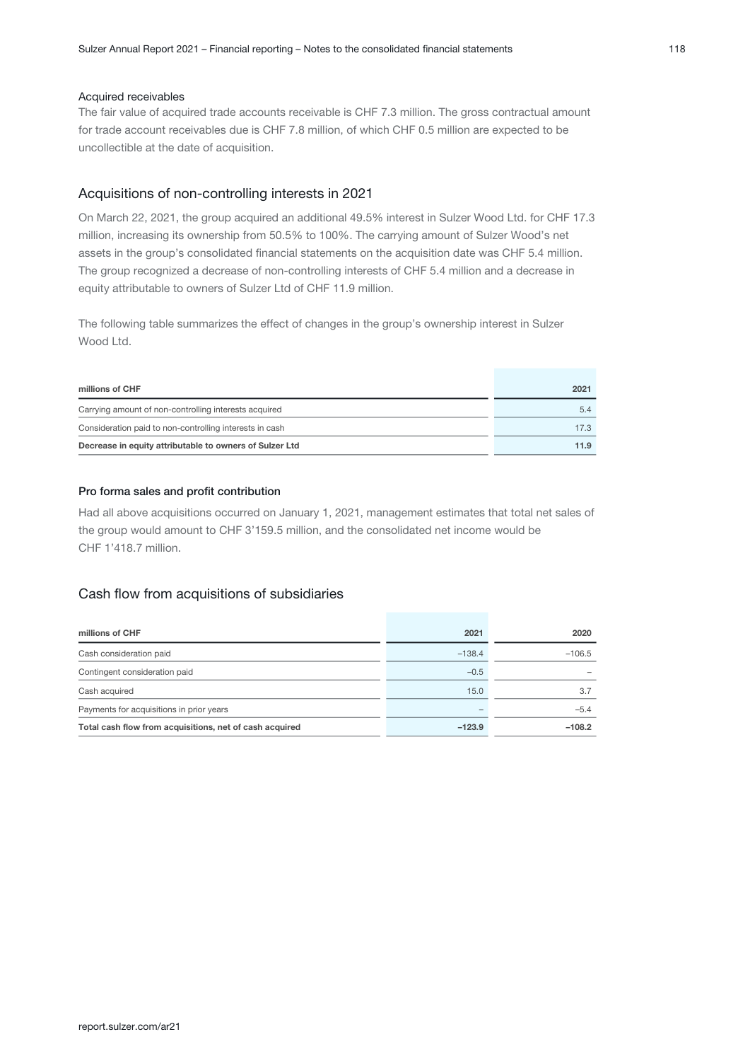### Acquired receivables

The fair value of acquired trade accounts receivable is CHF 7.3 million. The gross contractual amount for trade account receivables due is CHF 7.8 million, of which CHF 0.5 million are expected to be uncollectible at the date of acquisition.

## Acquisitions of non-controlling interests in 2021

On March 22, 2021, the group acquired an additional 49.5% interest in Sulzer Wood Ltd. for CHF 17.3 million, increasing its ownership from 50.5% to 100%. The carrying amount of Sulzer Wood's net assets in the group's consolidated financial statements on the acquisition date was CHF 5.4 million. The group recognized a decrease of non-controlling interests of CHF 5.4 million and a decrease in equity attributable to owners of Sulzer Ltd of CHF 11.9 million.

The following table summarizes the effect of changes in the group's ownership interest in Sulzer Wood Ltd.

| millions of CHF | 2021 |
|---|---|
| Carrying amount of non-controlling interests acquired | 5.4 |
| Consideration paid to non-controlling interests in cash | 17.3 |
| **Decrease in equity attributable to owners of Sulzer Ltd** | **11.9** |

### Pro forma sales and profit contribution

Had all above acquisitions occurred on January 1, 2021, management estimates that total net sales of the group would amount to CHF 3'159.5 million, and the consolidated net income would be CHF 1'418.7 million.

## Cash flow from acquisitions of subsidiaries

| millions of CHF | 2021 | 2020 |
|---|---|---|
| Cash consideration paid | –138.4 | –106.5 |
| Contingent consideration paid | –0.5 | – |
| Cash acquired | 15.0 | 3.7 |
| Payments for acquisitions in prior years | – | –5.4 |
| **Total cash flow from acquisitions, net of cash acquired** | **–123.9** | **–108.2** |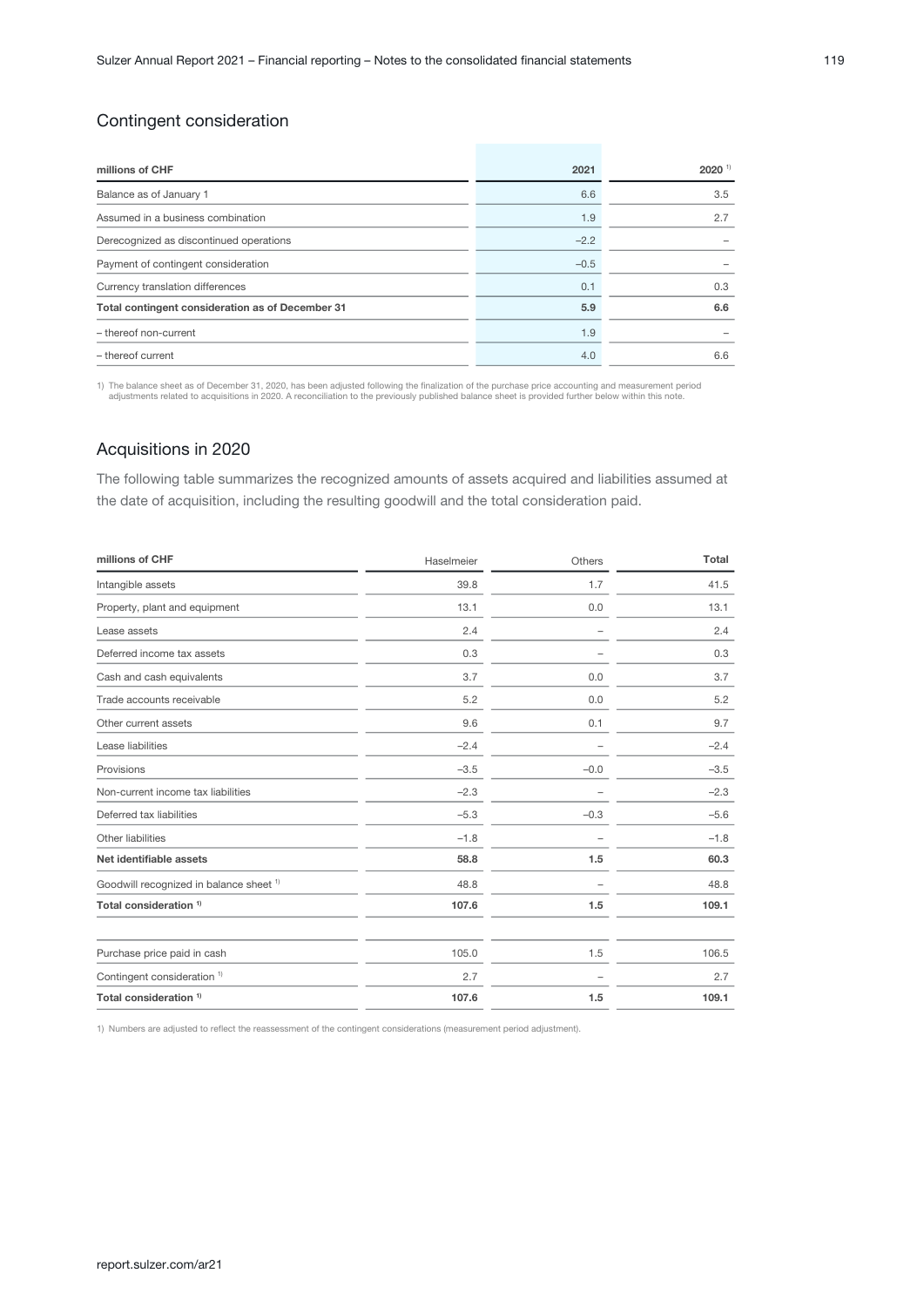## Contingent consideration

| millions of CHF | 2021 | 2020 [1] |
|---|---|---|
| Balance as of January 1 | 6.6 | 3.5 |
| Assumed in a business combination | 1.9 | 2.7 |
| Derecognized as discontinued operations | –2.2 | – |
| Payment of contingent consideration | –0.5 | – |
| Currency translation differences | 0.1 | 0.3 |
| **Total contingent consideration as of December 31** | **5.9** | **6.6** |
| – thereof non-current | 1.9 | – |
| – thereof current | 4.0 | 6.6 |

1) The balance sheet as of December 31, 2020, has been adjusted following the finalization of the purchase price accounting and measurement period adjustments related to acquisitions in 2020. A reconciliation to the previously published balance sheet is provided further below within this note.

## Acquisitions in 2020

The following table summarizes the recognized amounts of assets acquired and liabilities assumed at the date of acquisition, including the resulting goodwill and the total consideration paid.

| millions of CHF | Haselmeier | Others | Total |
|---|---|---|---|
| Intangible assets | 39.8 | 1.7 | 41.5 |
| Property, plant and equipment | 13.1 | 0.0 | 13.1 |
| Lease assets | 2.4 | – | 2.4 |
| Deferred income tax assets | 0.3 | – | 0.3 |
| Cash and cash equivalents | 3.7 | 0.0 | 3.7 |
| Trade accounts receivable | 5.2 | 0.0 | 5.2 |
| Other current assets | 9.6 | 0.1 | 9.7 |
| Lease liabilities | –2.4 | – | –2.4 |
| Provisions | –3.5 | –0.0 | –3.5 |
| Non-current income tax liabilities | –2.3 | – | –2.3 |
| Deferred tax liabilities | –5.3 | –0.3 | –5.6 |
| Other liabilities | –1.8 | – | –1.8 |
| **Net identifiable assets** | **58.8** | **1.5** | **60.3** |
| Goodwill recognized in balance sheet [1] | 48.8 | – | 48.8 |
| **Total consideration [1]** | **107.6** | **1.5** | **109.1** |
| | | | |
| Purchase price paid in cash | 105.0 | 1.5 | 106.5 |
| Contingent consideration [1] | 2.7 | – | 2.7 |
| **Total consideration [1]** | **107.6** | **1.5** | **109.1** |

1) Numbers are adjusted to reflect the reassessment of the contingent considerations (measurement period adjustment).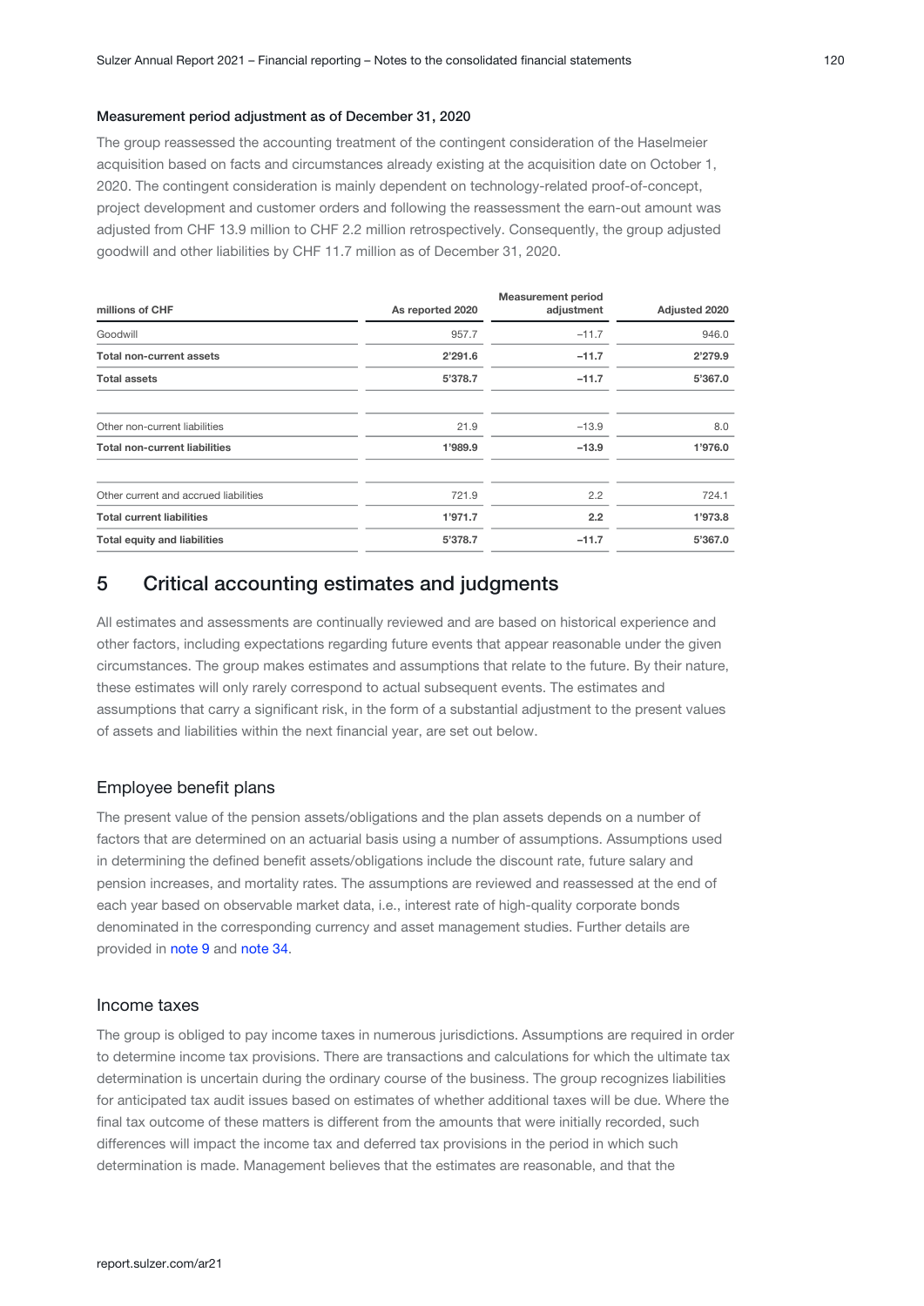### Measurement period adjustment as of December 31, 2020

The group reassessed the accounting treatment of the contingent consideration of the Haselmeier acquisition based on facts and circumstances already existing at the acquisition date on October 1, 2020. The contingent consideration is mainly dependent on technology-related proof-of-concept, project development and customer orders and following the reassessment the earn-out amount was adjusted from CHF 13.9 million to CHF 2.2 million retrospectively. Consequently, the group adjusted goodwill and other liabilities by CHF 11.7 million as of December 31, 2020.

| millions of CHF | As reported 2020 | Measurement period adjustment | Adjusted 2020 |
|---|---|---|---|
| Goodwill | 957.7 | –11.7 | 946.0 |
| **Total non-current assets** | **2'291.6** | **–11.7** | **2'279.9** |
| **Total assets** | **5'378.7** | **–11.7** | **5'367.0** |
| | | | |
| Other non-current liabilities | 21.9 | –13.9 | 8.0 |
| **Total non-current liabilities** | **1'989.9** | **–13.9** | **1'976.0** |
| | | | |
| Other current and accrued liabilities | 721.9 | 2.2 | 724.1 |
| **Total current liabilities** | **1'971.7** | **2.2** | **1'973.8** |
| **Total equity and liabilities** | **5'378.7** | **–11.7** | **5'367.0** |

## 5 Critical accounting estimates and judgments

All estimates and assessments are continually reviewed and are based on historical experience and other factors, including expectations regarding future events that appear reasonable under the given circumstances. The group makes estimates and assumptions that relate to the future. By their nature, these estimates will only rarely correspond to actual subsequent events. The estimates and assumptions that carry a significant risk, in the form of a substantial adjustment to the present values of assets and liabilities within the next financial year, are set out below.

### Employee benefit plans

The present value of the pension assets/obligations and the plan assets depends on a number of factors that are determined on an actuarial basis using a number of assumptions. Assumptions used in determining the defined benefit assets/obligations include the discount rate, future salary and pension increases, and mortality rates. The assumptions are reviewed and reassessed at the end of each year based on observable market data, i.e., interest rate of high-quality corporate bonds denominated in the corresponding currency and asset management studies. Further details are provided in note 9 and note 34.

### Income taxes

The group is obliged to pay income taxes in numerous jurisdictions. Assumptions are required in order to determine income tax provisions. There are transactions and calculations for which the ultimate tax determination is uncertain during the ordinary course of the business. The group recognizes liabilities for anticipated tax audit issues based on estimates of whether additional taxes will be due. Where the final tax outcome of these matters is different from the amounts that were initially recorded, such differences will impact the income tax and deferred tax provisions in the period in which such determination is made. Management believes that the estimates are reasonable, and that the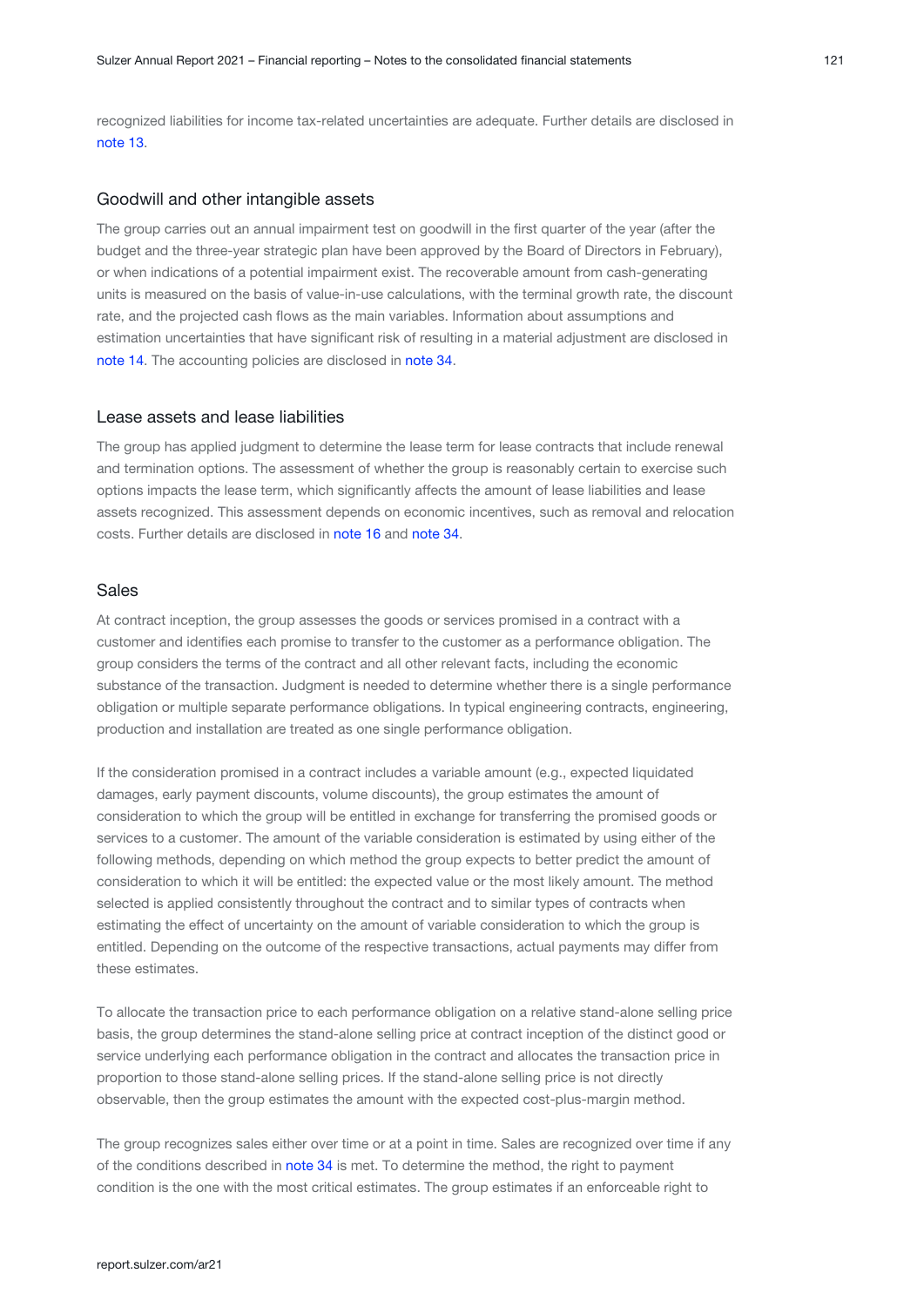recognized liabilities for income tax-related uncertainties are adequate. Further details are disclosed in note 13.

## Goodwill and other intangible assets

The group carries out an annual impairment test on goodwill in the first quarter of the year (after the budget and the three-year strategic plan have been approved by the Board of Directors in February), or when indications of a potential impairment exist. The recoverable amount from cash-generating units is measured on the basis of value-in-use calculations, with the terminal growth rate, the discount rate, and the projected cash flows as the main variables. Information about assumptions and estimation uncertainties that have significant risk of resulting in a material adjustment are disclosed in note 14. The accounting policies are disclosed in note 34.

## Lease assets and lease liabilities

The group has applied judgment to determine the lease term for lease contracts that include renewal and termination options. The assessment of whether the group is reasonably certain to exercise such options impacts the lease term, which significantly affects the amount of lease liabilities and lease assets recognized. This assessment depends on economic incentives, such as removal and relocation costs. Further details are disclosed in note 16 and note 34.

## Sales

At contract inception, the group assesses the goods or services promised in a contract with a customer and identifies each promise to transfer to the customer as a performance obligation. The group considers the terms of the contract and all other relevant facts, including the economic substance of the transaction. Judgment is needed to determine whether there is a single performance obligation or multiple separate performance obligations. In typical engineering contracts, engineering, production and installation are treated as one single performance obligation.

If the consideration promised in a contract includes a variable amount (e.g., expected liquidated damages, early payment discounts, volume discounts), the group estimates the amount of consideration to which the group will be entitled in exchange for transferring the promised goods or services to a customer. The amount of the variable consideration is estimated by using either of the following methods, depending on which method the group expects to better predict the amount of consideration to which it will be entitled: the expected value or the most likely amount. The method selected is applied consistently throughout the contract and to similar types of contracts when estimating the effect of uncertainty on the amount of variable consideration to which the group is entitled. Depending on the outcome of the respective transactions, actual payments may differ from these estimates.

To allocate the transaction price to each performance obligation on a relative stand-alone selling price basis, the group determines the stand-alone selling price at contract inception of the distinct good or service underlying each performance obligation in the contract and allocates the transaction price in proportion to those stand-alone selling prices. If the stand-alone selling price is not directly observable, then the group estimates the amount with the expected cost-plus-margin method.

The group recognizes sales either over time or at a point in time. Sales are recognized over time if any of the conditions described in note 34 is met. To determine the method, the right to payment condition is the one with the most critical estimates. The group estimates if an enforceable right to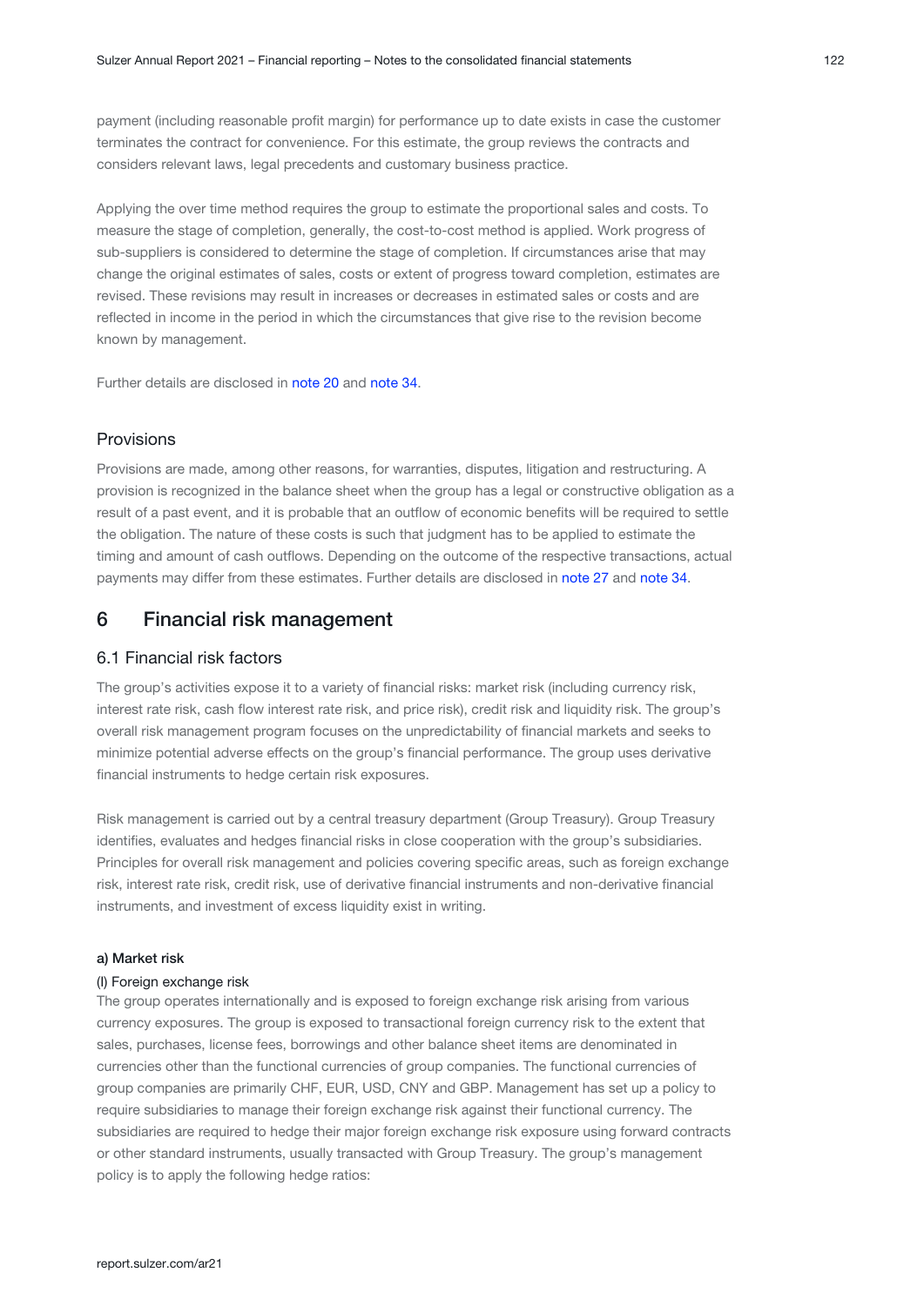payment (including reasonable profit margin) for performance up to date exists in case the customer terminates the contract for convenience. For this estimate, the group reviews the contracts and considers relevant laws, legal precedents and customary business practice.

Applying the over time method requires the group to estimate the proportional sales and costs. To measure the stage of completion, generally, the cost-to-cost method is applied. Work progress of sub-suppliers is considered to determine the stage of completion. If circumstances arise that may change the original estimates of sales, costs or extent of progress toward completion, estimates are revised. These revisions may result in increases or decreases in estimated sales or costs and are reflected in income in the period in which the circumstances that give rise to the revision become known by management.

Further details are disclosed in note 20 and note 34.

### Provisions

Provisions are made, among other reasons, for warranties, disputes, litigation and restructuring. A provision is recognized in the balance sheet when the group has a legal or constructive obligation as a result of a past event, and it is probable that an outflow of economic benefits will be required to settle the obligation. The nature of these costs is such that judgment has to be applied to estimate the timing and amount of cash outflows. Depending on the outcome of the respective transactions, actual payments may differ from these estimates. Further details are disclosed in note 27 and note 34.

## 6 Financial risk management

### 6.1 Financial risk factors

The group's activities expose it to a variety of financial risks: market risk (including currency risk, interest rate risk, cash flow interest rate risk, and price risk), credit risk and liquidity risk. The group's overall risk management program focuses on the unpredictability of financial markets and seeks to minimize potential adverse effects on the group's financial performance. The group uses derivative financial instruments to hedge certain risk exposures.

Risk management is carried out by a central treasury department (Group Treasury). Group Treasury identifies, evaluates and hedges financial risks in close cooperation with the group's subsidiaries. Principles for overall risk management and policies covering specific areas, such as foreign exchange risk, interest rate risk, credit risk, use of derivative financial instruments and non-derivative financial instruments, and investment of excess liquidity exist in writing.

**a) Market risk**

(I) Foreign exchange risk

The group operates internationally and is exposed to foreign exchange risk arising from various currency exposures. The group is exposed to transactional foreign currency risk to the extent that sales, purchases, license fees, borrowings and other balance sheet items are denominated in currencies other than the functional currencies of group companies. The functional currencies of group companies are primarily CHF, EUR, USD, CNY and GBP. Management has set up a policy to require subsidiaries to manage their foreign exchange risk against their functional currency. The subsidiaries are required to hedge their major foreign exchange risk exposure using forward contracts or other standard instruments, usually transacted with Group Treasury. The group's management policy is to apply the following hedge ratios: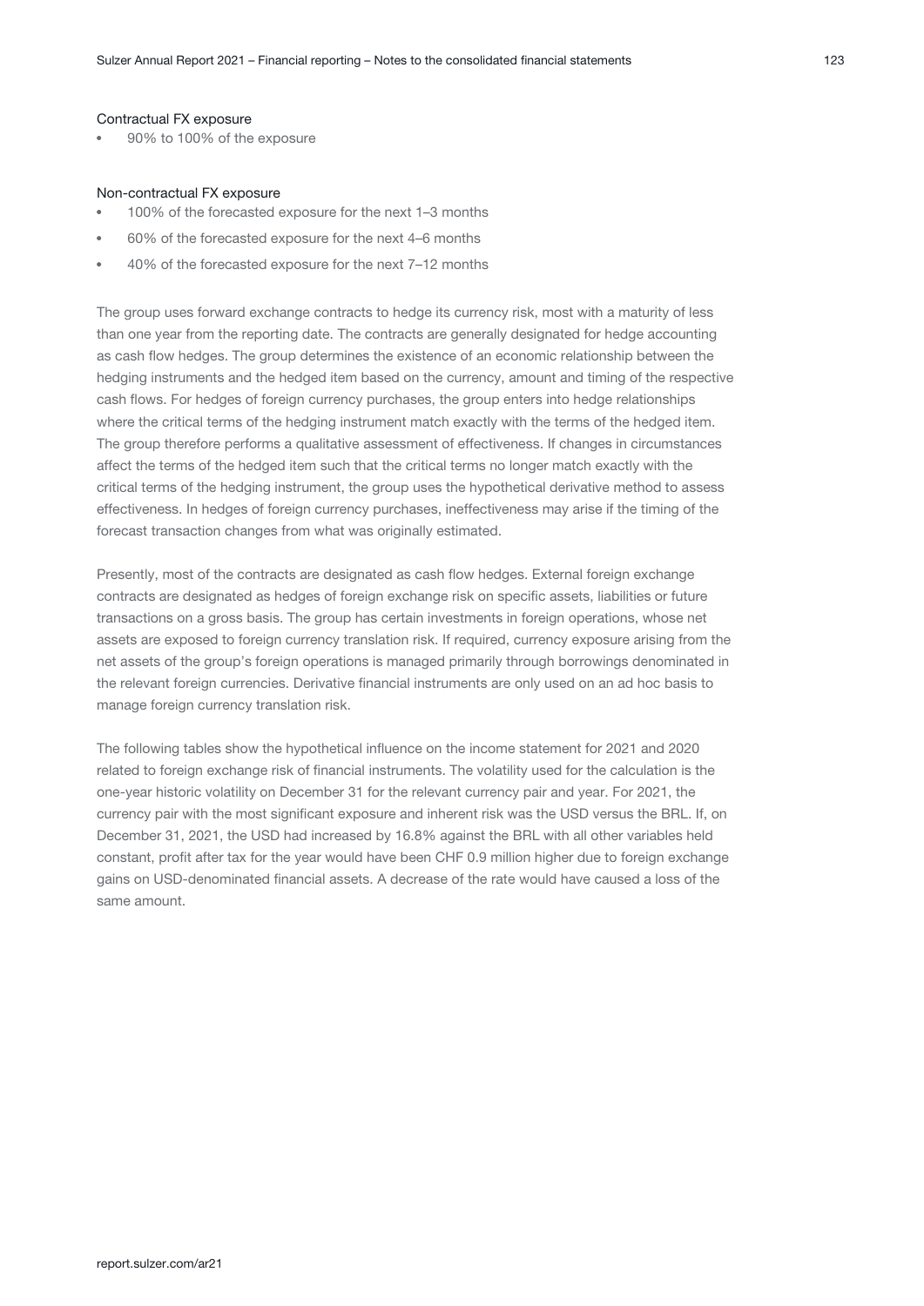#### Contractual FX exposure

- 90% to 100% of the exposure

#### Non-contractual FX exposure

- 100% of the forecasted exposure for the next 1–3 months
- 60% of the forecasted exposure for the next 4–6 months
- 40% of the forecasted exposure for the next 7–12 months

The group uses forward exchange contracts to hedge its currency risk, most with a maturity of less than one year from the reporting date. The contracts are generally designated for hedge accounting as cash flow hedges. The group determines the existence of an economic relationship between the hedging instruments and the hedged item based on the currency, amount and timing of the respective cash flows. For hedges of foreign currency purchases, the group enters into hedge relationships where the critical terms of the hedging instrument match exactly with the terms of the hedged item. The group therefore performs a qualitative assessment of effectiveness. If changes in circumstances affect the terms of the hedged item such that the critical terms no longer match exactly with the critical terms of the hedging instrument, the group uses the hypothetical derivative method to assess effectiveness. In hedges of foreign currency purchases, ineffectiveness may arise if the timing of the forecast transaction changes from what was originally estimated.

Presently, most of the contracts are designated as cash flow hedges. External foreign exchange contracts are designated as hedges of foreign exchange risk on specific assets, liabilities or future transactions on a gross basis. The group has certain investments in foreign operations, whose net assets are exposed to foreign currency translation risk. If required, currency exposure arising from the net assets of the group's foreign operations is managed primarily through borrowings denominated in the relevant foreign currencies. Derivative financial instruments are only used on an ad hoc basis to manage foreign currency translation risk.

The following tables show the hypothetical influence on the income statement for 2021 and 2020 related to foreign exchange risk of financial instruments. The volatility used for the calculation is the one-year historic volatility on December 31 for the relevant currency pair and year. For 2021, the currency pair with the most significant exposure and inherent risk was the USD versus the BRL. If, on December 31, 2021, the USD had increased by 16.8% against the BRL with all other variables held constant, profit after tax for the year would have been CHF 0.9 million higher due to foreign exchange gains on USD-denominated financial assets. A decrease of the rate would have caused a loss of the same amount.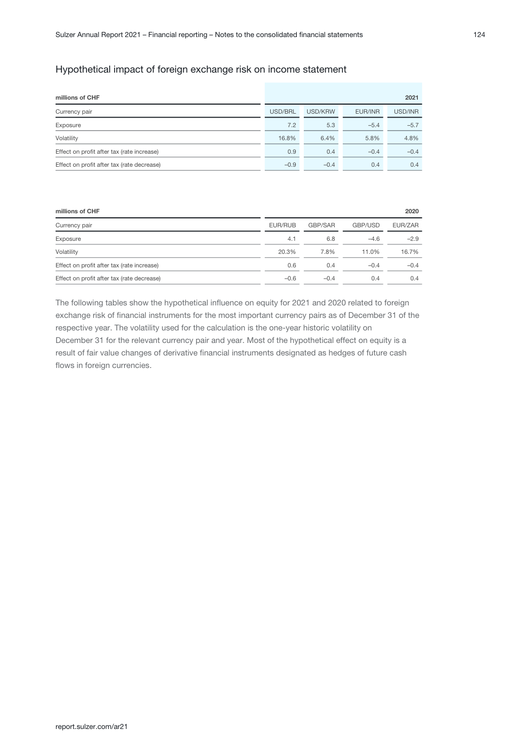## Hypothetical impact of foreign exchange risk on income statement

| millions of CHF | | | | 2021 |
|---|---|---|---|---|
| Currency pair | USD/BRL | USD/KRW | EUR/INR | USD/INR |
| Exposure | 7.2 | 5.3 | –5.4 | –5.7 |
| Volatility | 16.8% | 6.4% | 5.8% | 4.8% |
| Effect on profit after tax (rate increase) | 0.9 | 0.4 | –0.4 | –0.4 |
| Effect on profit after tax (rate decrease) | –0.9 | –0.4 | 0.4 | 0.4 |

| millions of CHF | | | | 2020 |
|---|---|---|---|---|
| Currency pair | EUR/RUB | GBP/SAR | GBP/USD | EUR/ZAR |
| Exposure | 4.1 | 6.8 | –4.6 | –2.9 |
| Volatility | 20.3% | 7.8% | 11.0% | 16.7% |
| Effect on profit after tax (rate increase) | 0.6 | 0.4 | –0.4 | –0.4 |
| Effect on profit after tax (rate decrease) | –0.6 | –0.4 | 0.4 | 0.4 |

The following tables show the hypothetical influence on equity for 2021 and 2020 related to foreign exchange risk of financial instruments for the most important currency pairs as of December 31 of the respective year. The volatility used for the calculation is the one-year historic volatility on December 31 for the relevant currency pair and year. Most of the hypothetical effect on equity is a result of fair value changes of derivative financial instruments designated as hedges of future cash flows in foreign currencies.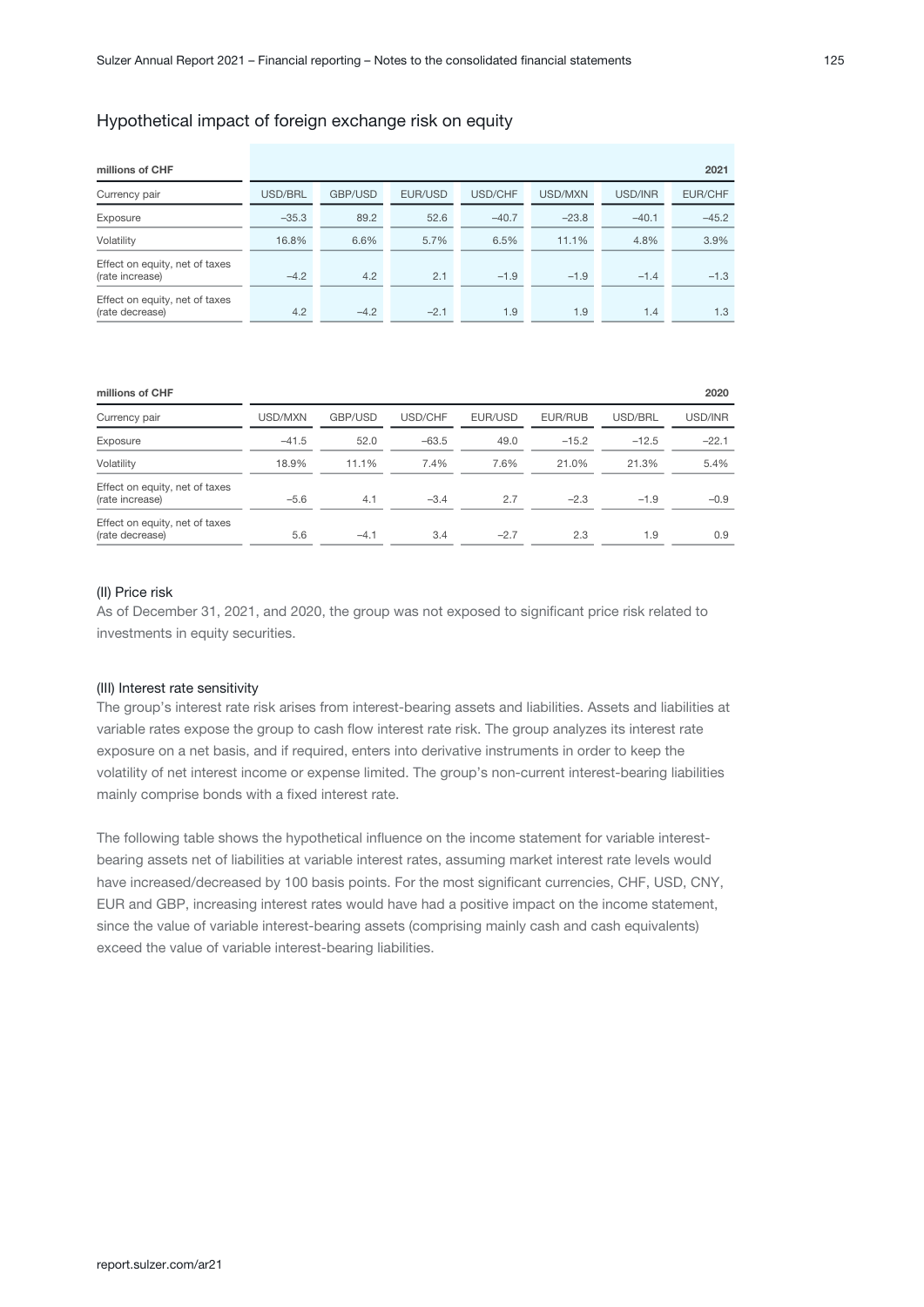## Hypothetical impact of foreign exchange risk on equity

| millions of CHF | | | | | | | 2021 |
|---|---|---|---|---|---|---|---|
| Currency pair | USD/BRL | GBP/USD | EUR/USD | USD/CHF | USD/MXN | USD/INR | EUR/CHF |
| Exposure | –35.3 | 89.2 | 52.6 | –40.7 | –23.8 | –40.1 | –45.2 |
| Volatility | 16.8% | 6.6% | 5.7% | 6.5% | 11.1% | 4.8% | 3.9% |
| Effect on equity, net of taxes (rate increase) | –4.2 | 4.2 | 2.1 | –1.9 | –1.9 | –1.4 | –1.3 |
| Effect on equity, net of taxes (rate decrease) | 4.2 | –4.2 | –2.1 | 1.9 | 1.9 | 1.4 | 1.3 |

| millions of CHF | | | | | | | 2020 |
|---|---|---|---|---|---|---|---|
| Currency pair | USD/MXN | GBP/USD | USD/CHF | EUR/USD | EUR/RUB | USD/BRL | USD/INR |
| Exposure | –41.5 | 52.0 | –63.5 | 49.0 | –15.2 | –12.5 | –22.1 |
| Volatility | 18.9% | 11.1% | 7.4% | 7.6% | 21.0% | 21.3% | 5.4% |
| Effect on equity, net of taxes (rate increase) | –5.6 | 4.1 | –3.4 | 2.7 | –2.3 | –1.9 | –0.9 |
| Effect on equity, net of taxes (rate decrease) | 5.6 | –4.1 | 3.4 | –2.7 | 2.3 | 1.9 | 0.9 |

### (II) Price risk

As of December 31, 2021, and 2020, the group was not exposed to significant price risk related to investments in equity securities.

### (III) Interest rate sensitivity

The group's interest rate risk arises from interest-bearing assets and liabilities. Assets and liabilities at variable rates expose the group to cash flow interest rate risk. The group analyzes its interest rate exposure on a net basis, and if required, enters into derivative instruments in order to keep the volatility of net interest income or expense limited. The group's non-current interest-bearing liabilities mainly comprise bonds with a fixed interest rate.

The following table shows the hypothetical influence on the income statement for variable interest-bearing assets net of liabilities at variable interest rates, assuming market interest rate levels would have increased/decreased by 100 basis points. For the most significant currencies, CHF, USD, CNY, EUR and GBP, increasing interest rates would have had a positive impact on the income statement, since the value of variable interest-bearing assets (comprising mainly cash and cash equivalents) exceed the value of variable interest-bearing liabilities.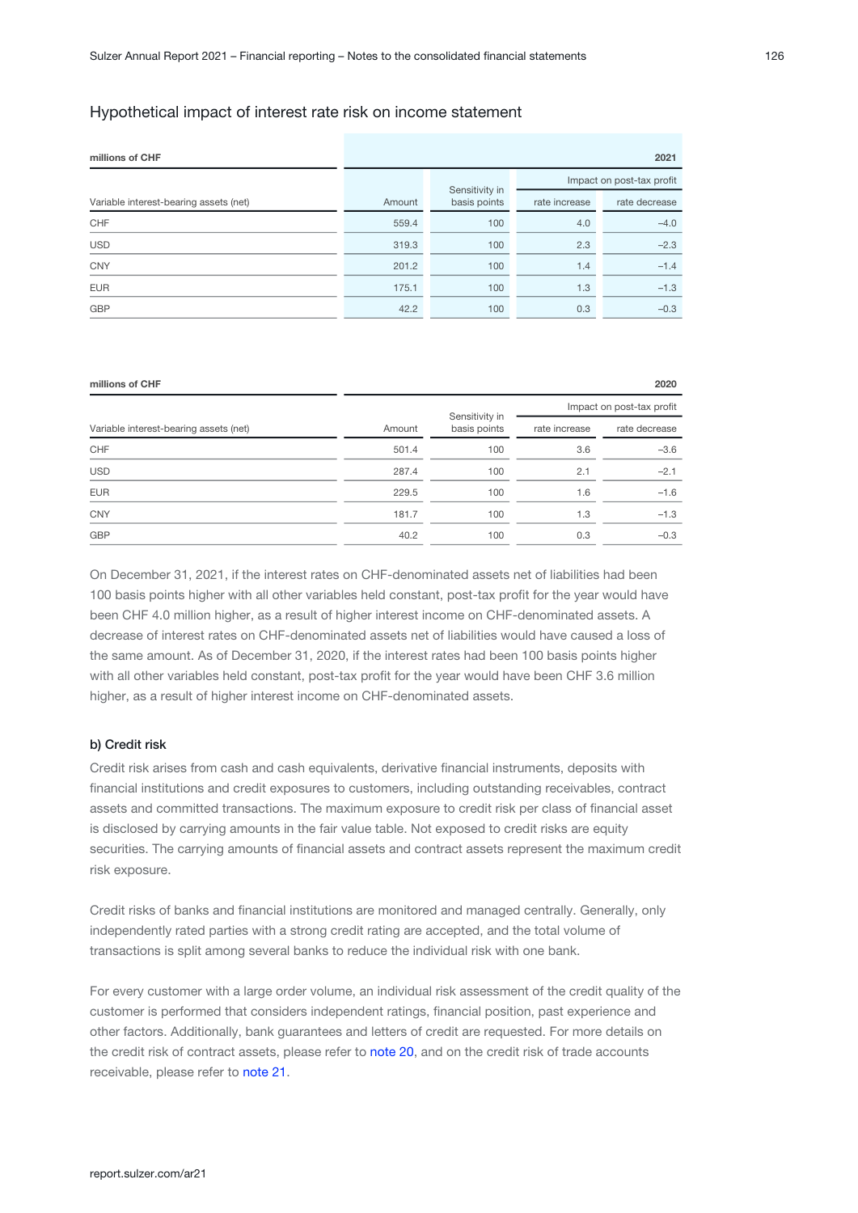## Hypothetical impact of interest rate risk on income statement

| millions of CHF | 2021 | | | |
|---|---|---|---|---|
| | | | Impact on post-tax profit | |
| Variable interest-bearing assets (net) | Amount | Sensitivity in basis points | rate increase | rate decrease |
| CHF | 559.4 | 100 | 4.0 | –4.0 |
| USD | 319.3 | 100 | 2.3 | –2.3 |
| CNY | 201.2 | 100 | 1.4 | –1.4 |
| EUR | 175.1 | 100 | 1.3 | –1.3 |
| GBP | 42.2 | 100 | 0.3 | –0.3 |

| millions of CHF | 2020 | | | |
|---|---|---|---|---|
| | | | Impact on post-tax profit | |
| Variable interest-bearing assets (net) | Amount | Sensitivity in basis points | rate increase | rate decrease |
| CHF | 501.4 | 100 | 3.6 | –3.6 |
| USD | 287.4 | 100 | 2.1 | –2.1 |
| EUR | 229.5 | 100 | 1.6 | –1.6 |
| CNY | 181.7 | 100 | 1.3 | –1.3 |
| GBP | 40.2 | 100 | 0.3 | –0.3 |

On December 31, 2021, if the interest rates on CHF-denominated assets net of liabilities had been 100 basis points higher with all other variables held constant, post-tax profit for the year would have been CHF 4.0 million higher, as a result of higher interest income on CHF-denominated assets. A decrease of interest rates on CHF-denominated assets net of liabilities would have caused a loss of the same amount. As of December 31, 2020, if the interest rates had been 100 basis points higher with all other variables held constant, post-tax profit for the year would have been CHF 3.6 million higher, as a result of higher interest income on CHF-denominated assets.

### b) Credit risk

Credit risk arises from cash and cash equivalents, derivative financial instruments, deposits with financial institutions and credit exposures to customers, including outstanding receivables, contract assets and committed transactions. The maximum exposure to credit risk per class of financial asset is disclosed by carrying amounts in the fair value table. Not exposed to credit risks are equity securities. The carrying amounts of financial assets and contract assets represent the maximum credit risk exposure.

Credit risks of banks and financial institutions are monitored and managed centrally. Generally, only independently rated parties with a strong credit rating are accepted, and the total volume of transactions is split among several banks to reduce the individual risk with one bank.

For every customer with a large order volume, an individual risk assessment of the credit quality of the customer is performed that considers independent ratings, financial position, past experience and other factors. Additionally, bank guarantees and letters of credit are requested. For more details on the credit risk of contract assets, please refer to note 20, and on the credit risk of trade accounts receivable, please refer to note 21.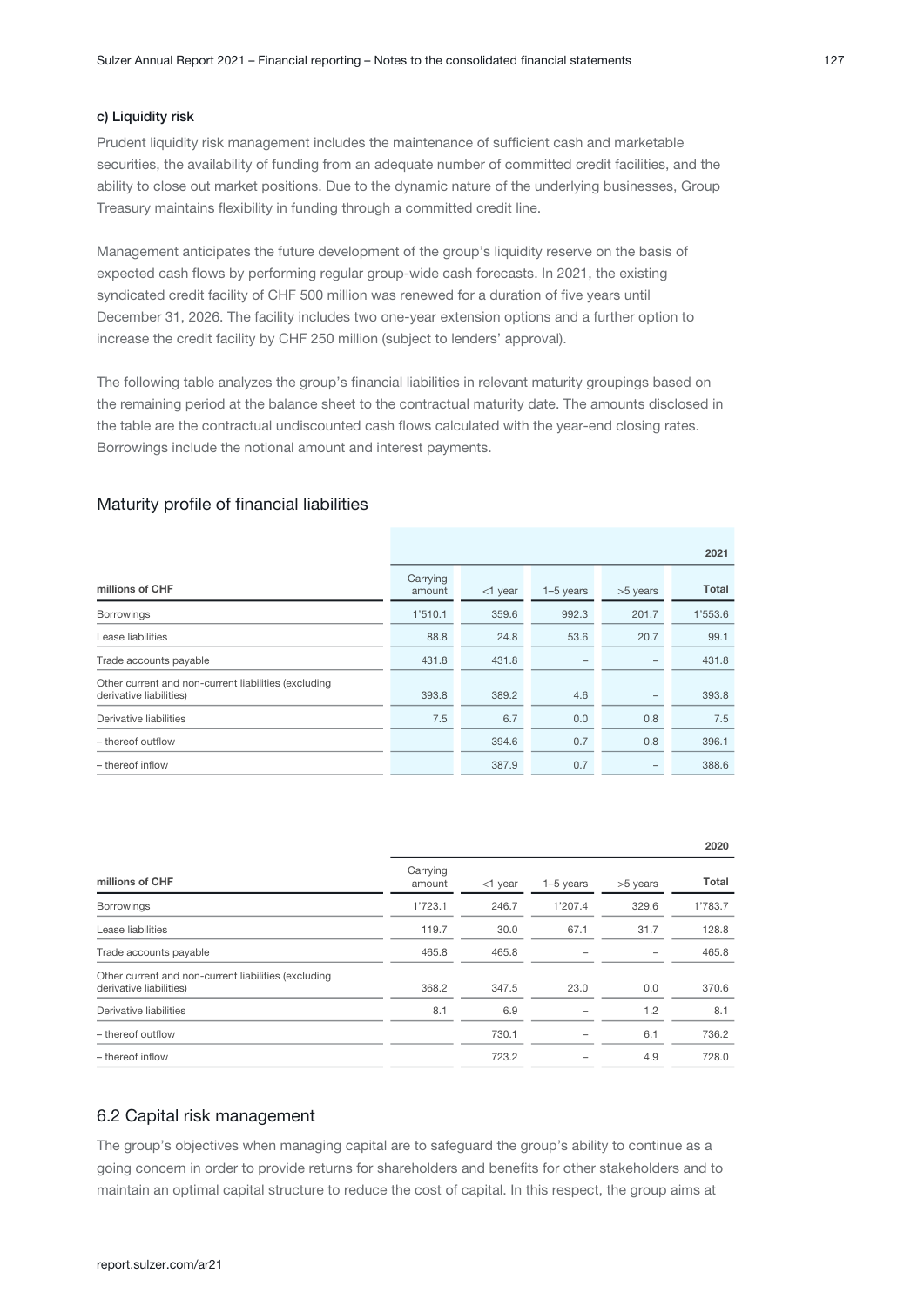#### c) Liquidity risk

Prudent liquidity risk management includes the maintenance of sufficient cash and marketable securities, the availability of funding from an adequate number of committed credit facilities, and the ability to close out market positions. Due to the dynamic nature of the underlying businesses, Group Treasury maintains flexibility in funding through a committed credit line.

Management anticipates the future development of the group's liquidity reserve on the basis of expected cash flows by performing regular group-wide cash forecasts. In 2021, the existing syndicated credit facility of CHF 500 million was renewed for a duration of five years until December 31, 2026. The facility includes two one-year extension options and a further option to increase the credit facility by CHF 250 million (subject to lenders' approval).

The following table analyzes the group's financial liabilities in relevant maturity groupings based on the remaining period at the balance sheet to the contractual maturity date. The amounts disclosed in the table are the contractual undiscounted cash flows calculated with the year-end closing rates. Borrowings include the notional amount and interest payments.

## Maturity profile of financial liabilities

| | | | | | 2021 |
|---|---|---|---|---|---|
| millions of CHF | Carrying amount | <1 year | 1–5 years | >5 years | Total |
| Borrowings | 1'510.1 | 359.6 | 992.3 | 201.7 | 1'553.6 |
| Lease liabilities | 88.8 | 24.8 | 53.6 | 20.7 | 99.1 |
| Trade accounts payable | 431.8 | 431.8 | – | – | 431.8 |
| Other current and non-current liabilities (excluding derivative liabilities) | 393.8 | 389.2 | 4.6 | – | 393.8 |
| Derivative liabilities | 7.5 | 6.7 | 0.0 | 0.8 | 7.5 |
| – thereof outflow | | 394.6 | 0.7 | 0.8 | 396.1 |
| – thereof inflow | | 387.9 | 0.7 | – | 388.6 |

| | | | | | 2020 |
|---|---|---|---|---|---|
| millions of CHF | Carrying amount | <1 year | 1–5 years | >5 years | Total |
| Borrowings | 1'723.1 | 246.7 | 1'207.4 | 329.6 | 1'783.7 |
| Lease liabilities | 119.7 | 30.0 | 67.1 | 31.7 | 128.8 |
| Trade accounts payable | 465.8 | 465.8 | – | – | 465.8 |
| Other current and non-current liabilities (excluding derivative liabilities) | 368.2 | 347.5 | 23.0 | 0.0 | 370.6 |
| Derivative liabilities | 8.1 | 6.9 | – | 1.2 | 8.1 |
| – thereof outflow | | 730.1 | – | 6.1 | 736.2 |
| – thereof inflow | | 723.2 | – | 4.9 | 728.0 |

## 6.2 Capital risk management

The group's objectives when managing capital are to safeguard the group's ability to continue as a going concern in order to provide returns for shareholders and benefits for other stakeholders and to maintain an optimal capital structure to reduce the cost of capital. In this respect, the group aims at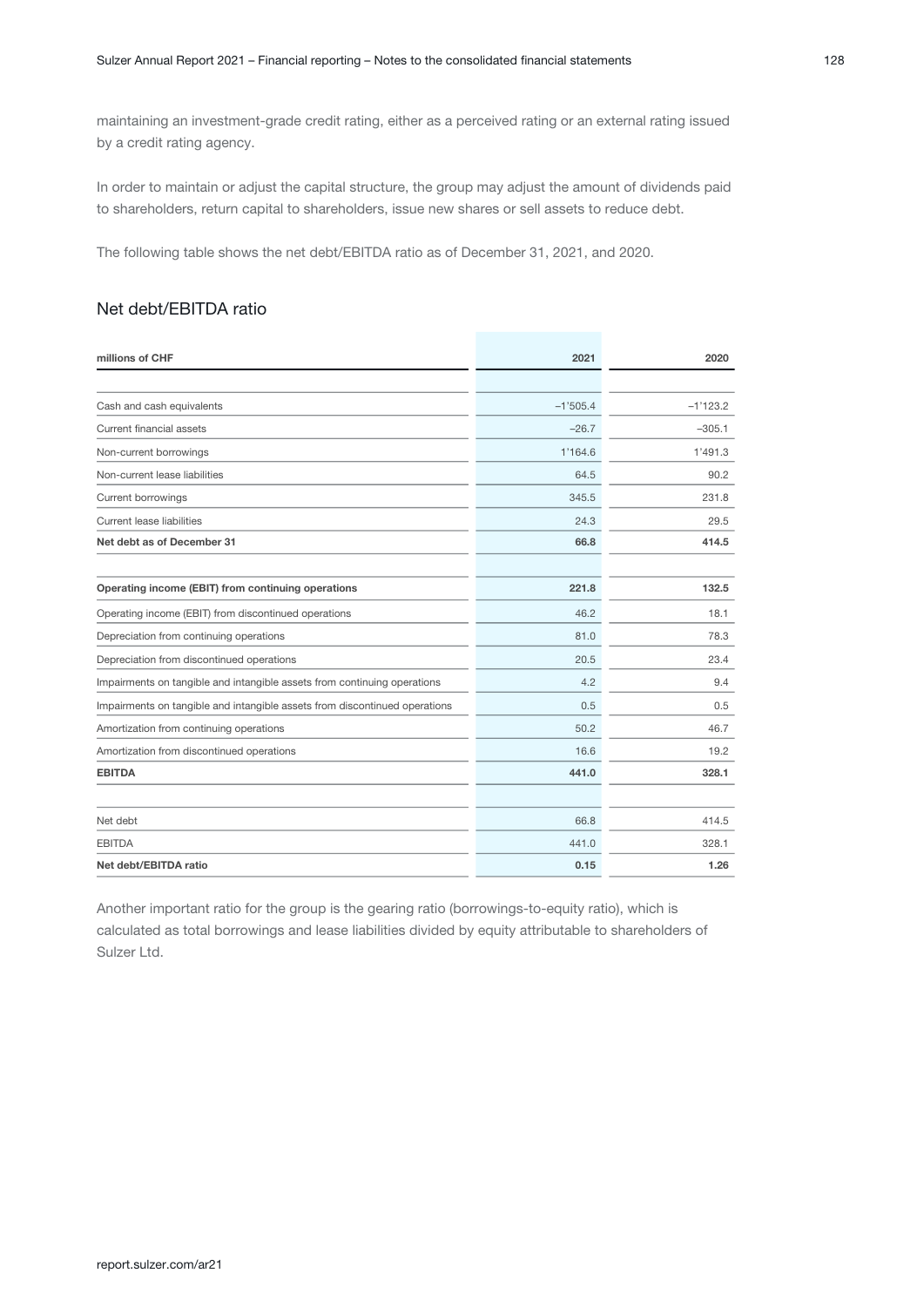maintaining an investment-grade credit rating, either as a perceived rating or an external rating issued by a credit rating agency.

In order to maintain or adjust the capital structure, the group may adjust the amount of dividends paid to shareholders, return capital to shareholders, issue new shares or sell assets to reduce debt.

The following table shows the net debt/EBITDA ratio as of December 31, 2021, and 2020.

## Net debt/EBITDA ratio

| millions of CHF | 2021 | 2020 |
|---|---|---|
| Cash and cash equivalents | –1'505.4 | –1'123.2 |
| Current financial assets | –26.7 | –305.1 |
| Non-current borrowings | 1'164.6 | 1'491.3 |
| Non-current lease liabilities | 64.5 | 90.2 |
| Current borrowings | 345.5 | 231.8 |
| Current lease liabilities | 24.3 | 29.5 |
| **Net debt as of December 31** | **66.8** | **414.5** |
| | | |
| **Operating income (EBIT) from continuing operations** | **221.8** | **132.5** |
| Operating income (EBIT) from discontinued operations | 46.2 | 18.1 |
| Depreciation from continuing operations | 81.0 | 78.3 |
| Depreciation from discontinued operations | 20.5 | 23.4 |
| Impairments on tangible and intangible assets from continuing operations | 4.2 | 9.4 |
| Impairments on tangible and intangible assets from discontinued operations | 0.5 | 0.5 |
| Amortization from continuing operations | 50.2 | 46.7 |
| Amortization from discontinued operations | 16.6 | 19.2 |
| **EBITDA** | **441.0** | **328.1** |
| | | |
| Net debt | 66.8 | 414.5 |
| EBITDA | 441.0 | 328.1 |
| **Net debt/EBITDA ratio** | **0.15** | **1.26** |

Another important ratio for the group is the gearing ratio (borrowings-to-equity ratio), which is calculated as total borrowings and lease liabilities divided by equity attributable to shareholders of Sulzer Ltd.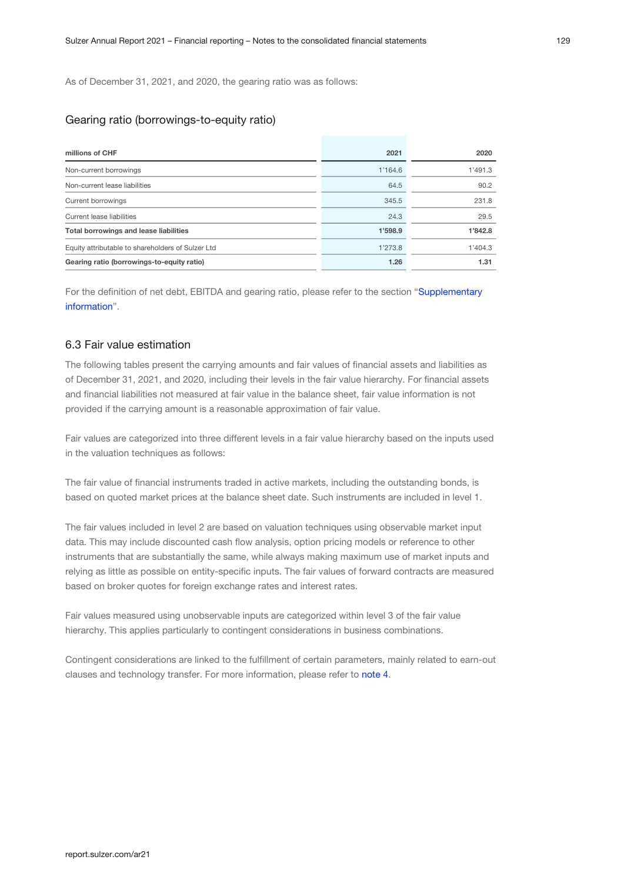As of December 31, 2021, and 2020, the gearing ratio was as follows:

### Gearing ratio (borrowings-to-equity ratio)

| millions of CHF | 2021 | 2020 |
|---|---|---|
| Non-current borrowings | 1'164.6 | 1'491.3 |
| Non-current lease liabilities | 64.5 | 90.2 |
| Current borrowings | 345.5 | 231.8 |
| Current lease liabilities | 24.3 | 29.5 |
| **Total borrowings and lease liabilities** | **1'598.9** | **1'842.8** |
| Equity attributable to shareholders of Sulzer Ltd | 1'273.8 | 1'404.3 |
| **Gearing ratio (borrowings-to-equity ratio)** | **1.26** | **1.31** |

For the definition of net debt, EBITDA and gearing ratio, please refer to the section "Supplementary information".

### 6.3 Fair value estimation

The following tables present the carrying amounts and fair values of financial assets and liabilities as of December 31, 2021, and 2020, including their levels in the fair value hierarchy. For financial assets and financial liabilities not measured at fair value in the balance sheet, fair value information is not provided if the carrying amount is a reasonable approximation of fair value.

Fair values are categorized into three different levels in a fair value hierarchy based on the inputs used in the valuation techniques as follows:

The fair value of financial instruments traded in active markets, including the outstanding bonds, is based on quoted market prices at the balance sheet date. Such instruments are included in level 1.

The fair values included in level 2 are based on valuation techniques using observable market input data. This may include discounted cash flow analysis, option pricing models or reference to other instruments that are substantially the same, while always making maximum use of market inputs and relying as little as possible on entity-specific inputs. The fair values of forward contracts are measured based on broker quotes for foreign exchange rates and interest rates.

Fair values measured using unobservable inputs are categorized within level 3 of the fair value hierarchy. This applies particularly to contingent considerations in business combinations.

Contingent considerations are linked to the fulfillment of certain parameters, mainly related to earn-out clauses and technology transfer. For more information, please refer to note 4.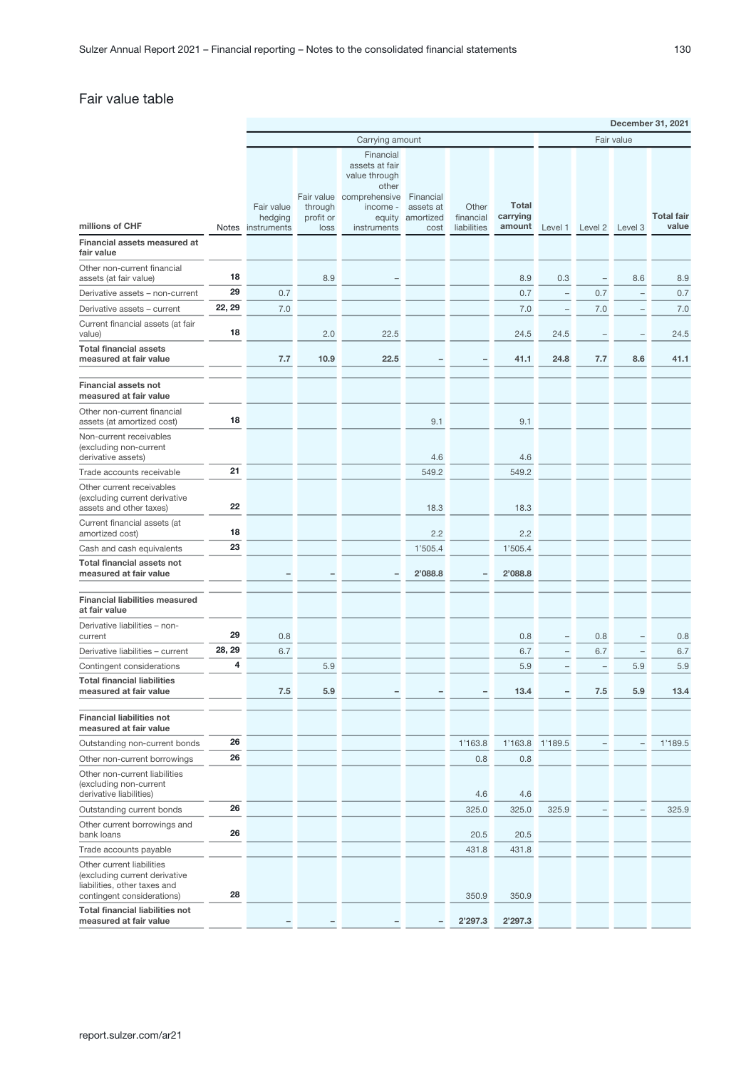## Fair value table

| | | December 31, 2021 | | | | | | | | | |
|---|---|---|---|---|---|---|---|---|---|---|---|
| | | Carrying amount | | | | | | Fair value | | | |
| millions of CHF | Notes | Fair value hedging instruments | Fair value through profit or loss | Financial assets at fair value through other comprehensive income - equity instruments | Financial assets at amortized cost | Other financial liabilities | **Total carrying amount** | Level 1 | Level 2 | Level 3 | **Total fair value** |
| **Financial assets measured at fair value** | | | | | | | | | | | |
| Other non-current financial assets (at fair value) | 18 | | 8.9 | – | | | 8.9 | 0.3 | – | 8.6 | 8.9 |
| Derivative assets – non-current | 29 | 0.7 | | | | | 0.7 | – | 0.7 | – | 0.7 |
| Derivative assets – current | 22, 29 | 7.0 | | | | | 7.0 | – | 7.0 | – | 7.0 |
| Current financial assets (at fair value) | 18 | | 2.0 | 22.5 | | | 24.5 | 24.5 | – | – | 24.5 |
| **Total financial assets measured at fair value** | | **7.7** | **10.9** | **22.5** | **–** | **–** | **41.1** | **24.8** | **7.7** | **8.6** | **41.1** |
| **Financial assets not measured at fair value** | | | | | | | | | | | |
| Other non-current financial assets (at amortized cost) | 18 | | | | 9.1 | | 9.1 | | | | |
| Non-current receivables (excluding non-current derivative assets) | | | | | 4.6 | | 4.6 | | | | |
| Trade accounts receivable | 21 | | | | 549.2 | | 549.2 | | | | |
| Other current receivables (excluding current derivative assets and other taxes) | 22 | | | | 18.3 | | 18.3 | | | | |
| Current financial assets (at amortized cost) | 18 | | | | 2.2 | | 2.2 | | | | |
| Cash and cash equivalents | 23 | | | | 1'505.4 | | 1'505.4 | | | | |
| **Total financial assets not measured at fair value** | | **–** | **–** | **–** | **2'088.8** | **–** | **2'088.8** | | | | |
| **Financial liabilities measured at fair value** | | | | | | | | | | | |
| Derivative liabilities – non-current | 29 | 0.8 | | | | | 0.8 | – | 0.8 | – | 0.8 |
| Derivative liabilities – current | 28, 29 | 6.7 | | | | | 6.7 | – | 6.7 | – | 6.7 |
| Contingent considerations | 4 | | 5.9 | | | | 5.9 | – | – | 5.9 | 5.9 |
| **Total financial liabilities measured at fair value** | | **7.5** | **5.9** | **–** | **–** | **–** | **13.4** | **–** | **7.5** | **5.9** | **13.4** |
| **Financial liabilities not measured at fair value** | | | | | | | | | | | |
| Outstanding non-current bonds | 26 | | | | | 1'163.8 | 1'163.8 | 1'189.5 | – | – | 1'189.5 |
| Other non-current borrowings | 26 | | | | | 0.8 | 0.8 | | | | |
| Other non-current liabilities (excluding non-current derivative liabilities) | | | | | | 4.6 | 4.6 | | | | |
| Outstanding current bonds | 26 | | | | | 325.0 | 325.0 | 325.9 | – | – | 325.9 |
| Other current borrowings and bank loans | 26 | | | | | 20.5 | 20.5 | | | | |
| Trade accounts payable | | | | | | 431.8 | 431.8 | | | | |
| Other current liabilities (excluding current derivative liabilities, other taxes and contingent considerations) | 28 | | | | | 350.9 | 350.9 | | | | |
| **Total financial liabilities not measured at fair value** | | **–** | **–** | **–** | **–** | **2'297.3** | **2'297.3** | | | | |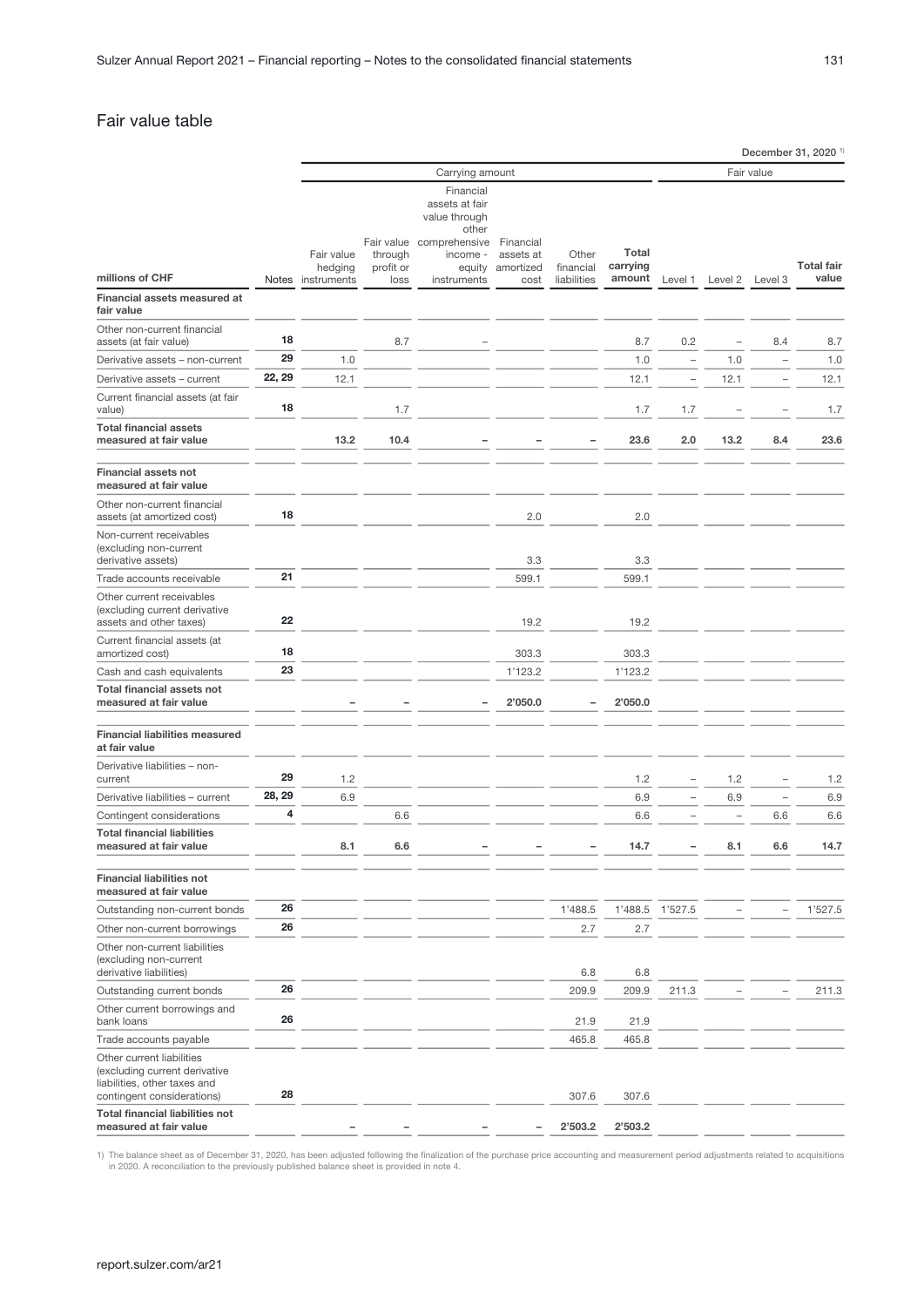## Fair value table

December 31, 2020 [1]

| millions of CHF | Notes | Carrying amount | | | | | | Fair value | | | |
|---|---|---|---|---|---|---|---|---|---|---|---|
| | | Fair value hedging instruments | Fair value through profit or loss | Financial assets at fair value through other comprehensive income - equity instruments | Financial assets at amortized cost | Other financial liabilities | Total carrying amount | Level 1 | Level 2 | Level 3 | Total fair value |
| **Financial assets measured at fair value** | | | | | | | | | | | |
| Other non-current financial assets (at fair value) | 18 | | 8.7 | – | | | 8.7 | 0.2 | – | 8.4 | 8.7 |
| Derivative assets – non-current | 29 | 1.0 | | | | | 1.0 | – | 1.0 | – | 1.0 |
| Derivative assets – current | 22, 29 | 12.1 | | | | | 12.1 | – | 12.1 | – | 12.1 |
| Current financial assets (at fair value) | 18 | | 1.7 | | | | 1.7 | 1.7 | – | – | 1.7 |
| **Total financial assets measured at fair value** | | **13.2** | **10.4** | **–** | **–** | **–** | **23.6** | **2.0** | **13.2** | **8.4** | **23.6** |
| **Financial assets not measured at fair value** | | | | | | | | | | | |
| Other non-current financial assets (at amortized cost) | 18 | | | | 2.0 | | 2.0 | | | | |
| Non-current receivables (excluding non-current derivative assets) | | | | | 3.3 | | 3.3 | | | | |
| Trade accounts receivable | 21 | | | | 599.1 | | 599.1 | | | | |
| Other current receivables (excluding current derivative assets and other taxes) | 22 | | | | 19.2 | | 19.2 | | | | |
| Current financial assets (at amortized cost) | 18 | | | | 303.3 | | 303.3 | | | | |
| Cash and cash equivalents | 23 | | | | 1'123.2 | | 1'123.2 | | | | |
| **Total financial assets not measured at fair value** | | **–** | **–** | **–** | **2'050.0** | **–** | **2'050.0** | | | | |
| **Financial liabilities measured at fair value** | | | | | | | | | | | |
| Derivative liabilities – non-current | 29 | 1.2 | | | | | 1.2 | – | 1.2 | – | 1.2 |
| Derivative liabilities – current | 28, 29 | 6.9 | | | | | 6.9 | – | 6.9 | – | 6.9 |
| Contingent considerations | 4 | | 6.6 | | | | 6.6 | – | – | 6.6 | 6.6 |
| **Total financial liabilities measured at fair value** | | **8.1** | **6.6** | **–** | **–** | **–** | **14.7** | **–** | **8.1** | **6.6** | **14.7** |
| **Financial liabilities not measured at fair value** | | | | | | | | | | | |
| Outstanding non-current bonds | 26 | | | | | 1'488.5 | 1'488.5 | 1'527.5 | – | – | 1'527.5 |
| Other non-current borrowings | 26 | | | | | 2.7 | 2.7 | | | | |
| Other non-current liabilities (excluding non-current derivative liabilities) | | | | | | 6.8 | 6.8 | | | | |
| Outstanding current bonds | 26 | | | | | 209.9 | 209.9 | 211.3 | – | – | 211.3 |
| Other current borrowings and bank loans | 26 | | | | | 21.9 | 21.9 | | | | |
| Trade accounts payable | | | | | | 465.8 | 465.8 | | | | |
| Other current liabilities (excluding current derivative liabilities, other taxes and contingent considerations) | 28 | | | | | 307.6 | 307.6 | | | | |
| **Total financial liabilities not measured at fair value** | | **–** | **–** | **–** | **–** | **2'503.2** | **2'503.2** | | | | |

1) The balance sheet as of December 31, 2020, has been adjusted following the finalization of the purchase price accounting and measurement period adjustments related to acquisitions in 2020. A reconciliation to the previously published balance sheet is provided in note 4.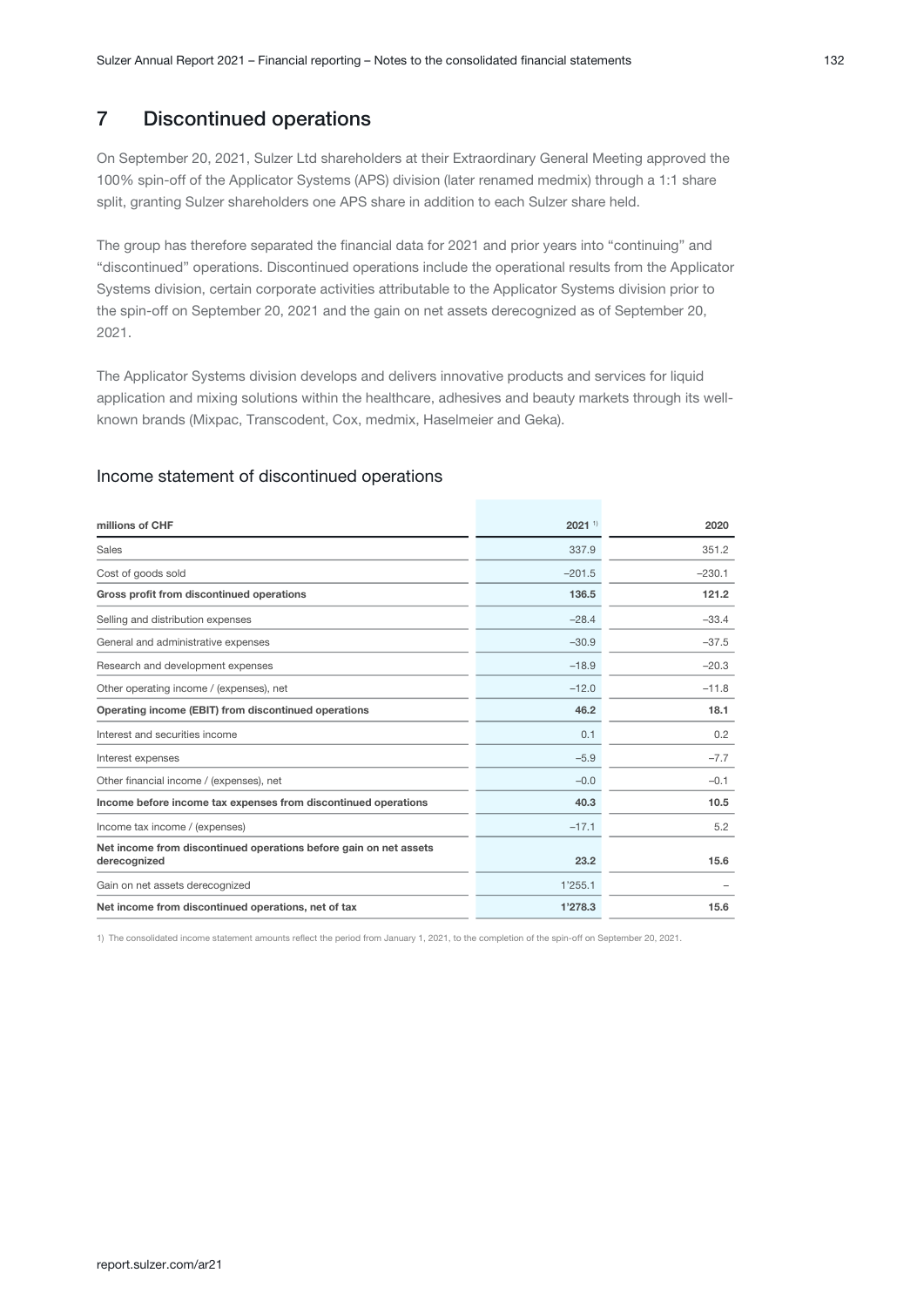## 7 Discontinued operations

On September 20, 2021, Sulzer Ltd shareholders at their Extraordinary General Meeting approved the 100% spin-off of the Applicator Systems (APS) division (later renamed medmix) through a 1:1 share split, granting Sulzer shareholders one APS share in addition to each Sulzer share held.

The group has therefore separated the financial data for 2021 and prior years into "continuing" and "discontinued" operations. Discontinued operations include the operational results from the Applicator Systems division, certain corporate activities attributable to the Applicator Systems division prior to the spin-off on September 20, 2021 and the gain on net assets derecognized as of September 20, 2021.

The Applicator Systems division develops and delivers innovative products and services for liquid application and mixing solutions within the healthcare, adhesives and beauty markets through its well-known brands (Mixpac, Transcodent, Cox, medmix, Haselmeier and Geka).

### Income statement of discontinued operations

| millions of CHF | 2021 [1] | 2020 |
|---|---|---|
| Sales | 337.9 | 351.2 |
| Cost of goods sold | –201.5 | –230.1 |
| **Gross profit from discontinued operations** | **136.5** | **121.2** |
| Selling and distribution expenses | –28.4 | –33.4 |
| General and administrative expenses | –30.9 | –37.5 |
| Research and development expenses | –18.9 | –20.3 |
| Other operating income / (expenses), net | –12.0 | –11.8 |
| **Operating income (EBIT) from discontinued operations** | **46.2** | **18.1** |
| Interest and securities income | 0.1 | 0.2 |
| Interest expenses | –5.9 | –7.7 |
| Other financial income / (expenses), net | –0.0 | –0.1 |
| **Income before income tax expenses from discontinued operations** | **40.3** | **10.5** |
| Income tax income / (expenses) | –17.1 | 5.2 |
| **Net income from discontinued operations before gain on net assets derecognized** | **23.2** | **15.6** |
| Gain on net assets derecognized | 1'255.1 | – |
| **Net income from discontinued operations, net of tax** | **1'278.3** | **15.6** |

1) The consolidated income statement amounts reflect the period from January 1, 2021, to the completion of the spin-off on September 20, 2021.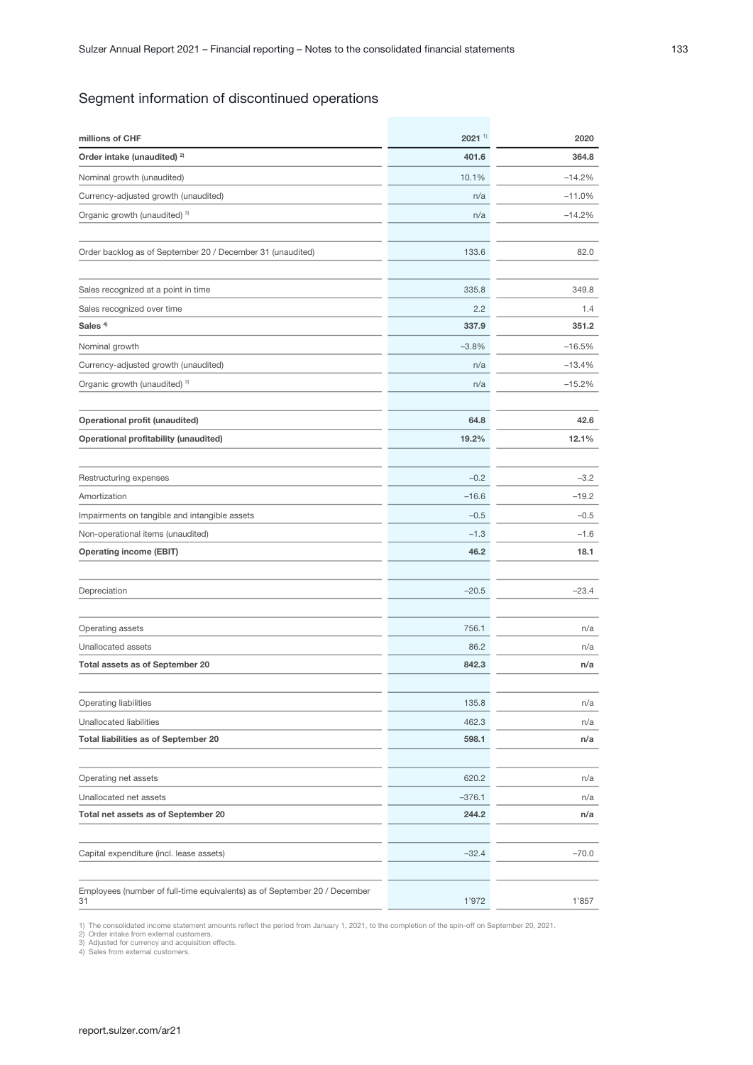## Segment information of discontinued operations

| millions of CHF | 2021 [1] | 2020 |
|---|---|---|
| **Order intake (unaudited) [2]** | **401.6** | **364.8** |
| Nominal growth (unaudited) | 10.1% | –14.2% |
| Currency-adjusted growth (unaudited) | n/a | –11.0% |
| Organic growth (unaudited) [3] | n/a | –14.2% |
| | | |
| Order backlog as of September 20 / December 31 (unaudited) | 133.6 | 82.0 |
| | | |
| Sales recognized at a point in time | 335.8 | 349.8 |
| Sales recognized over time | 2.2 | 1.4 |
| **Sales [4]** | **337.9** | **351.2** |
| Nominal growth | –3.8% | –16.5% |
| Currency-adjusted growth (unaudited) | n/a | –13.4% |
| Organic growth (unaudited) [3] | n/a | –15.2% |
| | | |
| **Operational profit (unaudited)** | **64.8** | **42.6** |
| **Operational profitability (unaudited)** | **19.2%** | **12.1%** |
| | | |
| Restructuring expenses | –0.2 | –3.2 |
| Amortization | –16.6 | –19.2 |
| Impairments on tangible and intangible assets | –0.5 | –0.5 |
| Non-operational items (unaudited) | –1.3 | –1.6 |
| **Operating income (EBIT)** | **46.2** | **18.1** |
| | | |
| Depreciation | –20.5 | –23.4 |
| | | |
| Operating assets | 756.1 | n/a |
| Unallocated assets | 86.2 | n/a |
| **Total assets as of September 20** | **842.3** | **n/a** |
| | | |
| Operating liabilities | 135.8 | n/a |
| Unallocated liabilities | 462.3 | n/a |
| **Total liabilities as of September 20** | **598.1** | **n/a** |
| | | |
| Operating net assets | 620.2 | n/a |
| Unallocated net assets | –376.1 | n/a |
| **Total net assets as of September 20** | **244.2** | **n/a** |
| | | |
| Capital expenditure (incl. lease assets) | –32.4 | –70.0 |
| | | |
| Employees (number of full-time equivalents) as of September 20 / December 31 | 1'972 | 1'857 |

1) The consolidated income statement amounts reflect the period from January 1, 2021, to the completion of the spin-off on September 20, 2021.
2) Order intake from external customers.
3) Adjusted for currency and acquisition effects.
4) Sales from external customers.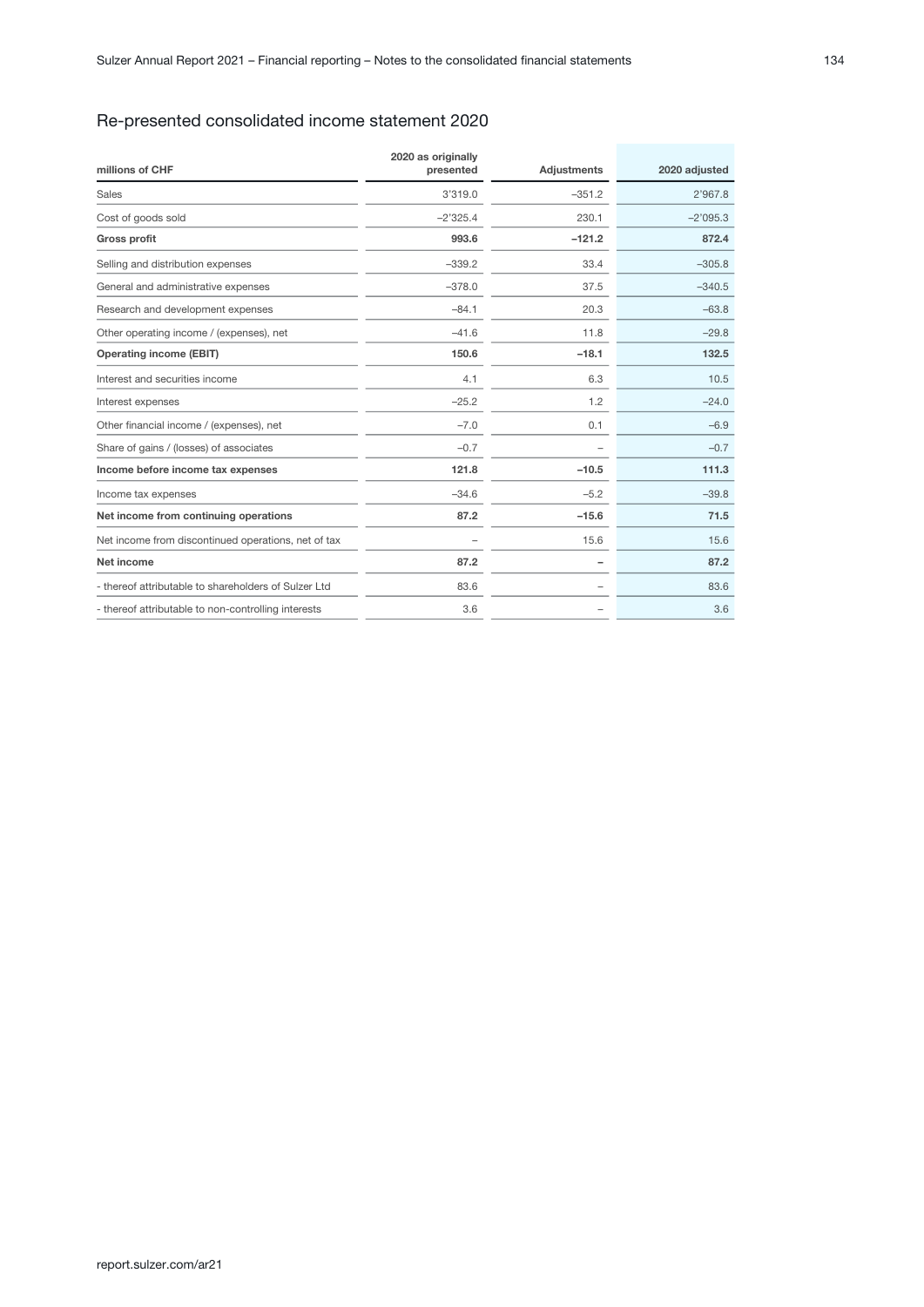## Re-presented consolidated income statement 2020

| millions of CHF | 2020 as originally presented | Adjustments | 2020 adjusted |
|---|---|---|---|
| Sales | 3'319.0 | –351.2 | 2'967.8 |
| Cost of goods sold | –2'325.4 | 230.1 | –2'095.3 |
| **Gross profit** | **993.6** | **–121.2** | **872.4** |
| Selling and distribution expenses | –339.2 | 33.4 | –305.8 |
| General and administrative expenses | –378.0 | 37.5 | –340.5 |
| Research and development expenses | –84.1 | 20.3 | –63.8 |
| Other operating income / (expenses), net | –41.6 | 11.8 | –29.8 |
| **Operating income (EBIT)** | **150.6** | **–18.1** | **132.5** |
| Interest and securities income | 4.1 | 6.3 | 10.5 |
| Interest expenses | –25.2 | 1.2 | –24.0 |
| Other financial income / (expenses), net | –7.0 | 0.1 | –6.9 |
| Share of gains / (losses) of associates | –0.7 | – | –0.7 |
| **Income before income tax expenses** | **121.8** | **–10.5** | **111.3** |
| Income tax expenses | –34.6 | –5.2 | –39.8 |
| **Net income from continuing operations** | **87.2** | **–15.6** | **71.5** |
| Net income from discontinued operations, net of tax | – | 15.6 | 15.6 |
| **Net income** | **87.2** | **–** | **87.2** |
| - thereof attributable to shareholders of Sulzer Ltd | 83.6 | – | 83.6 |
| - thereof attributable to non-controlling interests | 3.6 | – | 3.6 |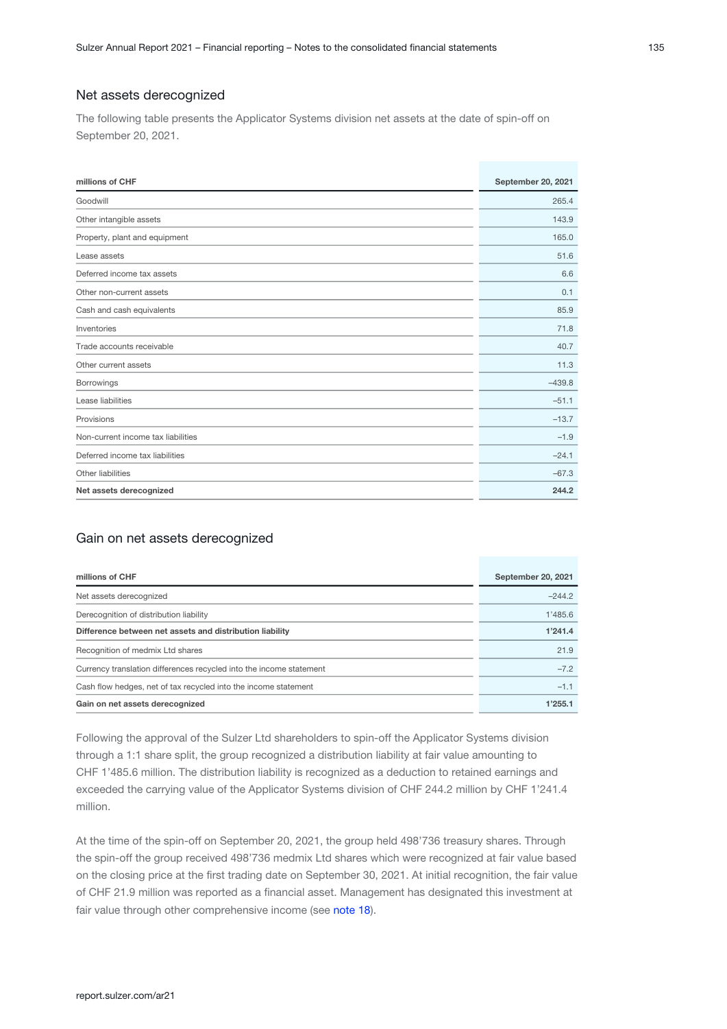## Net assets derecognized

The following table presents the Applicator Systems division net assets at the date of spin-off on September 20, 2021.

| millions of CHF | September 20, 2021 |
|---|---|
| Goodwill | 265.4 |
| Other intangible assets | 143.9 |
| Property, plant and equipment | 165.0 |
| Lease assets | 51.6 |
| Deferred income tax assets | 6.6 |
| Other non-current assets | 0.1 |
| Cash and cash equivalents | 85.9 |
| Inventories | 71.8 |
| Trade accounts receivable | 40.7 |
| Other current assets | 11.3 |
| Borrowings | –439.8 |
| Lease liabilities | –51.1 |
| Provisions | –13.7 |
| Non-current income tax liabilities | –1.9 |
| Deferred income tax liabilities | –24.1 |
| Other liabilities | –67.3 |
| **Net assets derecognized** | **244.2** |

## Gain on net assets derecognized

| millions of CHF | September 20, 2021 |
|---|---|
| Net assets derecognized | –244.2 |
| Derecognition of distribution liability | 1'485.6 |
| **Difference between net assets and distribution liability** | **1'241.4** |
| Recognition of medmix Ltd shares | 21.9 |
| Currency translation differences recycled into the income statement | –7.2 |
| Cash flow hedges, net of tax recycled into the income statement | –1.1 |
| **Gain on net assets derecognized** | **1'255.1** |

Following the approval of the Sulzer Ltd shareholders to spin-off the Applicator Systems division through a 1:1 share split, the group recognized a distribution liability at fair value amounting to CHF 1'485.6 million. The distribution liability is recognized as a deduction to retained earnings and exceeded the carrying value of the Applicator Systems division of CHF 244.2 million by CHF 1'241.4 million.

At the time of the spin-off on September 20, 2021, the group held 498'736 treasury shares. Through the spin-off the group received 498'736 medmix Ltd shares which were recognized at fair value based on the closing price at the first trading date on September 30, 2021. At initial recognition, the fair value of CHF 21.9 million was reported as a financial asset. Management has designated this investment at fair value through other comprehensive income (see note 18).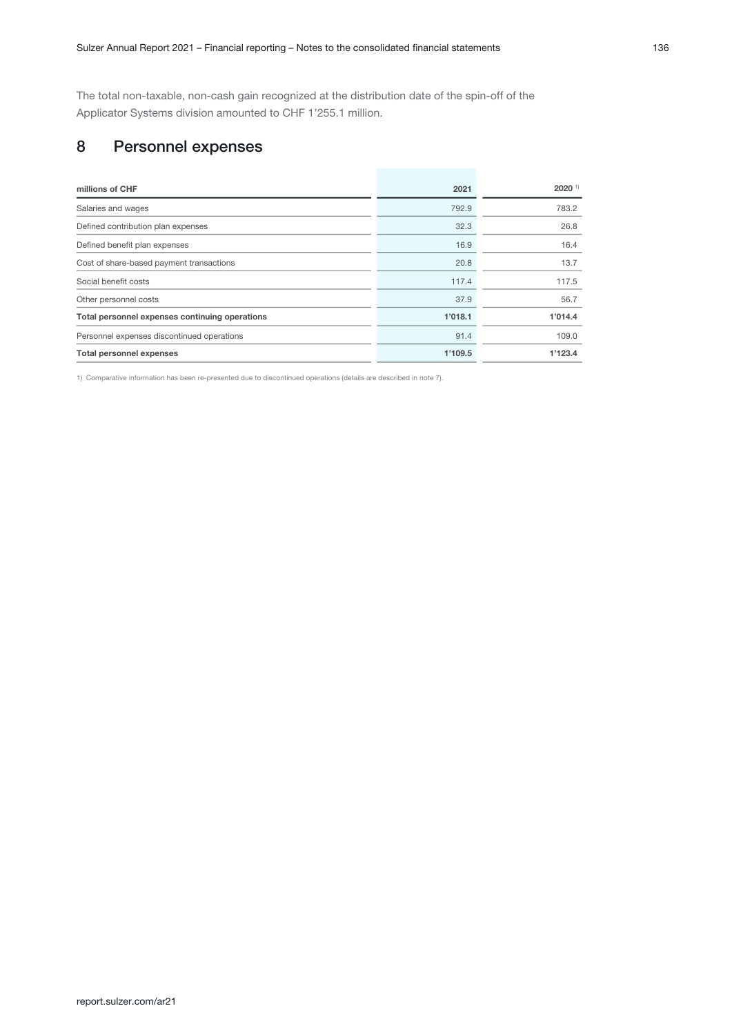The total non-taxable, non-cash gain recognized at the distribution date of the spin-off of the Applicator Systems division amounted to CHF 1'255.1 million.

## 8 Personnel expenses

| millions of CHF | 2021 | 2020 [1] |
|---|---|---|
| Salaries and wages | 792.9 | 783.2 |
| Defined contribution plan expenses | 32.3 | 26.8 |
| Defined benefit plan expenses | 16.9 | 16.4 |
| Cost of share-based payment transactions | 20.8 | 13.7 |
| Social benefit costs | 117.4 | 117.5 |
| Other personnel costs | 37.9 | 56.7 |
| **Total personnel expenses continuing operations** | **1'018.1** | **1'014.4** |
| Personnel expenses discontinued operations | 91.4 | 109.0 |
| **Total personnel expenses** | **1'109.5** | **1'123.4** |

1) Comparative information has been re-presented due to discontinued operations (details are described in note 7).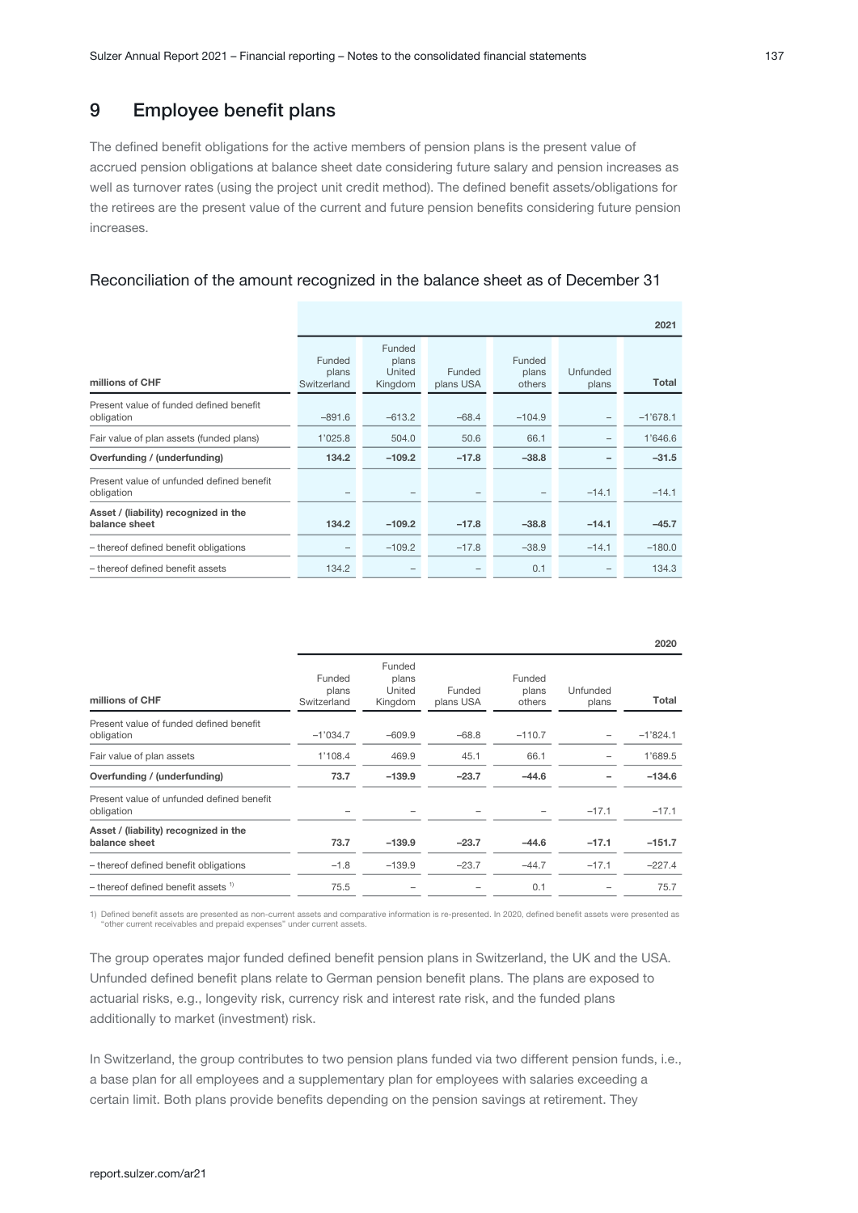## 9 Employee benefit plans

The defined benefit obligations for the active members of pension plans is the present value of accrued pension obligations at balance sheet date considering future salary and pension increases as well as turnover rates (using the project unit credit method). The defined benefit assets/obligations for the retirees are the present value of the current and future pension benefits considering future pension increases.

### Reconciliation of the amount recognized in the balance sheet as of December 31

| | | | | | | 2021 |
|---|---|---|---|---|---|---|
| **millions of CHF** | Funded plans Switzerland | Funded plans United Kingdom | Funded plans USA | Funded plans others | Unfunded plans | **Total** |
| Present value of funded defined benefit obligation | –891.6 | –613.2 | –68.4 | –104.9 | – | –1'678.1 |
| Fair value of plan assets (funded plans) | 1'025.8 | 504.0 | 50.6 | 66.1 | – | 1'646.6 |
| **Overfunding / (underfunding)** | **134.2** | **–109.2** | **–17.8** | **–38.8** | **–** | **–31.5** |
| Present value of unfunded defined benefit obligation | – | – | – | – | –14.1 | –14.1 |
| **Asset / (liability) recognized in the balance sheet** | **134.2** | **–109.2** | **–17.8** | **–38.8** | **–14.1** | **–45.7** |
| – thereof defined benefit obligations | – | –109.2 | –17.8 | –38.9 | –14.1 | –180.0 |
| – thereof defined benefit assets | 134.2 | – | – | 0.1 | – | 134.3 |

| | | | | | | 2020 |
|---|---|---|---|---|---|---|
| **millions of CHF** | Funded plans Switzerland | Funded plans United Kingdom | Funded plans USA | Funded plans others | Unfunded plans | **Total** |
| Present value of funded defined benefit obligation | –1'034.7 | –609.9 | –68.8 | –110.7 | – | –1'824.1 |
| Fair value of plan assets | 1'108.4 | 469.9 | 45.1 | 66.1 | – | 1'689.5 |
| **Overfunding / (underfunding)** | **73.7** | **–139.9** | **–23.7** | **–44.6** | **–** | **–134.6** |
| Present value of unfunded defined benefit obligation | – | – | – | – | –17.1 | –17.1 |
| **Asset / (liability) recognized in the balance sheet** | **73.7** | **–139.9** | **–23.7** | **–44.6** | **–17.1** | **–151.7** |
| – thereof defined benefit obligations | –1.8 | –139.9 | –23.7 | –44.7 | –17.1 | –227.4 |
| – thereof defined benefit assets [1] | 75.5 | – | – | 0.1 | – | 75.7 |

1) Defined benefit assets are presented as non-current assets and comparative information is re-presented. In 2020, defined benefit assets were presented as "other current receivables and prepaid expenses" under current assets.

The group operates major funded defined benefit pension plans in Switzerland, the UK and the USA. Unfunded defined benefit plans relate to German pension benefit plans. The plans are exposed to actuarial risks, e.g., longevity risk, currency risk and interest rate risk, and the funded plans additionally to market (investment) risk.

In Switzerland, the group contributes to two pension plans funded via two different pension funds, i.e., a base plan for all employees and a supplementary plan for employees with salaries exceeding a certain limit. Both plans provide benefits depending on the pension savings at retirement. They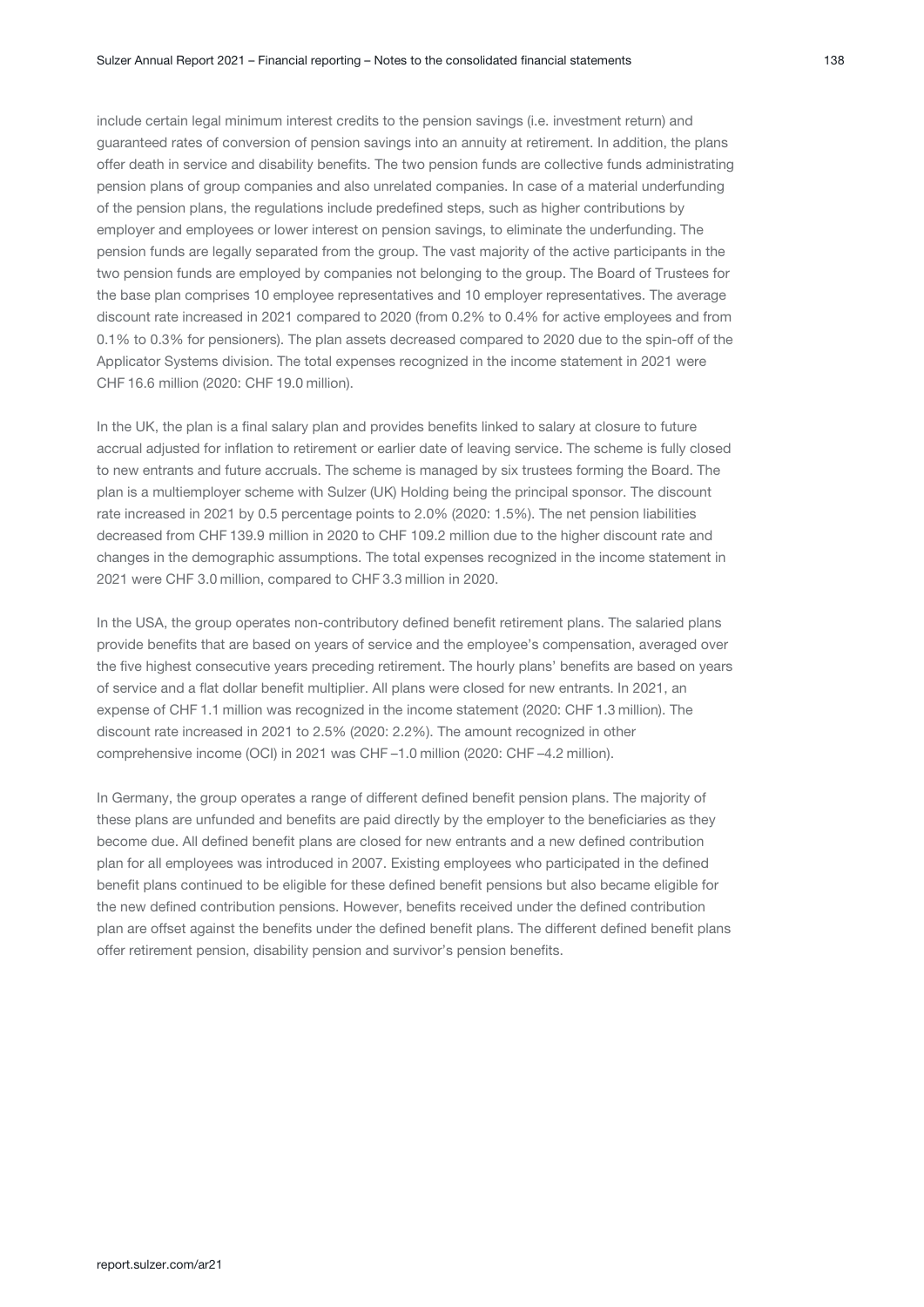include certain legal minimum interest credits to the pension savings (i.e. investment return) and guaranteed rates of conversion of pension savings into an annuity at retirement. In addition, the plans offer death in service and disability benefits. The two pension funds are collective funds administrating pension plans of group companies and also unrelated companies. In case of a material underfunding of the pension plans, the regulations include predefined steps, such as higher contributions by employer and employees or lower interest on pension savings, to eliminate the underfunding. The pension funds are legally separated from the group. The vast majority of the active participants in the two pension funds are employed by companies not belonging to the group. The Board of Trustees for the base plan comprises 10 employee representatives and 10 employer representatives. The average discount rate increased in 2021 compared to 2020 (from 0.2% to 0.4% for active employees and from 0.1% to 0.3% for pensioners). The plan assets decreased compared to 2020 due to the spin-off of the Applicator Systems division. The total expenses recognized in the income statement in 2021 were CHF 16.6 million (2020: CHF 19.0 million).

In the UK, the plan is a final salary plan and provides benefits linked to salary at closure to future accrual adjusted for inflation to retirement or earlier date of leaving service. The scheme is fully closed to new entrants and future accruals. The scheme is managed by six trustees forming the Board. The plan is a multiemployer scheme with Sulzer (UK) Holding being the principal sponsor. The discount rate increased in 2021 by 0.5 percentage points to 2.0% (2020: 1.5%). The net pension liabilities decreased from CHF 139.9 million in 2020 to CHF 109.2 million due to the higher discount rate and changes in the demographic assumptions. The total expenses recognized in the income statement in 2021 were CHF 3.0 million, compared to CHF 3.3 million in 2020.

In the USA, the group operates non-contributory defined benefit retirement plans. The salaried plans provide benefits that are based on years of service and the employee's compensation, averaged over the five highest consecutive years preceding retirement. The hourly plans' benefits are based on years of service and a flat dollar benefit multiplier. All plans were closed for new entrants. In 2021, an expense of CHF 1.1 million was recognized in the income statement (2020: CHF 1.3 million). The discount rate increased in 2021 to 2.5% (2020: 2.2%). The amount recognized in other comprehensive income (OCI) in 2021 was CHF –1.0 million (2020: CHF –4.2 million).

In Germany, the group operates a range of different defined benefit pension plans. The majority of these plans are unfunded and benefits are paid directly by the employer to the beneficiaries as they become due. All defined benefit plans are closed for new entrants and a new defined contribution plan for all employees was introduced in 2007. Existing employees who participated in the defined benefit plans continued to be eligible for these defined benefit pensions but also became eligible for the new defined contribution pensions. However, benefits received under the defined contribution plan are offset against the benefits under the defined benefit plans. The different defined benefit plans offer retirement pension, disability pension and survivor's pension benefits.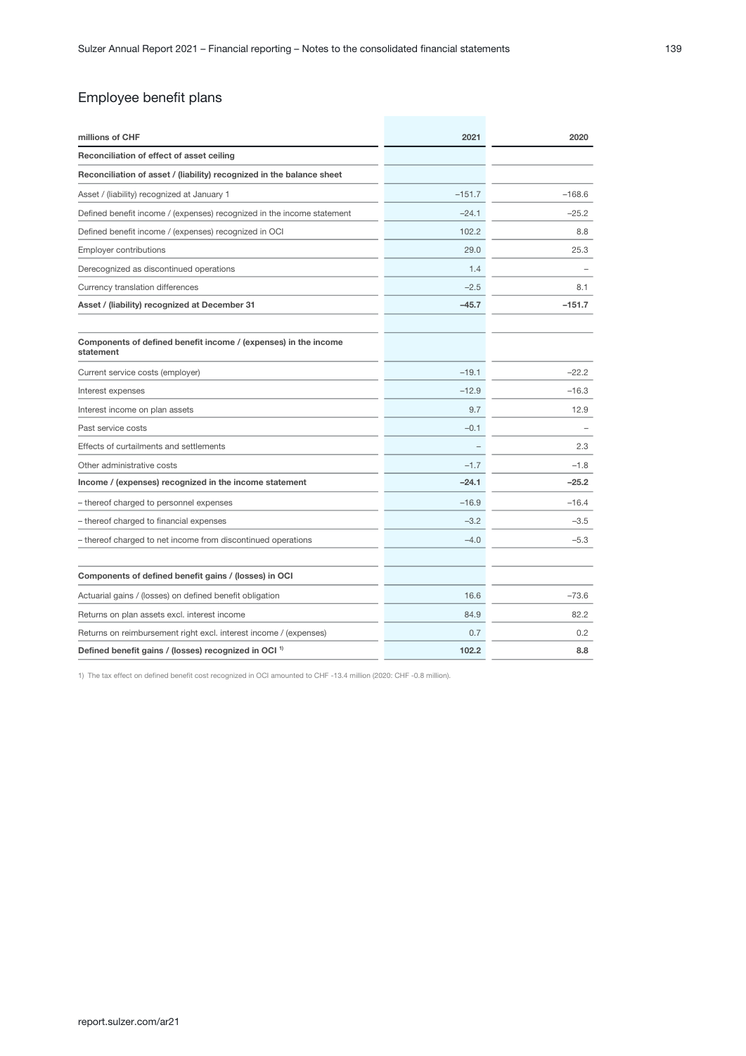## Employee benefit plans

| millions of CHF | 2021 | 2020 |
|---|---|---|
| **Reconciliation of effect of asset ceiling** | | |
| **Reconciliation of asset / (liability) recognized in the balance sheet** | | |
| Asset / (liability) recognized at January 1 | –151.7 | –168.6 |
| Defined benefit income / (expenses) recognized in the income statement | –24.1 | –25.2 |
| Defined benefit income / (expenses) recognized in OCI | 102.2 | 8.8 |
| Employer contributions | 29.0 | 25.3 |
| Derecognized as discontinued operations | 1.4 | – |
| Currency translation differences | –2.5 | 8.1 |
| **Asset / (liability) recognized at December 31** | **–45.7** | **–151.7** |
| | | |
| **Components of defined benefit income / (expenses) in the income statement** | | |
| Current service costs (employer) | –19.1 | –22.2 |
| Interest expenses | –12.9 | –16.3 |
| Interest income on plan assets | 9.7 | 12.9 |
| Past service costs | –0.1 | – |
| Effects of curtailments and settlements | – | 2.3 |
| Other administrative costs | –1.7 | –1.8 |
| **Income / (expenses) recognized in the income statement** | **–24.1** | **–25.2** |
| – thereof charged to personnel expenses | –16.9 | –16.4 |
| – thereof charged to financial expenses | –3.2 | –3.5 |
| – thereof charged to net income from discontinued operations | –4.0 | –5.3 |
| | | |
| **Components of defined benefit gains / (losses) in OCI** | | |
| Actuarial gains / (losses) on defined benefit obligation | 16.6 | –73.6 |
| Returns on plan assets excl. interest income | 84.9 | 82.2 |
| Returns on reimbursement right excl. interest income / (expenses) | 0.7 | 0.2 |
| **Defined benefit gains / (losses) recognized in OCI [1]** | **102.2** | **8.8** |

1) The tax effect on defined benefit cost recognized in OCI amounted to CHF -13.4 million (2020: CHF -0.8 million).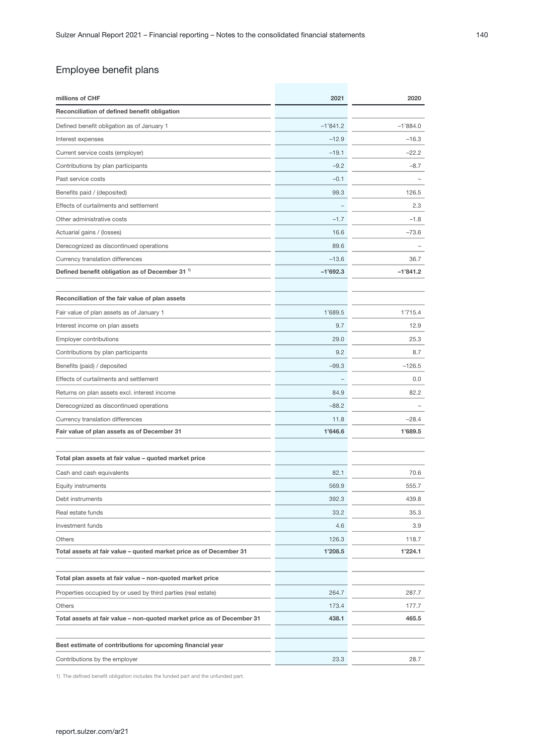## Employee benefit plans

| millions of CHF | 2021 | 2020 |
|---|---|---|
| **Reconciliation of defined benefit obligation** | | |
| Defined benefit obligation as of January 1 | –1'841.2 | –1'884.0 |
| Interest expenses | –12.9 | –16.3 |
| Current service costs (employer) | –19.1 | –22.2 |
| Contributions by plan participants | –9.2 | –8.7 |
| Past service costs | –0.1 | – |
| Benefits paid / (deposited) | 99.3 | 126.5 |
| Effects of curtailments and settlement | – | 2.3 |
| Other administrative costs | –1.7 | –1.8 |
| Actuarial gains / (losses) | 16.6 | –73.6 |
| Derecognized as discontinued operations | 89.6 | – |
| Currency translation differences | –13.6 | 36.7 |
| **Defined benefit obligation as of December 31 [1]** | **–1'692.3** | **–1'841.2** |
| | | |
| **Reconciliation of the fair value of plan assets** | | |
| Fair value of plan assets as of January 1 | 1'689.5 | 1'715.4 |
| Interest income on plan assets | 9.7 | 12.9 |
| Employer contributions | 29.0 | 25.3 |
| Contributions by plan participants | 9.2 | 8.7 |
| Benefits (paid) / deposited | –99.3 | –126.5 |
| Effects of curtailments and settlement | – | 0.0 |
| Returns on plan assets excl. interest income | 84.9 | 82.2 |
| Derecognized as discontinued operations | –88.2 | – |
| Currency translation differences | 11.8 | –28.4 |
| **Fair value of plan assets as of December 31** | **1'646.6** | **1'689.5** |
| | | |
| **Total plan assets at fair value – quoted market price** | | |
| Cash and cash equivalents | 82.1 | 70.6 |
| Equity instruments | 569.9 | 555.7 |
| Debt instruments | 392.3 | 439.8 |
| Real estate funds | 33.2 | 35.3 |
| Investment funds | 4.6 | 3.9 |
| Others | 126.3 | 118.7 |
| **Total assets at fair value – quoted market price as of December 31** | **1'208.5** | **1'224.1** |
| | | |
| **Total plan assets at fair value – non-quoted market price** | | |
| Properties occupied by or used by third parties (real estate) | 264.7 | 287.7 |
| Others | 173.4 | 177.7 |
| **Total assets at fair value – non-quoted market price as of December 31** | **438.1** | **465.5** |
| | | |
| **Best estimate of contributions for upcoming financial year** | | |
| Contributions by the employer | 23.3 | 28.7 |

1) The defined benefit obligation includes the funded part and the unfunded part.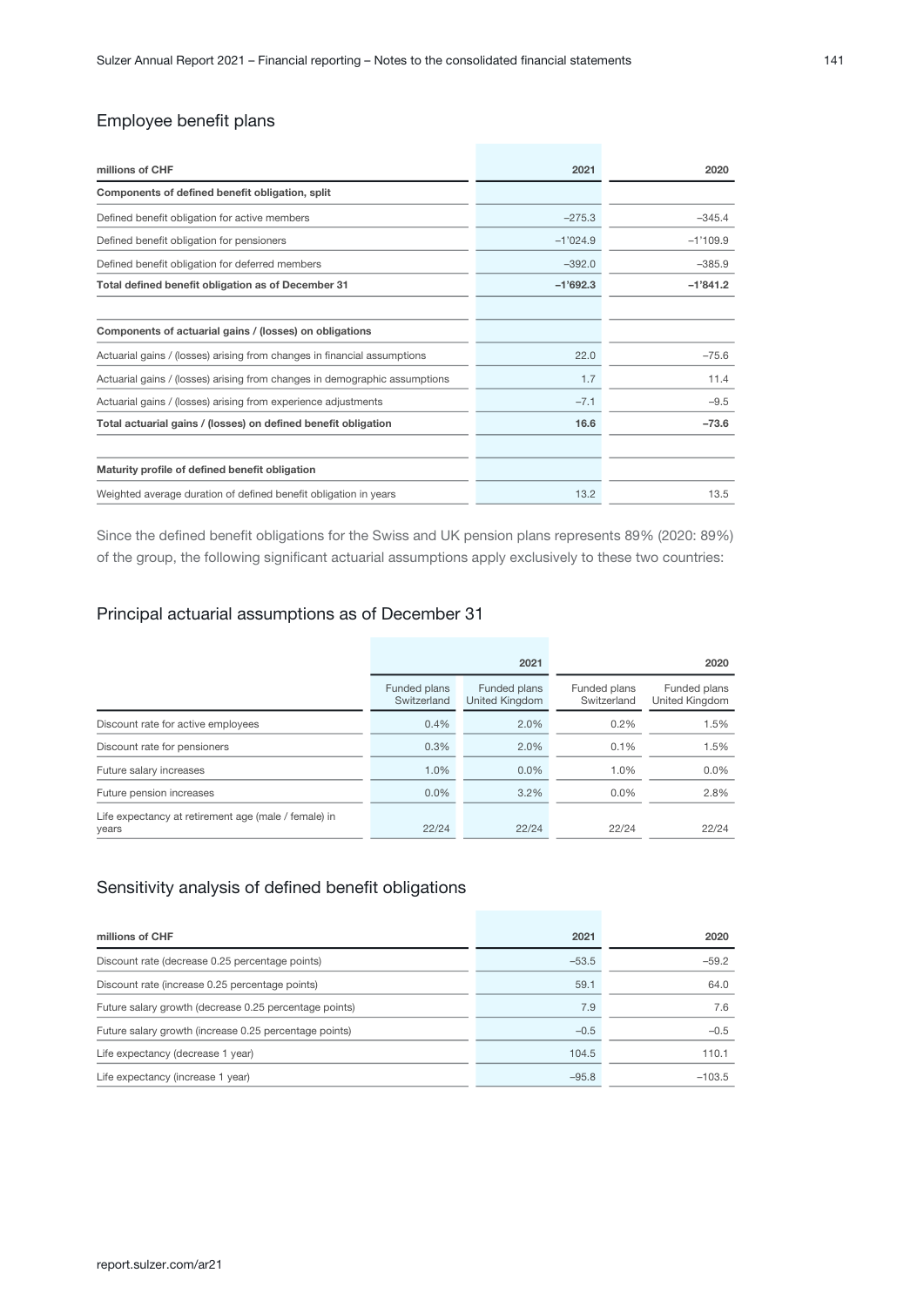## Employee benefit plans

| millions of CHF | 2021 | 2020 |
|---|---|---|
| **Components of defined benefit obligation, split** | | |
| Defined benefit obligation for active members | –275.3 | –345.4 |
| Defined benefit obligation for pensioners | –1'024.9 | –1'109.9 |
| Defined benefit obligation for deferred members | –392.0 | –385.9 |
| **Total defined benefit obligation as of December 31** | **–1'692.3** | **–1'841.2** |
| | | |
| **Components of actuarial gains / (losses) on obligations** | | |
| Actuarial gains / (losses) arising from changes in financial assumptions | 22.0 | –75.6 |
| Actuarial gains / (losses) arising from changes in demographic assumptions | 1.7 | 11.4 |
| Actuarial gains / (losses) arising from experience adjustments | –7.1 | –9.5 |
| **Total actuarial gains / (losses) on defined benefit obligation** | **16.6** | **–73.6** |
| | | |
| **Maturity profile of defined benefit obligation** | | |
| Weighted average duration of defined benefit obligation in years | 13.2 | 13.5 |

Since the defined benefit obligations for the Swiss and UK pension plans represents 89% (2020: 89%) of the group, the following significant actuarial assumptions apply exclusively to these two countries:

## Principal actuarial assumptions as of December 31

| | 2021 | | 2020 | |
|---|---|---|---|---|
| | Funded plans Switzerland | Funded plans United Kingdom | Funded plans Switzerland | Funded plans United Kingdom |
| Discount rate for active employees | 0.4% | 2.0% | 0.2% | 1.5% |
| Discount rate for pensioners | 0.3% | 2.0% | 0.1% | 1.5% |
| Future salary increases | 1.0% | 0.0% | 1.0% | 0.0% |
| Future pension increases | 0.0% | 3.2% | 0.0% | 2.8% |
| Life expectancy at retirement age (male / female) in years | 22/24 | 22/24 | 22/24 | 22/24 |

## Sensitivity analysis of defined benefit obligations

| millions of CHF | 2021 | 2020 |
|---|---|---|
| Discount rate (decrease 0.25 percentage points) | –53.5 | –59.2 |
| Discount rate (increase 0.25 percentage points) | 59.1 | 64.0 |
| Future salary growth (decrease 0.25 percentage points) | 7.9 | 7.6 |
| Future salary growth (increase 0.25 percentage points) | –0.5 | –0.5 |
| Life expectancy (decrease 1 year) | 104.5 | 110.1 |
| Life expectancy (increase 1 year) | –95.8 | –103.5 |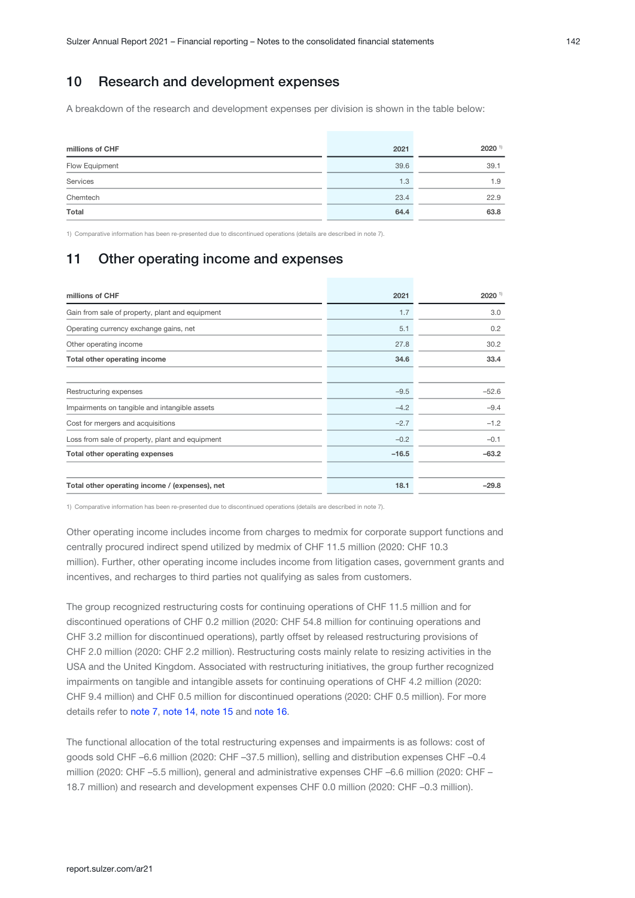## 10 Research and development expenses

A breakdown of the research and development expenses per division is shown in the table below:

| millions of CHF | 2021 | 2020 [1] |
|---|---|---|
| Flow Equipment | 39.6 | 39.1 |
| Services | 1.3 | 1.9 |
| Chemtech | 23.4 | 22.9 |
| **Total** | **64.4** | **63.8** |

1) Comparative information has been re-presented due to discontinued operations (details are described in note 7).

## 11 Other operating income and expenses

| millions of CHF | 2021 | 2020 [1] |
|---|---|---|
| Gain from sale of property, plant and equipment | 1.7 | 3.0 |
| Operating currency exchange gains, net | 5.1 | 0.2 |
| Other operating income | 27.8 | 30.2 |
| **Total other operating income** | **34.6** | **33.4** |
| | | |
| Restructuring expenses | –9.5 | –52.6 |
| Impairments on tangible and intangible assets | –4.2 | –9.4 |
| Cost for mergers and acquisitions | –2.7 | –1.2 |
| Loss from sale of property, plant and equipment | –0.2 | –0.1 |
| **Total other operating expenses** | **–16.5** | **–63.2** |
| | | |
| **Total other operating income / (expenses), net** | **18.1** | **–29.8** |

1) Comparative information has been re-presented due to discontinued operations (details are described in note 7).

Other operating income includes income from charges to medmix for corporate support functions and centrally procured indirect spend utilized by medmix of CHF 11.5 million (2020: CHF 10.3 million). Further, other operating income includes income from litigation cases, government grants and incentives, and recharges to third parties not qualifying as sales from customers.

The group recognized restructuring costs for continuing operations of CHF 11.5 million and for discontinued operations of CHF 0.2 million (2020: CHF 54.8 million for continuing operations and CHF 3.2 million for discontinued operations), partly offset by released restructuring provisions of CHF 2.0 million (2020: CHF 2.2 million). Restructuring costs mainly relate to resizing activities in the USA and the United Kingdom. Associated with restructuring initiatives, the group further recognized impairments on tangible and intangible assets for continuing operations of CHF 4.2 million (2020: CHF 9.4 million) and CHF 0.5 million for discontinued operations (2020: CHF 0.5 million). For more details refer to note 7, note 14, note 15 and note 16.

The functional allocation of the total restructuring expenses and impairments is as follows: cost of goods sold CHF –6.6 million (2020: CHF –37.5 million), selling and distribution expenses CHF –0.4 million (2020: CHF –5.5 million), general and administrative expenses CHF –6.6 million (2020: CHF –18.7 million) and research and development expenses CHF 0.0 million (2020: CHF –0.3 million).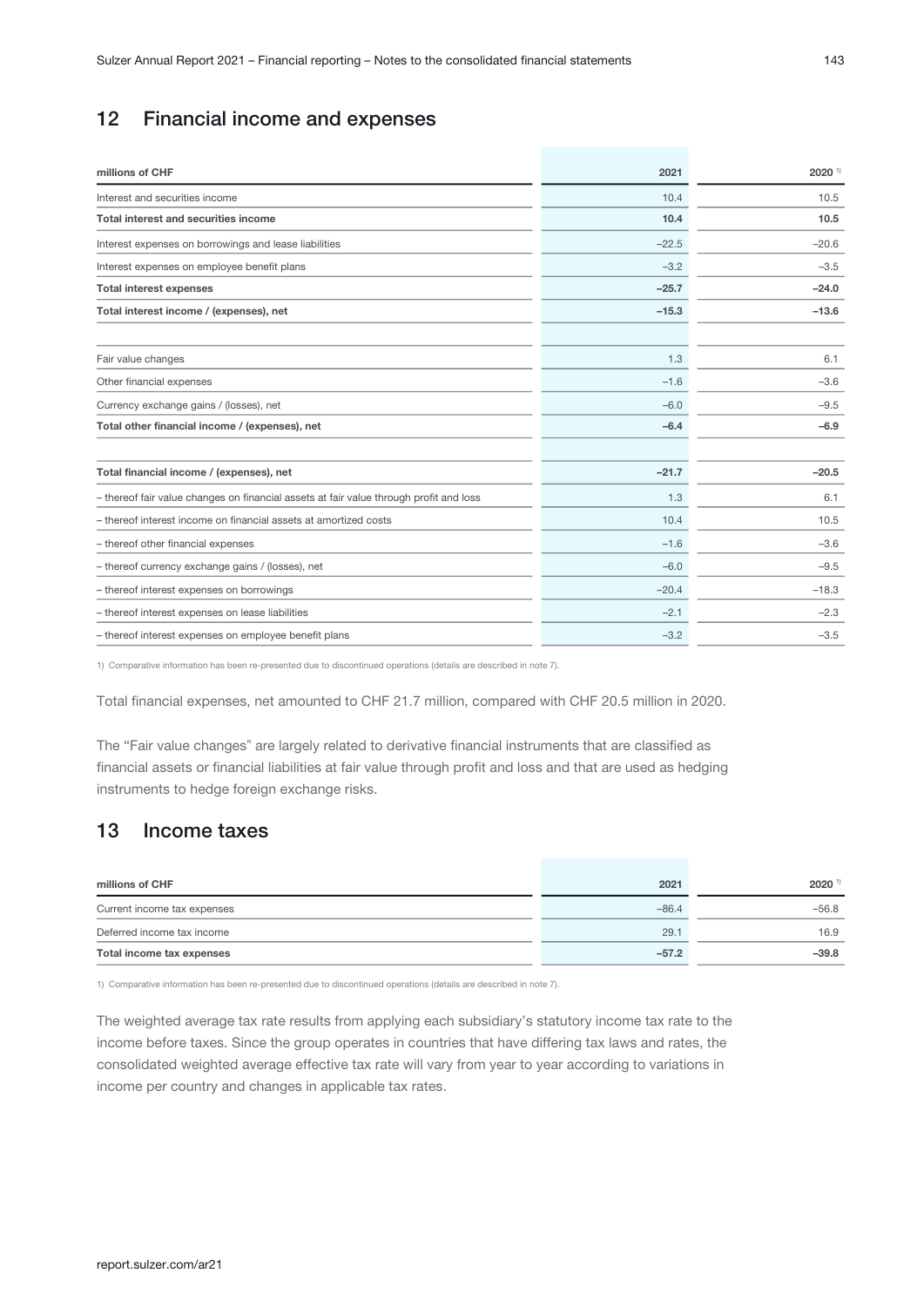## 12 Financial income and expenses

| millions of CHF | 2021 | 2020 [1] |
|---|---|---|
| Interest and securities income | 10.4 | 10.5 |
| **Total interest and securities income** | **10.4** | **10.5** |
| Interest expenses on borrowings and lease liabilities | –22.5 | –20.6 |
| Interest expenses on employee benefit plans | –3.2 | –3.5 |
| **Total interest expenses** | **–25.7** | **–24.0** |
| **Total interest income / (expenses), net** | **–15.3** | **–13.6** |
| | | |
| Fair value changes | 1.3 | 6.1 |
| Other financial expenses | –1.6 | –3.6 |
| Currency exchange gains / (losses), net | –6.0 | –9.5 |
| **Total other financial income / (expenses), net** | **–6.4** | **–6.9** |
| | | |
| **Total financial income / (expenses), net** | **–21.7** | **–20.5** |
| – thereof fair value changes on financial assets at fair value through profit and loss | 1.3 | 6.1 |
| – thereof interest income on financial assets at amortized costs | 10.4 | 10.5 |
| – thereof other financial expenses | –1.6 | –3.6 |
| – thereof currency exchange gains / (losses), net | –6.0 | –9.5 |
| – thereof interest expenses on borrowings | –20.4 | –18.3 |
| – thereof interest expenses on lease liabilities | –2.1 | –2.3 |
| – thereof interest expenses on employee benefit plans | –3.2 | –3.5 |

1) Comparative information has been re-presented due to discontinued operations (details are described in note 7).

Total financial expenses, net amounted to CHF 21.7 million, compared with CHF 20.5 million in 2020.

The "Fair value changes" are largely related to derivative financial instruments that are classified as financial assets or financial liabilities at fair value through profit and loss and that are used as hedging instruments to hedge foreign exchange risks.

## 13 Income taxes

| millions of CHF | 2021 | 2020 [1] |
|---|---|---|
| Current income tax expenses | –86.4 | –56.8 |
| Deferred income tax income | 29.1 | 16.9 |
| **Total income tax expenses** | **–57.2** | **–39.8** |

1) Comparative information has been re-presented due to discontinued operations (details are described in note 7).

The weighted average tax rate results from applying each subsidiary's statutory income tax rate to the income before taxes. Since the group operates in countries that have differing tax laws and rates, the consolidated weighted average effective tax rate will vary from year to year according to variations in income per country and changes in applicable tax rates.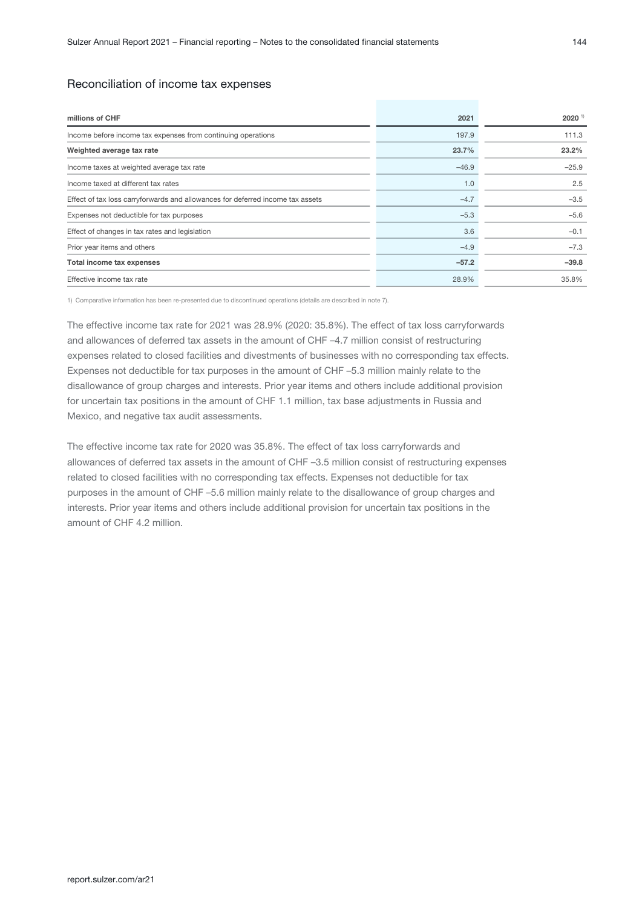## Reconciliation of income tax expenses

| millions of CHF | 2021 | 2020 [1] |
|---|---|---|
| Income before income tax expenses from continuing operations | 197.9 | 111.3 |
| **Weighted average tax rate** | **23.7%** | **23.2%** |
| Income taxes at weighted average tax rate | –46.9 | –25.9 |
| Income taxed at different tax rates | 1.0 | 2.5 |
| Effect of tax loss carryforwards and allowances for deferred income tax assets | –4.7 | –3.5 |
| Expenses not deductible for tax purposes | –5.3 | –5.6 |
| Effect of changes in tax rates and legislation | 3.6 | –0.1 |
| Prior year items and others | –4.9 | –7.3 |
| **Total income tax expenses** | **–57.2** | **–39.8** |
| Effective income tax rate | 28.9% | 35.8% |

1) Comparative information has been re-presented due to discontinued operations (details are described in note 7).

The effective income tax rate for 2021 was 28.9% (2020: 35.8%). The effect of tax loss carryforwards and allowances of deferred tax assets in the amount of CHF –4.7 million consist of restructuring expenses related to closed facilities and divestments of businesses with no corresponding tax effects. Expenses not deductible for tax purposes in the amount of CHF –5.3 million mainly relate to the disallowance of group charges and interests. Prior year items and others include additional provision for uncertain tax positions in the amount of CHF 1.1 million, tax base adjustments in Russia and Mexico, and negative tax audit assessments.

The effective income tax rate for 2020 was 35.8%. The effect of tax loss carryforwards and allowances of deferred tax assets in the amount of CHF –3.5 million consist of restructuring expenses related to closed facilities with no corresponding tax effects. Expenses not deductible for tax purposes in the amount of CHF –5.6 million mainly relate to the disallowance of group charges and interests. Prior year items and others include additional provision for uncertain tax positions in the amount of CHF 4.2 million.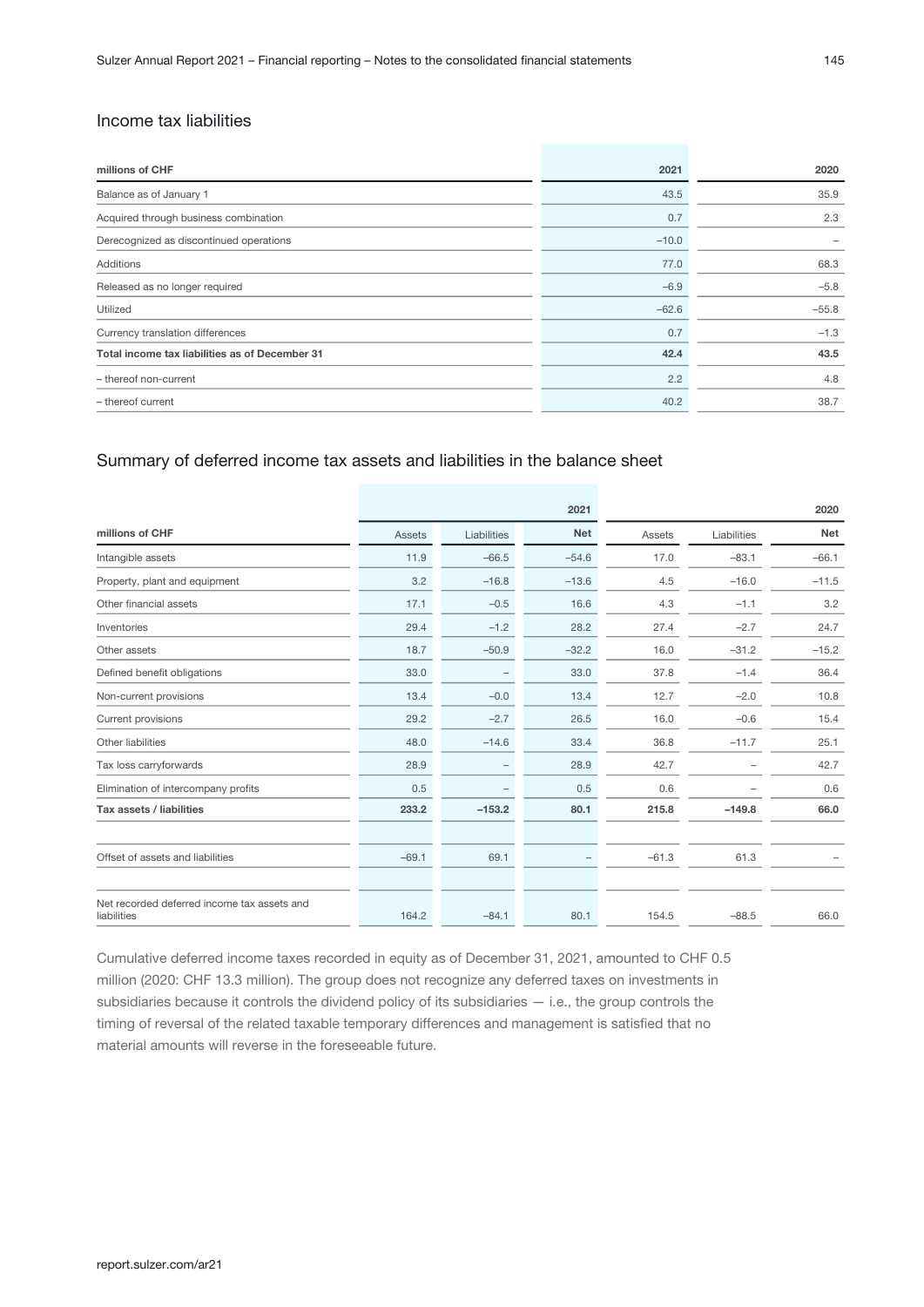## Income tax liabilities

| millions of CHF | 2021 | 2020 |
|---|---|---|
| Balance as of January 1 | 43.5 | 35.9 |
| Acquired through business combination | 0.7 | 2.3 |
| Derecognized as discontinued operations | –10.0 | – |
| Additions | 77.0 | 68.3 |
| Released as no longer required | –6.9 | –5.8 |
| Utilized | –62.6 | –55.8 |
| Currency translation differences | 0.7 | –1.3 |
| **Total income tax liabilities as of December 31** | **42.4** | **43.5** |
| – thereof non-current | 2.2 | 4.8 |
| – thereof current | 40.2 | 38.7 |

## Summary of deferred income tax assets and liabilities in the balance sheet

| | | | 2021 | | | 2020 |
|---|---|---|---|---|---|---|
| **millions of CHF** | Assets | Liabilities | **Net** | Assets | Liabilities | **Net** |
| Intangible assets | 11.9 | –66.5 | –54.6 | 17.0 | –83.1 | –66.1 |
| Property, plant and equipment | 3.2 | –16.8 | –13.6 | 4.5 | –16.0 | –11.5 |
| Other financial assets | 17.1 | –0.5 | 16.6 | 4.3 | –1.1 | 3.2 |
| Inventories | 29.4 | –1.2 | 28.2 | 27.4 | –2.7 | 24.7 |
| Other assets | 18.7 | –50.9 | –32.2 | 16.0 | –31.2 | –15.2 |
| Defined benefit obligations | 33.0 | – | 33.0 | 37.8 | –1.4 | 36.4 |
| Non-current provisions | 13.4 | –0.0 | 13.4 | 12.7 | –2.0 | 10.8 |
| Current provisions | 29.2 | –2.7 | 26.5 | 16.0 | –0.6 | 15.4 |
| Other liabilities | 48.0 | –14.6 | 33.4 | 36.8 | –11.7 | 25.1 |
| Tax loss carryforwards | 28.9 | – | 28.9 | 42.7 | – | 42.7 |
| Elimination of intercompany profits | 0.5 | – | 0.5 | 0.6 | – | 0.6 |
| **Tax assets / liabilities** | **233.2** | **–153.2** | **80.1** | **215.8** | **–149.8** | **66.0** |
| | | | | | | |
| Offset of assets and liabilities | –69.1 | 69.1 | – | –61.3 | 61.3 | – |
| | | | | | | |
| Net recorded deferred income tax assets and liabilities | 164.2 | –84.1 | 80.1 | 154.5 | –88.5 | 66.0 |

Cumulative deferred income taxes recorded in equity as of December 31, 2021, amounted to CHF 0.5 million (2020: CHF 13.3 million). The group does not recognize any deferred taxes on investments in subsidiaries because it controls the dividend policy of its subsidiaries — i.e., the group controls the timing of reversal of the related taxable temporary differences and management is satisfied that no material amounts will reverse in the foreseeable future.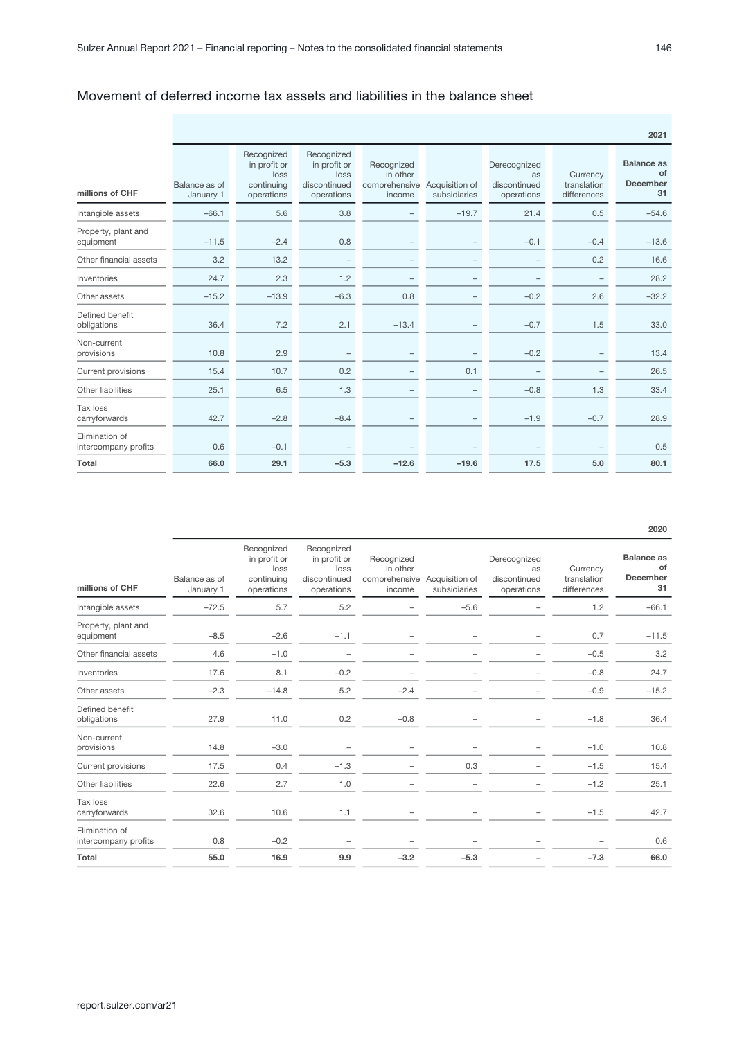## Movement of deferred income tax assets and liabilities in the balance sheet

| | | | | | | | | 2021 |
|---|---|---|---|---|---|---|---|---|
| millions of CHF | Balance as of January 1 | Recognized in profit or loss continuing operations | Recognized in profit or loss discontinued operations | Recognized in other comprehensive income | Acquisition of subsidiaries | Derecognized as discontinued operations | Currency translation differences | **Balance as of December 31** |
| Intangible assets | –66.1 | 5.6 | 3.8 | – | –19.7 | 21.4 | 0.5 | –54.6 |
| Property, plant and equipment | –11.5 | –2.4 | 0.8 | – | – | –0.1 | –0.4 | –13.6 |
| Other financial assets | 3.2 | 13.2 | – | – | – | – | 0.2 | 16.6 |
| Inventories | 24.7 | 2.3 | 1.2 | – | – | – | – | 28.2 |
| Other assets | –15.2 | –13.9 | –6.3 | 0.8 | – | –0.2 | 2.6 | –32.2 |
| Defined benefit obligations | 36.4 | 7.2 | 2.1 | –13.4 | – | –0.7 | 1.5 | 33.0 |
| Non-current provisions | 10.8 | 2.9 | – | – | – | –0.2 | – | 13.4 |
| Current provisions | 15.4 | 10.7 | 0.2 | – | 0.1 | – | – | 26.5 |
| Other liabilities | 25.1 | 6.5 | 1.3 | – | – | –0.8 | 1.3 | 33.4 |
| Tax loss carryforwards | 42.7 | –2.8 | –8.4 | – | – | –1.9 | –0.7 | 28.9 |
| Elimination of intercompany profits | 0.6 | –0.1 | – | – | – | – | – | 0.5 |
| **Total** | **66.0** | **29.1** | **–5.3** | **–12.6** | **–19.6** | **17.5** | **5.0** | **80.1** |

| | | | | | | | | 2020 |
|---|---|---|---|---|---|---|---|---|
| millions of CHF | Balance as of January 1 | Recognized in profit or loss continuing operations | Recognized in profit or loss discontinued operations | Recognized in other comprehensive income | Acquisition of subsidiaries | Derecognized as discontinued operations | Currency translation differences | **Balance as of December 31** |
| Intangible assets | –72.5 | 5.7 | 5.2 | – | –5.6 | – | 1.2 | –66.1 |
| Property, plant and equipment | –8.5 | –2.6 | –1.1 | – | – | – | 0.7 | –11.5 |
| Other financial assets | 4.6 | –1.0 | – | – | – | – | –0.5 | 3.2 |
| Inventories | 17.6 | 8.1 | –0.2 | – | – | – | –0.8 | 24.7 |
| Other assets | –2.3 | –14.8 | 5.2 | –2.4 | – | – | –0.9 | –15.2 |
| Defined benefit obligations | 27.9 | 11.0 | 0.2 | –0.8 | – | – | –1.8 | 36.4 |
| Non-current provisions | 14.8 | –3.0 | – | – | – | – | –1.0 | 10.8 |
| Current provisions | 17.5 | 0.4 | –1.3 | – | 0.3 | – | –1.5 | 15.4 |
| Other liabilities | 22.6 | 2.7 | 1.0 | – | – | – | –1.2 | 25.1 |
| Tax loss carryforwards | 32.6 | 10.6 | 1.1 | – | – | – | –1.5 | 42.7 |
| Elimination of intercompany profits | 0.8 | –0.2 | – | – | – | – | – | 0.6 |
| **Total** | **55.0** | **16.9** | **9.9** | **–3.2** | **–5.3** | **–** | **–7.3** | **66.0** |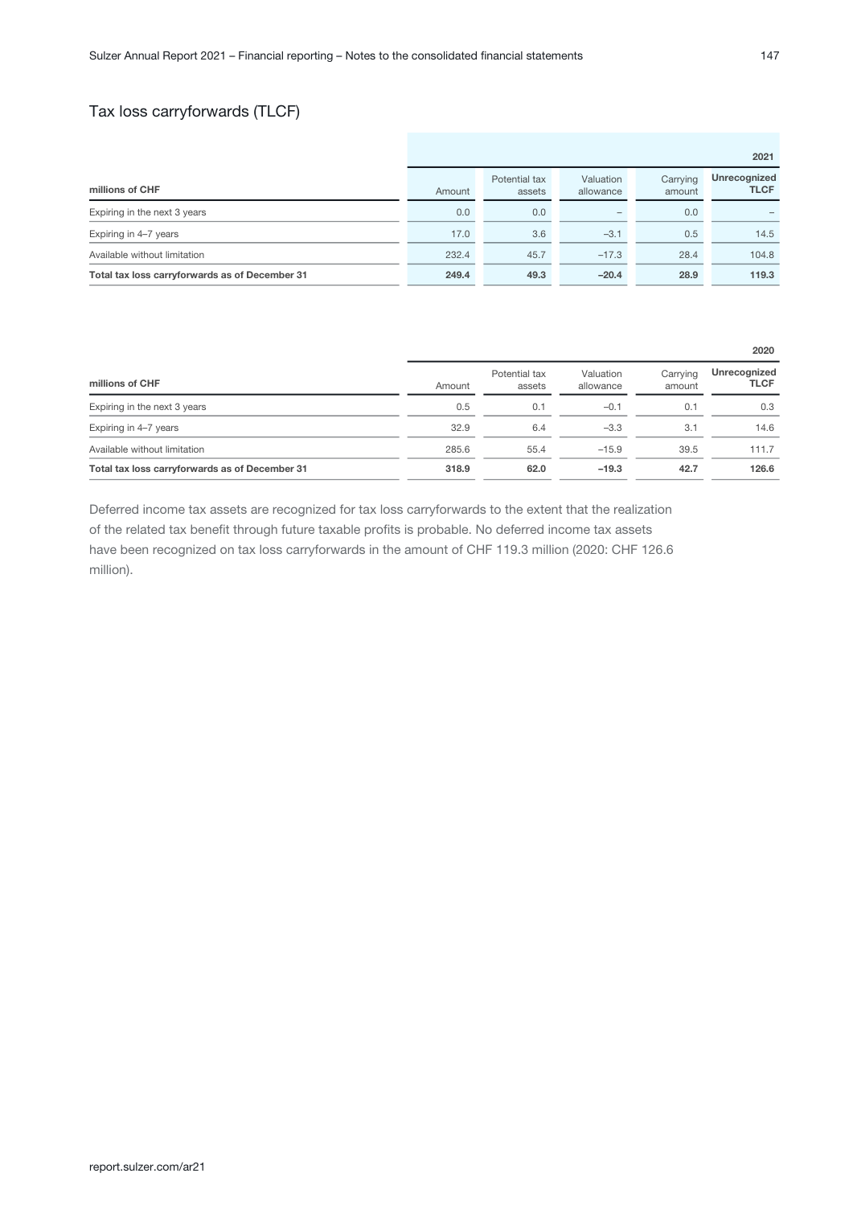## Tax loss carryforwards (TLCF)

| millions of CHF | Amount | Potential tax assets | Valuation allowance | Carrying amount | Unrecognized TLCF |
|---|---|---|---|---|---|
| | | | | | **2021** |
| Expiring in the next 3 years | 0.0 | 0.0 | – | 0.0 | – |
| Expiring in 4–7 years | 17.0 | 3.6 | –3.1 | 0.5 | 14.5 |
| Available without limitation | 232.4 | 45.7 | –17.3 | 28.4 | 104.8 |
| **Total tax loss carryforwards as of December 31** | **249.4** | **49.3** | **–20.4** | **28.9** | **119.3** |

| millions of CHF | Amount | Potential tax assets | Valuation allowance | Carrying amount | Unrecognized TLCF |
|---|---|---|---|---|---|
| | | | | | **2020** |
| Expiring in the next 3 years | 0.5 | 0.1 | –0.1 | 0.1 | 0.3 |
| Expiring in 4–7 years | 32.9 | 6.4 | –3.3 | 3.1 | 14.6 |
| Available without limitation | 285.6 | 55.4 | –15.9 | 39.5 | 111.7 |
| **Total tax loss carryforwards as of December 31** | **318.9** | **62.0** | **–19.3** | **42.7** | **126.6** |

Deferred income tax assets are recognized for tax loss carryforwards to the extent that the realization of the related tax benefit through future taxable profits is probable. No deferred income tax assets have been recognized on tax loss carryforwards in the amount of CHF 119.3 million (2020: CHF 126.6 million).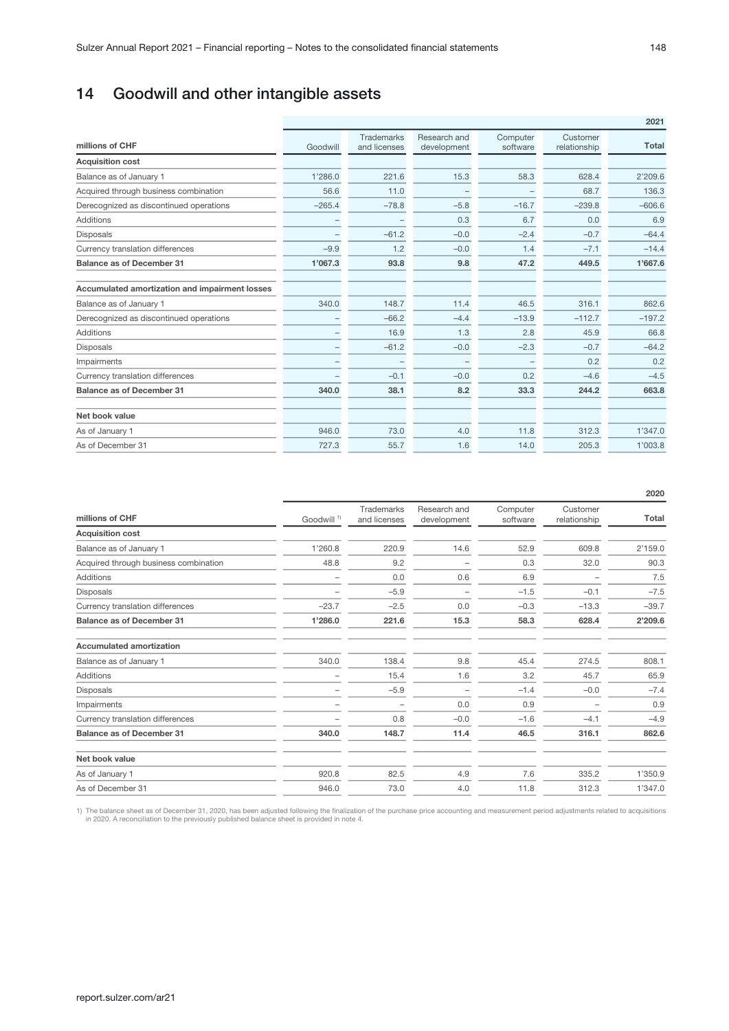# 14 Goodwill and other intangible assets

| millions of CHF | Goodwill | Trademarks and licenses | Research and development | Computer software | Customer relationship | Total |
|---|---|---|---|---|---|---|
| | | | | | | **2021** |
| **Acquisition cost** | | | | | | |
| Balance as of January 1 | 1'286.0 | 221.6 | 15.3 | 58.3 | 628.4 | 2'209.6 |
| Acquired through business combination | 56.6 | 11.0 | – | – | 68.7 | 136.3 |
| Derecognized as discontinued operations | –265.4 | –78.8 | –5.8 | –16.7 | –239.8 | –606.6 |
| Additions | – | – | 0.3 | 6.7 | 0.0 | 6.9 |
| Disposals | – | –61.2 | –0.0 | –2.4 | –0.7 | –64.4 |
| Currency translation differences | –9.9 | 1.2 | –0.0 | 1.4 | –7.1 | –14.4 |
| **Balance as of December 31** | **1'067.3** | **93.8** | **9.8** | **47.2** | **449.5** | **1'667.6** |
| | | | | | | |
| **Accumulated amortization and impairment losses** | | | | | | |
| Balance as of January 1 | 340.0 | 148.7 | 11.4 | 46.5 | 316.1 | 862.6 |
| Derecognized as discontinued operations | – | –66.2 | –4.4 | –13.9 | –112.7 | –197.2 |
| Additions | – | 16.9 | 1.3 | 2.8 | 45.9 | 66.8 |
| Disposals | – | –61.2 | –0.0 | –2.3 | –0.7 | –64.2 |
| Impairments | – | – | – | – | 0.2 | 0.2 |
| Currency translation differences | – | –0.1 | –0.0 | 0.2 | –4.6 | –4.5 |
| **Balance as of December 31** | **340.0** | **38.1** | **8.2** | **33.3** | **244.2** | **663.8** |
| | | | | | | |
| **Net book value** | | | | | | |
| As of January 1 | 946.0 | 73.0 | 4.0 | 11.8 | 312.3 | 1'347.0 |
| As of December 31 | 727.3 | 55.7 | 1.6 | 14.0 | 205.3 | 1'003.8 |

| millions of CHF | Goodwill [1] | Trademarks and licenses | Research and development | Computer software | Customer relationship | Total |
|---|---|---|---|---|---|---|
| | | | | | | **2020** |
| **Acquisition cost** | | | | | | |
| Balance as of January 1 | 1'260.8 | 220.9 | 14.6 | 52.9 | 609.8 | 2'159.0 |
| Acquired through business combination | 48.8 | 9.2 | – | 0.3 | 32.0 | 90.3 |
| Additions | – | 0.0 | 0.6 | 6.9 | – | 7.5 |
| Disposals | – | –5.9 | – | –1.5 | –0.1 | –7.5 |
| Currency translation differences | –23.7 | –2.5 | 0.0 | –0.3 | –13.3 | –39.7 |
| **Balance as of December 31** | **1'286.0** | **221.6** | **15.3** | **58.3** | **628.4** | **2'209.6** |
| | | | | | | |
| **Accumulated amortization** | | | | | | |
| Balance as of January 1 | 340.0 | 138.4 | 9.8 | 45.4 | 274.5 | 808.1 |
| Additions | – | 15.4 | 1.6 | 3.2 | 45.7 | 65.9 |
| Disposals | – | –5.9 | – | –1.4 | –0.0 | –7.4 |
| Impairments | – | – | 0.0 | 0.9 | – | 0.9 |
| Currency translation differences | – | 0.8 | –0.0 | –1.6 | –4.1 | –4.9 |
| **Balance as of December 31** | **340.0** | **148.7** | **11.4** | **46.5** | **316.1** | **862.6** |
| | | | | | | |
| **Net book value** | | | | | | |
| As of January 1 | 920.8 | 82.5 | 4.9 | 7.6 | 335.2 | 1'350.9 |
| As of December 31 | 946.0 | 73.0 | 4.0 | 11.8 | 312.3 | 1'347.0 |

1) The balance sheet as of December 31, 2020, has been adjusted following the finalization of the purchase price accounting and measurement period adjustments related to acquisitions in 2020. A reconciliation to the previously published balance sheet is provided in note 4.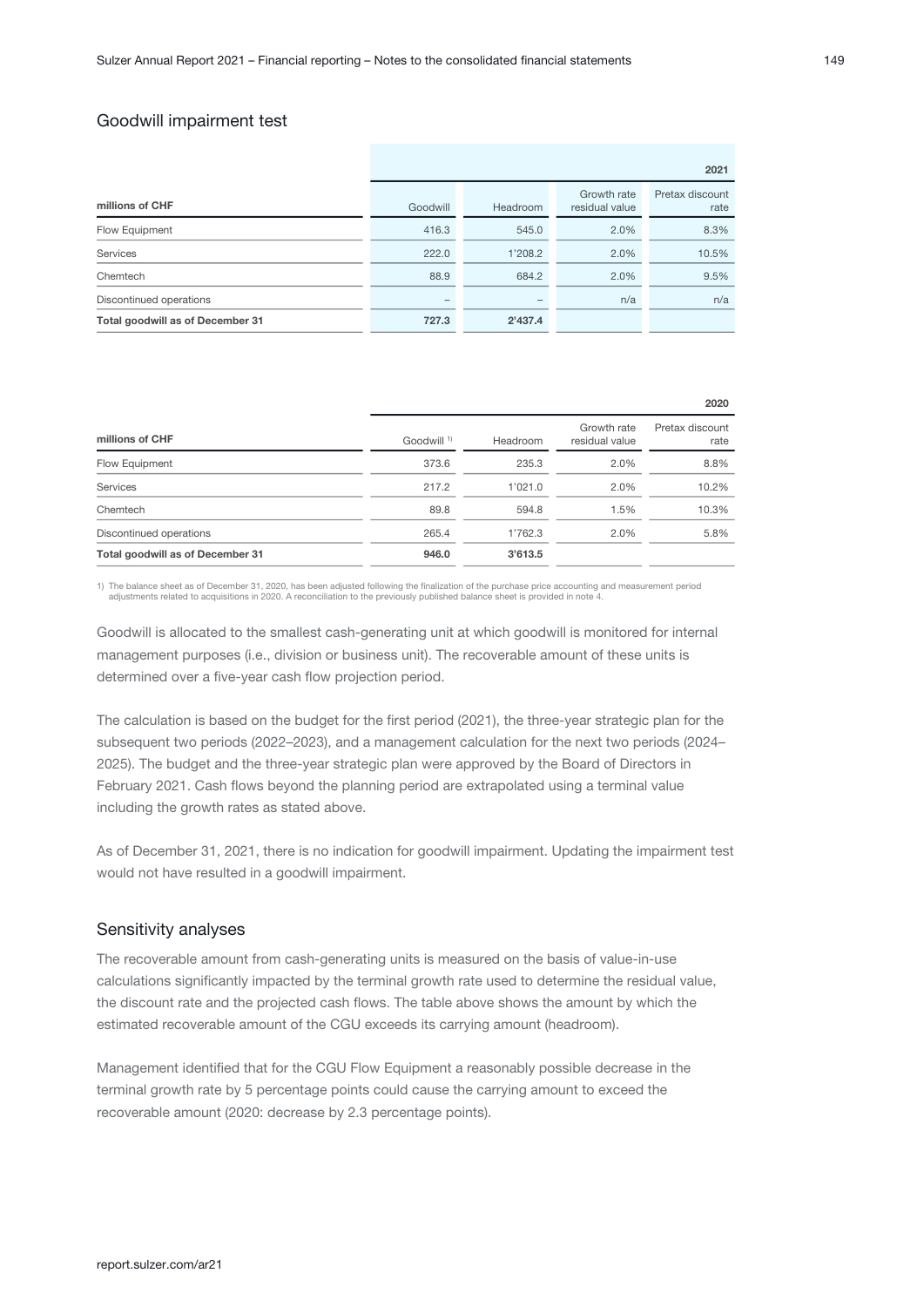## Goodwill impairment test

| millions of CHF | Goodwill | Headroom | Growth rate residual value | Pretax discount rate |
|---|---|---|---|---|
| | | | | **2021** |
| Flow Equipment | 416.3 | 545.0 | 2.0% | 8.3% |
| Services | 222.0 | 1'208.2 | 2.0% | 10.5% |
| Chemtech | 88.9 | 684.2 | 2.0% | 9.5% |
| Discontinued operations | – | – | n/a | n/a |
| **Total goodwill as of December 31** | **727.3** | **2'437.4** | | |

| millions of CHF | Goodwill [1] | Headroom | Growth rate residual value | Pretax discount rate |
|---|---|---|---|---|
| | | | | **2020** |
| Flow Equipment | 373.6 | 235.3 | 2.0% | 8.8% |
| Services | 217.2 | 1'021.0 | 2.0% | 10.2% |
| Chemtech | 89.8 | 594.8 | 1.5% | 10.3% |
| Discontinued operations | 265.4 | 1'762.3 | 2.0% | 5.8% |
| **Total goodwill as of December 31** | **946.0** | **3'613.5** | | |

1) The balance sheet as of December 31, 2020, has been adjusted following the finalization of the purchase price accounting and measurement period adjustments related to acquisitions in 2020. A reconciliation to the previously published balance sheet is provided in note 4.

Goodwill is allocated to the smallest cash-generating unit at which goodwill is monitored for internal management purposes (i.e., division or business unit). The recoverable amount of these units is determined over a five-year cash flow projection period.

The calculation is based on the budget for the first period (2021), the three-year strategic plan for the subsequent two periods (2022–2023), and a management calculation for the next two periods (2024–2025). The budget and the three-year strategic plan were approved by the Board of Directors in February 2021. Cash flows beyond the planning period are extrapolated using a terminal value including the growth rates as stated above.

As of December 31, 2021, there is no indication for goodwill impairment. Updating the impairment test would not have resulted in a goodwill impairment.

## Sensitivity analyses

The recoverable amount from cash-generating units is measured on the basis of value-in-use calculations significantly impacted by the terminal growth rate used to determine the residual value, the discount rate and the projected cash flows. The table above shows the amount by which the estimated recoverable amount of the CGU exceeds its carrying amount (headroom).

Management identified that for the CGU Flow Equipment a reasonably possible decrease in the terminal growth rate by 5 percentage points could cause the carrying amount to exceed the recoverable amount (2020: decrease by 2.3 percentage points).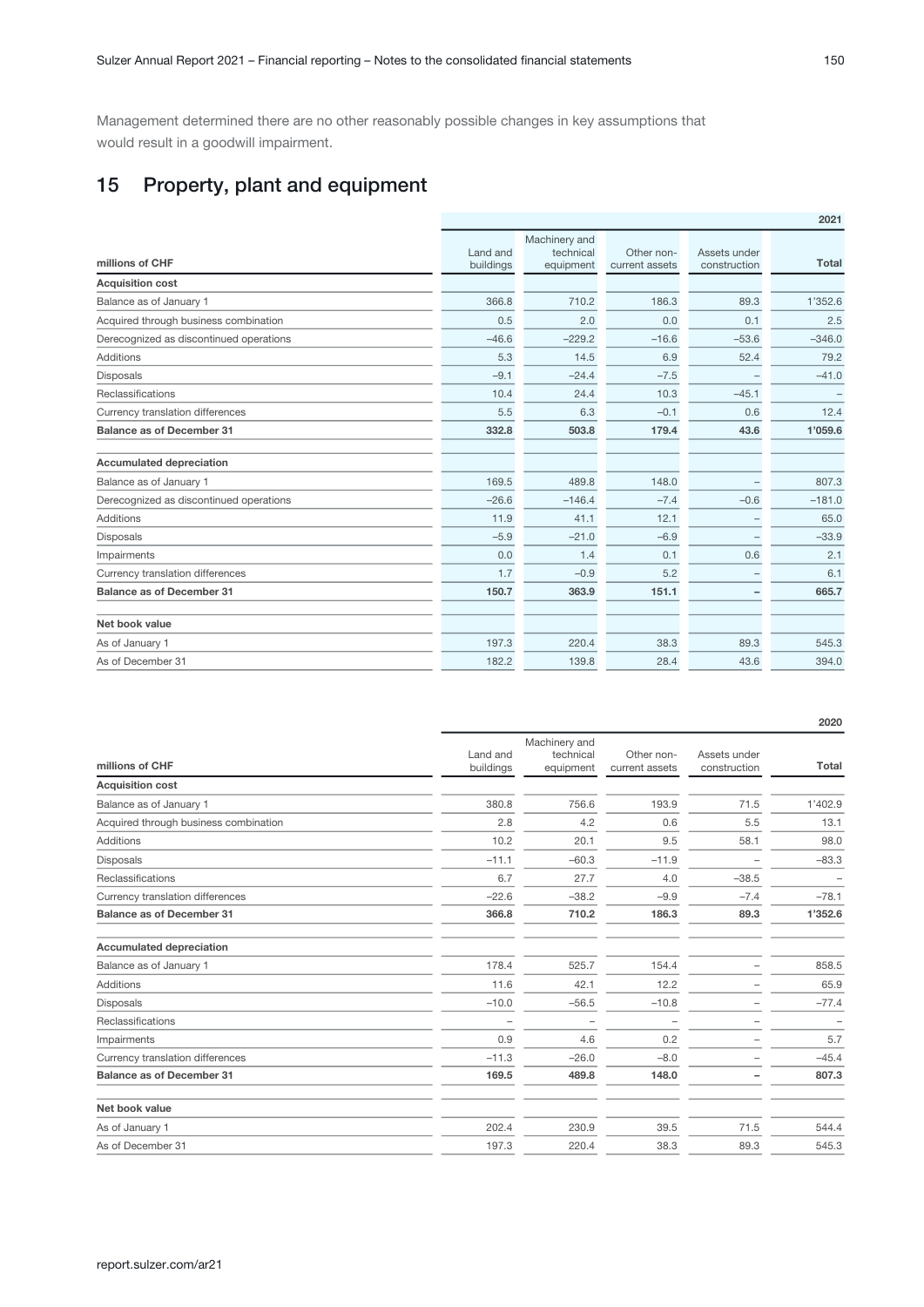Management determined there are no other reasonably possible changes in key assumptions that would result in a goodwill impairment.

## 15 Property, plant and equipment

| millions of CHF | Land and buildings | Machinery and technical equipment | Other non-current assets | Assets under construction | Total |
|---|---|---|---|---|---|
| | | | | | **2021** |
| **Acquisition cost** | | | | | |
| Balance as of January 1 | 366.8 | 710.2 | 186.3 | 89.3 | 1'352.6 |
| Acquired through business combination | 0.5 | 2.0 | 0.0 | 0.1 | 2.5 |
| Derecognized as discontinued operations | –46.6 | –229.2 | –16.6 | –53.6 | –346.0 |
| Additions | 5.3 | 14.5 | 6.9 | 52.4 | 79.2 |
| Disposals | –9.1 | –24.4 | –7.5 | – | –41.0 |
| Reclassifications | 10.4 | 24.4 | 10.3 | –45.1 | – |
| Currency translation differences | 5.5 | 6.3 | –0.1 | 0.6 | 12.4 |
| **Balance as of December 31** | **332.8** | **503.8** | **179.4** | **43.6** | **1'059.6** |
| **Accumulated depreciation** | | | | | |
| Balance as of January 1 | 169.5 | 489.8 | 148.0 | – | 807.3 |
| Derecognized as discontinued operations | –26.6 | –146.4 | –7.4 | –0.6 | –181.0 |
| Additions | 11.9 | 41.1 | 12.1 | – | 65.0 |
| Disposals | –5.9 | –21.0 | –6.9 | – | –33.9 |
| Impairments | 0.0 | 1.4 | 0.1 | 0.6 | 2.1 |
| Currency translation differences | 1.7 | –0.9 | 5.2 | – | 6.1 |
| **Balance as of December 31** | **150.7** | **363.9** | **151.1** | **–** | **665.7** |
| **Net book value** | | | | | |
| As of January 1 | 197.3 | 220.4 | 38.3 | 89.3 | 545.3 |
| As of December 31 | 182.2 | 139.8 | 28.4 | 43.6 | 394.0 |

| millions of CHF | Land and buildings | Machinery and technical equipment | Other non-current assets | Assets under construction | Total |
|---|---|---|---|---|---|
| | | | | | **2020** |
| **Acquisition cost** | | | | | |
| Balance as of January 1 | 380.8 | 756.6 | 193.9 | 71.5 | 1'402.9 |
| Acquired through business combination | 2.8 | 4.2 | 0.6 | 5.5 | 13.1 |
| Additions | 10.2 | 20.1 | 9.5 | 58.1 | 98.0 |
| Disposals | –11.1 | –60.3 | –11.9 | – | –83.3 |
| Reclassifications | 6.7 | 27.7 | 4.0 | –38.5 | – |
| Currency translation differences | –22.6 | –38.2 | –9.9 | –7.4 | –78.1 |
| **Balance as of December 31** | **366.8** | **710.2** | **186.3** | **89.3** | **1'352.6** |
| **Accumulated depreciation** | | | | | |
| Balance as of January 1 | 178.4 | 525.7 | 154.4 | – | 858.5 |
| Additions | 11.6 | 42.1 | 12.2 | – | 65.9 |
| Disposals | –10.0 | –56.5 | –10.8 | – | –77.4 |
| Reclassifications | – | – | – | – | – |
| Impairments | 0.9 | 4.6 | 0.2 | – | 5.7 |
| Currency translation differences | –11.3 | –26.0 | –8.0 | – | –45.4 |
| **Balance as of December 31** | **169.5** | **489.8** | **148.0** | **–** | **807.3** |
| **Net book value** | | | | | |
| As of January 1 | 202.4 | 230.9 | 39.5 | 71.5 | 544.4 |
| As of December 31 | 197.3 | 220.4 | 38.3 | 89.3 | 545.3 |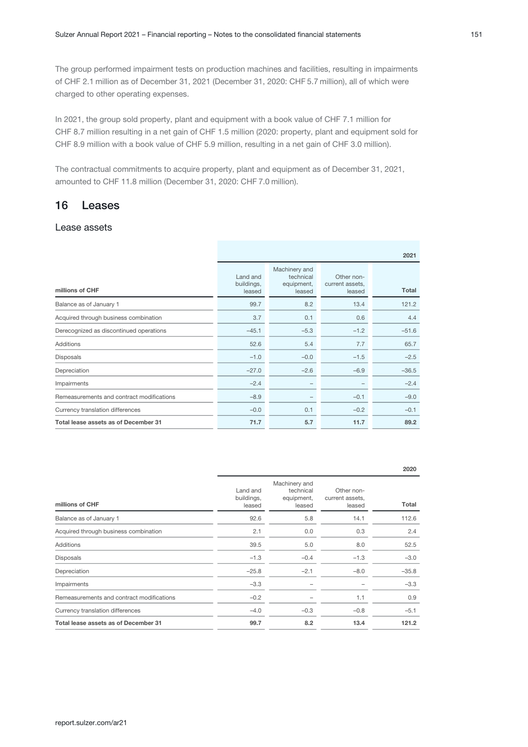The group performed impairment tests on production machines and facilities, resulting in impairments of CHF 2.1 million as of December 31, 2021 (December 31, 2020: CHF 5.7 million), all of which were charged to other operating expenses.

In 2021, the group sold property, plant and equipment with a book value of CHF 7.1 million for CHF 8.7 million resulting in a net gain of CHF 1.5 million (2020: property, plant and equipment sold for CHF 8.9 million with a book value of CHF 5.9 million, resulting in a net gain of CHF 3.0 million).

The contractual commitments to acquire property, plant and equipment as of December 31, 2021, amounted to CHF 11.8 million (December 31, 2020: CHF 7.0 million).

## 16 Leases

### Lease assets

| | | | | 2021 |
|---|---|---|---|---|
| **millions of CHF** | Land and buildings, leased | Machinery and technical equipment, leased | Other non-current assets, leased | **Total** |
| Balance as of January 1 | 99.7 | 8.2 | 13.4 | 121.2 |
| Acquired through business combination | 3.7 | 0.1 | 0.6 | 4.4 |
| Derecognized as discontinued operations | –45.1 | –5.3 | –1.2 | –51.6 |
| Additions | 52.6 | 5.4 | 7.7 | 65.7 |
| Disposals | –1.0 | –0.0 | –1.5 | –2.5 |
| Depreciation | –27.0 | –2.6 | –6.9 | –36.5 |
| Impairments | –2.4 | – | – | –2.4 |
| Remeasurements and contract modifications | –8.9 | – | –0.1 | –9.0 |
| Currency translation differences | –0.0 | 0.1 | –0.2 | –0.1 |
| **Total lease assets as of December 31** | **71.7** | **5.7** | **11.7** | **89.2** |

| | | | | 2020 |
|---|---|---|---|---|
| **millions of CHF** | Land and buildings, leased | Machinery and technical equipment, leased | Other non-current assets, leased | **Total** |
| Balance as of January 1 | 92.6 | 5.8 | 14.1 | 112.6 |
| Acquired through business combination | 2.1 | 0.0 | 0.3 | 2.4 |
| Additions | 39.5 | 5.0 | 8.0 | 52.5 |
| Disposals | –1.3 | –0.4 | –1.3 | –3.0 |
| Depreciation | –25.8 | –2.1 | –8.0 | –35.8 |
| Impairments | –3.3 | – | – | –3.3 |
| Remeasurements and contract modifications | –0.2 | – | 1.1 | 0.9 |
| Currency translation differences | –4.0 | –0.3 | –0.8 | –5.1 |
| **Total lease assets as of December 31** | **99.7** | **8.2** | **13.4** | **121.2** |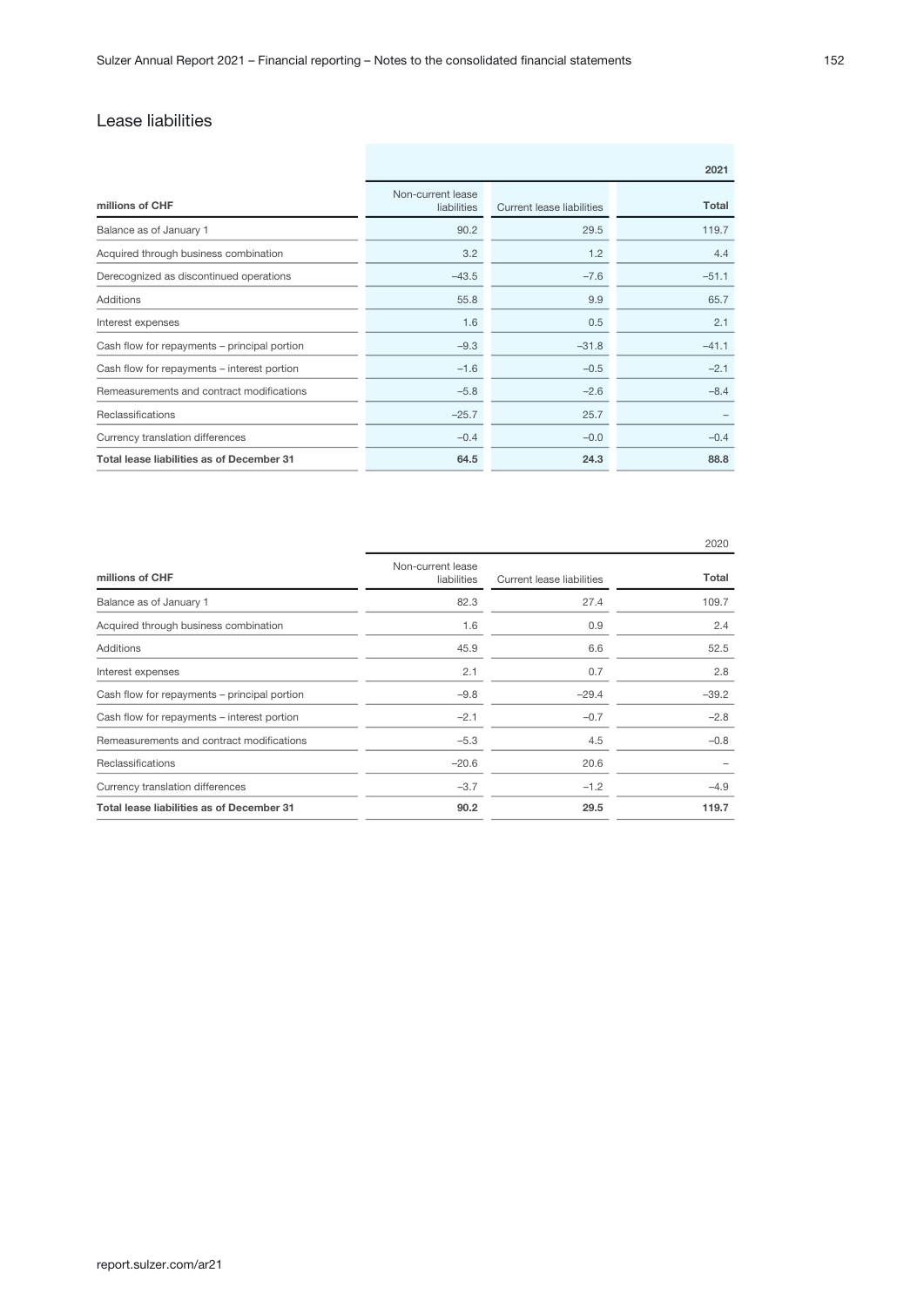## Lease liabilities

| millions of CHF | Non-current lease liabilities | Current lease liabilities | Total |
|---|---|---|---|
| | | | **2021** |
| Balance as of January 1 | 90.2 | 29.5 | 119.7 |
| Acquired through business combination | 3.2 | 1.2 | 4.4 |
| Derecognized as discontinued operations | –43.5 | –7.6 | –51.1 |
| Additions | 55.8 | 9.9 | 65.7 |
| Interest expenses | 1.6 | 0.5 | 2.1 |
| Cash flow for repayments – principal portion | –9.3 | –31.8 | –41.1 |
| Cash flow for repayments – interest portion | –1.6 | –0.5 | –2.1 |
| Remeasurements and contract modifications | –5.8 | –2.6 | –8.4 |
| Reclassifications | –25.7 | 25.7 | – |
| Currency translation differences | –0.4 | –0.0 | –0.4 |
| **Total lease liabilities as of December 31** | **64.5** | **24.3** | **88.8** |

| millions of CHF | Non-current lease liabilities | Current lease liabilities | Total |
|---|---|---|---|
| | | | 2020 |
| Balance as of January 1 | 82.3 | 27.4 | 109.7 |
| Acquired through business combination | 1.6 | 0.9 | 2.4 |
| Additions | 45.9 | 6.6 | 52.5 |
| Interest expenses | 2.1 | 0.7 | 2.8 |
| Cash flow for repayments – principal portion | –9.8 | –29.4 | –39.2 |
| Cash flow for repayments – interest portion | –2.1 | –0.7 | –2.8 |
| Remeasurements and contract modifications | –5.3 | 4.5 | –0.8 |
| Reclassifications | –20.6 | 20.6 | – |
| Currency translation differences | –3.7 | –1.2 | –4.9 |
| **Total lease liabilities as of December 31** | **90.2** | **29.5** | **119.7** |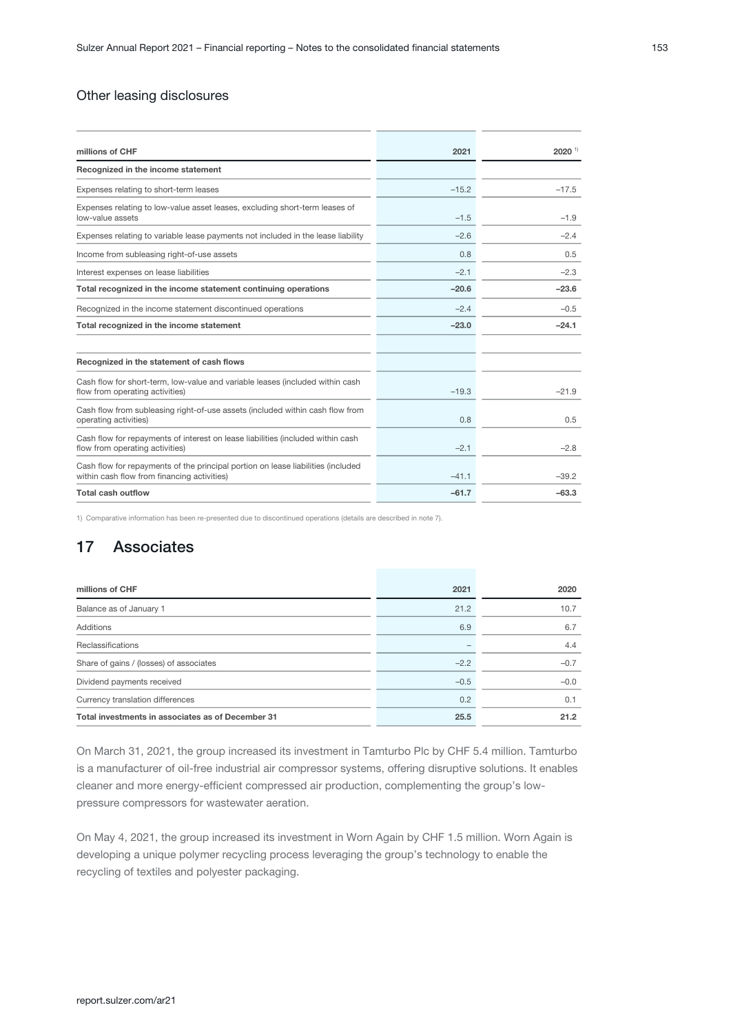## Other leasing disclosures

| millions of CHF | 2021 | 2020 [1] |
|---|---|---|
| **Recognized in the income statement** | | |
| Expenses relating to short-term leases | –15.2 | –17.5 |
| Expenses relating to low-value asset leases, excluding short-term leases of low-value assets | –1.5 | –1.9 |
| Expenses relating to variable lease payments not included in the lease liability | –2.6 | –2.4 |
| Income from subleasing right-of-use assets | 0.8 | 0.5 |
| Interest expenses on lease liabilities | –2.1 | –2.3 |
| **Total recognized in the income statement continuing operations** | **–20.6** | **–23.6** |
| Recognized in the income statement discontinued operations | –2.4 | –0.5 |
| **Total recognized in the income statement** | **–23.0** | **–24.1** |
| | | |
| **Recognized in the statement of cash flows** | | |
| Cash flow for short-term, low-value and variable leases (included within cash flow from operating activities) | –19.3 | –21.9 |
| Cash flow from subleasing right-of-use assets (included within cash flow from operating activities) | 0.8 | 0.5 |
| Cash flow for repayments of interest on lease liabilities (included within cash flow from operating activities) | –2.1 | –2.8 |
| Cash flow for repayments of the principal portion on lease liabilities (included within cash flow from financing activities) | –41.1 | –39.2 |
| **Total cash outflow** | **–61.7** | **–63.3** |

1) Comparative information has been re-presented due to discontinued operations (details are described in note 7).

# 17 Associates

| millions of CHF | 2021 | 2020 |
|---|---|---|
| Balance as of January 1 | 21.2 | 10.7 |
| Additions | 6.9 | 6.7 |
| Reclassifications | – | 4.4 |
| Share of gains / (losses) of associates | –2.2 | –0.7 |
| Dividend payments received | –0.5 | –0.0 |
| Currency translation differences | 0.2 | 0.1 |
| **Total investments in associates as of December 31** | **25.5** | **21.2** |

On March 31, 2021, the group increased its investment in Tamturbo Plc by CHF 5.4 million. Tamturbo is a manufacturer of oil-free industrial air compressor systems, offering disruptive solutions. It enables cleaner and more energy-efficient compressed air production, complementing the group's low-pressure compressors for wastewater aeration.

On May 4, 2021, the group increased its investment in Worn Again by CHF 1.5 million. Worn Again is developing a unique polymer recycling process leveraging the group's technology to enable the recycling of textiles and polyester packaging.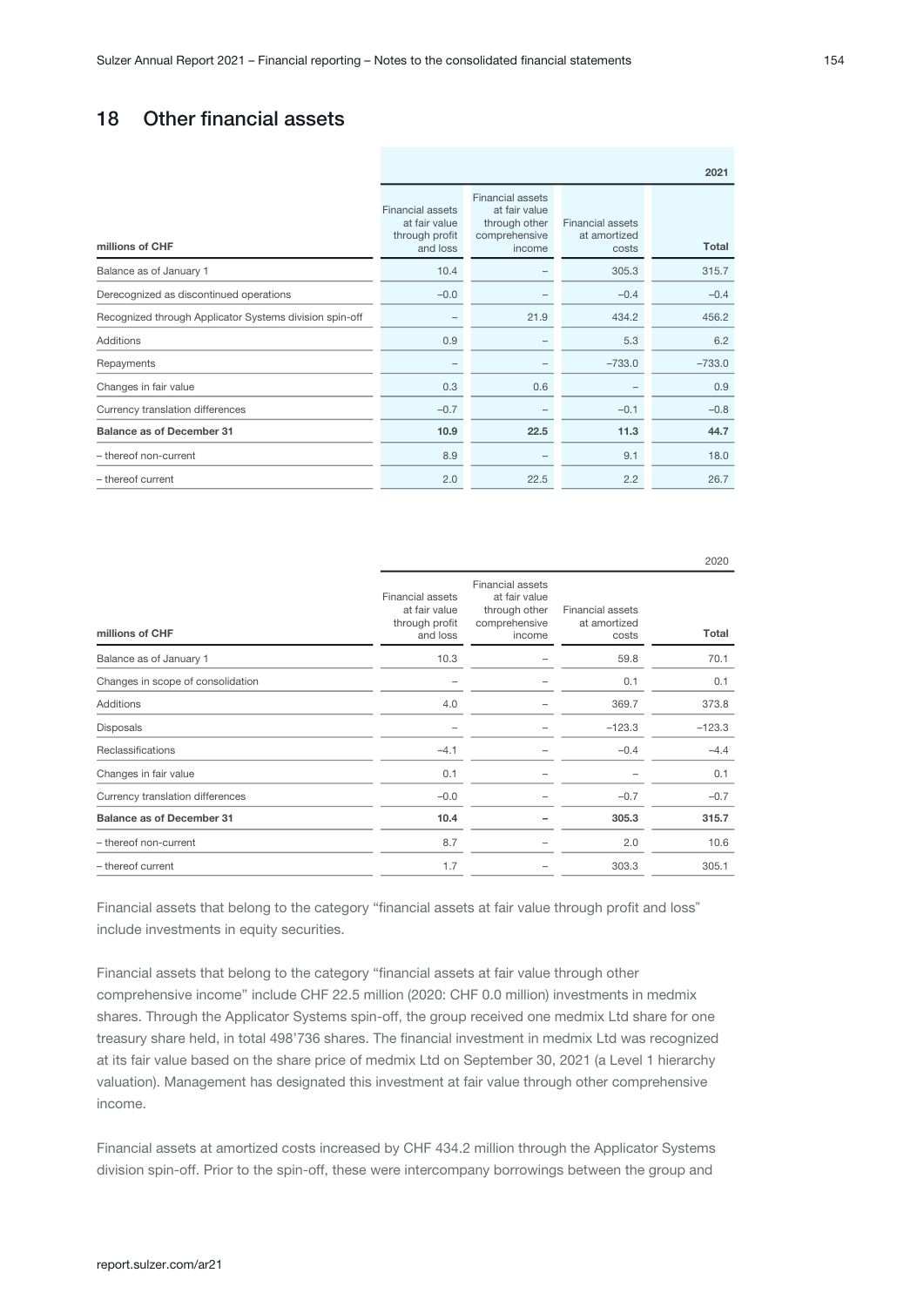## 18 Other financial assets

| millions of CHF | Financial assets at fair value through profit and loss | Financial assets at fair value through other comprehensive income | Financial assets at amortized costs | Total |
|---|---|---|---|---|
| | | | | **2021** |
| Balance as of January 1 | 10.4 | – | 305.3 | 315.7 |
| Derecognized as discontinued operations | –0.0 | – | –0.4 | –0.4 |
| Recognized through Applicator Systems division spin-off | – | 21.9 | 434.2 | 456.2 |
| Additions | 0.9 | – | 5.3 | 6.2 |
| Repayments | – | – | –733.0 | –733.0 |
| Changes in fair value | 0.3 | 0.6 | – | 0.9 |
| Currency translation differences | –0.7 | – | –0.1 | –0.8 |
| **Balance as of December 31** | **10.9** | **22.5** | **11.3** | **44.7** |
| – thereof non-current | 8.9 | – | 9.1 | 18.0 |
| – thereof current | 2.0 | 22.5 | 2.2 | 26.7 |

| millions of CHF | Financial assets at fair value through profit and loss | Financial assets at fair value through other comprehensive income | Financial assets at amortized costs | Total |
|---|---|---|---|---|
| | | | | 2020 |
| Balance as of January 1 | 10.3 | – | 59.8 | 70.1 |
| Changes in scope of consolidation | – | – | 0.1 | 0.1 |
| Additions | 4.0 | – | 369.7 | 373.8 |
| Disposals | – | – | –123.3 | –123.3 |
| Reclassifications | –4.1 | – | –0.4 | –4.4 |
| Changes in fair value | 0.1 | – | – | 0.1 |
| Currency translation differences | –0.0 | – | –0.7 | –0.7 |
| **Balance as of December 31** | **10.4** | **–** | **305.3** | **315.7** |
| – thereof non-current | 8.7 | – | 2.0 | 10.6 |
| – thereof current | 1.7 | – | 303.3 | 305.1 |

Financial assets that belong to the category "financial assets at fair value through profit and loss" include investments in equity securities.

Financial assets that belong to the category "financial assets at fair value through other comprehensive income" include CHF 22.5 million (2020: CHF 0.0 million) investments in medmix shares. Through the Applicator Systems spin-off, the group received one medmix Ltd share for one treasury share held, in total 498'736 shares. The financial investment in medmix Ltd was recognized at its fair value based on the share price of medmix Ltd on September 30, 2021 (a Level 1 hierarchy valuation). Management has designated this investment at fair value through other comprehensive income.

Financial assets at amortized costs increased by CHF 434.2 million through the Applicator Systems division spin-off. Prior to the spin-off, these were intercompany borrowings between the group and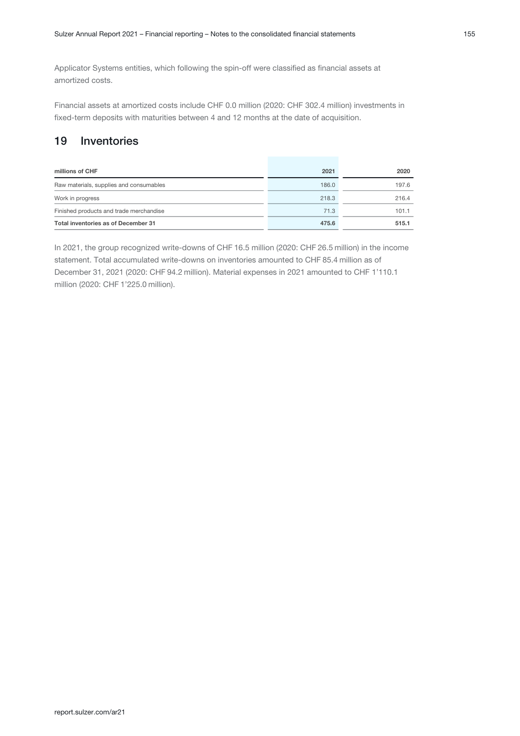Applicator Systems entities, which following the spin-off were classified as financial assets at amortized costs.

Financial assets at amortized costs include CHF 0.0 million (2020: CHF 302.4 million) investments in fixed-term deposits with maturities between 4 and 12 months at the date of acquisition.

## 19 Inventories

| millions of CHF | 2021 | 2020 |
|---|---|---|
| Raw materials, supplies and consumables | 186.0 | 197.6 |
| Work in progress | 218.3 | 216.4 |
| Finished products and trade merchandise | 71.3 | 101.1 |
| **Total inventories as of December 31** | **475.6** | **515.1** |

In 2021, the group recognized write-downs of CHF 16.5 million (2020: CHF 26.5 million) in the income statement. Total accumulated write-downs on inventories amounted to CHF 85.4 million as of December 31, 2021 (2020: CHF 94.2 million). Material expenses in 2021 amounted to CHF 1'110.1 million (2020: CHF 1'225.0 million).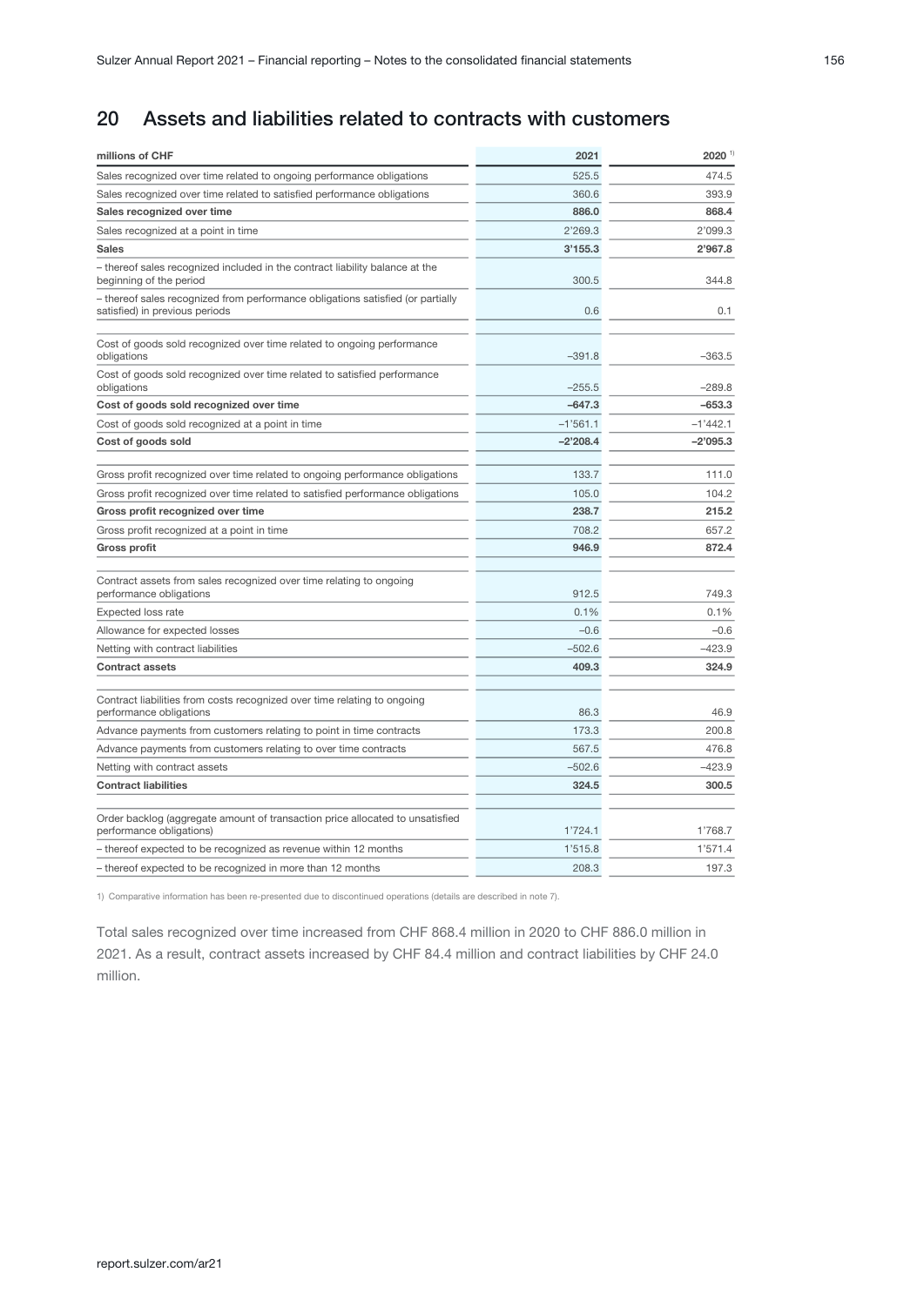## 20 Assets and liabilities related to contracts with customers

| millions of CHF | 2021 | 2020 [1] |
|---|---|---|
| Sales recognized over time related to ongoing performance obligations | 525.5 | 474.5 |
| Sales recognized over time related to satisfied performance obligations | 360.6 | 393.9 |
| **Sales recognized over time** | **886.0** | **868.4** |
| Sales recognized at a point in time | 2'269.3 | 2'099.3 |
| **Sales** | **3'155.3** | **2'967.8** |
| – thereof sales recognized included in the contract liability balance at the beginning of the period | 300.5 | 344.8 |
| – thereof sales recognized from performance obligations satisfied (or partially satisfied) in previous periods | 0.6 | 0.1 |
| | | |
| Cost of goods sold recognized over time related to ongoing performance obligations | –391.8 | –363.5 |
| Cost of goods sold recognized over time related to satisfied performance obligations | –255.5 | –289.8 |
| **Cost of goods sold recognized over time** | **–647.3** | **–653.3** |
| Cost of goods sold recognized at a point in time | –1'561.1 | –1'442.1 |
| **Cost of goods sold** | **–2'208.4** | **–2'095.3** |
| | | |
| Gross profit recognized over time related to ongoing performance obligations | 133.7 | 111.0 |
| Gross profit recognized over time related to satisfied performance obligations | 105.0 | 104.2 |
| **Gross profit recognized over time** | **238.7** | **215.2** |
| Gross profit recognized at a point in time | 708.2 | 657.2 |
| **Gross profit** | **946.9** | **872.4** |
| | | |
| Contract assets from sales recognized over time relating to ongoing performance obligations | 912.5 | 749.3 |
| Expected loss rate | 0.1% | 0.1% |
| Allowance for expected losses | –0.6 | –0.6 |
| Netting with contract liabilities | –502.6 | –423.9 |
| **Contract assets** | **409.3** | **324.9** |
| | | |
| Contract liabilities from costs recognized over time relating to ongoing performance obligations | 86.3 | 46.9 |
| Advance payments from customers relating to point in time contracts | 173.3 | 200.8 |
| Advance payments from customers relating to over time contracts | 567.5 | 476.8 |
| Netting with contract assets | –502.6 | –423.9 |
| **Contract liabilities** | **324.5** | **300.5** |
| | | |
| Order backlog (aggregate amount of transaction price allocated to unsatisfied performance obligations) | 1'724.1 | 1'768.7 |
| – thereof expected to be recognized as revenue within 12 months | 1'515.8 | 1'571.4 |
| – thereof expected to be recognized in more than 12 months | 208.3 | 197.3 |

1) Comparative information has been re-presented due to discontinued operations (details are described in note 7).

Total sales recognized over time increased from CHF 868.4 million in 2020 to CHF 886.0 million in 2021. As a result, contract assets increased by CHF 84.4 million and contract liabilities by CHF 24.0 million.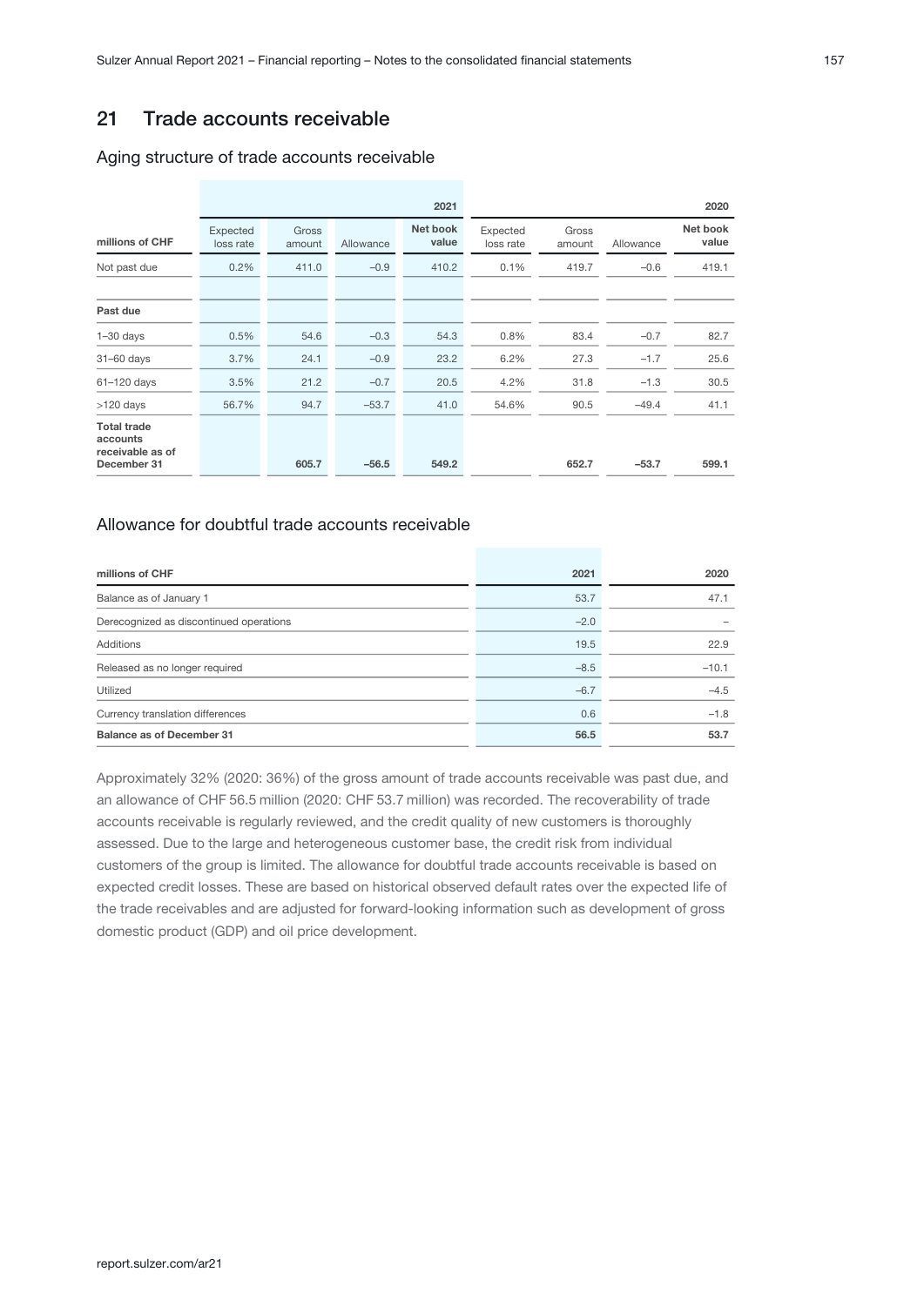## 21 Trade accounts receivable

### Aging structure of trade accounts receivable

| | | | | 2021 | | | | 2020 |
|---|---|---|---|---|---|---|---|---|
| millions of CHF | Expected loss rate | Gross amount | Allowance | Net book value | Expected loss rate | Gross amount | Allowance | Net book value |
| Not past due | 0.2% | 411.0 | –0.9 | 410.2 | 0.1% | 419.7 | –0.6 | 419.1 |
| **Past due** | | | | | | | | |
| 1–30 days | 0.5% | 54.6 | –0.3 | 54.3 | 0.8% | 83.4 | –0.7 | 82.7 |
| 31–60 days | 3.7% | 24.1 | –0.9 | 23.2 | 6.2% | 27.3 | –1.7 | 25.6 |
| 61–120 days | 3.5% | 21.2 | –0.7 | 20.5 | 4.2% | 31.8 | –1.3 | 30.5 |
| >120 days | 56.7% | 94.7 | –53.7 | 41.0 | 54.6% | 90.5 | –49.4 | 41.1 |
| **Total trade accounts receivable as of December 31** | | **605.7** | **–56.5** | **549.2** | | **652.7** | **–53.7** | **599.1** |

### Allowance for doubtful trade accounts receivable

| millions of CHF | 2021 | 2020 |
|---|---|---|
| Balance as of January 1 | 53.7 | 47.1 |
| Derecognized as discontinued operations | –2.0 | – |
| Additions | 19.5 | 22.9 |
| Released as no longer required | –8.5 | –10.1 |
| Utilized | –6.7 | –4.5 |
| Currency translation differences | 0.6 | –1.8 |
| **Balance as of December 31** | **56.5** | **53.7** |

Approximately 32% (2020: 36%) of the gross amount of trade accounts receivable was past due, and an allowance of CHF 56.5 million (2020: CHF 53.7 million) was recorded. The recoverability of trade accounts receivable is regularly reviewed, and the credit quality of new customers is thoroughly assessed. Due to the large and heterogeneous customer base, the credit risk from individual customers of the group is limited. The allowance for doubtful trade accounts receivable is based on expected credit losses. These are based on historical observed default rates over the expected life of the trade receivables and are adjusted for forward-looking information such as development of gross domestic product (GDP) and oil price development.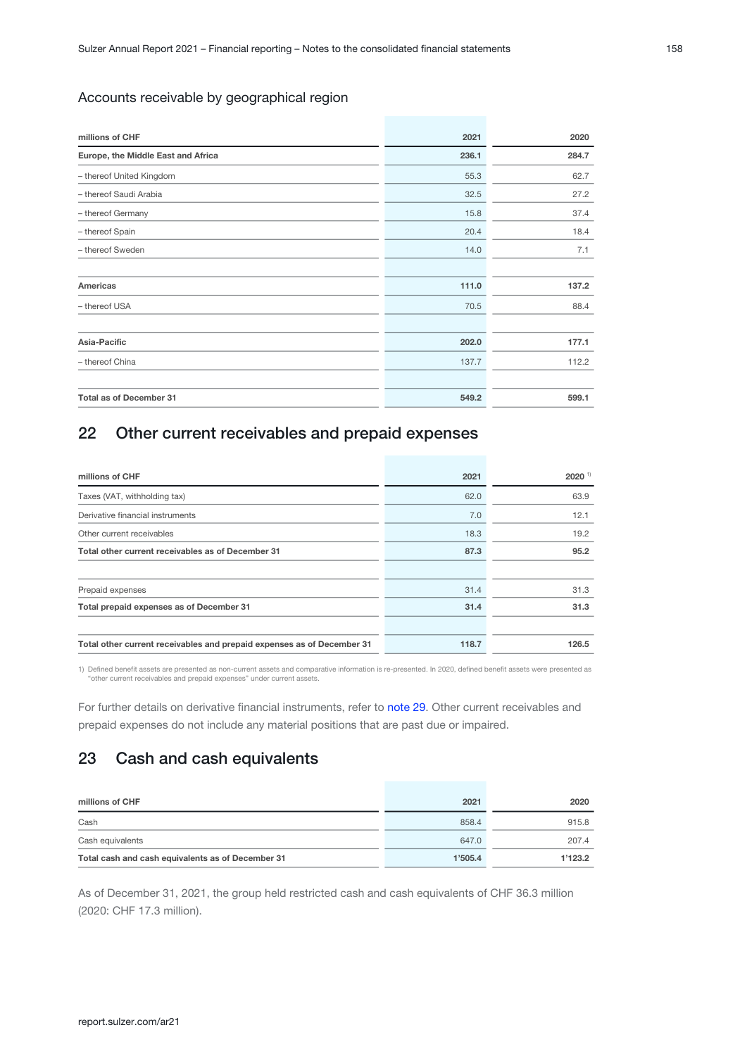### Accounts receivable by geographical region

| millions of CHF | 2021 | 2020 |
|---|---|---|
| **Europe, the Middle East and Africa** | **236.1** | **284.7** |
| – thereof United Kingdom | 55.3 | 62.7 |
| – thereof Saudi Arabia | 32.5 | 27.2 |
| – thereof Germany | 15.8 | 37.4 |
| – thereof Spain | 20.4 | 18.4 |
| – thereof Sweden | 14.0 | 7.1 |
| | | |
| **Americas** | **111.0** | **137.2** |
| – thereof USA | 70.5 | 88.4 |
| | | |
| **Asia-Pacific** | **202.0** | **177.1** |
| – thereof China | 137.7 | 112.2 |
| | | |
| **Total as of December 31** | **549.2** | **599.1** |

## 22 Other current receivables and prepaid expenses

| millions of CHF | 2021 | 2020 [1] |
|---|---|---|
| Taxes (VAT, withholding tax) | 62.0 | 63.9 |
| Derivative financial instruments | 7.0 | 12.1 |
| Other current receivables | 18.3 | 19.2 |
| **Total other current receivables as of December 31** | **87.3** | **95.2** |
| | | |
| Prepaid expenses | 31.4 | 31.3 |
| **Total prepaid expenses as of December 31** | **31.4** | **31.3** |
| | | |
| **Total other current receivables and prepaid expenses as of December 31** | **118.7** | **126.5** |

1) Defined benefit assets are presented as non-current assets and comparative information is re-presented. In 2020, defined benefit assets were presented as "other current receivables and prepaid expenses" under current assets.

For further details on derivative financial instruments, refer to note 29. Other current receivables and prepaid expenses do not include any material positions that are past due or impaired.

## 23 Cash and cash equivalents

| millions of CHF | 2021 | 2020 |
|---|---|---|
| Cash | 858.4 | 915.8 |
| Cash equivalents | 647.0 | 207.4 |
| **Total cash and cash equivalents as of December 31** | **1'505.4** | **1'123.2** |

As of December 31, 2021, the group held restricted cash and cash equivalents of CHF 36.3 million (2020: CHF 17.3 million).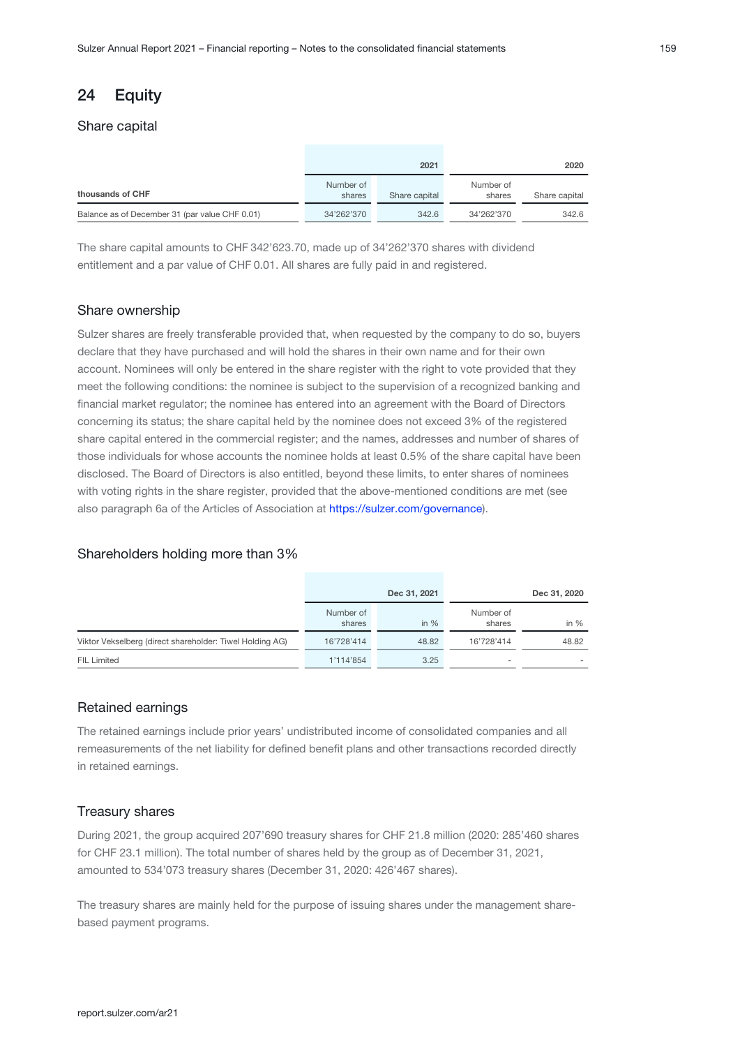## 24 Equity

### Share capital

| thousands of CHF | 2021 | | 2020 | |
|---|---|---|---|---|
| | Number of shares | Share capital | Number of shares | Share capital |
| Balance as of December 31 (par value CHF 0.01) | 34'262'370 | 342.6 | 34'262'370 | 342.6 |

The share capital amounts to CHF 342'623.70, made up of 34'262'370 shares with dividend entitlement and a par value of CHF 0.01. All shares are fully paid in and registered.

### Share ownership

Sulzer shares are freely transferable provided that, when requested by the company to do so, buyers declare that they have purchased and will hold the shares in their own name and for their own account. Nominees will only be entered in the share register with the right to vote provided that they meet the following conditions: the nominee is subject to the supervision of a recognized banking and financial market regulator; the nominee has entered into an agreement with the Board of Directors concerning its status; the share capital held by the nominee does not exceed 3% of the registered share capital entered in the commercial register; and the names, addresses and number of shares of those individuals for whose accounts the nominee holds at least 0.5% of the share capital have been disclosed. The Board of Directors is also entitled, beyond these limits, to enter shares of nominees with voting rights in the share register, provided that the above-mentioned conditions are met (see also paragraph 6a of the Articles of Association at https://sulzer.com/governance).

### Shareholders holding more than 3%

| | Dec 31, 2021 | | Dec 31, 2020 | |
|---|---|---|---|---|
| | Number of shares | in % | Number of shares | in % |
| Viktor Vekselberg (direct shareholder: Tiwel Holding AG) | 16'728'414 | 48.82 | 16'728'414 | 48.82 |
| FIL Limited | 1'114'854 | 3.25 | - | - |

### Retained earnings

The retained earnings include prior years' undistributed income of consolidated companies and all remeasurements of the net liability for defined benefit plans and other transactions recorded directly in retained earnings.

### Treasury shares

During 2021, the group acquired 207'690 treasury shares for CHF 21.8 million (2020: 285'460 shares for CHF 23.1 million). The total number of shares held by the group as of December 31, 2021, amounted to 534'073 treasury shares (December 31, 2020: 426'467 shares).

The treasury shares are mainly held for the purpose of issuing shares under the management share-based payment programs.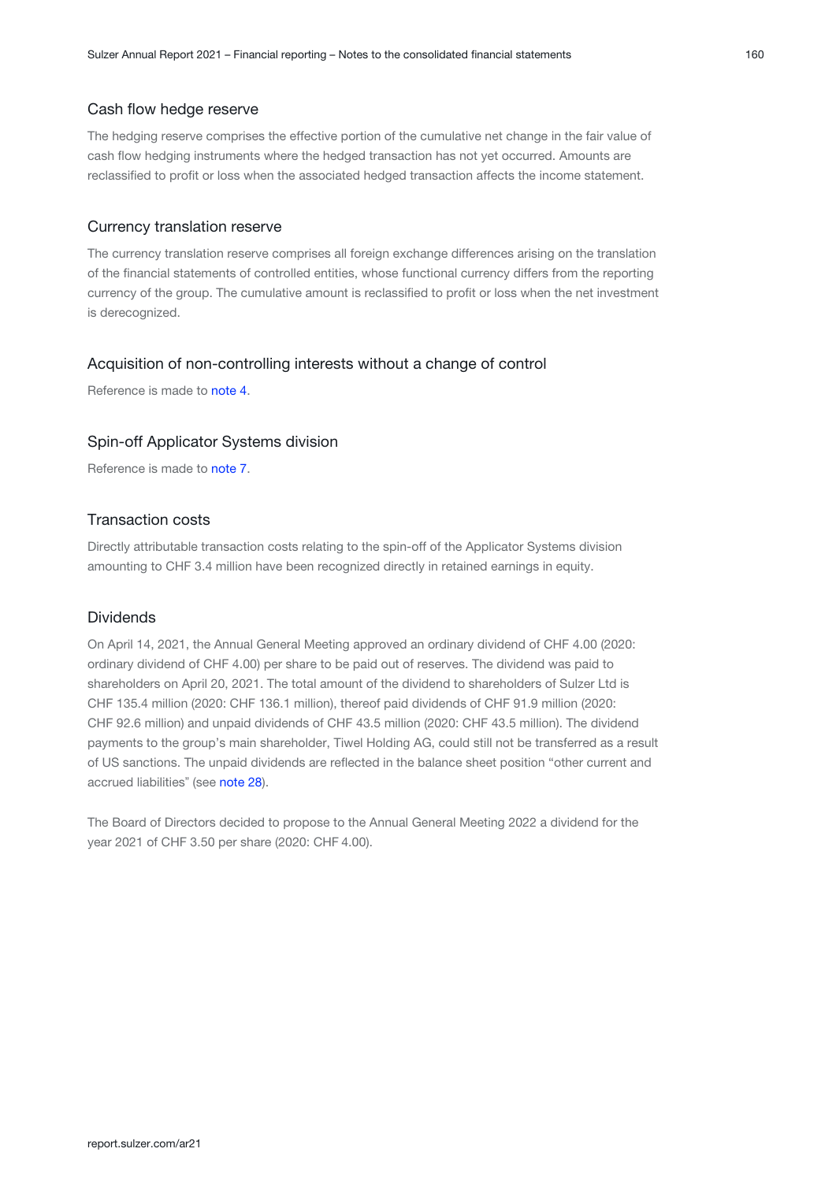## Cash flow hedge reserve

The hedging reserve comprises the effective portion of the cumulative net change in the fair value of cash flow hedging instruments where the hedged transaction has not yet occurred. Amounts are reclassified to profit or loss when the associated hedged transaction affects the income statement.

## Currency translation reserve

The currency translation reserve comprises all foreign exchange differences arising on the translation of the financial statements of controlled entities, whose functional currency differs from the reporting currency of the group. The cumulative amount is reclassified to profit or loss when the net investment is derecognized.

## Acquisition of non-controlling interests without a change of control

Reference is made to note 4.

## Spin-off Applicator Systems division

Reference is made to note 7.

## Transaction costs

Directly attributable transaction costs relating to the spin-off of the Applicator Systems division amounting to CHF 3.4 million have been recognized directly in retained earnings in equity.

## Dividends

On April 14, 2021, the Annual General Meeting approved an ordinary dividend of CHF 4.00 (2020: ordinary dividend of CHF 4.00) per share to be paid out of reserves. The dividend was paid to shareholders on April 20, 2021. The total amount of the dividend to shareholders of Sulzer Ltd is CHF 135.4 million (2020: CHF 136.1 million), thereof paid dividends of CHF 91.9 million (2020: CHF 92.6 million) and unpaid dividends of CHF 43.5 million (2020: CHF 43.5 million). The dividend payments to the group's main shareholder, Tiwel Holding AG, could still not be transferred as a result of US sanctions. The unpaid dividends are reflected in the balance sheet position "other current and accrued liabilities" (see note 28).

The Board of Directors decided to propose to the Annual General Meeting 2022 a dividend for the year 2021 of CHF 3.50 per share (2020: CHF 4.00).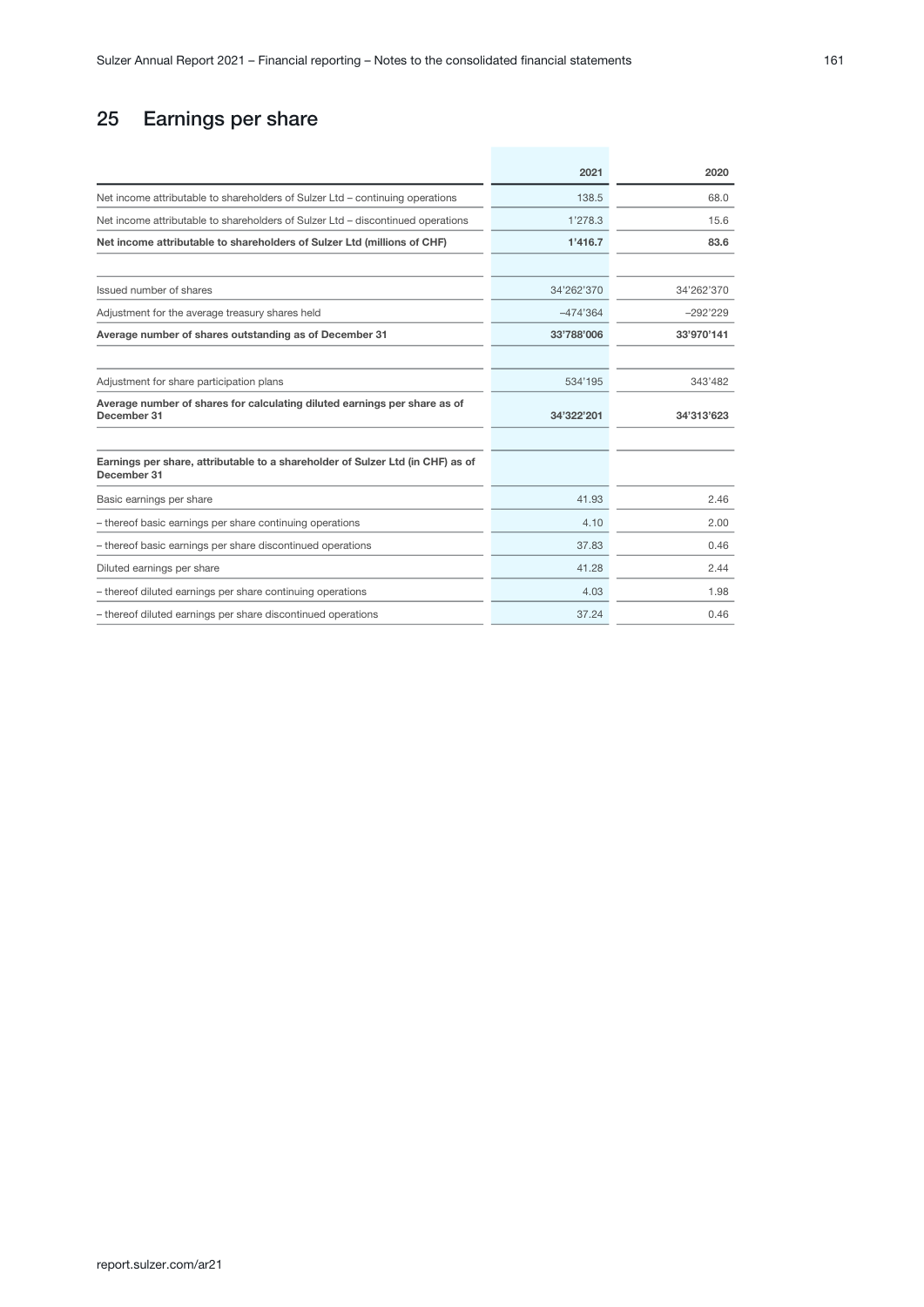## 25 Earnings per share

| | 2021 | 2020 |
|---|---|---|
| Net income attributable to shareholders of Sulzer Ltd – continuing operations | 138.5 | 68.0 |
| Net income attributable to shareholders of Sulzer Ltd – discontinued operations | 1'278.3 | 15.6 |
| **Net income attributable to shareholders of Sulzer Ltd (millions of CHF)** | **1'416.7** | **83.6** |
| | | |
| Issued number of shares | 34'262'370 | 34'262'370 |
| Adjustment for the average treasury shares held | –474'364 | –292'229 |
| **Average number of shares outstanding as of December 31** | **33'788'006** | **33'970'141** |
| | | |
| Adjustment for share participation plans | 534'195 | 343'482 |
| **Average number of shares for calculating diluted earnings per share as of December 31** | **34'322'201** | **34'313'623** |
| | | |
| **Earnings per share, attributable to a shareholder of Sulzer Ltd (in CHF) as of December 31** | | |
| Basic earnings per share | 41.93 | 2.46 |
| – thereof basic earnings per share continuing operations | 4.10 | 2.00 |
| – thereof basic earnings per share discontinued operations | 37.83 | 0.46 |
| Diluted earnings per share | 41.28 | 2.44 |
| – thereof diluted earnings per share continuing operations | 4.03 | 1.98 |
| – thereof diluted earnings per share discontinued operations | 37.24 | 0.46 |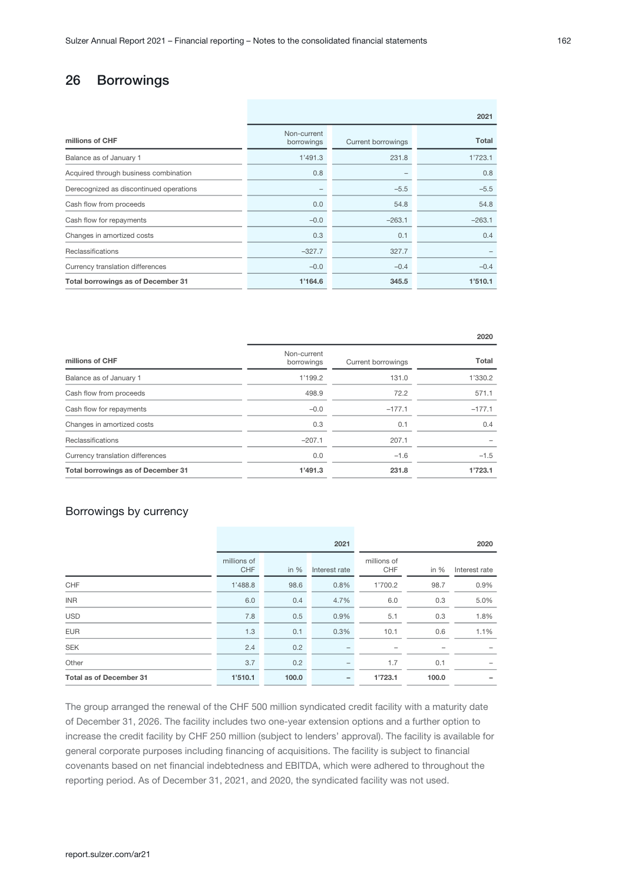## 26 Borrowings

| millions of CHF | 2021 | | |
|---|---|---|---|
| | Non-current borrowings | Current borrowings | Total |
| Balance as of January 1 | 1'491.3 | 231.8 | 1'723.1 |
| Acquired through business combination | 0.8 | – | 0.8 |
| Derecognized as discontinued operations | – | –5.5 | –5.5 |
| Cash flow from proceeds | 0.0 | 54.8 | 54.8 |
| Cash flow for repayments | –0.0 | –263.1 | –263.1 |
| Changes in amortized costs | 0.3 | 0.1 | 0.4 |
| Reclassifications | –327.7 | 327.7 | – |
| Currency translation differences | –0.0 | –0.4 | –0.4 |
| **Total borrowings as of December 31** | **1'164.6** | **345.5** | **1'510.1** |

| millions of CHF | 2020 | | |
|---|---|---|---|
| | Non-current borrowings | Current borrowings | Total |
| Balance as of January 1 | 1'199.2 | 131.0 | 1'330.2 |
| Cash flow from proceeds | 498.9 | 72.2 | 571.1 |
| Cash flow for repayments | –0.0 | –177.1 | –177.1 |
| Changes in amortized costs | 0.3 | 0.1 | 0.4 |
| Reclassifications | –207.1 | 207.1 | – |
| Currency translation differences | 0.0 | –1.6 | –1.5 |
| **Total borrowings as of December 31** | **1'491.3** | **231.8** | **1'723.1** |

### Borrowings by currency

| | 2021 | | | 2020 | | |
|---|---|---|---|---|---|---|
| | millions of CHF | in % | Interest rate | millions of CHF | in % | Interest rate |
| CHF | 1'488.8 | 98.6 | 0.8% | 1'700.2 | 98.7 | 0.9% |
| INR | 6.0 | 0.4 | 4.7% | 6.0 | 0.3 | 5.0% |
| USD | 7.8 | 0.5 | 0.9% | 5.1 | 0.3 | 1.8% |
| EUR | 1.3 | 0.1 | 0.3% | 10.1 | 0.6 | 1.1% |
| SEK | 2.4 | 0.2 | – | – | – | – |
| Other | 3.7 | 0.2 | – | 1.7 | 0.1 | – |
| **Total as of December 31** | **1'510.1** | **100.0** | **–** | **1'723.1** | **100.0** | **–** |

The group arranged the renewal of the CHF 500 million syndicated credit facility with a maturity date of December 31, 2026. The facility includes two one-year extension options and a further option to increase the credit facility by CHF 250 million (subject to lenders' approval). The facility is available for general corporate purposes including financing of acquisitions. The facility is subject to financial covenants based on net financial indebtedness and EBITDA, which were adhered to throughout the reporting period. As of December 31, 2021, and 2020, the syndicated facility was not used.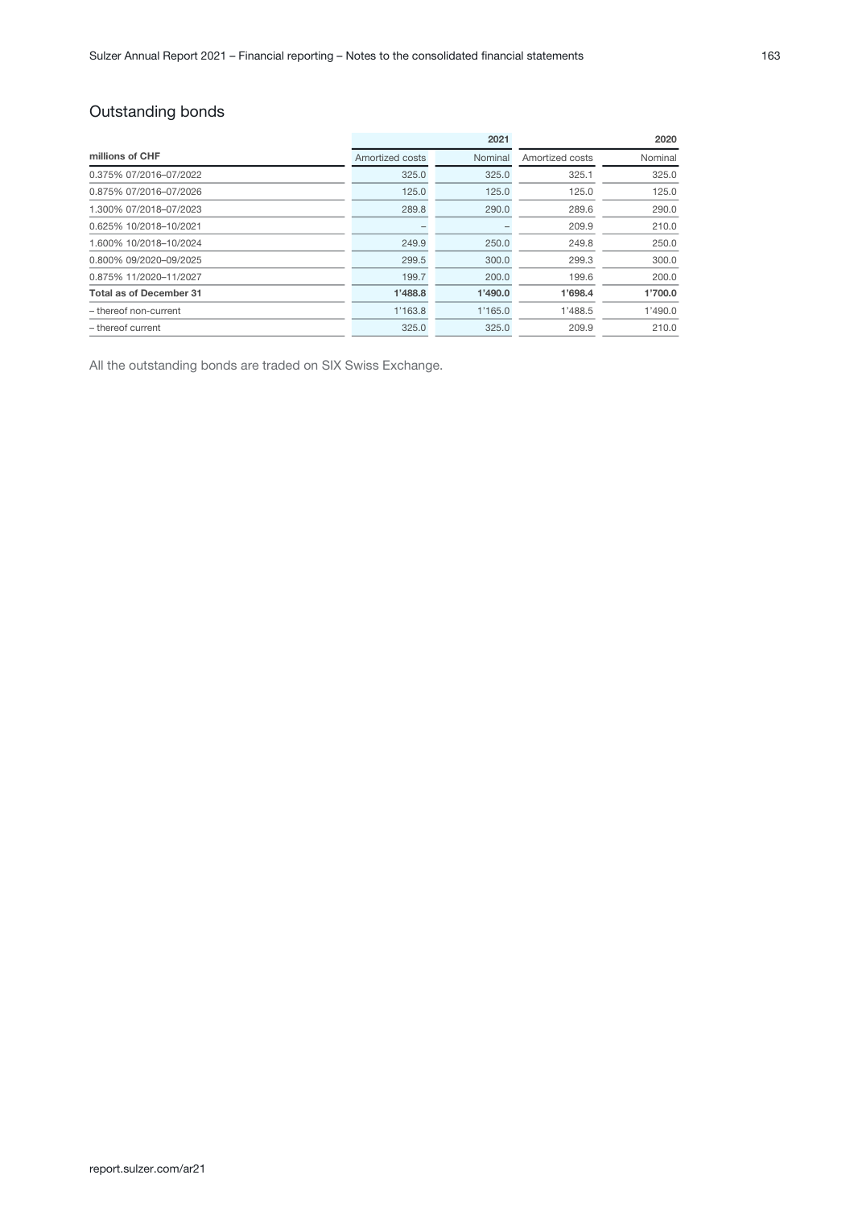## Outstanding bonds

| millions of CHF | 2021 | | 2020 | |
|---|---|---|---|---|
| | Amortized costs | Nominal | Amortized costs | Nominal |
| 0.375% 07/2016–07/2022 | 325.0 | 325.0 | 325.1 | 325.0 |
| 0.875% 07/2016–07/2026 | 125.0 | 125.0 | 125.0 | 125.0 |
| 1.300% 07/2018–07/2023 | 289.8 | 290.0 | 289.6 | 290.0 |
| 0.625% 10/2018–10/2021 | – | – | 209.9 | 210.0 |
| 1.600% 10/2018–10/2024 | 249.9 | 250.0 | 249.8 | 250.0 |
| 0.800% 09/2020–09/2025 | 299.5 | 300.0 | 299.3 | 300.0 |
| 0.875% 11/2020–11/2027 | 199.7 | 200.0 | 199.6 | 200.0 |
| **Total as of December 31** | **1'488.8** | **1'490.0** | **1'698.4** | **1'700.0** |
| – thereof non-current | 1'163.8 | 1'165.0 | 1'488.5 | 1'490.0 |
| – thereof current | 325.0 | 325.0 | 209.9 | 210.0 |

All the outstanding bonds are traded on SIX Swiss Exchange.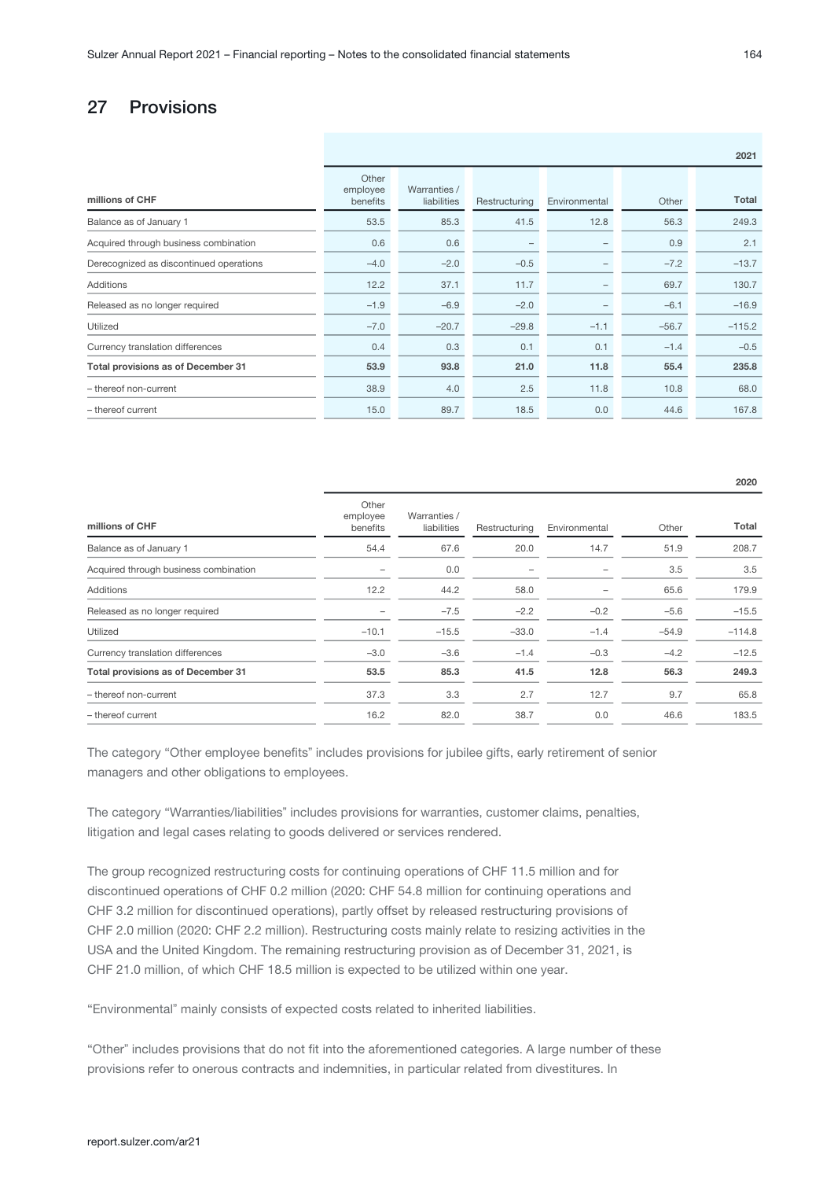## 27 Provisions

| millions of CHF | | | | | | 2021 |
|---|---|---|---|---|---|---|
| | Other employee benefits | Warranties / liabilities | Restructuring | Environmental | Other | Total |
| Balance as of January 1 | 53.5 | 85.3 | 41.5 | 12.8 | 56.3 | 249.3 |
| Acquired through business combination | 0.6 | 0.6 | – | – | 0.9 | 2.1 |
| Derecognized as discontinued operations | –4.0 | –2.0 | –0.5 | – | –7.2 | –13.7 |
| Additions | 12.2 | 37.1 | 11.7 | – | 69.7 | 130.7 |
| Released as no longer required | –1.9 | –6.9 | –2.0 | – | –6.1 | –16.9 |
| Utilized | –7.0 | –20.7 | –29.8 | –1.1 | –56.7 | –115.2 |
| Currency translation differences | 0.4 | 0.3 | 0.1 | 0.1 | –1.4 | –0.5 |
| **Total provisions as of December 31** | **53.9** | **93.8** | **21.0** | **11.8** | **55.4** | **235.8** |
| – thereof non-current | 38.9 | 4.0 | 2.5 | 11.8 | 10.8 | 68.0 |
| – thereof current | 15.0 | 89.7 | 18.5 | 0.0 | 44.6 | 167.8 |

| millions of CHF | | | | | | 2020 |
|---|---|---|---|---|---|---|
| | Other employee benefits | Warranties / liabilities | Restructuring | Environmental | Other | Total |
| Balance as of January 1 | 54.4 | 67.6 | 20.0 | 14.7 | 51.9 | 208.7 |
| Acquired through business combination | – | 0.0 | – | – | 3.5 | 3.5 |
| Additions | 12.2 | 44.2 | 58.0 | – | 65.6 | 179.9 |
| Released as no longer required | – | –7.5 | –2.2 | –0.2 | –5.6 | –15.5 |
| Utilized | –10.1 | –15.5 | –33.0 | –1.4 | –54.9 | –114.8 |
| Currency translation differences | –3.0 | –3.6 | –1.4 | –0.3 | –4.2 | –12.5 |
| **Total provisions as of December 31** | **53.5** | **85.3** | **41.5** | **12.8** | **56.3** | **249.3** |
| – thereof non-current | 37.3 | 3.3 | 2.7 | 12.7 | 9.7 | 65.8 |
| – thereof current | 16.2 | 82.0 | 38.7 | 0.0 | 46.6 | 183.5 |

The category "Other employee benefits" includes provisions for jubilee gifts, early retirement of senior managers and other obligations to employees.

The category "Warranties/liabilities" includes provisions for warranties, customer claims, penalties, litigation and legal cases relating to goods delivered or services rendered.

The group recognized restructuring costs for continuing operations of CHF 11.5 million and for discontinued operations of CHF 0.2 million (2020: CHF 54.8 million for continuing operations and CHF 3.2 million for discontinued operations), partly offset by released restructuring provisions of CHF 2.0 million (2020: CHF 2.2 million). Restructuring costs mainly relate to resizing activities in the USA and the United Kingdom. The remaining restructuring provision as of December 31, 2021, is CHF 21.0 million, of which CHF 18.5 million is expected to be utilized within one year.

"Environmental" mainly consists of expected costs related to inherited liabilities.

"Other" includes provisions that do not fit into the aforementioned categories. A large number of these provisions refer to onerous contracts and indemnities, in particular related from divestitures. In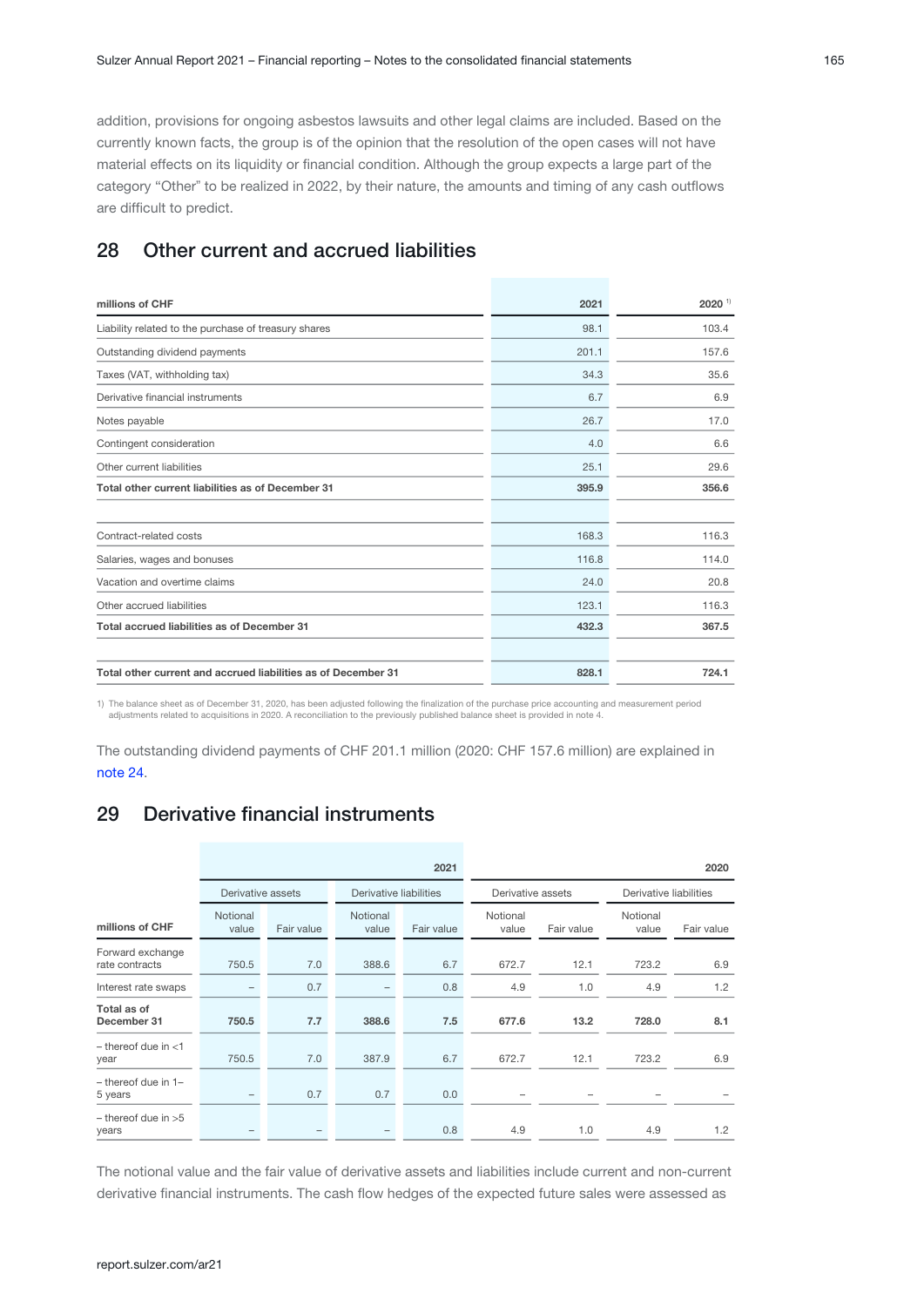addition, provisions for ongoing asbestos lawsuits and other legal claims are included. Based on the currently known facts, the group is of the opinion that the resolution of the open cases will not have material effects on its liquidity or financial condition. Although the group expects a large part of the category "Other" to be realized in 2022, by their nature, the amounts and timing of any cash outflows are difficult to predict.

## 28 Other current and accrued liabilities

| millions of CHF | 2021 | 2020 [1] |
|---|---|---|
| Liability related to the purchase of treasury shares | 98.1 | 103.4 |
| Outstanding dividend payments | 201.1 | 157.6 |
| Taxes (VAT, withholding tax) | 34.3 | 35.6 |
| Derivative financial instruments | 6.7 | 6.9 |
| Notes payable | 26.7 | 17.0 |
| Contingent consideration | 4.0 | 6.6 |
| Other current liabilities | 25.1 | 29.6 |
| **Total other current liabilities as of December 31** | **395.9** | **356.6** |
| | | |
| Contract-related costs | 168.3 | 116.3 |
| Salaries, wages and bonuses | 116.8 | 114.0 |
| Vacation and overtime claims | 24.0 | 20.8 |
| Other accrued liabilities | 123.1 | 116.3 |
| **Total accrued liabilities as of December 31** | **432.3** | **367.5** |
| | | |
| **Total other current and accrued liabilities as of December 31** | **828.1** | **724.1** |

1) The balance sheet as of December 31, 2020, has been adjusted following the finalization of the purchase price accounting and measurement period adjustments related to acquisitions in 2020. A reconciliation to the previously published balance sheet is provided in note 4.

The outstanding dividend payments of CHF 201.1 million (2020: CHF 157.6 million) are explained in note 24.

## 29 Derivative financial instruments

| | 2021 | | | | 2020 | | | |
|---|---|---|---|---|---|---|---|---|
| | Derivative assets | | Derivative liabilities | | Derivative assets | | Derivative liabilities | |
| millions of CHF | Notional value | Fair value | Notional value | Fair value | Notional value | Fair value | Notional value | Fair value |
| Forward exchange rate contracts | 750.5 | 7.0 | 388.6 | 6.7 | 672.7 | 12.1 | 723.2 | 6.9 |
| Interest rate swaps | – | 0.7 | – | 0.8 | 4.9 | 1.0 | 4.9 | 1.2 |
| **Total as of December 31** | **750.5** | **7.7** | **388.6** | **7.5** | **677.6** | **13.2** | **728.0** | **8.1** |
| – thereof due in <1 year | 750.5 | 7.0 | 387.9 | 6.7 | 672.7 | 12.1 | 723.2 | 6.9 |
| – thereof due in 1–5 years | – | 0.7 | 0.7 | 0.0 | – | – | – | – |
| – thereof due in >5 years | – | – | – | 0.8 | 4.9 | 1.0 | 4.9 | 1.2 |

The notional value and the fair value of derivative assets and liabilities include current and non-current derivative financial instruments. The cash flow hedges of the expected future sales were assessed as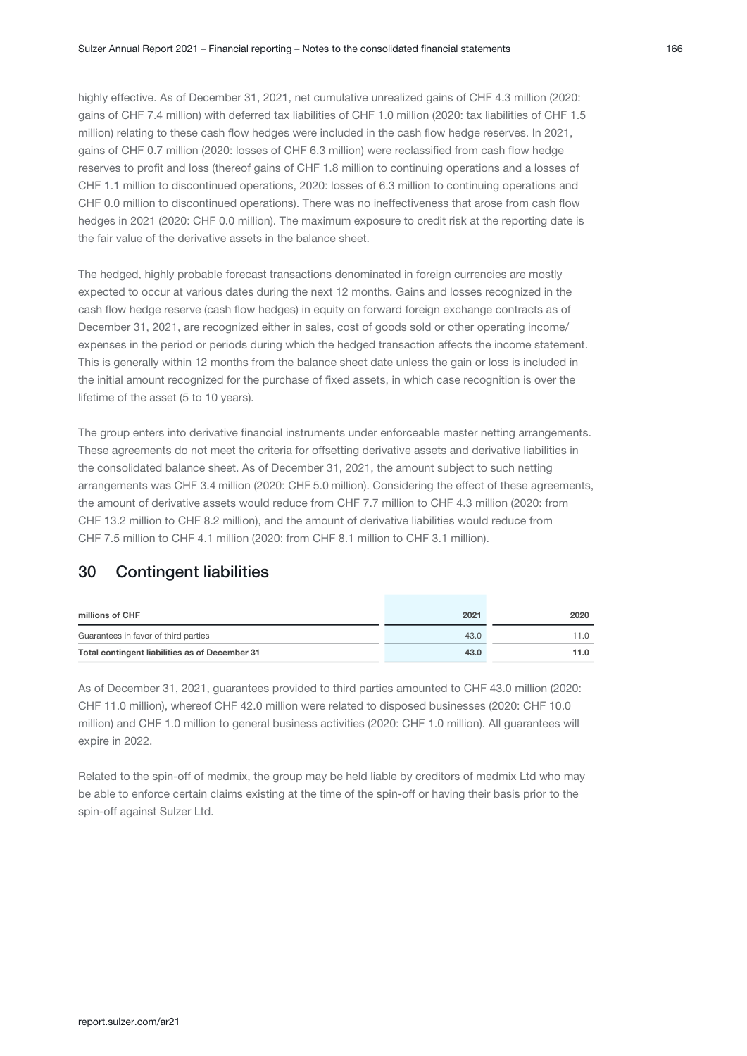highly effective. As of December 31, 2021, net cumulative unrealized gains of CHF 4.3 million (2020: gains of CHF 7.4 million) with deferred tax liabilities of CHF 1.0 million (2020: tax liabilities of CHF 1.5 million) relating to these cash flow hedges were included in the cash flow hedge reserves. In 2021, gains of CHF 0.7 million (2020: losses of CHF 6.3 million) were reclassified from cash flow hedge reserves to profit and loss (thereof gains of CHF 1.8 million to continuing operations and a losses of CHF 1.1 million to discontinued operations, 2020: losses of 6.3 million to continuing operations and CHF 0.0 million to discontinued operations). There was no ineffectiveness that arose from cash flow hedges in 2021 (2020: CHF 0.0 million). The maximum exposure to credit risk at the reporting date is the fair value of the derivative assets in the balance sheet.

The hedged, highly probable forecast transactions denominated in foreign currencies are mostly expected to occur at various dates during the next 12 months. Gains and losses recognized in the cash flow hedge reserve (cash flow hedges) in equity on forward foreign exchange contracts as of December 31, 2021, are recognized either in sales, cost of goods sold or other operating income/expenses in the period or periods during which the hedged transaction affects the income statement. This is generally within 12 months from the balance sheet date unless the gain or loss is included in the initial amount recognized for the purchase of fixed assets, in which case recognition is over the lifetime of the asset (5 to 10 years).

The group enters into derivative financial instruments under enforceable master netting arrangements. These agreements do not meet the criteria for offsetting derivative assets and derivative liabilities in the consolidated balance sheet. As of December 31, 2021, the amount subject to such netting arrangements was CHF 3.4 million (2020: CHF 5.0 million). Considering the effect of these agreements, the amount of derivative assets would reduce from CHF 7.7 million to CHF 4.3 million (2020: from CHF 13.2 million to CHF 8.2 million), and the amount of derivative liabilities would reduce from CHF 7.5 million to CHF 4.1 million (2020: from CHF 8.1 million to CHF 3.1 million).

## 30 Contingent liabilities

| millions of CHF | 2021 | 2020 |
|---|---|---|
| Guarantees in favor of third parties | 43.0 | 11.0 |
| **Total contingent liabilities as of December 31** | **43.0** | **11.0** |

As of December 31, 2021, guarantees provided to third parties amounted to CHF 43.0 million (2020: CHF 11.0 million), whereof CHF 42.0 million were related to disposed businesses (2020: CHF 10.0 million) and CHF 1.0 million to general business activities (2020: CHF 1.0 million). All guarantees will expire in 2022.

Related to the spin-off of medmix, the group may be held liable by creditors of medmix Ltd who may be able to enforce certain claims existing at the time of the spin-off or having their basis prior to the spin-off against Sulzer Ltd.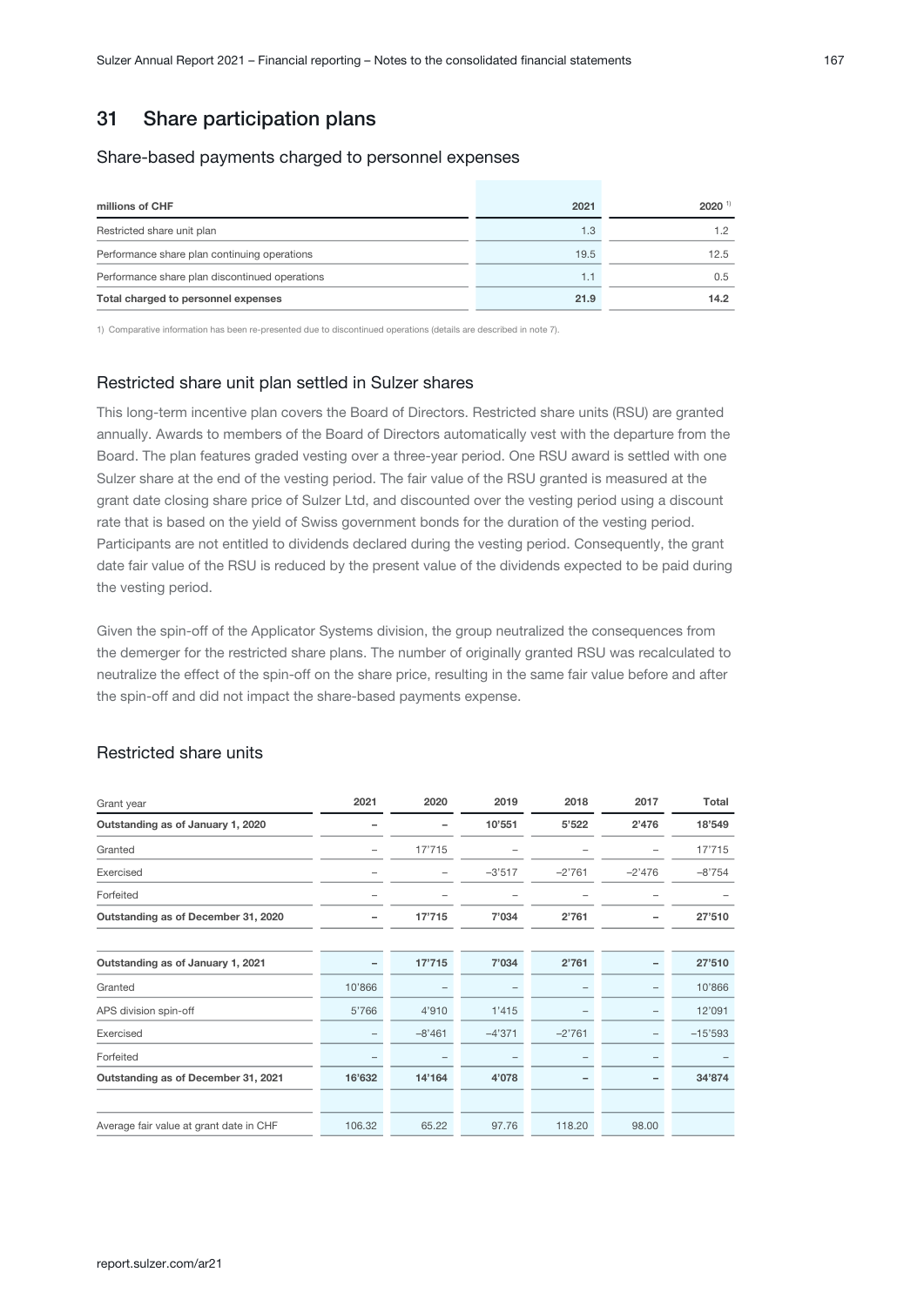## 31 Share participation plans

### Share-based payments charged to personnel expenses

| millions of CHF | 2021 | 2020 [1] |
|---|---|---|
| Restricted share unit plan | 1.3 | 1.2 |
| Performance share plan continuing operations | 19.5 | 12.5 |
| Performance share plan discontinued operations | 1.1 | 0.5 |
| **Total charged to personnel expenses** | **21.9** | **14.2** |

1) Comparative information has been re-presented due to discontinued operations (details are described in note 7).

### Restricted share unit plan settled in Sulzer shares

This long-term incentive plan covers the Board of Directors. Restricted share units (RSU) are granted annually. Awards to members of the Board of Directors automatically vest with the departure from the Board. The plan features graded vesting over a three-year period. One RSU award is settled with one Sulzer share at the end of the vesting period. The fair value of the RSU granted is measured at the grant date closing share price of Sulzer Ltd, and discounted over the vesting period using a discount rate that is based on the yield of Swiss government bonds for the duration of the vesting period. Participants are not entitled to dividends declared during the vesting period. Consequently, the grant date fair value of the RSU is reduced by the present value of the dividends expected to be paid during the vesting period.

Given the spin-off of the Applicator Systems division, the group neutralized the consequences from the demerger for the restricted share plans. The number of originally granted RSU was recalculated to neutralize the effect of the spin-off on the share price, resulting in the same fair value before and after the spin-off and did not impact the share-based payments expense.

### Restricted share units

| Grant year | 2021 | 2020 | 2019 | 2018 | 2017 | Total |
|---|---|---|---|---|---|---|
| **Outstanding as of January 1, 2020** | **–** | **–** | **10'551** | **5'522** | **2'476** | **18'549** |
| Granted | – | 17'715 | – | – | – | 17'715 |
| Exercised | – | – | –3'517 | –2'761 | –2'476 | –8'754 |
| Forfeited | – | – | – | – | – | – |
| **Outstanding as of December 31, 2020** | **–** | **17'715** | **7'034** | **2'761** | **–** | **27'510** |
| | | | | | | |
| **Outstanding as of January 1, 2021** | **–** | **17'715** | **7'034** | **2'761** | **–** | **27'510** |
| Granted | 10'866 | – | – | – | – | 10'866 |
| APS division spin-off | 5'766 | 4'910 | 1'415 | – | – | 12'091 |
| Exercised | – | –8'461 | –4'371 | –2'761 | – | –15'593 |
| Forfeited | – | – | – | – | – | – |
| **Outstanding as of December 31, 2021** | **16'632** | **14'164** | **4'078** | **–** | **–** | **34'874** |
| | | | | | | |
| Average fair value at grant date in CHF | 106.32 | 65.22 | 97.76 | 118.20 | 98.00 | |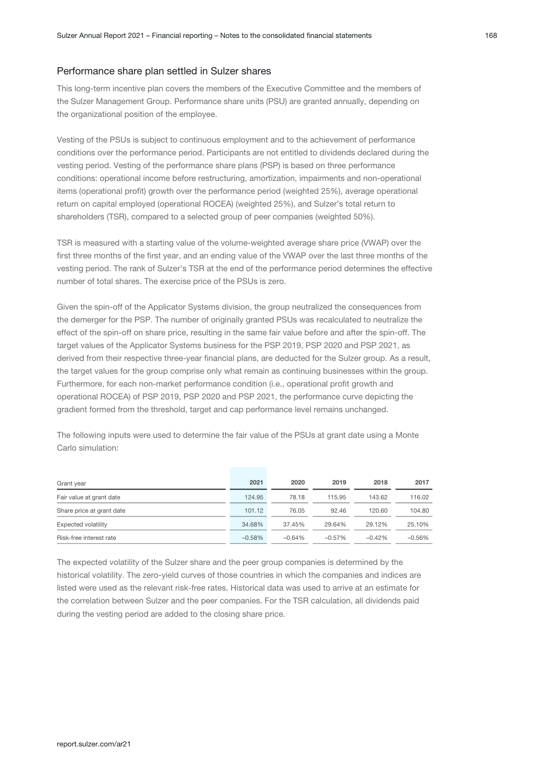## Performance share plan settled in Sulzer shares

This long-term incentive plan covers the members of the Executive Committee and the members of the Sulzer Management Group. Performance share units (PSU) are granted annually, depending on the organizational position of the employee.

Vesting of the PSUs is subject to continuous employment and to the achievement of performance conditions over the performance period. Participants are not entitled to dividends declared during the vesting period. Vesting of the performance share plans (PSP) is based on three performance conditions: operational income before restructuring, amortization, impairments and non-operational items (operational profit) growth over the performance period (weighted 25%), average operational return on capital employed (operational ROCEA) (weighted 25%), and Sulzer's total return to shareholders (TSR), compared to a selected group of peer companies (weighted 50%).

TSR is measured with a starting value of the volume-weighted average share price (VWAP) over the first three months of the first year, and an ending value of the VWAP over the last three months of the vesting period. The rank of Sulzer's TSR at the end of the performance period determines the effective number of total shares. The exercise price of the PSUs is zero.

Given the spin-off of the Applicator Systems division, the group neutralized the consequences from the demerger for the PSP. The number of originally granted PSUs was recalculated to neutralize the effect of the spin-off on share price, resulting in the same fair value before and after the spin-off. The target values of the Applicator Systems business for the PSP 2019, PSP 2020 and PSP 2021, as derived from their respective three-year financial plans, are deducted for the Sulzer group. As a result, the target values for the group comprise only what remain as continuing businesses within the group. Furthermore, for each non-market performance condition (i.e., operational profit growth and operational ROCEA) of PSP 2019, PSP 2020 and PSP 2021, the performance curve depicting the gradient formed from the threshold, target and cap performance level remains unchanged.

The following inputs were used to determine the fair value of the PSUs at grant date using a Monte Carlo simulation:

| Grant year | 2021 | 2020 | 2019 | 2018 | 2017 |
|---|---|---|---|---|---|
| Fair value at grant date | 124.95 | 78.18 | 115.95 | 143.62 | 116.02 |
| Share price at grant date | 101.12 | 76.05 | 92.46 | 120.60 | 104.80 |
| Expected volatility | 34.68% | 37.45% | 29.64% | 29.12% | 25.10% |
| Risk-free interest rate | –0.58% | –0.64% | –0.57% | –0.42% | –0.56% |

The expected volatility of the Sulzer share and the peer group companies is determined by the historical volatility. The zero-yield curves of those countries in which the companies and indices are listed were used as the relevant risk-free rates. Historical data was used to arrive at an estimate for the correlation between Sulzer and the peer companies. For the TSR calculation, all dividends paid during the vesting period are added to the closing share price.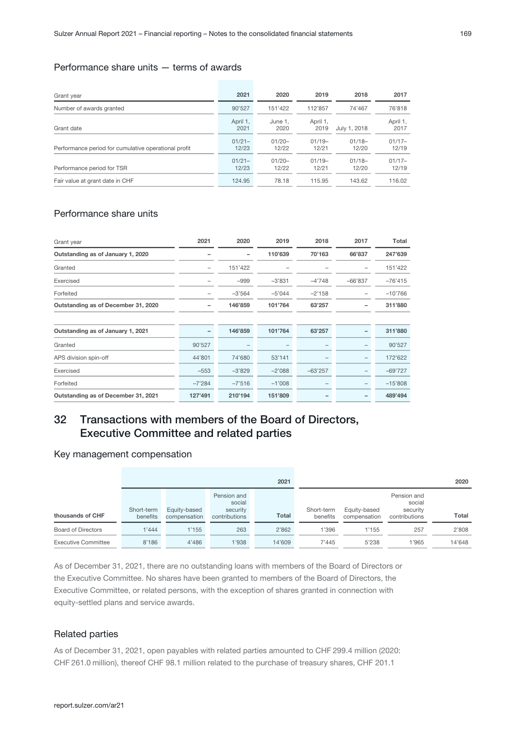### Performance share units — terms of awards

| Grant year | 2021 | 2020 | 2019 | 2018 | 2017 |
|---|---|---|---|---|---|
| Number of awards granted | 90'527 | 151'422 | 112'857 | 74'467 | 76'818 |
| Grant date | April 1, 2021 | June 1, 2020 | April 1, 2019 | July 1, 2018 | April 1, 2017 |
| Performance period for cumulative operational profit | 01/21–12/23 | 01/20–12/22 | 01/19–12/21 | 01/18–12/20 | 01/17–12/19 |
| Performance period for TSR | 01/21–12/23 | 01/20–12/22 | 01/19–12/21 | 01/18–12/20 | 01/17–12/19 |
| Fair value at grant date in CHF | 124.95 | 78.18 | 115.95 | 143.62 | 116.02 |

### Performance share units

| Grant year | 2021 | 2020 | 2019 | 2018 | 2017 | Total |
|---|---|---|---|---|---|---|
| **Outstanding as of January 1, 2020** | **–** | **–** | **110'639** | **70'163** | **66'837** | **247'639** |
| Granted | – | 151'422 | – | – | – | 151'422 |
| Exercised | – | –999 | –3'831 | –4'748 | –66'837 | –76'415 |
| Forfeited | – | –3'564 | –5'044 | –2'158 | – | –10'766 |
| **Outstanding as of December 31, 2020** | **–** | **146'859** | **101'764** | **63'257** | **–** | **311'880** |
| | | | | | | |
| **Outstanding as of January 1, 2021** | **–** | **146'859** | **101'764** | **63'257** | **–** | **311'880** |
| Granted | 90'527 | – | – | – | – | 90'527 |
| APS division spin-off | 44'801 | 74'680 | 53'141 | – | – | 172'622 |
| Exercised | –553 | –3'829 | –2'088 | –63'257 | – | –69'727 |
| Forfeited | –7'284 | –7'516 | –1'008 | – | – | –15'808 |
| **Outstanding as of December 31, 2021** | **127'491** | **210'194** | **151'809** | **–** | **–** | **489'494** |

## 32 Transactions with members of the Board of Directors, Executive Committee and related parties

### Key management compensation

| | | | | 2021 | | | | 2020 |
|---|---|---|---|---|---|---|---|---|
| thousands of CHF | Short-term benefits | Equity-based compensation | Pension and social security contributions | Total | Short-term benefits | Equity-based compensation | Pension and social security contributions | Total |
| Board of Directors | 1'444 | 1'155 | 263 | 2'862 | 1'396 | 1'155 | 257 | 2'808 |
| Executive Committee | 8'186 | 4'486 | 1'938 | 14'609 | 7'445 | 5'238 | 1'965 | 14'648 |

As of December 31, 2021, there are no outstanding loans with members of the Board of Directors or the Executive Committee. No shares have been granted to members of the Board of Directors, the Executive Committee, or related persons, with the exception of shares granted in connection with equity-settled plans and service awards.

### Related parties

As of December 31, 2021, open payables with related parties amounted to CHF 299.4 million (2020: CHF 261.0 million), thereof CHF 98.1 million related to the purchase of treasury shares, CHF 201.1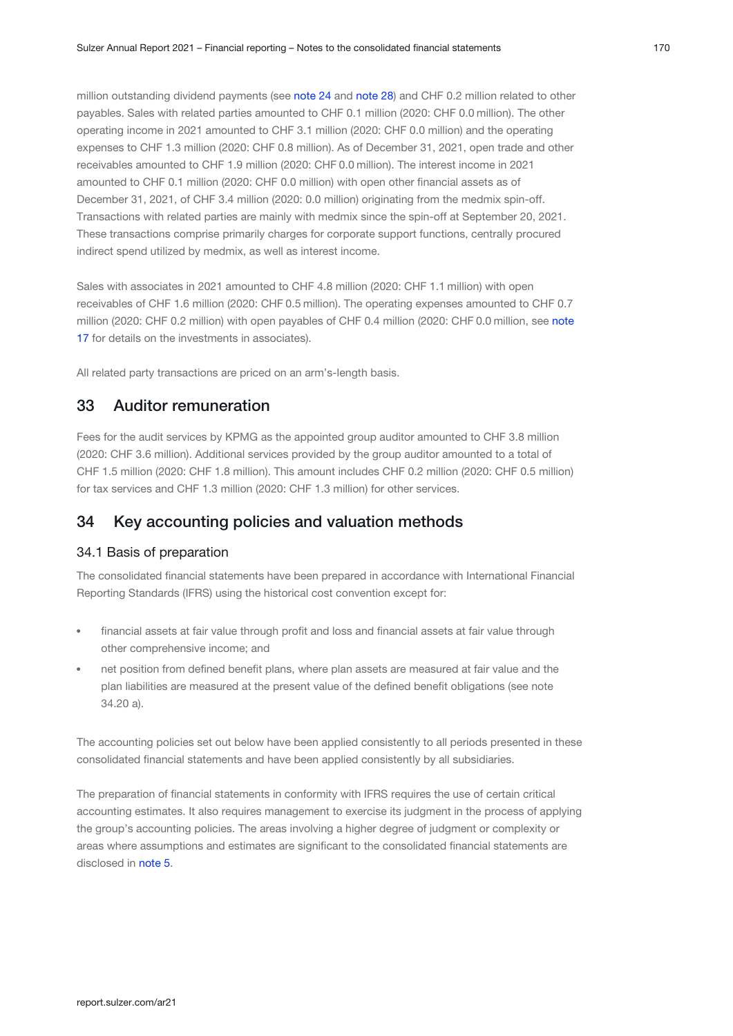million outstanding dividend payments (see note 24 and note 28) and CHF 0.2 million related to other payables. Sales with related parties amounted to CHF 0.1 million (2020: CHF 0.0 million). The other operating income in 2021 amounted to CHF 3.1 million (2020: CHF 0.0 million) and the operating expenses to CHF 1.3 million (2020: CHF 0.8 million). As of December 31, 2021, open trade and other receivables amounted to CHF 1.9 million (2020: CHF 0.0 million). The interest income in 2021 amounted to CHF 0.1 million (2020: CHF 0.0 million) with open other financial assets as of December 31, 2021, of CHF 3.4 million (2020: 0.0 million) originating from the medmix spin-off. Transactions with related parties are mainly with medmix since the spin-off at September 20, 2021. These transactions comprise primarily charges for corporate support functions, centrally procured indirect spend utilized by medmix, as well as interest income.

Sales with associates in 2021 amounted to CHF 4.8 million (2020: CHF 1.1 million) with open receivables of CHF 1.6 million (2020: CHF 0.5 million). The operating expenses amounted to CHF 0.7 million (2020: CHF 0.2 million) with open payables of CHF 0.4 million (2020: CHF 0.0 million, see note 17 for details on the investments in associates).

All related party transactions are priced on an arm's-length basis.

## 33 Auditor remuneration

Fees for the audit services by KPMG as the appointed group auditor amounted to CHF 3.8 million (2020: CHF 3.6 million). Additional services provided by the group auditor amounted to a total of CHF 1.5 million (2020: CHF 1.8 million). This amount includes CHF 0.2 million (2020: CHF 0.5 million) for tax services and CHF 1.3 million (2020: CHF 1.3 million) for other services.

## 34 Key accounting policies and valuation methods

### 34.1 Basis of preparation

The consolidated financial statements have been prepared in accordance with International Financial Reporting Standards (IFRS) using the historical cost convention except for:

- financial assets at fair value through profit and loss and financial assets at fair value through other comprehensive income; and
- net position from defined benefit plans, where plan assets are measured at fair value and the plan liabilities are measured at the present value of the defined benefit obligations (see note 34.20 a).

The accounting policies set out below have been applied consistently to all periods presented in these consolidated financial statements and have been applied consistently by all subsidiaries.

The preparation of financial statements in conformity with IFRS requires the use of certain critical accounting estimates. It also requires management to exercise its judgment in the process of applying the group's accounting policies. The areas involving a higher degree of judgment or complexity or areas where assumptions and estimates are significant to the consolidated financial statements are disclosed in note 5.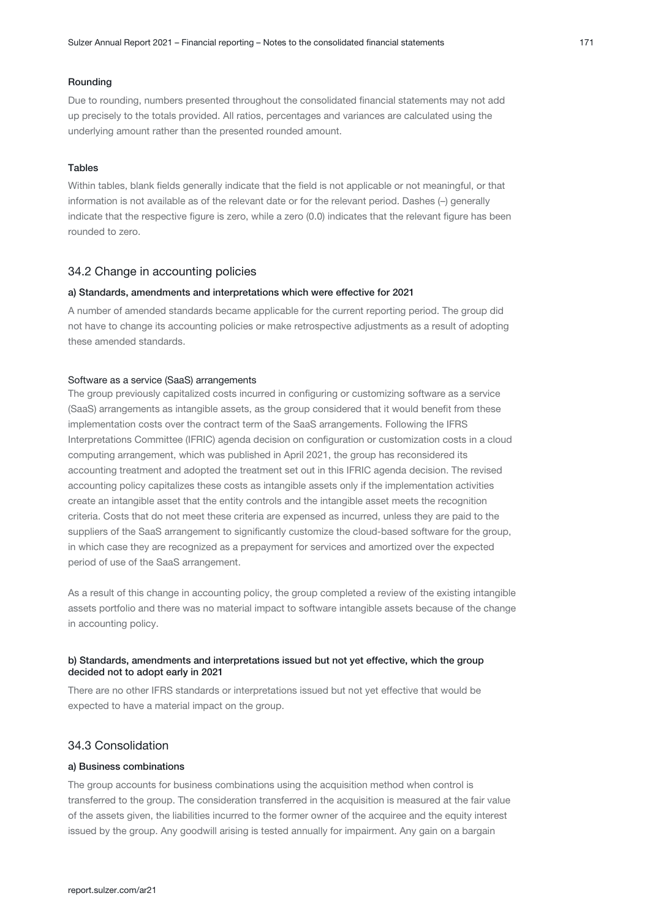#### Rounding

Due to rounding, numbers presented throughout the consolidated financial statements may not add up precisely to the totals provided. All ratios, percentages and variances are calculated using the underlying amount rather than the presented rounded amount.

#### Tables

Within tables, blank fields generally indicate that the field is not applicable or not meaningful, or that information is not available as of the relevant date or for the relevant period. Dashes (–) generally indicate that the respective figure is zero, while a zero (0.0) indicates that the relevant figure has been rounded to zero.

## 34.2 Change in accounting policies

#### a) Standards, amendments and interpretations which were effective for 2021

A number of amended standards became applicable for the current reporting period. The group did not have to change its accounting policies or make retrospective adjustments as a result of adopting these amended standards.

Software as a service (SaaS) arrangements

The group previously capitalized costs incurred in configuring or customizing software as a service (SaaS) arrangements as intangible assets, as the group considered that it would benefit from these implementation costs over the contract term of the SaaS arrangements. Following the IFRS Interpretations Committee (IFRIC) agenda decision on configuration or customization costs in a cloud computing arrangement, which was published in April 2021, the group has reconsidered its accounting treatment and adopted the treatment set out in this IFRIC agenda decision. The revised accounting policy capitalizes these costs as intangible assets only if the implementation activities create an intangible asset that the entity controls and the intangible asset meets the recognition criteria. Costs that do not meet these criteria are expensed as incurred, unless they are paid to the suppliers of the SaaS arrangement to significantly customize the cloud-based software for the group, in which case they are recognized as a prepayment for services and amortized over the expected period of use of the SaaS arrangement.

As a result of this change in accounting policy, the group completed a review of the existing intangible assets portfolio and there was no material impact to software intangible assets because of the change in accounting policy.

#### b) Standards, amendments and interpretations issued but not yet effective, which the group decided not to adopt early in 2021

There are no other IFRS standards or interpretations issued but not yet effective that would be expected to have a material impact on the group.

## 34.3 Consolidation

#### a) Business combinations

The group accounts for business combinations using the acquisition method when control is transferred to the group. The consideration transferred in the acquisition is measured at the fair value of the assets given, the liabilities incurred to the former owner of the acquiree and the equity interest issued by the group. Any goodwill arising is tested annually for impairment. Any gain on a bargain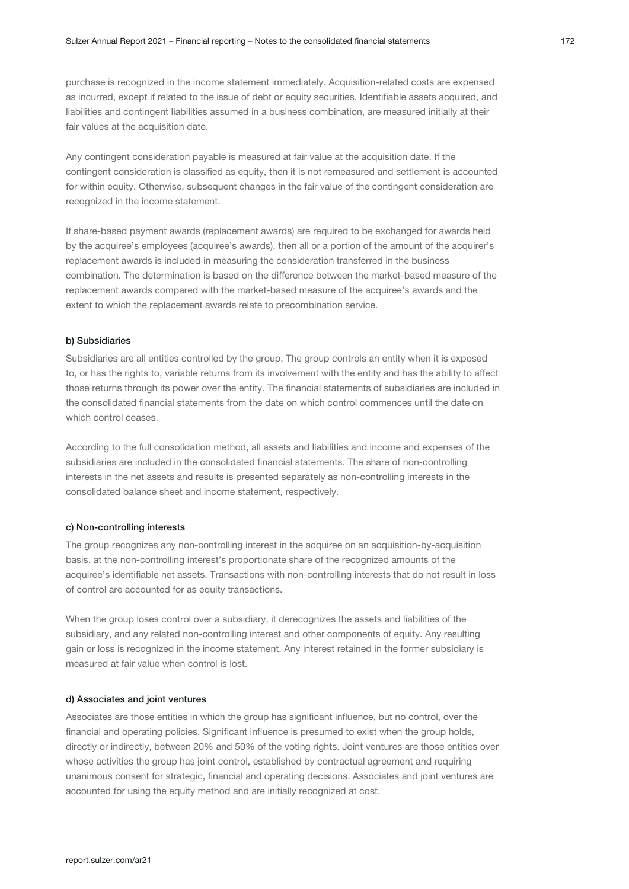purchase is recognized in the income statement immediately. Acquisition-related costs are expensed as incurred, except if related to the issue of debt or equity securities. Identifiable assets acquired, and liabilities and contingent liabilities assumed in a business combination, are measured initially at their fair values at the acquisition date.

Any contingent consideration payable is measured at fair value at the acquisition date. If the contingent consideration is classified as equity, then it is not remeasured and settlement is accounted for within equity. Otherwise, subsequent changes in the fair value of the contingent consideration are recognized in the income statement.

If share-based payment awards (replacement awards) are required to be exchanged for awards held by the acquiree's employees (acquiree's awards), then all or a portion of the amount of the acquirer's replacement awards is included in measuring the consideration transferred in the business combination. The determination is based on the difference between the market-based measure of the replacement awards compared with the market-based measure of the acquiree's awards and the extent to which the replacement awards relate to precombination service.

#### b) Subsidiaries

Subsidiaries are all entities controlled by the group. The group controls an entity when it is exposed to, or has the rights to, variable returns from its involvement with the entity and has the ability to affect those returns through its power over the entity. The financial statements of subsidiaries are included in the consolidated financial statements from the date on which control commences until the date on which control ceases.

According to the full consolidation method, all assets and liabilities and income and expenses of the subsidiaries are included in the consolidated financial statements. The share of non-controlling interests in the net assets and results is presented separately as non-controlling interests in the consolidated balance sheet and income statement, respectively.

#### c) Non-controlling interests

The group recognizes any non-controlling interest in the acquiree on an acquisition-by-acquisition basis, at the non-controlling interest's proportionate share of the recognized amounts of the acquiree's identifiable net assets. Transactions with non-controlling interests that do not result in loss of control are accounted for as equity transactions.

When the group loses control over a subsidiary, it derecognizes the assets and liabilities of the subsidiary, and any related non-controlling interest and other components of equity. Any resulting gain or loss is recognized in the income statement. Any interest retained in the former subsidiary is measured at fair value when control is lost.

#### d) Associates and joint ventures

Associates are those entities in which the group has significant influence, but no control, over the financial and operating policies. Significant influence is presumed to exist when the group holds, directly or indirectly, between 20% and 50% of the voting rights. Joint ventures are those entities over whose activities the group has joint control, established by contractual agreement and requiring unanimous consent for strategic, financial and operating decisions. Associates and joint ventures are accounted for using the equity method and are initially recognized at cost.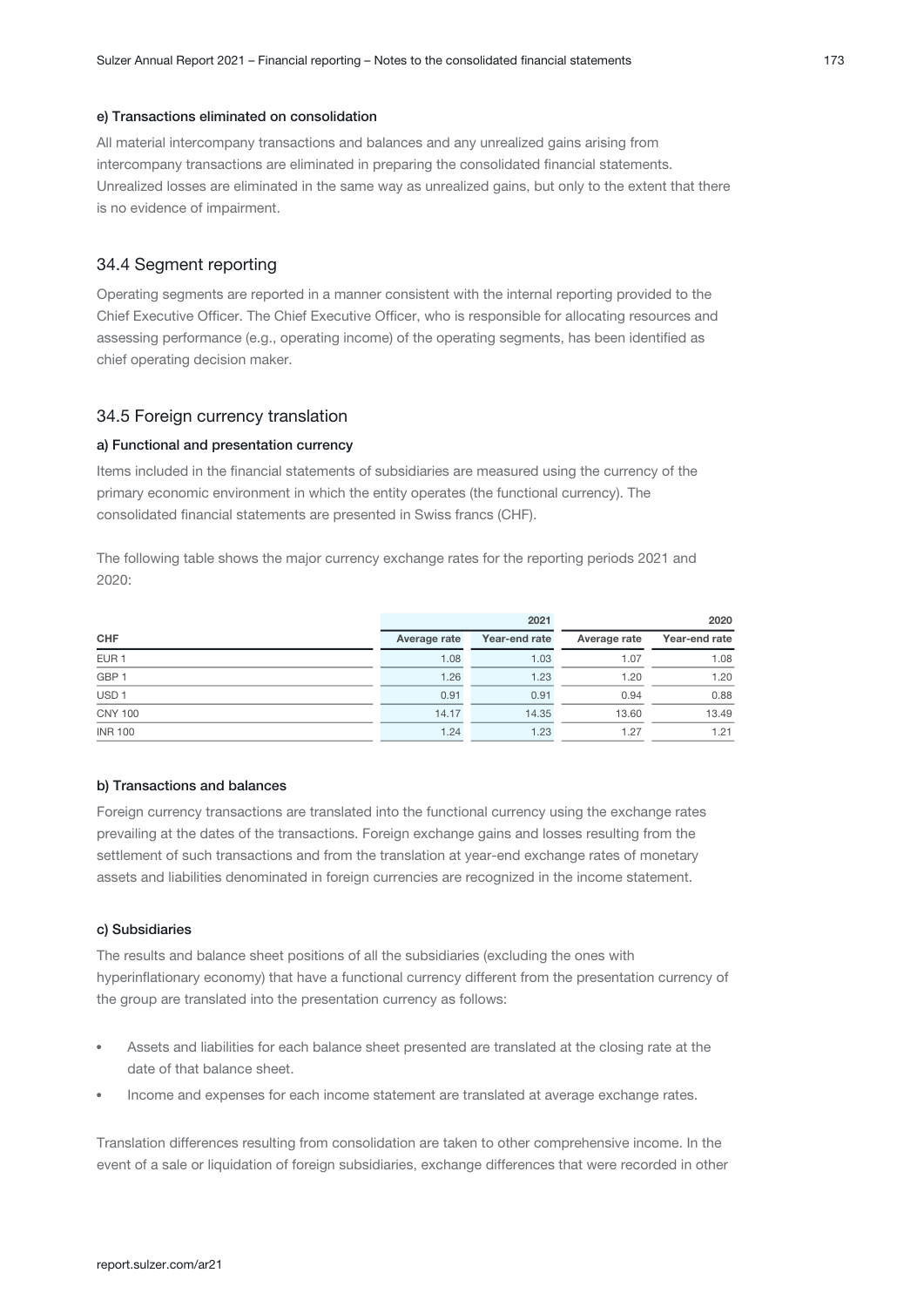#### e) Transactions eliminated on consolidation

All material intercompany transactions and balances and any unrealized gains arising from intercompany transactions are eliminated in preparing the consolidated financial statements. Unrealized losses are eliminated in the same way as unrealized gains, but only to the extent that there is no evidence of impairment.

### 34.4 Segment reporting

Operating segments are reported in a manner consistent with the internal reporting provided to the Chief Executive Officer. The Chief Executive Officer, who is responsible for allocating resources and assessing performance (e.g., operating income) of the operating segments, has been identified as chief operating decision maker.

### 34.5 Foreign currency translation

#### a) Functional and presentation currency

Items included in the financial statements of subsidiaries are measured using the currency of the primary economic environment in which the entity operates (the functional currency). The consolidated financial statements are presented in Swiss francs (CHF).

The following table shows the major currency exchange rates for the reporting periods 2021 and 2020:

| | 2021 | | 2020 | |
|---|---|---|---|---|
| **CHF** | **Average rate** | **Year-end rate** | **Average rate** | **Year-end rate** |
| EUR 1 | 1.08 | 1.03 | 1.07 | 1.08 |
| GBP 1 | 1.26 | 1.23 | 1.20 | 1.20 |
| USD 1 | 0.91 | 0.91 | 0.94 | 0.88 |
| CNY 100 | 14.17 | 14.35 | 13.60 | 13.49 |
| INR 100 | 1.24 | 1.23 | 1.27 | 1.21 |

#### b) Transactions and balances

Foreign currency transactions are translated into the functional currency using the exchange rates prevailing at the dates of the transactions. Foreign exchange gains and losses resulting from the settlement of such transactions and from the translation at year-end exchange rates of monetary assets and liabilities denominated in foreign currencies are recognized in the income statement.

#### c) Subsidiaries

The results and balance sheet positions of all the subsidiaries (excluding the ones with hyperinflationary economy) that have a functional currency different from the presentation currency of the group are translated into the presentation currency as follows:

- Assets and liabilities for each balance sheet presented are translated at the closing rate at the date of that balance sheet.
- Income and expenses for each income statement are translated at average exchange rates.

Translation differences resulting from consolidation are taken to other comprehensive income. In the event of a sale or liquidation of foreign subsidiaries, exchange differences that were recorded in other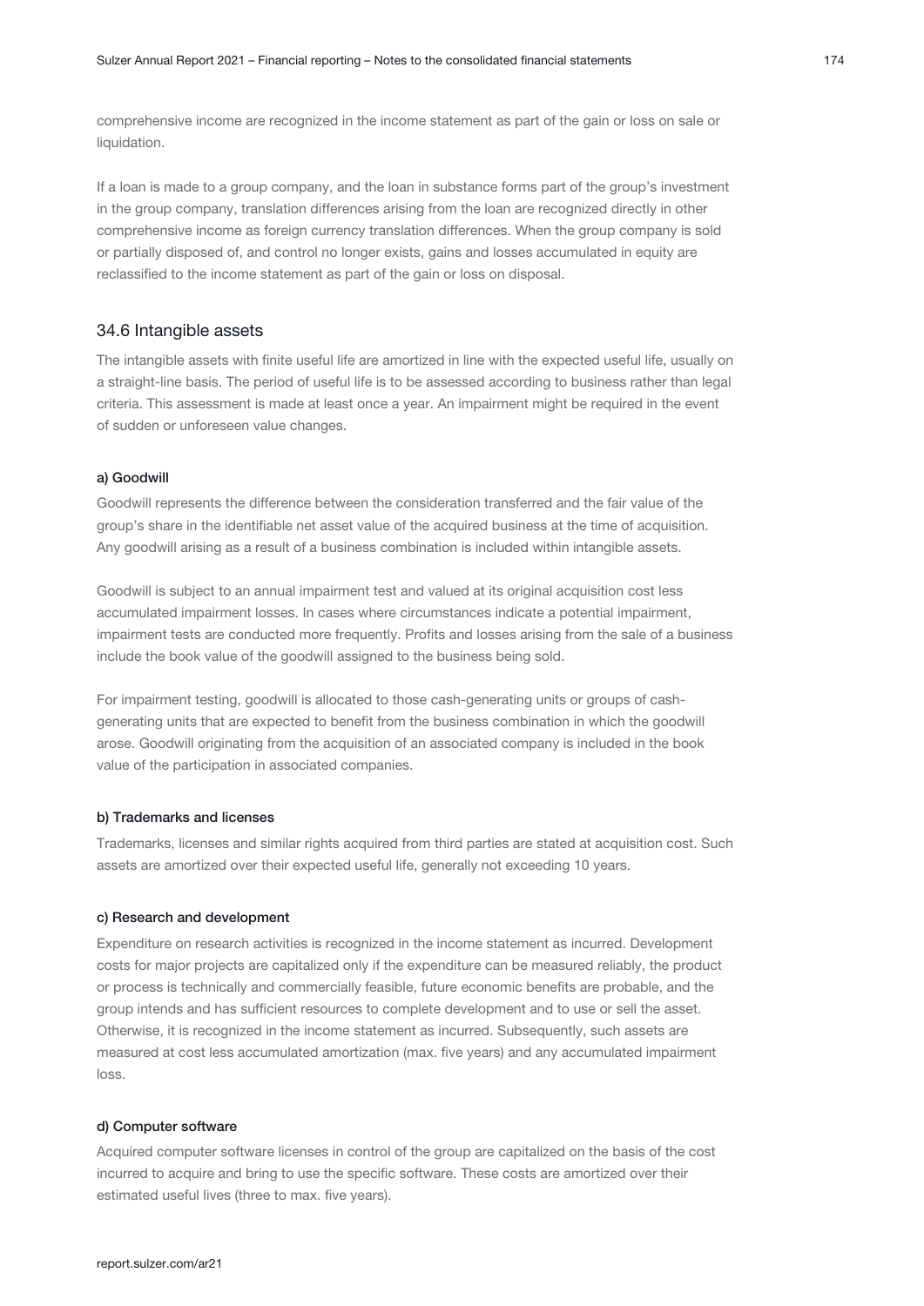comprehensive income are recognized in the income statement as part of the gain or loss on sale or liquidation.

If a loan is made to a group company, and the loan in substance forms part of the group's investment in the group company, translation differences arising from the loan are recognized directly in other comprehensive income as foreign currency translation differences. When the group company is sold or partially disposed of, and control no longer exists, gains and losses accumulated in equity are reclassified to the income statement as part of the gain or loss on disposal.

## 34.6 Intangible assets

The intangible assets with finite useful life are amortized in line with the expected useful life, usually on a straight-line basis. The period of useful life is to be assessed according to business rather than legal criteria. This assessment is made at least once a year. An impairment might be required in the event of sudden or unforeseen value changes.

#### a) Goodwill

Goodwill represents the difference between the consideration transferred and the fair value of the group's share in the identifiable net asset value of the acquired business at the time of acquisition. Any goodwill arising as a result of a business combination is included within intangible assets.

Goodwill is subject to an annual impairment test and valued at its original acquisition cost less accumulated impairment losses. In cases where circumstances indicate a potential impairment, impairment tests are conducted more frequently. Profits and losses arising from the sale of a business include the book value of the goodwill assigned to the business being sold.

For impairment testing, goodwill is allocated to those cash-generating units or groups of cash-generating units that are expected to benefit from the business combination in which the goodwill arose. Goodwill originating from the acquisition of an associated company is included in the book value of the participation in associated companies.

#### b) Trademarks and licenses

Trademarks, licenses and similar rights acquired from third parties are stated at acquisition cost. Such assets are amortized over their expected useful life, generally not exceeding 10 years.

#### c) Research and development

Expenditure on research activities is recognized in the income statement as incurred. Development costs for major projects are capitalized only if the expenditure can be measured reliably, the product or process is technically and commercially feasible, future economic benefits are probable, and the group intends and has sufficient resources to complete development and to use or sell the asset. Otherwise, it is recognized in the income statement as incurred. Subsequently, such assets are measured at cost less accumulated amortization (max. five years) and any accumulated impairment loss.

#### d) Computer software

Acquired computer software licenses in control of the group are capitalized on the basis of the cost incurred to acquire and bring to use the specific software. These costs are amortized over their estimated useful lives (three to max. five years).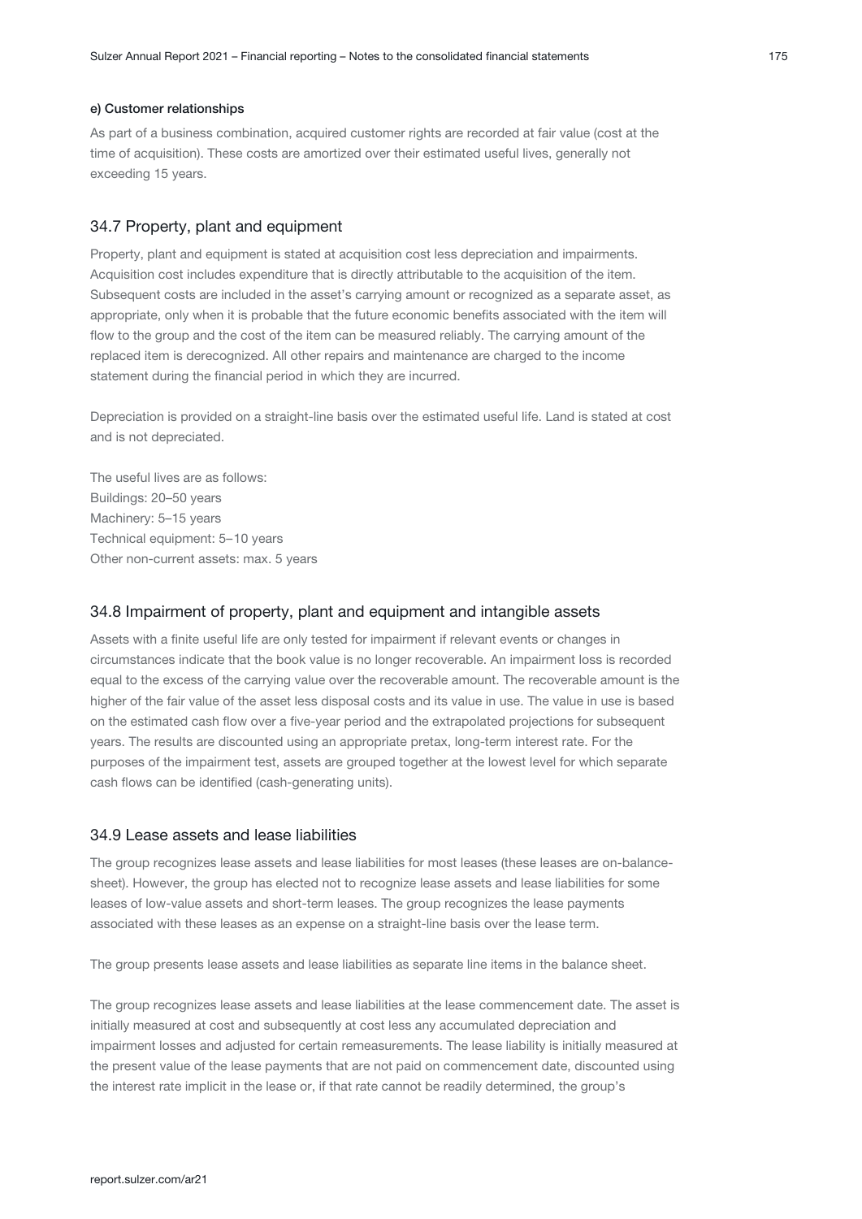#### e) Customer relationships

As part of a business combination, acquired customer rights are recorded at fair value (cost at the time of acquisition). These costs are amortized over their estimated useful lives, generally not exceeding 15 years.

## 34.7 Property, plant and equipment

Property, plant and equipment is stated at acquisition cost less depreciation and impairments. Acquisition cost includes expenditure that is directly attributable to the acquisition of the item. Subsequent costs are included in the asset's carrying amount or recognized as a separate asset, as appropriate, only when it is probable that the future economic benefits associated with the item will flow to the group and the cost of the item can be measured reliably. The carrying amount of the replaced item is derecognized. All other repairs and maintenance are charged to the income statement during the financial period in which they are incurred.

Depreciation is provided on a straight-line basis over the estimated useful life. Land is stated at cost and is not depreciated.

The useful lives are as follows:
Buildings: 20–50 years
Machinery: 5–15 years
Technical equipment: 5–10 years
Other non-current assets: max. 5 years

## 34.8 Impairment of property, plant and equipment and intangible assets

Assets with a finite useful life are only tested for impairment if relevant events or changes in circumstances indicate that the book value is no longer recoverable. An impairment loss is recorded equal to the excess of the carrying value over the recoverable amount. The recoverable amount is the higher of the fair value of the asset less disposal costs and its value in use. The value in use is based on the estimated cash flow over a five-year period and the extrapolated projections for subsequent years. The results are discounted using an appropriate pretax, long-term interest rate. For the purposes of the impairment test, assets are grouped together at the lowest level for which separate cash flows can be identified (cash-generating units).

## 34.9 Lease assets and lease liabilities

The group recognizes lease assets and lease liabilities for most leases (these leases are on-balance-sheet). However, the group has elected not to recognize lease assets and lease liabilities for some leases of low-value assets and short-term leases. The group recognizes the lease payments associated with these leases as an expense on a straight-line basis over the lease term.

The group presents lease assets and lease liabilities as separate line items in the balance sheet.

The group recognizes lease assets and lease liabilities at the lease commencement date. The asset is initially measured at cost and subsequently at cost less any accumulated depreciation and impairment losses and adjusted for certain remeasurements. The lease liability is initially measured at the present value of the lease payments that are not paid on commencement date, discounted using the interest rate implicit in the lease or, if that rate cannot be readily determined, the group's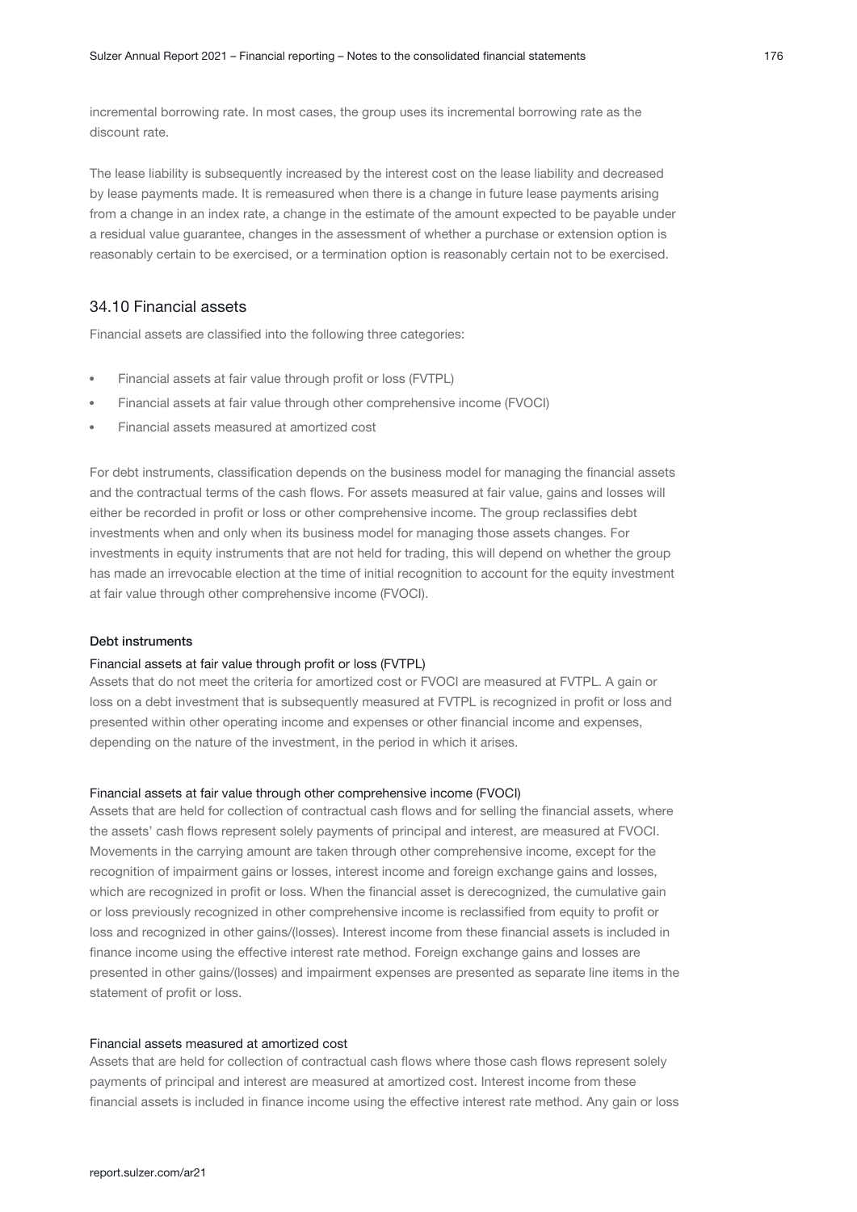incremental borrowing rate. In most cases, the group uses its incremental borrowing rate as the discount rate.

The lease liability is subsequently increased by the interest cost on the lease liability and decreased by lease payments made. It is remeasured when there is a change in future lease payments arising from a change in an index rate, a change in the estimate of the amount expected to be payable under a residual value guarantee, changes in the assessment of whether a purchase or extension option is reasonably certain to be exercised, or a termination option is reasonably certain not to be exercised.

## 34.10 Financial assets

Financial assets are classified into the following three categories:

- Financial assets at fair value through profit or loss (FVTPL)
- Financial assets at fair value through other comprehensive income (FVOCI)
- Financial assets measured at amortized cost

For debt instruments, classification depends on the business model for managing the financial assets and the contractual terms of the cash flows. For assets measured at fair value, gains and losses will either be recorded in profit or loss or other comprehensive income. The group reclassifies debt investments when and only when its business model for managing those assets changes. For investments in equity instruments that are not held for trading, this will depend on whether the group has made an irrevocable election at the time of initial recognition to account for the equity investment at fair value through other comprehensive income (FVOCI).

**Debt instruments**

Financial assets at fair value through profit or loss (FVTPL)

Assets that do not meet the criteria for amortized cost or FVOCI are measured at FVTPL. A gain or loss on a debt investment that is subsequently measured at FVTPL is recognized in profit or loss and presented within other operating income and expenses or other financial income and expenses, depending on the nature of the investment, in the period in which it arises.

Financial assets at fair value through other comprehensive income (FVOCI)

Assets that are held for collection of contractual cash flows and for selling the financial assets, where the assets' cash flows represent solely payments of principal and interest, are measured at FVOCI. Movements in the carrying amount are taken through other comprehensive income, except for the recognition of impairment gains or losses, interest income and foreign exchange gains and losses, which are recognized in profit or loss. When the financial asset is derecognized, the cumulative gain or loss previously recognized in other comprehensive income is reclassified from equity to profit or loss and recognized in other gains/(losses). Interest income from these financial assets is included in finance income using the effective interest rate method. Foreign exchange gains and losses are presented in other gains/(losses) and impairment expenses are presented as separate line items in the statement of profit or loss.

Financial assets measured at amortized cost

Assets that are held for collection of contractual cash flows where those cash flows represent solely payments of principal and interest are measured at amortized cost. Interest income from these financial assets is included in finance income using the effective interest rate method. Any gain or loss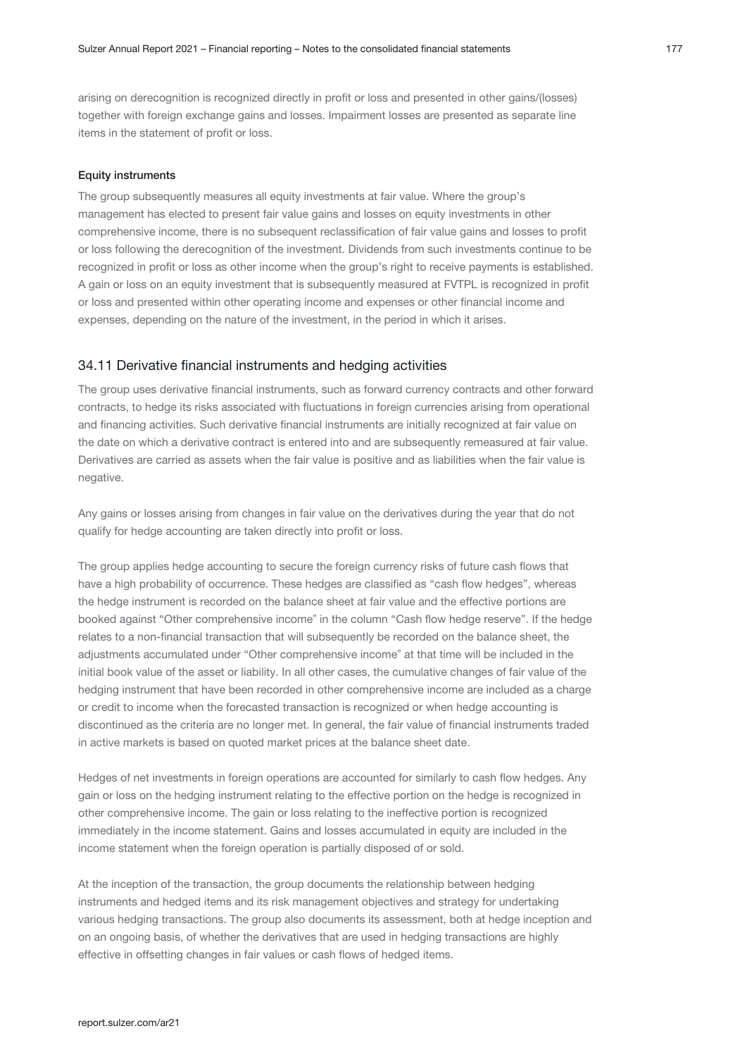arising on derecognition is recognized directly in profit or loss and presented in other gains/(losses) together with foreign exchange gains and losses. Impairment losses are presented as separate line items in the statement of profit or loss.

#### Equity instruments

The group subsequently measures all equity investments at fair value. Where the group's management has elected to present fair value gains and losses on equity investments in other comprehensive income, there is no subsequent reclassification of fair value gains and losses to profit or loss following the derecognition of the investment. Dividends from such investments continue to be recognized in profit or loss as other income when the group's right to receive payments is established. A gain or loss on an equity investment that is subsequently measured at FVTPL is recognized in profit or loss and presented within other operating income and expenses or other financial income and expenses, depending on the nature of the investment, in the period in which it arises.

### 34.11 Derivative financial instruments and hedging activities

The group uses derivative financial instruments, such as forward currency contracts and other forward contracts, to hedge its risks associated with fluctuations in foreign currencies arising from operational and financing activities. Such derivative financial instruments are initially recognized at fair value on the date on which a derivative contract is entered into and are subsequently remeasured at fair value. Derivatives are carried as assets when the fair value is positive and as liabilities when the fair value is negative.

Any gains or losses arising from changes in fair value on the derivatives during the year that do not qualify for hedge accounting are taken directly into profit or loss.

The group applies hedge accounting to secure the foreign currency risks of future cash flows that have a high probability of occurrence. These hedges are classified as "cash flow hedges", whereas the hedge instrument is recorded on the balance sheet at fair value and the effective portions are booked against "Other comprehensive income" in the column "Cash flow hedge reserve". If the hedge relates to a non-financial transaction that will subsequently be recorded on the balance sheet, the adjustments accumulated under "Other comprehensive income" at that time will be included in the initial book value of the asset or liability. In all other cases, the cumulative changes of fair value of the hedging instrument that have been recorded in other comprehensive income are included as a charge or credit to income when the forecasted transaction is recognized or when hedge accounting is discontinued as the criteria are no longer met. In general, the fair value of financial instruments traded in active markets is based on quoted market prices at the balance sheet date.

Hedges of net investments in foreign operations are accounted for similarly to cash flow hedges. Any gain or loss on the hedging instrument relating to the effective portion on the hedge is recognized in other comprehensive income. The gain or loss relating to the ineffective portion is recognized immediately in the income statement. Gains and losses accumulated in equity are included in the income statement when the foreign operation is partially disposed of or sold.

At the inception of the transaction, the group documents the relationship between hedging instruments and hedged items and its risk management objectives and strategy for undertaking various hedging transactions. The group also documents its assessment, both at hedge inception and on an ongoing basis, of whether the derivatives that are used in hedging transactions are highly effective in offsetting changes in fair values or cash flows of hedged items.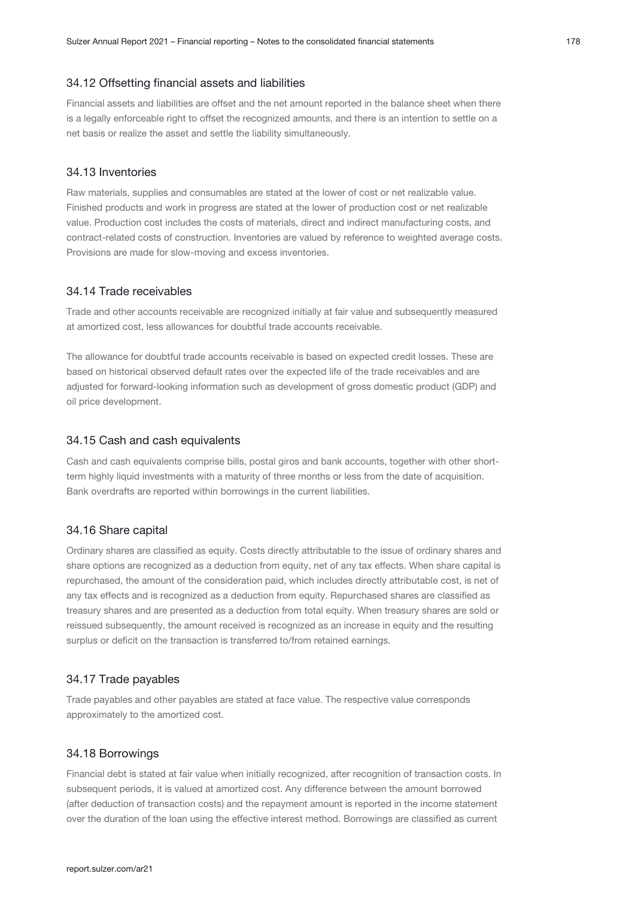### 34.12 Offsetting financial assets and liabilities

Financial assets and liabilities are offset and the net amount reported in the balance sheet when there is a legally enforceable right to offset the recognized amounts, and there is an intention to settle on a net basis or realize the asset and settle the liability simultaneously.

### 34.13 Inventories

Raw materials, supplies and consumables are stated at the lower of cost or net realizable value. Finished products and work in progress are stated at the lower of production cost or net realizable value. Production cost includes the costs of materials, direct and indirect manufacturing costs, and contract-related costs of construction. Inventories are valued by reference to weighted average costs. Provisions are made for slow-moving and excess inventories.

### 34.14 Trade receivables

Trade and other accounts receivable are recognized initially at fair value and subsequently measured at amortized cost, less allowances for doubtful trade accounts receivable.

The allowance for doubtful trade accounts receivable is based on expected credit losses. These are based on historical observed default rates over the expected life of the trade receivables and are adjusted for forward-looking information such as development of gross domestic product (GDP) and oil price development.

### 34.15 Cash and cash equivalents

Cash and cash equivalents comprise bills, postal giros and bank accounts, together with other short-term highly liquid investments with a maturity of three months or less from the date of acquisition. Bank overdrafts are reported within borrowings in the current liabilities.

### 34.16 Share capital

Ordinary shares are classified as equity. Costs directly attributable to the issue of ordinary shares and share options are recognized as a deduction from equity, net of any tax effects. When share capital is repurchased, the amount of the consideration paid, which includes directly attributable cost, is net of any tax effects and is recognized as a deduction from equity. Repurchased shares are classified as treasury shares and are presented as a deduction from total equity. When treasury shares are sold or reissued subsequently, the amount received is recognized as an increase in equity and the resulting surplus or deficit on the transaction is transferred to/from retained earnings.

### 34.17 Trade payables

Trade payables and other payables are stated at face value. The respective value corresponds approximately to the amortized cost.

### 34.18 Borrowings

Financial debt is stated at fair value when initially recognized, after recognition of transaction costs. In subsequent periods, it is valued at amortized cost. Any difference between the amount borrowed (after deduction of transaction costs) and the repayment amount is reported in the income statement over the duration of the loan using the effective interest method. Borrowings are classified as current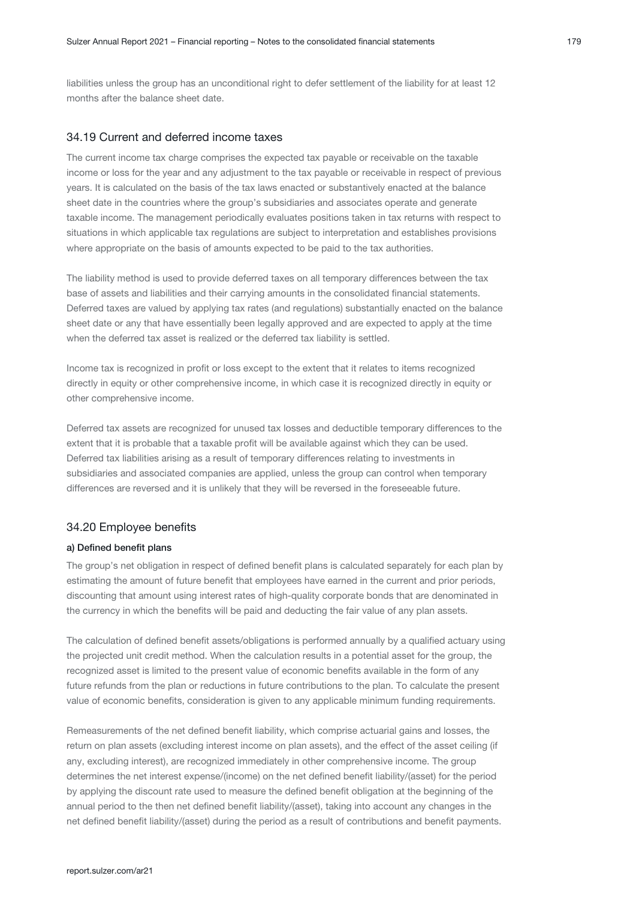liabilities unless the group has an unconditional right to defer settlement of the liability for at least 12 months after the balance sheet date.

## 34.19 Current and deferred income taxes

The current income tax charge comprises the expected tax payable or receivable on the taxable income or loss for the year and any adjustment to the tax payable or receivable in respect of previous years. It is calculated on the basis of the tax laws enacted or substantively enacted at the balance sheet date in the countries where the group's subsidiaries and associates operate and generate taxable income. The management periodically evaluates positions taken in tax returns with respect to situations in which applicable tax regulations are subject to interpretation and establishes provisions where appropriate on the basis of amounts expected to be paid to the tax authorities.

The liability method is used to provide deferred taxes on all temporary differences between the tax base of assets and liabilities and their carrying amounts in the consolidated financial statements. Deferred taxes are valued by applying tax rates (and regulations) substantially enacted on the balance sheet date or any that have essentially been legally approved and are expected to apply at the time when the deferred tax asset is realized or the deferred tax liability is settled.

Income tax is recognized in profit or loss except to the extent that it relates to items recognized directly in equity or other comprehensive income, in which case it is recognized directly in equity or other comprehensive income.

Deferred tax assets are recognized for unused tax losses and deductible temporary differences to the extent that it is probable that a taxable profit will be available against which they can be used. Deferred tax liabilities arising as a result of temporary differences relating to investments in subsidiaries and associated companies are applied, unless the group can control when temporary differences are reversed and it is unlikely that they will be reversed in the foreseeable future.

## 34.20 Employee benefits

#### a) Defined benefit plans

The group's net obligation in respect of defined benefit plans is calculated separately for each plan by estimating the amount of future benefit that employees have earned in the current and prior periods, discounting that amount using interest rates of high-quality corporate bonds that are denominated in the currency in which the benefits will be paid and deducting the fair value of any plan assets.

The calculation of defined benefit assets/obligations is performed annually by a qualified actuary using the projected unit credit method. When the calculation results in a potential asset for the group, the recognized asset is limited to the present value of economic benefits available in the form of any future refunds from the plan or reductions in future contributions to the plan. To calculate the present value of economic benefits, consideration is given to any applicable minimum funding requirements.

Remeasurements of the net defined benefit liability, which comprise actuarial gains and losses, the return on plan assets (excluding interest income on plan assets), and the effect of the asset ceiling (if any, excluding interest), are recognized immediately in other comprehensive income. The group determines the net interest expense/(income) on the net defined benefit liability/(asset) for the period by applying the discount rate used to measure the defined benefit obligation at the beginning of the annual period to the then net defined benefit liability/(asset), taking into account any changes in the net defined benefit liability/(asset) during the period as a result of contributions and benefit payments.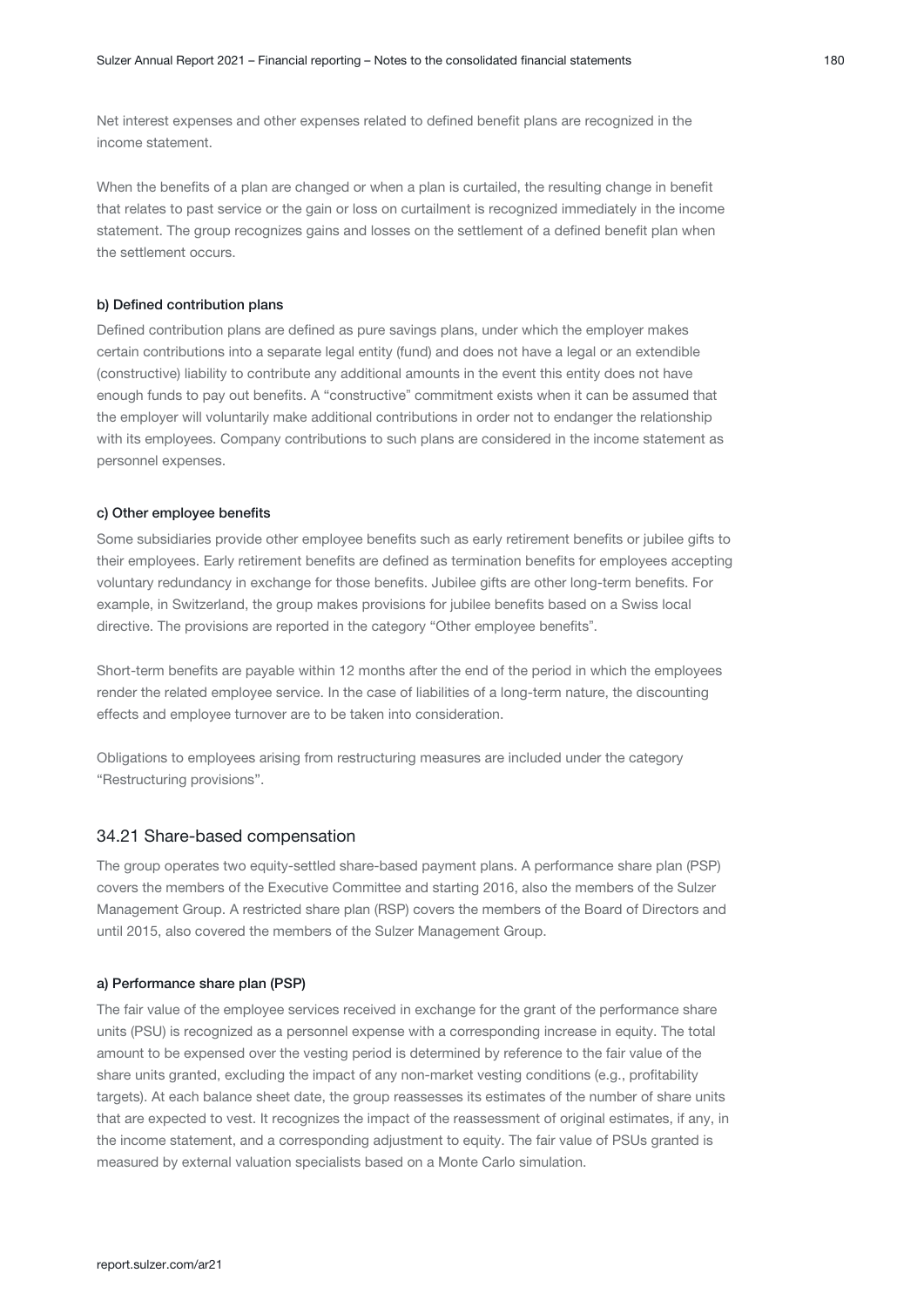Net interest expenses and other expenses related to defined benefit plans are recognized in the income statement.

When the benefits of a plan are changed or when a plan is curtailed, the resulting change in benefit that relates to past service or the gain or loss on curtailment is recognized immediately in the income statement. The group recognizes gains and losses on the settlement of a defined benefit plan when the settlement occurs.

#### b) Defined contribution plans

Defined contribution plans are defined as pure savings plans, under which the employer makes certain contributions into a separate legal entity (fund) and does not have a legal or an extendible (constructive) liability to contribute any additional amounts in the event this entity does not have enough funds to pay out benefits. A "constructive" commitment exists when it can be assumed that the employer will voluntarily make additional contributions in order not to endanger the relationship with its employees. Company contributions to such plans are considered in the income statement as personnel expenses.

#### c) Other employee benefits

Some subsidiaries provide other employee benefits such as early retirement benefits or jubilee gifts to their employees. Early retirement benefits are defined as termination benefits for employees accepting voluntary redundancy in exchange for those benefits. Jubilee gifts are other long-term benefits. For example, in Switzerland, the group makes provisions for jubilee benefits based on a Swiss local directive. The provisions are reported in the category "Other employee benefits".

Short-term benefits are payable within 12 months after the end of the period in which the employees render the related employee service. In the case of liabilities of a long-term nature, the discounting effects and employee turnover are to be taken into consideration.

Obligations to employees arising from restructuring measures are included under the category "Restructuring provisions".

## 34.21 Share-based compensation

The group operates two equity-settled share-based payment plans. A performance share plan (PSP) covers the members of the Executive Committee and starting 2016, also the members of the Sulzer Management Group. A restricted share plan (RSP) covers the members of the Board of Directors and until 2015, also covered the members of the Sulzer Management Group.

#### a) Performance share plan (PSP)

The fair value of the employee services received in exchange for the grant of the performance share units (PSU) is recognized as a personnel expense with a corresponding increase in equity. The total amount to be expensed over the vesting period is determined by reference to the fair value of the share units granted, excluding the impact of any non-market vesting conditions (e.g., profitability targets). At each balance sheet date, the group reassesses its estimates of the number of share units that are expected to vest. It recognizes the impact of the reassessment of original estimates, if any, in the income statement, and a corresponding adjustment to equity. The fair value of PSUs granted is measured by external valuation specialists based on a Monte Carlo simulation.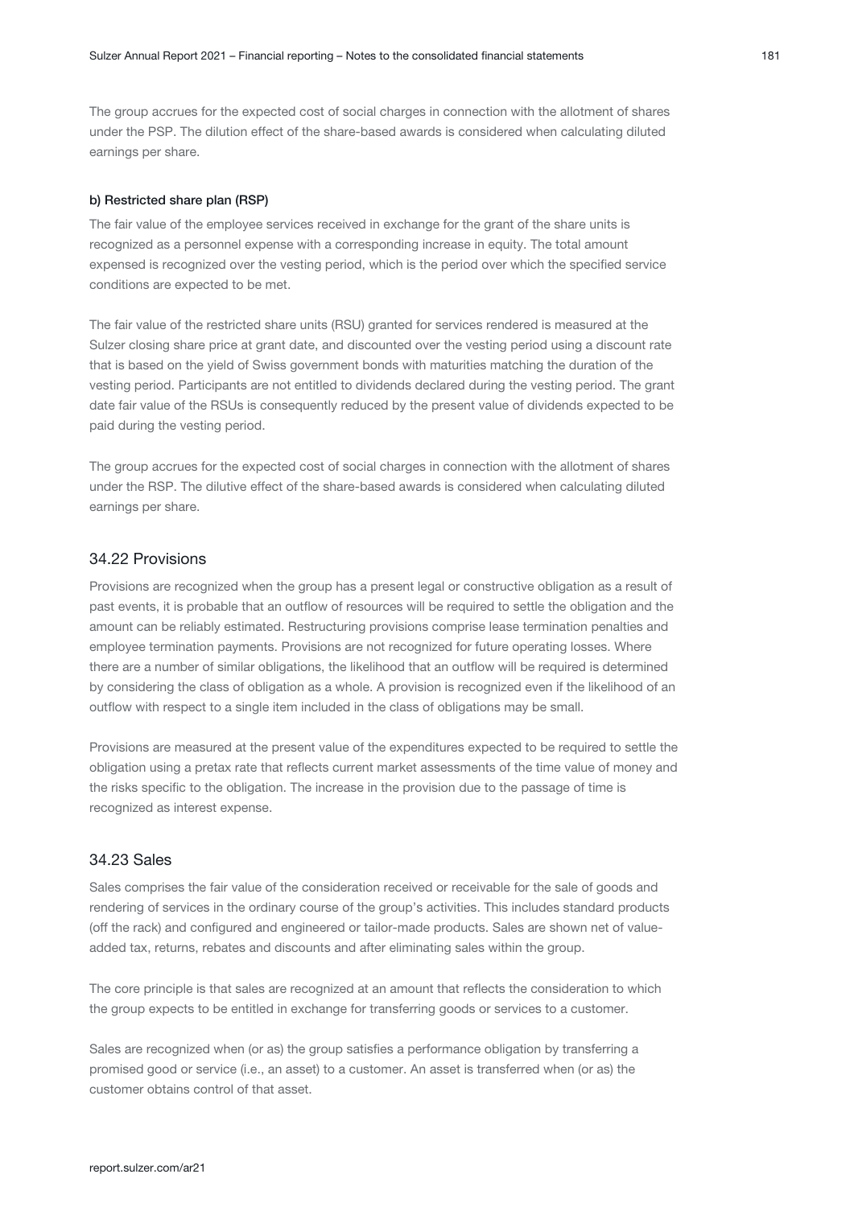The group accrues for the expected cost of social charges in connection with the allotment of shares under the PSP. The dilution effect of the share-based awards is considered when calculating diluted earnings per share.

#### b) Restricted share plan (RSP)

The fair value of the employee services received in exchange for the grant of the share units is recognized as a personnel expense with a corresponding increase in equity. The total amount expensed is recognized over the vesting period, which is the period over which the specified service conditions are expected to be met.

The fair value of the restricted share units (RSU) granted for services rendered is measured at the Sulzer closing share price at grant date, and discounted over the vesting period using a discount rate that is based on the yield of Swiss government bonds with maturities matching the duration of the vesting period. Participants are not entitled to dividends declared during the vesting period. The grant date fair value of the RSUs is consequently reduced by the present value of dividends expected to be paid during the vesting period.

The group accrues for the expected cost of social charges in connection with the allotment of shares under the RSP. The dilutive effect of the share-based awards is considered when calculating diluted earnings per share.

### 34.22 Provisions

Provisions are recognized when the group has a present legal or constructive obligation as a result of past events, it is probable that an outflow of resources will be required to settle the obligation and the amount can be reliably estimated. Restructuring provisions comprise lease termination penalties and employee termination payments. Provisions are not recognized for future operating losses. Where there are a number of similar obligations, the likelihood that an outflow will be required is determined by considering the class of obligation as a whole. A provision is recognized even if the likelihood of an outflow with respect to a single item included in the class of obligations may be small.

Provisions are measured at the present value of the expenditures expected to be required to settle the obligation using a pretax rate that reflects current market assessments of the time value of money and the risks specific to the obligation. The increase in the provision due to the passage of time is recognized as interest expense.

### 34.23 Sales

Sales comprises the fair value of the consideration received or receivable for the sale of goods and rendering of services in the ordinary course of the group's activities. This includes standard products (off the rack) and configured and engineered or tailor-made products. Sales are shown net of value-added tax, returns, rebates and discounts and after eliminating sales within the group.

The core principle is that sales are recognized at an amount that reflects the consideration to which the group expects to be entitled in exchange for transferring goods or services to a customer.

Sales are recognized when (or as) the group satisfies a performance obligation by transferring a promised good or service (i.e., an asset) to a customer. An asset is transferred when (or as) the customer obtains control of that asset.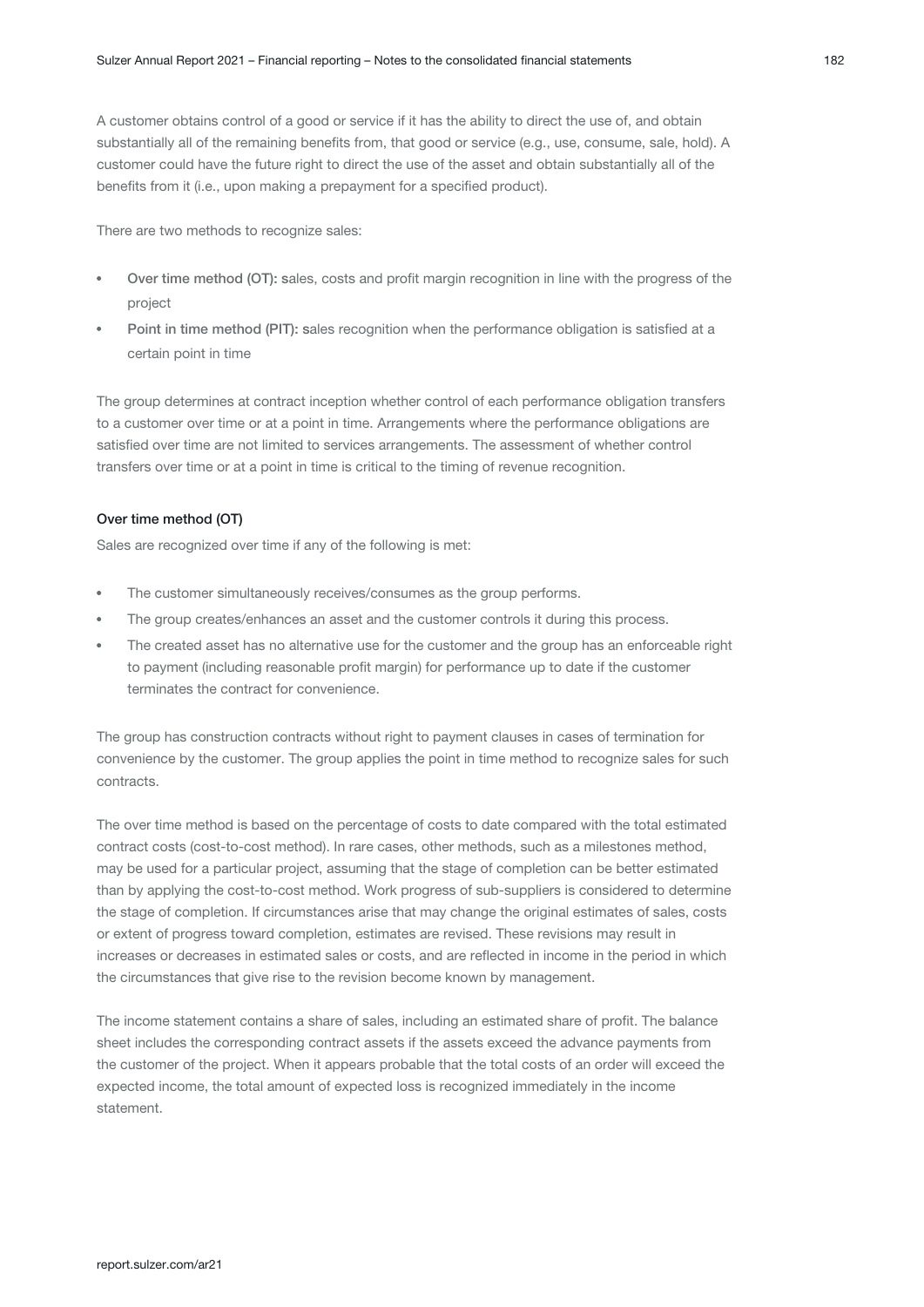A customer obtains control of a good or service if it has the ability to direct the use of, and obtain substantially all of the remaining benefits from, that good or service (e.g., use, consume, sale, hold). A customer could have the future right to direct the use of the asset and obtain substantially all of the benefits from it (i.e., upon making a prepayment for a specified product).

There are two methods to recognize sales:

- **Over time method (OT):** sales, costs and profit margin recognition in line with the progress of the project
- **Point in time method (PIT):** sales recognition when the performance obligation is satisfied at a certain point in time

The group determines at contract inception whether control of each performance obligation transfers to a customer over time or at a point in time. Arrangements where the performance obligations are satisfied over time are not limited to services arrangements. The assessment of whether control transfers over time or at a point in time is critical to the timing of revenue recognition.

#### Over time method (OT)

Sales are recognized over time if any of the following is met:

- The customer simultaneously receives/consumes as the group performs.
- The group creates/enhances an asset and the customer controls it during this process.
- The created asset has no alternative use for the customer and the group has an enforceable right to payment (including reasonable profit margin) for performance up to date if the customer terminates the contract for convenience.

The group has construction contracts without right to payment clauses in cases of termination for convenience by the customer. The group applies the point in time method to recognize sales for such contracts.

The over time method is based on the percentage of costs to date compared with the total estimated contract costs (cost-to-cost method). In rare cases, other methods, such as a milestones method, may be used for a particular project, assuming that the stage of completion can be better estimated than by applying the cost-to-cost method. Work progress of sub-suppliers is considered to determine the stage of completion. If circumstances arise that may change the original estimates of sales, costs or extent of progress toward completion, estimates are revised. These revisions may result in increases or decreases in estimated sales or costs, and are reflected in income in the period in which the circumstances that give rise to the revision become known by management.

The income statement contains a share of sales, including an estimated share of profit. The balance sheet includes the corresponding contract assets if the assets exceed the advance payments from the customer of the project. When it appears probable that the total costs of an order will exceed the expected income, the total amount of expected loss is recognized immediately in the income statement.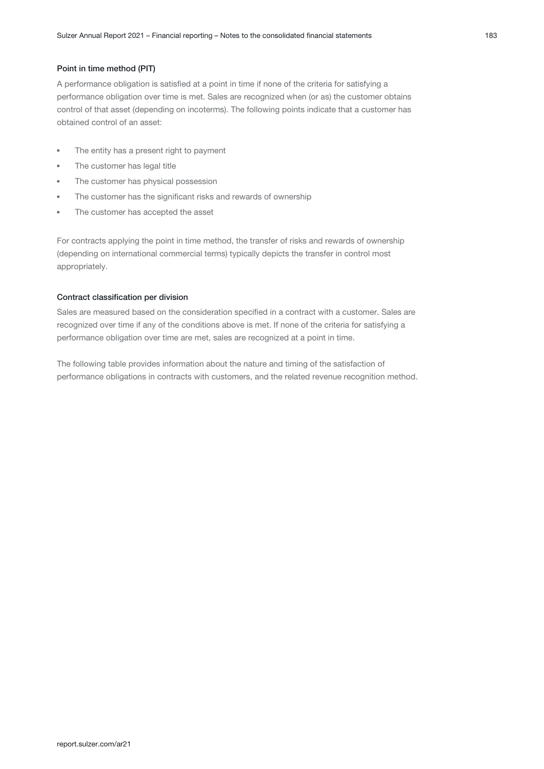#### Point in time method (PIT)

A performance obligation is satisfied at a point in time if none of the criteria for satisfying a performance obligation over time is met. Sales are recognized when (or as) the customer obtains control of that asset (depending on incoterms). The following points indicate that a customer has obtained control of an asset:

- The entity has a present right to payment
- The customer has legal title
- The customer has physical possession
- The customer has the significant risks and rewards of ownership
- The customer has accepted the asset

For contracts applying the point in time method, the transfer of risks and rewards of ownership (depending on international commercial terms) typically depicts the transfer in control most appropriately.

#### Contract classification per division

Sales are measured based on the consideration specified in a contract with a customer. Sales are recognized over time if any of the conditions above is met. If none of the criteria for satisfying a performance obligation over time are met, sales are recognized at a point in time.

The following table provides information about the nature and timing of the satisfaction of performance obligations in contracts with customers, and the related revenue recognition method.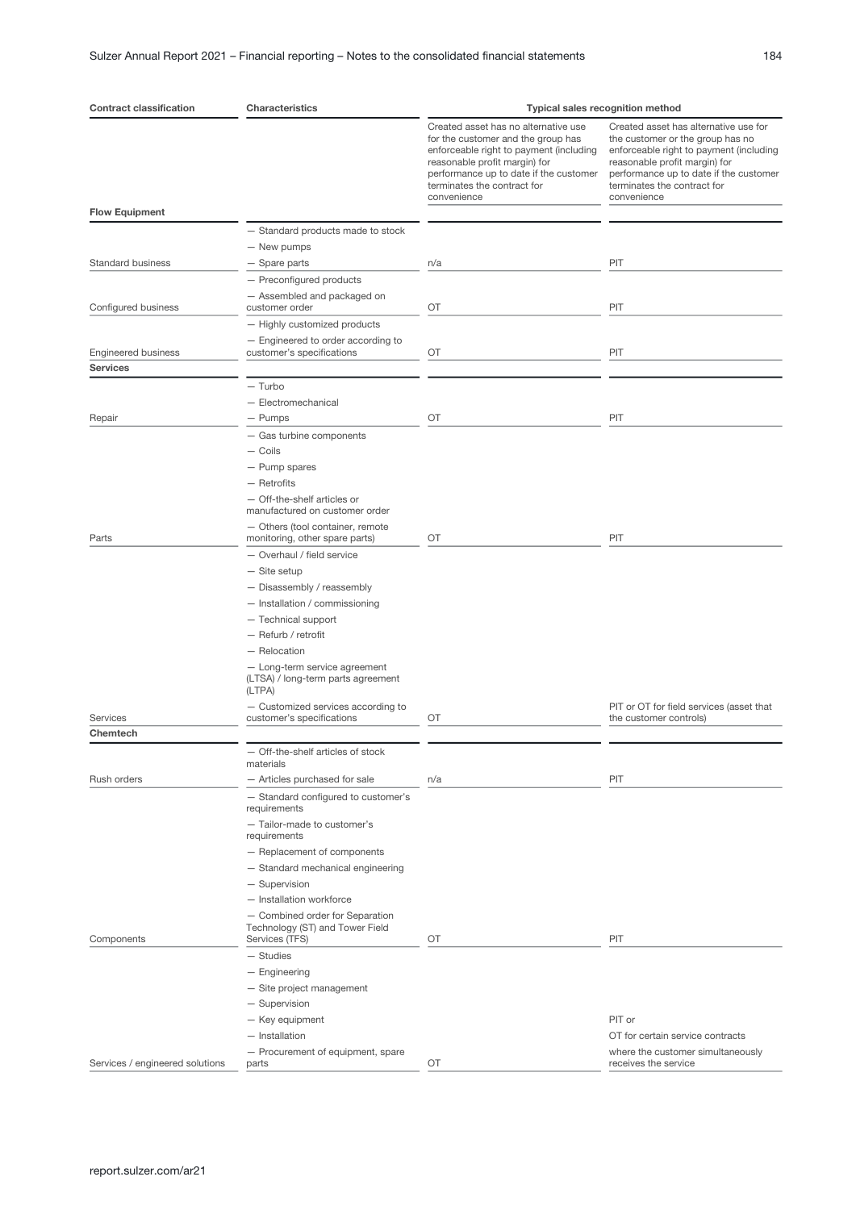| Contract classification | Characteristics | Typical sales recognition method | |
|---|---|---|---|
| | | Created asset has no alternative use for the customer and the group has enforceable right to payment (including reasonable profit margin) for performance up to date if the customer terminates the contract for convenience | Created asset has alternative use for the customer or the group has no enforceable right to payment (including reasonable profit margin) for performance up to date if the customer terminates the contract for convenience |
| **Flow Equipment** | | | |
| Standard business | — Standard products made to stock<br>— New pumps<br>— Spare parts | n/a | PIT |
| Configured business | — Preconfigured products<br>— Assembled and packaged on customer order | OT | PIT |
| Engineered business | — Highly customized products<br>— Engineered to order according to customer's specifications | OT | PIT |
| **Services** | | | |
| Repair | — Turbo<br>— Electromechanical<br>— Pumps | OT | PIT |
| Parts | — Gas turbine components<br>— Coils<br>— Pump spares<br>— Retrofits<br>— Off-the-shelf articles or manufactured on customer order<br>— Others (tool container, remote monitoring, other spare parts) | OT | PIT |
| Services | — Overhaul / field service<br>— Site setup<br>— Disassembly / reassembly<br>— Installation / commissioning<br>— Technical support<br>— Refurb / retrofit<br>— Relocation<br>— Long-term service agreement (LTSA) / long-term parts agreement (LTPA)<br>— Customized services according to customer's specifications | OT | PIT or OT for field services (asset that the customer controls) |
| **Chemtech** | | | |
| Rush orders | — Off-the-shelf articles of stock materials<br>— Articles purchased for sale | n/a | PIT |
| Components | — Standard configured to customer's requirements<br>— Tailor-made to customer's requirements<br>— Replacement of components<br>— Standard mechanical engineering<br>— Supervision<br>— Installation workforce<br>— Combined order for Separation Technology (ST) and Tower Field Services (TFS) | OT | PIT |
| Services / engineered solutions | — Studies<br>— Engineering<br>— Site project management<br>— Supervision<br>— Key equipment<br>— Installation<br>— Procurement of equipment, spare parts | OT | PIT or<br>OT for certain service contracts where the customer simultaneously receives the service |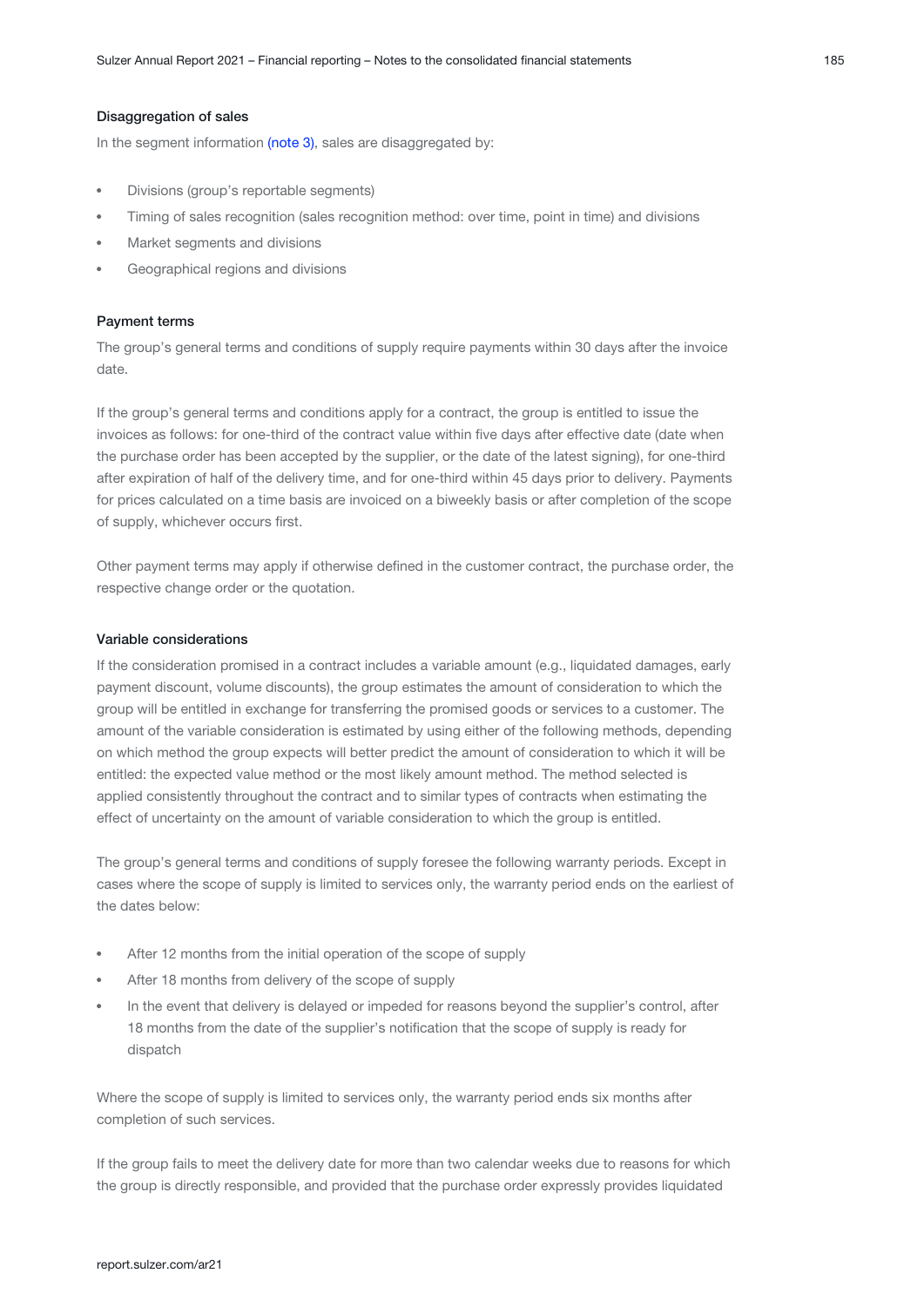### Disaggregation of sales

In the segment information (note 3), sales are disaggregated by:

- Divisions (group's reportable segments)
- Timing of sales recognition (sales recognition method: over time, point in time) and divisions
- Market segments and divisions
- Geographical regions and divisions

### Payment terms

The group's general terms and conditions of supply require payments within 30 days after the invoice date.

If the group's general terms and conditions apply for a contract, the group is entitled to issue the invoices as follows: for one-third of the contract value within five days after effective date (date when the purchase order has been accepted by the supplier, or the date of the latest signing), for one-third after expiration of half of the delivery time, and for one-third within 45 days prior to delivery. Payments for prices calculated on a time basis are invoiced on a biweekly basis or after completion of the scope of supply, whichever occurs first.

Other payment terms may apply if otherwise defined in the customer contract, the purchase order, the respective change order or the quotation.

### Variable considerations

If the consideration promised in a contract includes a variable amount (e.g., liquidated damages, early payment discount, volume discounts), the group estimates the amount of consideration to which the group will be entitled in exchange for transferring the promised goods or services to a customer. The amount of the variable consideration is estimated by using either of the following methods, depending on which method the group expects will better predict the amount of consideration to which it will be entitled: the expected value method or the most likely amount method. The method selected is applied consistently throughout the contract and to similar types of contracts when estimating the effect of uncertainty on the amount of variable consideration to which the group is entitled.

The group's general terms and conditions of supply foresee the following warranty periods. Except in cases where the scope of supply is limited to services only, the warranty period ends on the earliest of the dates below:

- After 12 months from the initial operation of the scope of supply
- After 18 months from delivery of the scope of supply
- In the event that delivery is delayed or impeded for reasons beyond the supplier's control, after 18 months from the date of the supplier's notification that the scope of supply is ready for dispatch

Where the scope of supply is limited to services only, the warranty period ends six months after completion of such services.

If the group fails to meet the delivery date for more than two calendar weeks due to reasons for which the group is directly responsible, and provided that the purchase order expressly provides liquidated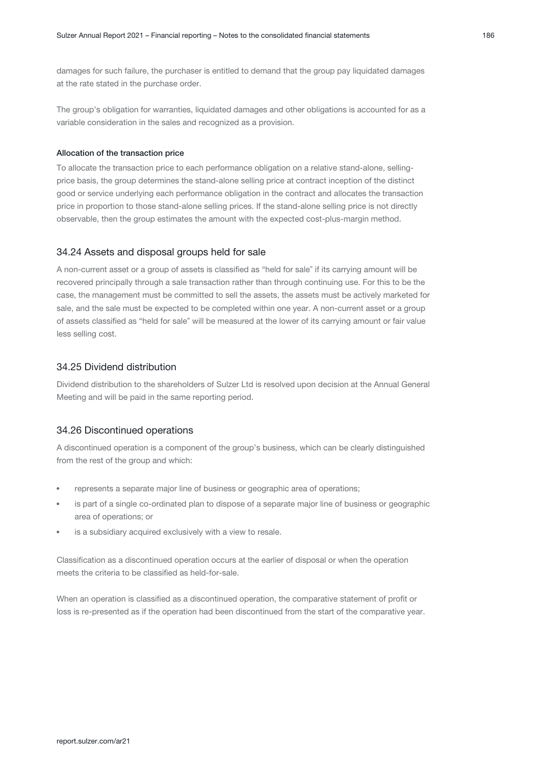damages for such failure, the purchaser is entitled to demand that the group pay liquidated damages at the rate stated in the purchase order.

The group's obligation for warranties, liquidated damages and other obligations is accounted for as a variable consideration in the sales and recognized as a provision.

#### Allocation of the transaction price

To allocate the transaction price to each performance obligation on a relative stand-alone, selling-price basis, the group determines the stand-alone selling price at contract inception of the distinct good or service underlying each performance obligation in the contract and allocates the transaction price in proportion to those stand-alone selling prices. If the stand-alone selling price is not directly observable, then the group estimates the amount with the expected cost-plus-margin method.

### 34.24 Assets and disposal groups held for sale

A non-current asset or a group of assets is classified as "held for sale" if its carrying amount will be recovered principally through a sale transaction rather than through continuing use. For this to be the case, the management must be committed to sell the assets, the assets must be actively marketed for sale, and the sale must be expected to be completed within one year. A non-current asset or a group of assets classified as "held for sale" will be measured at the lower of its carrying amount or fair value less selling cost.

### 34.25 Dividend distribution

Dividend distribution to the shareholders of Sulzer Ltd is resolved upon decision at the Annual General Meeting and will be paid in the same reporting period.

### 34.26 Discontinued operations

A discontinued operation is a component of the group's business, which can be clearly distinguished from the rest of the group and which:

- represents a separate major line of business or geographic area of operations;
- is part of a single co-ordinated plan to dispose of a separate major line of business or geographic area of operations; or
- is a subsidiary acquired exclusively with a view to resale.

Classification as a discontinued operation occurs at the earlier of disposal or when the operation meets the criteria to be classified as held-for-sale.

When an operation is classified as a discontinued operation, the comparative statement of profit or loss is re-presented as if the operation had been discontinued from the start of the comparative year.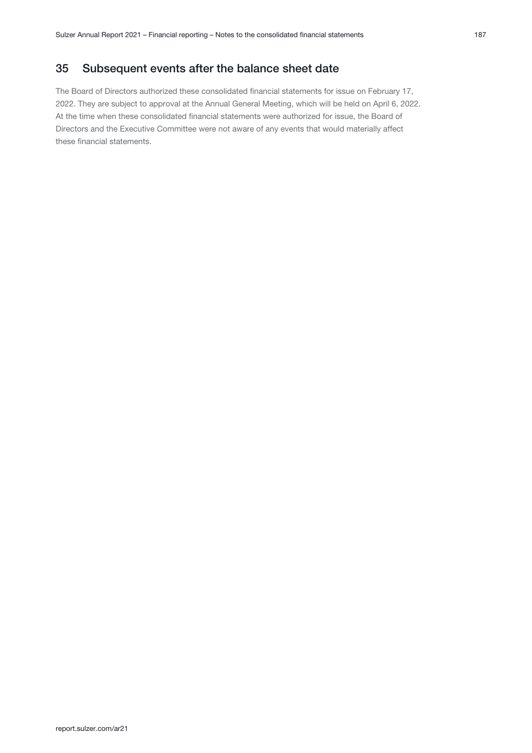## 35 Subsequent events after the balance sheet date

The Board of Directors authorized these consolidated financial statements for issue on February 17, 2022. They are subject to approval at the Annual General Meeting, which will be held on April 6, 2022. At the time when these consolidated financial statements were authorized for issue, the Board of Directors and the Executive Committee were not aware of any events that would materially affect these financial statements.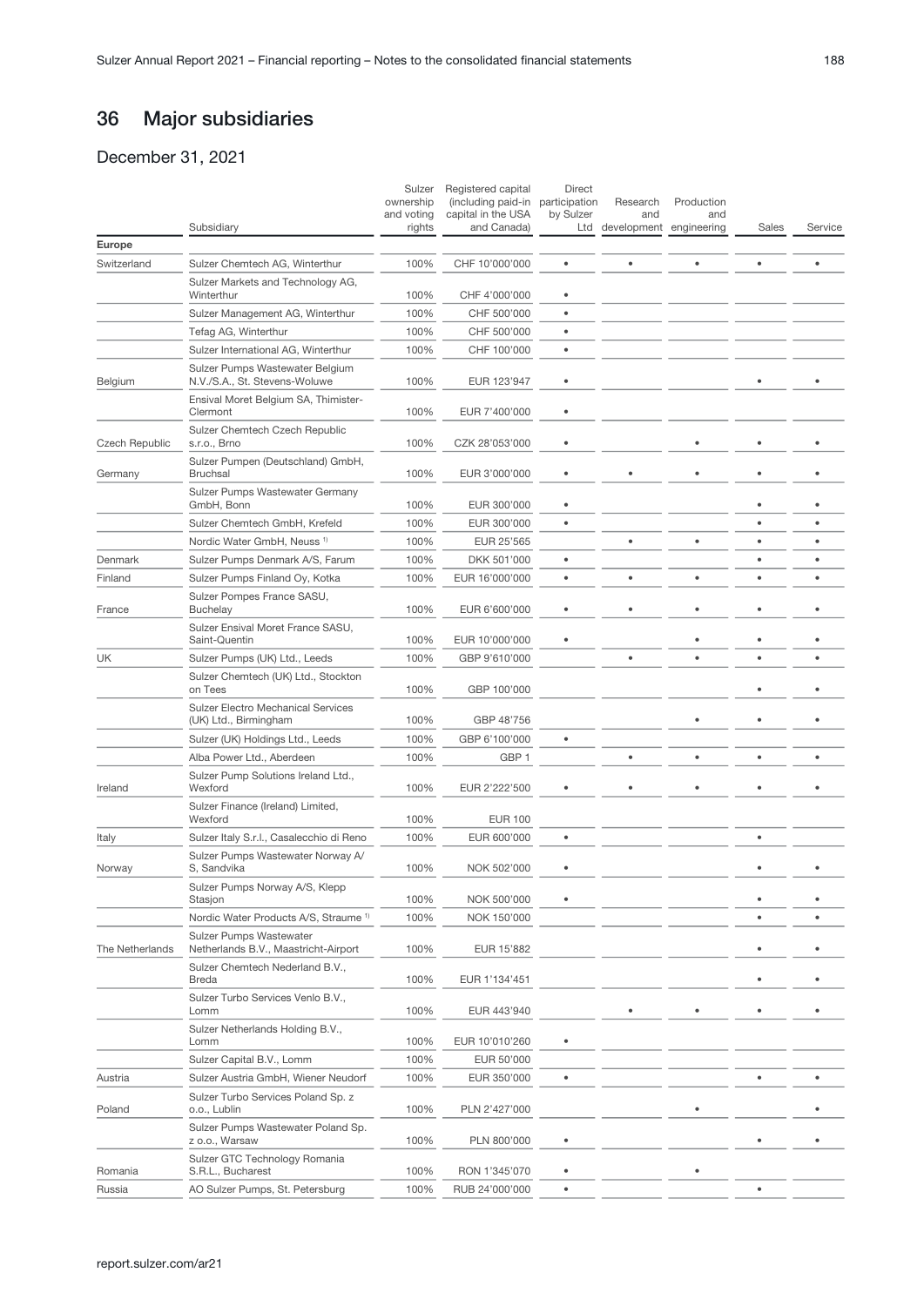# 36 Major subsidiaries

## December 31, 2021

| | Subsidiary | Sulzer ownership and voting rights | Registered capital (including paid-in capital in the USA and Canada) | Direct participation by Sulzer Ltd | Research and development | Production and engineering | Sales | Service |
|---|---|---|---|---|---|---|---|---|
| **Europe** | | | | | | | | |
| Switzerland | Sulzer Chemtech AG, Winterthur | 100% | CHF 10'000'000 | • | • | • | • | • |
| | Sulzer Markets and Technology AG, Winterthur | 100% | CHF 4'000'000 | • | | | | |
| | Sulzer Management AG, Winterthur | 100% | CHF 500'000 | • | | | | |
| | Tefag AG, Winterthur | 100% | CHF 500'000 | • | | | | |
| | Sulzer International AG, Winterthur | 100% | CHF 100'000 | • | | | | |
| Belgium | Sulzer Pumps Wastewater Belgium N.V./S.A., St. Stevens-Woluwe | 100% | EUR 123'947 | • | | | • | • |
| | Ensival Moret Belgium SA, Thimister-Clermont | 100% | EUR 7'400'000 | • | | | | |
| Czech Republic | Sulzer Chemtech Czech Republic s.r.o., Brno | 100% | CZK 28'053'000 | • | | • | • | • |
| Germany | Sulzer Pumpen (Deutschland) GmbH, Bruchsal | 100% | EUR 3'000'000 | • | • | • | • | • |
| | Sulzer Pumps Wastewater Germany GmbH, Bonn | 100% | EUR 300'000 | • | | | • | • |
| | Sulzer Chemtech GmbH, Krefeld | 100% | EUR 300'000 | • | | | • | • |
| | Nordic Water GmbH, Neuss [1)] | 100% | EUR 25'565 | | • | • | • | • |
| Denmark | Sulzer Pumps Denmark A/S, Farum | 100% | DKK 501'000 | • | | | • | • |
| Finland | Sulzer Pumps Finland Oy, Kotka | 100% | EUR 16'000'000 | • | • | • | • | • |
| France | Sulzer Pompes France SASU, Buchelay | 100% | EUR 6'600'000 | • | • | • | • | • |
| | Sulzer Ensival Moret France SASU, Saint-Quentin | 100% | EUR 10'000'000 | • | | • | • | • |
| UK | Sulzer Pumps (UK) Ltd., Leeds | 100% | GBP 9'610'000 | | • | • | • | • |
| | Sulzer Chemtech (UK) Ltd., Stockton on Tees | 100% | GBP 100'000 | | | | • | • |
| | Sulzer Electro Mechanical Services (UK) Ltd., Birmingham | 100% | GBP 48'756 | | | • | • | • |
| | Sulzer (UK) Holdings Ltd., Leeds | 100% | GBP 6'100'000 | • | | | | |
| | Alba Power Ltd., Aberdeen | 100% | GBP 1 | | • | • | • | • |
| Ireland | Sulzer Pump Solutions Ireland Ltd., Wexford | 100% | EUR 2'222'500 | • | • | • | • | • |
| | Sulzer Finance (Ireland) Limited, Wexford | 100% | EUR 100 | | | | | |
| Italy | Sulzer Italy S.r.l., Casalecchio di Reno | 100% | EUR 600'000 | • | | | • | |
| Norway | Sulzer Pumps Wastewater Norway A/S, Sandvika | 100% | NOK 502'000 | • | | | • | • |
| | Sulzer Pumps Norway A/S, Klepp Stasjon | 100% | NOK 500'000 | • | | | • | • |
| | Nordic Water Products A/S, Straume [1)] | 100% | NOK 150'000 | | | | • | • |
| The Netherlands | Sulzer Pumps Wastewater Netherlands B.V., Maastricht-Airport | 100% | EUR 15'882 | | | | • | • |
| | Sulzer Chemtech Nederland B.V., Breda | 100% | EUR 1'134'451 | | | | • | • |
| | Sulzer Turbo Services Venlo B.V., Lomm | 100% | EUR 443'940 | | • | • | • | • |
| | Sulzer Netherlands Holding B.V., Lomm | 100% | EUR 10'010'260 | • | | | | |
| | Sulzer Capital B.V., Lomm | 100% | EUR 50'000 | | | | | |
| Austria | Sulzer Austria GmbH, Wiener Neudorf | 100% | EUR 350'000 | • | | | • | • |
| Poland | Sulzer Turbo Services Poland Sp. z o.o., Lublin | 100% | PLN 2'427'000 | | | • | | • |
| | Sulzer Pumps Wastewater Poland Sp. z o.o., Warsaw | 100% | PLN 800'000 | • | | | • | • |
| Romania | Sulzer GTC Technology Romania S.R.L., Bucharest | 100% | RON 1'345'070 | • | | • | | |
| Russia | AO Sulzer Pumps, St. Petersburg | 100% | RUB 24'000'000 | • | | | • | |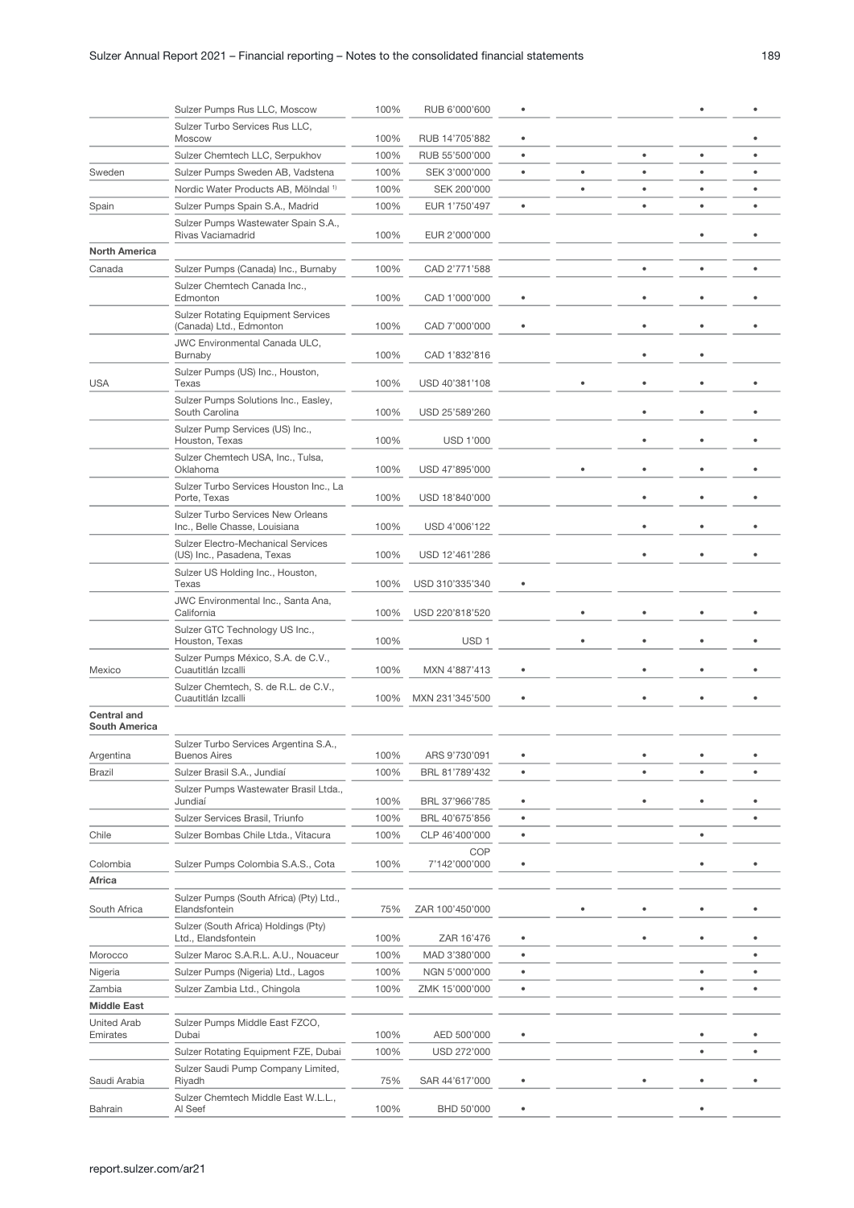| | | | | | | | | |
|---|---|---|---|---|---|---|---|---|
| | Sulzer Pumps Rus LLC, Moscow | 100% | RUB 6'000'600 | • | | | • | • |
| | Sulzer Turbo Services Rus LLC, Moscow | 100% | RUB 14'705'882 | • | | | | • |
| | Sulzer Chemtech LLC, Serpukhov | 100% | RUB 55'500'000 | • | | • | • | • |
| Sweden | Sulzer Pumps Sweden AB, Vadstena | 100% | SEK 3'000'000 | • | • | • | • | • |
| | Nordic Water Products AB, Mölndal [1] | 100% | SEK 200'000 | | • | • | • | • |
| Spain | Sulzer Pumps Spain S.A., Madrid | 100% | EUR 1'750'497 | • | | • | • | • |
| | Sulzer Pumps Wastewater Spain S.A., Rivas Vaciamadrid | 100% | EUR 2'000'000 | | | | • | • |
| **North America** | | | | | | | | |
| Canada | Sulzer Pumps (Canada) Inc., Burnaby | 100% | CAD 2'771'588 | | | • | • | • |
| | Sulzer Chemtech Canada Inc., Edmonton | 100% | CAD 1'000'000 | • | | • | • | • |
| | Sulzer Rotating Equipment Services (Canada) Ltd., Edmonton | 100% | CAD 7'000'000 | • | | • | • | • |
| | JWC Environmental Canada ULC, Burnaby | 100% | CAD 1'832'816 | | | • | • | |
| USA | Sulzer Pumps (US) Inc., Houston, Texas | 100% | USD 40'381'108 | | • | • | • | • |
| | Sulzer Pumps Solutions Inc., Easley, South Carolina | 100% | USD 25'589'260 | | | • | • | • |
| | Sulzer Pump Services (US) Inc., Houston, Texas | 100% | USD 1'000 | | | • | • | • |
| | Sulzer Chemtech USA, Inc., Tulsa, Oklahoma | 100% | USD 47'895'000 | | • | • | • | • |
| | Sulzer Turbo Services Houston Inc., La Porte, Texas | 100% | USD 18'840'000 | | | • | • | • |
| | Sulzer Turbo Services New Orleans Inc., Belle Chasse, Louisiana | 100% | USD 4'006'122 | | | • | • | • |
| | Sulzer Electro-Mechanical Services (US) Inc., Pasadena, Texas | 100% | USD 12'461'286 | | | • | • | • |
| | Sulzer US Holding Inc., Houston, Texas | 100% | USD 310'335'340 | • | | | | |
| | JWC Environmental Inc., Santa Ana, California | 100% | USD 220'818'520 | | • | • | • | • |
| | Sulzer GTC Technology US Inc., Houston, Texas | 100% | USD 1 | | • | • | • | • |
| Mexico | Sulzer Pumps México, S.A. de C.V., Cuautitlán Izcalli | 100% | MXN 4'887'413 | • | | • | • | • |
| | Sulzer Chemtech, S. de R.L. de C.V., Cuautitlán Izcalli | 100% | MXN 231'345'500 | • | | • | • | • |
| **Central and South America** | | | | | | | | |
| Argentina | Sulzer Turbo Services Argentina S.A., Buenos Aires | 100% | ARS 9'730'091 | • | | • | • | • |
| Brazil | Sulzer Brasil S.A., Jundiaí | 100% | BRL 81'789'432 | • | | • | • | • |
| | Sulzer Pumps Wastewater Brasil Ltda., Jundiaí | 100% | BRL 37'966'785 | • | | • | • | • |
| | Sulzer Services Brasil, Triunfo | 100% | BRL 40'675'856 | • | | | | • |
| Chile | Sulzer Bombas Chile Ltda., Vitacura | 100% | CLP 46'400'000 | • | | | • | |
| Colombia | Sulzer Pumps Colombia S.A.S., Cota | 100% | COP 7'142'000'000 | • | | | • | • |
| **Africa** | | | | | | | | |
| South Africa | Sulzer Pumps (South Africa) (Pty) Ltd., Elandsfontein | 75% | ZAR 100'450'000 | | • | • | • | • |
| | Sulzer (South Africa) Holdings (Pty) Ltd., Elandsfontein | 100% | ZAR 16'476 | • | | • | • | • |
| Morocco | Sulzer Maroc S.A.R.L. A.U., Nouaceur | 100% | MAD 3'380'000 | • | | | | • |
| Nigeria | Sulzer Pumps (Nigeria) Ltd., Lagos | 100% | NGN 5'000'000 | • | | | • | • |
| Zambia | Sulzer Zambia Ltd., Chingola | 100% | ZMK 15'000'000 | • | | | • | • |
| **Middle East** | | | | | | | | |
| United Arab Emirates | Sulzer Pumps Middle East FZCO, Dubai | 100% | AED 500'000 | • | | | • | • |
| | Sulzer Rotating Equipment FZE, Dubai | 100% | USD 272'000 | | | | • | • |
| Saudi Arabia | Sulzer Saudi Pump Company Limited, Riyadh | 75% | SAR 44'617'000 | • | | • | • | • |
| Bahrain | Sulzer Chemtech Middle East W.L.L., Al Seef | 100% | BHD 50'000 | • | | | • | |

report.sulzer.com/ar21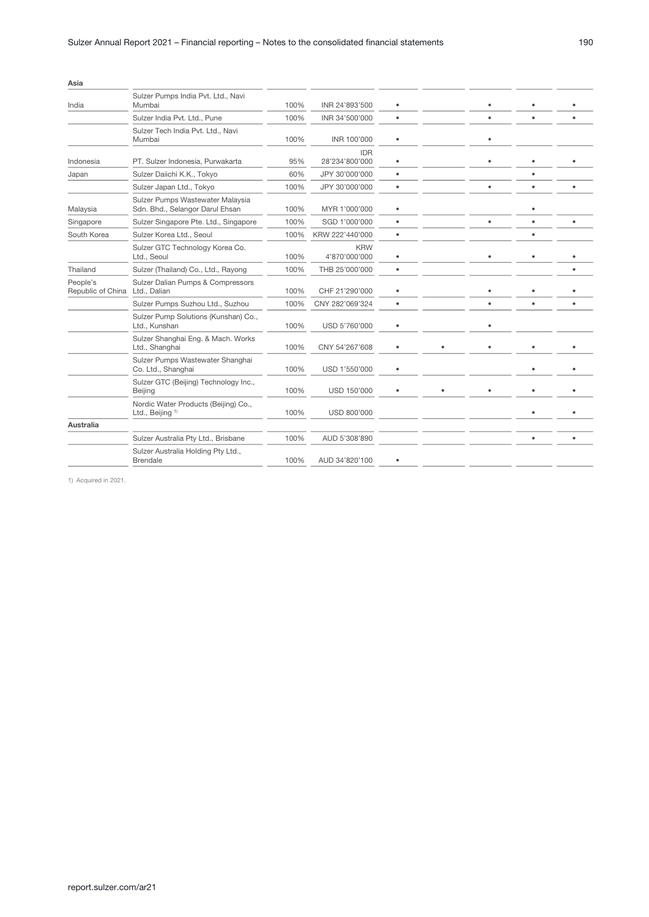| Asia | | | | | | | | |
|---|---|---|---|---|---|---|---|---|
| India | Sulzer Pumps India Pvt. Ltd., Navi Mumbai | 100% | INR 24'893'500 | • | | • | • | • |
| | Sulzer India Pvt. Ltd., Pune | 100% | INR 34'500'000 | • | | • | • | • |
| | Sulzer Tech India Pvt. Ltd., Navi Mumbai | 100% | INR 100'000 | • | | • | | |
| Indonesia | PT. Sulzer Indonesia, Purwakarta | 95% | IDR 28'234'800'000 | • | | • | • | • |
| Japan | Sulzer Daiichi K.K., Tokyo | 60% | JPY 30'000'000 | • | | | • | |
| | Sulzer Japan Ltd., Tokyo | 100% | JPY 30'000'000 | • | | • | • | • |
| Malaysia | Sulzer Pumps Wastewater Malaysia Sdn. Bhd., Selangor Darul Ehsan | 100% | MYR 1'000'000 | • | | | • | |
| Singapore | Sulzer Singapore Pte. Ltd., Singapore | 100% | SGD 1'000'000 | • | | • | • | • |
| South Korea | Sulzer Korea Ltd., Seoul | 100% | KRW 222'440'000 | • | | | • | |
| | Sulzer GTC Technology Korea Co. Ltd., Seoul | 100% | KRW 4'870'000'000 | • | | • | • | • |
| Thailand | Sulzer (Thailand) Co., Ltd., Rayong | 100% | THB 25'000'000 | • | | | | • |
| People's Republic of China | Sulzer Dalian Pumps & Compressors Ltd., Dalian | 100% | CHF 21'290'000 | • | | • | • | • |
| | Sulzer Pumps Suzhou Ltd., Suzhou | 100% | CNY 282'069'324 | • | | • | • | • |
| | Sulzer Pump Solutions (Kunshan) Co., Ltd., Kunshan | 100% | USD 5'760'000 | • | | • | | |
| | Sulzer Shanghai Eng. & Mach. Works Ltd., Shanghai | 100% | CNY 54'267'608 | • | • | • | • | • |
| | Sulzer Pumps Wastewater Shanghai Co. Ltd., Shanghai | 100% | USD 1'550'000 | • | | | • | • |
| | Sulzer GTC (Beijing) Technology Inc., Beijing | 100% | USD 150'000 | • | • | • | • | • |
| | Nordic Water Products (Beijing) Co., Ltd., Beijing [1] | 100% | USD 800'000 | | | | • | • |
| **Australia** | | | | | | | | |
| | Sulzer Australia Pty Ltd., Brisbane | 100% | AUD 5'308'890 | | | | • | • |
| | Sulzer Australia Holding Pty Ltd., Brendale | 100% | AUD 34'820'100 | • | | | | |

1) Acquired in 2021.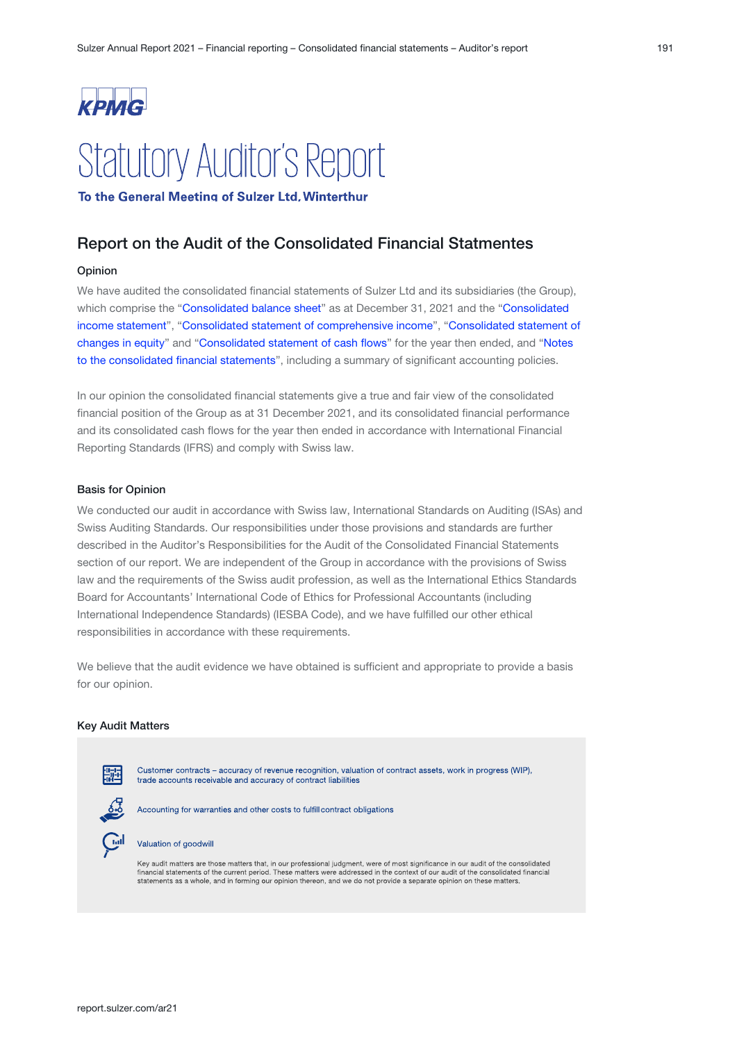KPMG

# Statutory Auditor's Report

**To the General Meeting of Sulzer Ltd, Winterthur**

## Report on the Audit of the Consolidated Financial Statmentes

### Opinion

We have audited the consolidated financial statements of Sulzer Ltd and its subsidiaries (the Group), which comprise the "Consolidated balance sheet" as at December 31, 2021 and the "Consolidated income statement", "Consolidated statement of comprehensive income", "Consolidated statement of changes in equity" and "Consolidated statement of cash flows" for the year then ended, and "Notes to the consolidated financial statements", including a summary of significant accounting policies.

In our opinion the consolidated financial statements give a true and fair view of the consolidated financial position of the Group as at 31 December 2021, and its consolidated financial performance and its consolidated cash flows for the year then ended in accordance with International Financial Reporting Standards (IFRS) and comply with Swiss law.

### Basis for Opinion

We conducted our audit in accordance with Swiss law, International Standards on Auditing (ISAs) and Swiss Auditing Standards. Our responsibilities under those provisions and standards are further described in the Auditor's Responsibilities for the Audit of the Consolidated Financial Statements section of our report. We are independent of the Group in accordance with the provisions of Swiss law and the requirements of the Swiss audit profession, as well as the International Ethics Standards Board for Accountants' International Code of Ethics for Professional Accountants (including International Independence Standards) (IESBA Code), and we have fulfilled our other ethical responsibilities in accordance with these requirements.

We believe that the audit evidence we have obtained is sufficient and appropriate to provide a basis for our opinion.

### Key Audit Matters

Customer contracts – accuracy of revenue recognition, valuation of contract assets, work in progress (WIP), trade accounts receivable and accuracy of contract liabilities

Accounting for warranties and other costs to fulfill contract obligations

Valuation of goodwill

Key audit matters are those matters that, in our professional judgment, were of most significance in our audit of the consolidated financial statements of the current period. These matters were addressed in the context of our audit of the consolidated financial statements as a whole, and in forming our opinion thereon, and we do not provide a separate opinion on these matters.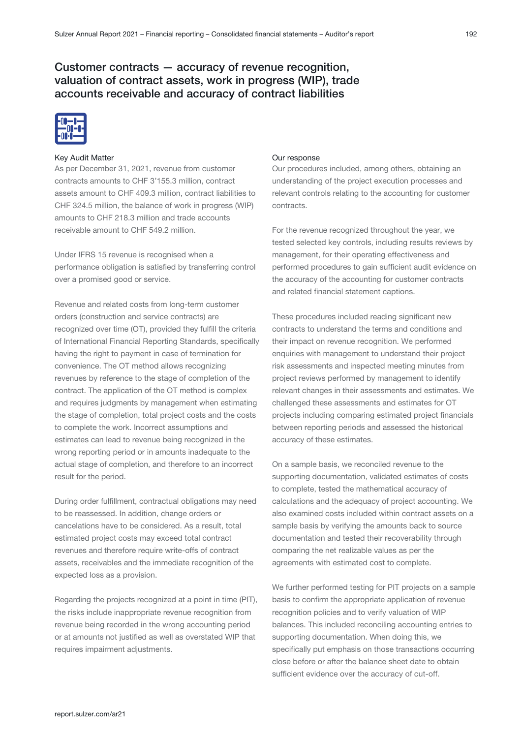## Customer contracts — accuracy of revenue recognition, valuation of contract assets, work in progress (WIP), trade accounts receivable and accuracy of contract liabilities

### Key Audit Matter

As per December 31, 2021, revenue from customer contracts amounts to CHF 3'155.3 million, contract assets amount to CHF 409.3 million, contract liabilities to CHF 324.5 million, the balance of work in progress (WIP) amounts to CHF 218.3 million and trade accounts receivable amount to CHF 549.2 million.

Under IFRS 15 revenue is recognised when a performance obligation is satisfied by transferring control over a promised good or service.

Revenue and related costs from long-term customer orders (construction and service contracts) are recognized over time (OT), provided they fulfill the criteria of International Financial Reporting Standards, specifically having the right to payment in case of termination for convenience. The OT method allows recognizing revenues by reference to the stage of completion of the contract. The application of the OT method is complex and requires judgments by management when estimating the stage of completion, total project costs and the costs to complete the work. Incorrect assumptions and estimates can lead to revenue being recognized in the wrong reporting period or in amounts inadequate to the actual stage of completion, and therefore to an incorrect result for the period.

During order fulfillment, contractual obligations may need to be reassessed. In addition, change orders or cancelations have to be considered. As a result, total estimated project costs may exceed total contract revenues and therefore require write-offs of contract assets, receivables and the immediate recognition of the expected loss as a provision.

Regarding the projects recognized at a point in time (PIT), the risks include inappropriate revenue recognition from revenue being recorded in the wrong accounting period or at amounts not justified as well as overstated WIP that requires impairment adjustments.

### Our response

Our procedures included, among others, obtaining an understanding of the project execution processes and relevant controls relating to the accounting for customer contracts.

For the revenue recognized throughout the year, we tested selected key controls, including results reviews by management, for their operating effectiveness and performed procedures to gain sufficient audit evidence on the accuracy of the accounting for customer contracts and related financial statement captions.

These procedures included reading significant new contracts to understand the terms and conditions and their impact on revenue recognition. We performed enquiries with management to understand their project risk assessments and inspected meeting minutes from project reviews performed by management to identify relevant changes in their assessments and estimates. We challenged these assessments and estimates for OT projects including comparing estimated project financials between reporting periods and assessed the historical accuracy of these estimates.

On a sample basis, we reconciled revenue to the supporting documentation, validated estimates of costs to complete, tested the mathematical accuracy of calculations and the adequacy of project accounting. We also examined costs included within contract assets on a sample basis by verifying the amounts back to source documentation and tested their recoverability through comparing the net realizable values as per the agreements with estimated cost to complete.

We further performed testing for PIT projects on a sample basis to confirm the appropriate application of revenue recognition policies and to verify valuation of WIP balances. This included reconciling accounting entries to supporting documentation. When doing this, we specifically put emphasis on those transactions occurring close before or after the balance sheet date to obtain sufficient evidence over the accuracy of cut-off.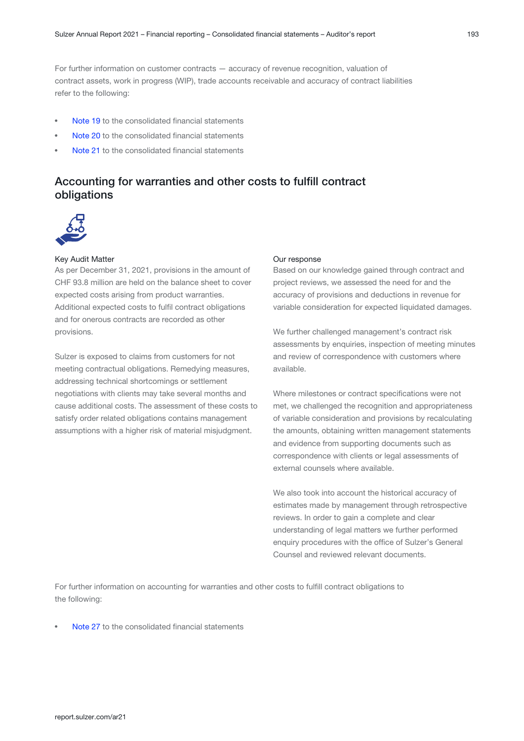For further information on customer contracts — accuracy of revenue recognition, valuation of contract assets, work in progress (WIP), trade accounts receivable and accuracy of contract liabilities refer to the following:

- Note 19 to the consolidated financial statements
- Note 20 to the consolidated financial statements
- Note 21 to the consolidated financial statements

## Accounting for warranties and other costs to fulfill contract obligations

Key Audit Matter

As per December 31, 2021, provisions in the amount of CHF 93.8 million are held on the balance sheet to cover expected costs arising from product warranties. Additional expected costs to fulfil contract obligations and for onerous contracts are recorded as other provisions.

Sulzer is exposed to claims from customers for not meeting contractual obligations. Remedying measures, addressing technical shortcomings or settlement negotiations with clients may take several months and cause additional costs. The assessment of these costs to satisfy order related obligations contains management assumptions with a higher risk of material misjudgment.

Our response

Based on our knowledge gained through contract and project reviews, we assessed the need for and the accuracy of provisions and deductions in revenue for variable consideration for expected liquidated damages.

We further challenged management's contract risk assessments by enquiries, inspection of meeting minutes and review of correspondence with customers where available.

Where milestones or contract specifications were not met, we challenged the recognition and appropriateness of variable consideration and provisions by recalculating the amounts, obtaining written management statements and evidence from supporting documents such as correspondence with clients or legal assessments of external counsels where available.

We also took into account the historical accuracy of estimates made by management through retrospective reviews. In order to gain a complete and clear understanding of legal matters we further performed enquiry procedures with the office of Sulzer's General Counsel and reviewed relevant documents.

For further information on accounting for warranties and other costs to fulfill contract obligations to the following:

- Note 27 to the consolidated financial statements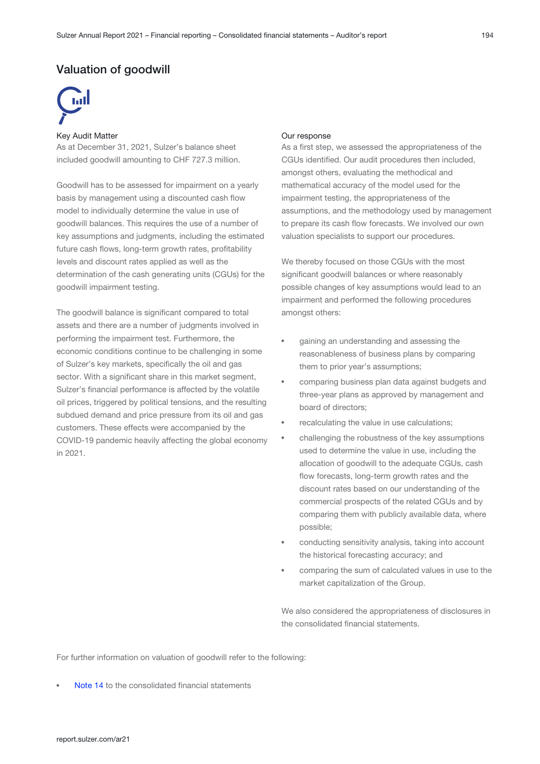## Valuation of goodwill

**Key Audit Matter**

As at December 31, 2021, Sulzer's balance sheet included goodwill amounting to CHF 727.3 million.

Goodwill has to be assessed for impairment on a yearly basis by management using a discounted cash flow model to individually determine the value in use of goodwill balances. This requires the use of a number of key assumptions and judgments, including the estimated future cash flows, long-term growth rates, profitability levels and discount rates applied as well as the determination of the cash generating units (CGUs) for the goodwill impairment testing.

The goodwill balance is significant compared to total assets and there are a number of judgments involved in performing the impairment test. Furthermore, the economic conditions continue to be challenging in some of Sulzer's key markets, specifically the oil and gas sector. With a significant share in this market segment, Sulzer's financial performance is affected by the volatile oil prices, triggered by political tensions, and the resulting subdued demand and price pressure from its oil and gas customers. These effects were accompanied by the COVID-19 pandemic heavily affecting the global economy in 2021.

**Our response**

As a first step, we assessed the appropriateness of the CGUs identified. Our audit procedures then included, amongst others, evaluating the methodical and mathematical accuracy of the model used for the impairment testing, the appropriateness of the assumptions, and the methodology used by management to prepare its cash flow forecasts. We involved our own valuation specialists to support our procedures.

We thereby focused on those CGUs with the most significant goodwill balances or where reasonably possible changes of key assumptions would lead to an impairment and performed the following procedures amongst others:

- gaining an understanding and assessing the reasonableness of business plans by comparing them to prior year's assumptions;
- comparing business plan data against budgets and three-year plans as approved by management and board of directors;
- recalculating the value in use calculations;
- challenging the robustness of the key assumptions used to determine the value in use, including the allocation of goodwill to the adequate CGUs, cash flow forecasts, long-term growth rates and the discount rates based on our understanding of the commercial prospects of the related CGUs and by comparing them with publicly available data, where possible;
- conducting sensitivity analysis, taking into account the historical forecasting accuracy; and
- comparing the sum of calculated values in use to the market capitalization of the Group.

We also considered the appropriateness of disclosures in the consolidated financial statements.

For further information on valuation of goodwill refer to the following:

- Note 14 to the consolidated financial statements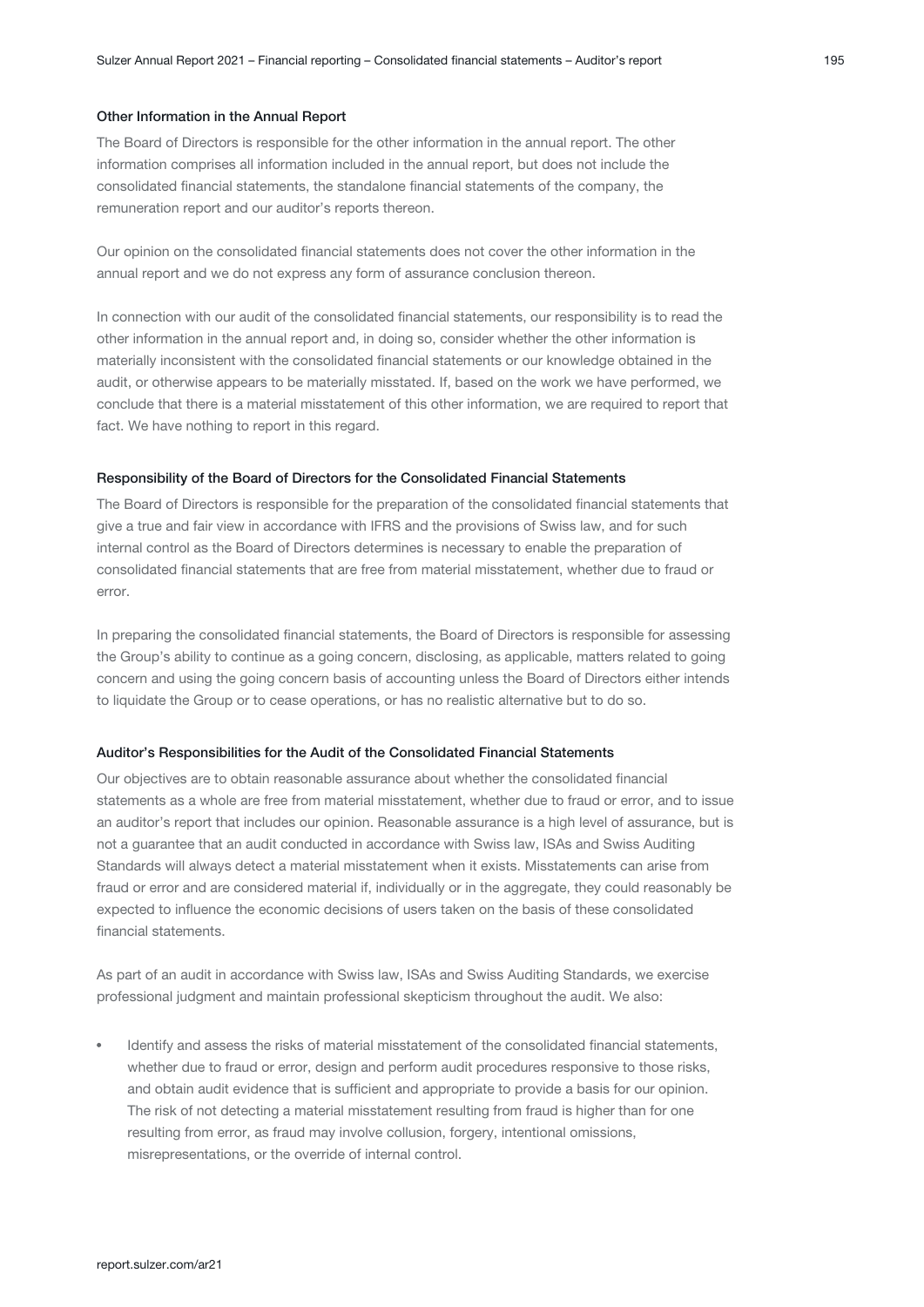### Other Information in the Annual Report

The Board of Directors is responsible for the other information in the annual report. The other information comprises all information included in the annual report, but does not include the consolidated financial statements, the standalone financial statements of the company, the remuneration report and our auditor's reports thereon.

Our opinion on the consolidated financial statements does not cover the other information in the annual report and we do not express any form of assurance conclusion thereon.

In connection with our audit of the consolidated financial statements, our responsibility is to read the other information in the annual report and, in doing so, consider whether the other information is materially inconsistent with the consolidated financial statements or our knowledge obtained in the audit, or otherwise appears to be materially misstated. If, based on the work we have performed, we conclude that there is a material misstatement of this other information, we are required to report that fact. We have nothing to report in this regard.

### Responsibility of the Board of Directors for the Consolidated Financial Statements

The Board of Directors is responsible for the preparation of the consolidated financial statements that give a true and fair view in accordance with IFRS and the provisions of Swiss law, and for such internal control as the Board of Directors determines is necessary to enable the preparation of consolidated financial statements that are free from material misstatement, whether due to fraud or error.

In preparing the consolidated financial statements, the Board of Directors is responsible for assessing the Group's ability to continue as a going concern, disclosing, as applicable, matters related to going concern and using the going concern basis of accounting unless the Board of Directors either intends to liquidate the Group or to cease operations, or has no realistic alternative but to do so.

### Auditor's Responsibilities for the Audit of the Consolidated Financial Statements

Our objectives are to obtain reasonable assurance about whether the consolidated financial statements as a whole are free from material misstatement, whether due to fraud or error, and to issue an auditor's report that includes our opinion. Reasonable assurance is a high level of assurance, but is not a guarantee that an audit conducted in accordance with Swiss law, ISAs and Swiss Auditing Standards will always detect a material misstatement when it exists. Misstatements can arise from fraud or error and are considered material if, individually or in the aggregate, they could reasonably be expected to influence the economic decisions of users taken on the basis of these consolidated financial statements.

As part of an audit in accordance with Swiss law, ISAs and Swiss Auditing Standards, we exercise professional judgment and maintain professional skepticism throughout the audit. We also:

- Identify and assess the risks of material misstatement of the consolidated financial statements, whether due to fraud or error, design and perform audit procedures responsive to those risks, and obtain audit evidence that is sufficient and appropriate to provide a basis for our opinion. The risk of not detecting a material misstatement resulting from fraud is higher than for one resulting from error, as fraud may involve collusion, forgery, intentional omissions, misrepresentations, or the override of internal control.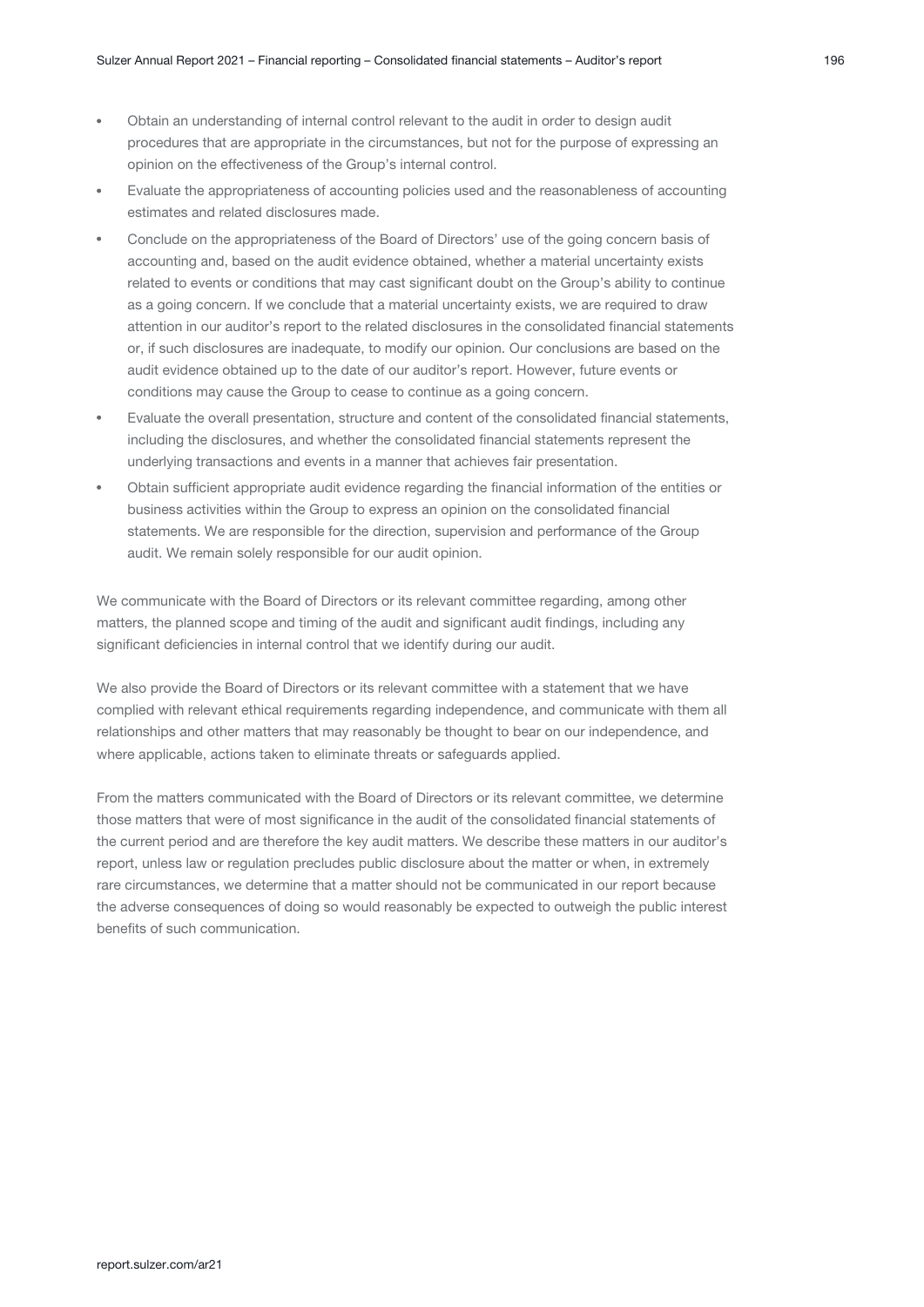- Obtain an understanding of internal control relevant to the audit in order to design audit procedures that are appropriate in the circumstances, but not for the purpose of expressing an opinion on the effectiveness of the Group's internal control.
- Evaluate the appropriateness of accounting policies used and the reasonableness of accounting estimates and related disclosures made.
- Conclude on the appropriateness of the Board of Directors' use of the going concern basis of accounting and, based on the audit evidence obtained, whether a material uncertainty exists related to events or conditions that may cast significant doubt on the Group's ability to continue as a going concern. If we conclude that a material uncertainty exists, we are required to draw attention in our auditor's report to the related disclosures in the consolidated financial statements or, if such disclosures are inadequate, to modify our opinion. Our conclusions are based on the audit evidence obtained up to the date of our auditor's report. However, future events or conditions may cause the Group to cease to continue as a going concern.
- Evaluate the overall presentation, structure and content of the consolidated financial statements, including the disclosures, and whether the consolidated financial statements represent the underlying transactions and events in a manner that achieves fair presentation.
- Obtain sufficient appropriate audit evidence regarding the financial information of the entities or business activities within the Group to express an opinion on the consolidated financial statements. We are responsible for the direction, supervision and performance of the Group audit. We remain solely responsible for our audit opinion.

We communicate with the Board of Directors or its relevant committee regarding, among other matters, the planned scope and timing of the audit and significant audit findings, including any significant deficiencies in internal control that we identify during our audit.

We also provide the Board of Directors or its relevant committee with a statement that we have complied with relevant ethical requirements regarding independence, and communicate with them all relationships and other matters that may reasonably be thought to bear on our independence, and where applicable, actions taken to eliminate threats or safeguards applied.

From the matters communicated with the Board of Directors or its relevant committee, we determine those matters that were of most significance in the audit of the consolidated financial statements of the current period and are therefore the key audit matters. We describe these matters in our auditor's report, unless law or regulation precludes public disclosure about the matter or when, in extremely rare circumstances, we determine that a matter should not be communicated in our report because the adverse consequences of doing so would reasonably be expected to outweigh the public interest benefits of such communication.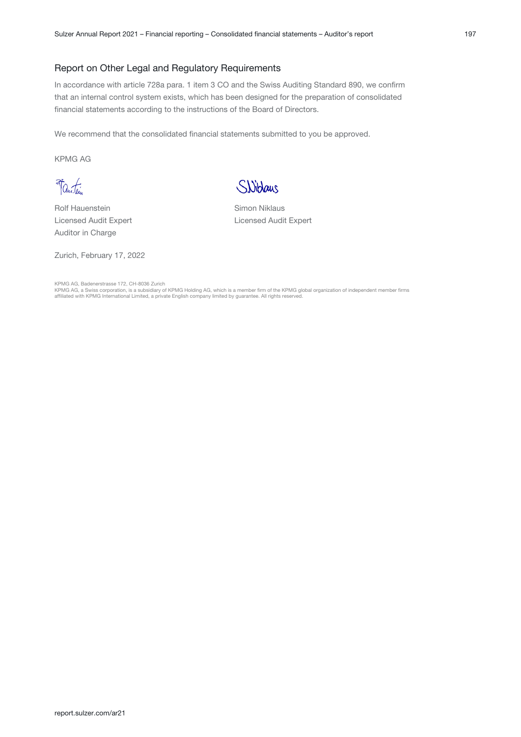## Report on Other Legal and Regulatory Requirements

In accordance with article 728a para. 1 item 3 CO and the Swiss Auditing Standard 890, we confirm that an internal control system exists, which has been designed for the preparation of consolidated financial statements according to the instructions of the Board of Directors.

We recommend that the consolidated financial statements submitted to you be approved.

KPMG AG

| | |
|---|---|
| Rolf Hauenstein<br>Licensed Audit Expert<br>Auditor in Charge | Simon Niklaus<br>Licensed Audit Expert |

Zurich, February 17, 2022

KPMG AG, Badenerstrasse 172, CH-8036 Zurich
KPMG AG, a Swiss corporation, is a subsidiary of KPMG Holding AG, which is a member firm of the KPMG global organization of independent member firms affiliated with KPMG International Limited, a private English company limited by guarantee. All rights reserved.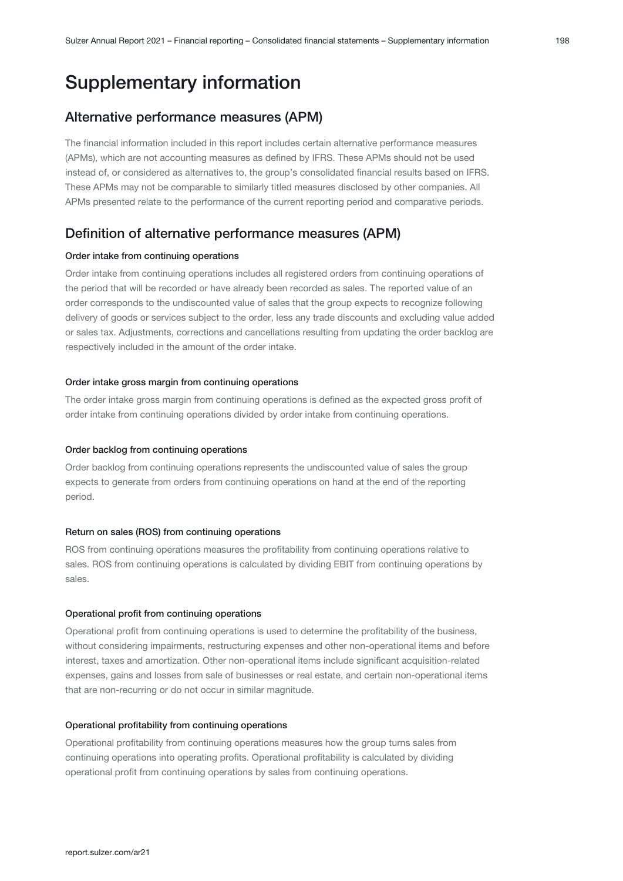# Supplementary information

## Alternative performance measures (APM)

The financial information included in this report includes certain alternative performance measures (APMs), which are not accounting measures as defined by IFRS. These APMs should not be used instead of, or considered as alternatives to, the group's consolidated financial results based on IFRS. These APMs may not be comparable to similarly titled measures disclosed by other companies. All APMs presented relate to the performance of the current reporting period and comparative periods.

## Definition of alternative performance measures (APM)

#### Order intake from continuing operations

Order intake from continuing operations includes all registered orders from continuing operations of the period that will be recorded or have already been recorded as sales. The reported value of an order corresponds to the undiscounted value of sales that the group expects to recognize following delivery of goods or services subject to the order, less any trade discounts and excluding value added or sales tax. Adjustments, corrections and cancellations resulting from updating the order backlog are respectively included in the amount of the order intake.

#### Order intake gross margin from continuing operations

The order intake gross margin from continuing operations is defined as the expected gross profit of order intake from continuing operations divided by order intake from continuing operations.

#### Order backlog from continuing operations

Order backlog from continuing operations represents the undiscounted value of sales the group expects to generate from orders from continuing operations on hand at the end of the reporting period.

#### Return on sales (ROS) from continuing operations

ROS from continuing operations measures the profitability from continuing operations relative to sales. ROS from continuing operations is calculated by dividing EBIT from continuing operations by sales.

#### Operational profit from continuing operations

Operational profit from continuing operations is used to determine the profitability of the business, without considering impairments, restructuring expenses and other non-operational items and before interest, taxes and amortization. Other non-operational items include significant acquisition-related expenses, gains and losses from sale of businesses or real estate, and certain non-operational items that are non-recurring or do not occur in similar magnitude.

#### Operational profitability from continuing operations

Operational profitability from continuing operations measures how the group turns sales from continuing operations into operating profits. Operational profitability is calculated by dividing operational profit from continuing operations by sales from continuing operations.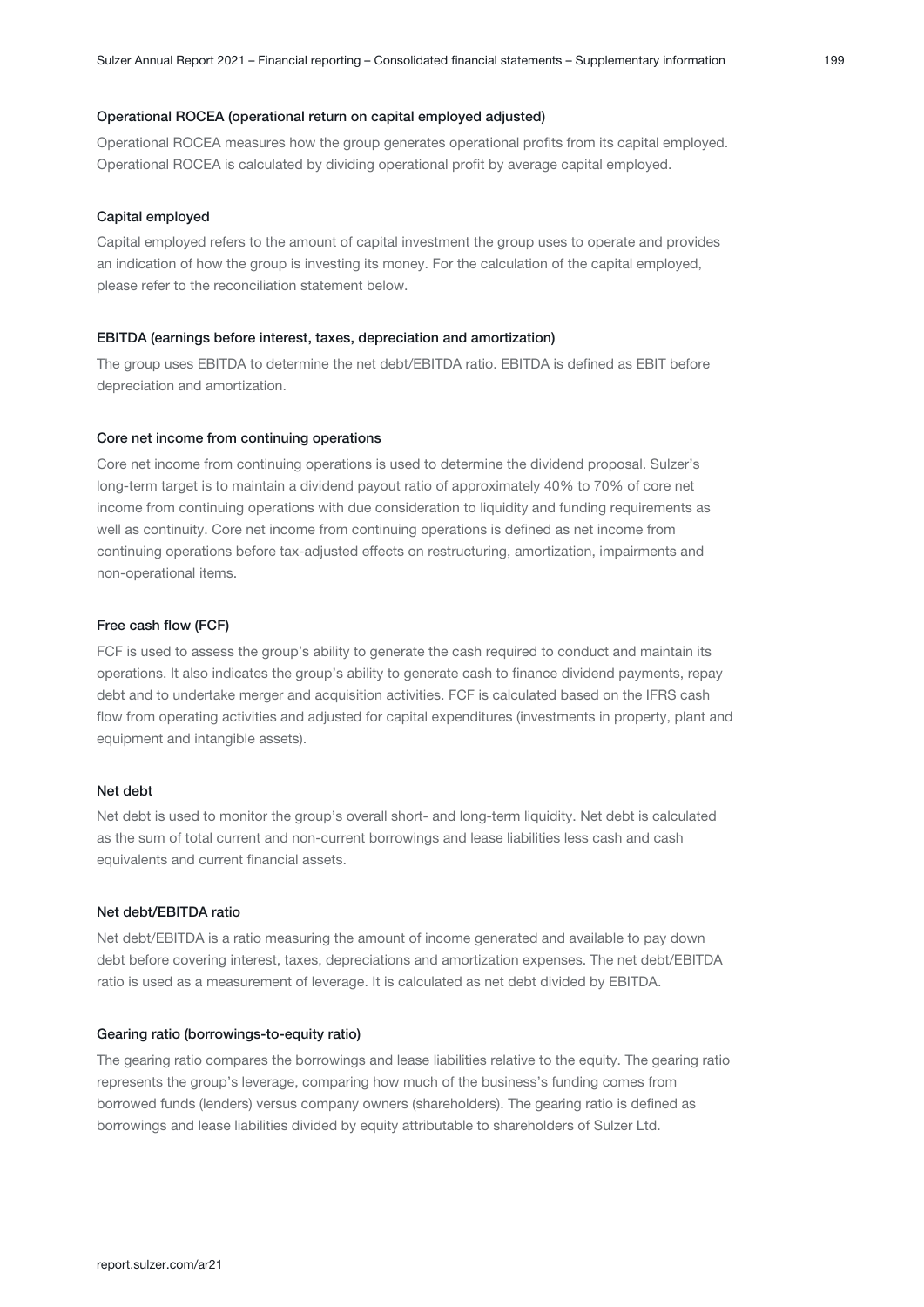### Operational ROCEA (operational return on capital employed adjusted)

Operational ROCEA measures how the group generates operational profits from its capital employed. Operational ROCEA is calculated by dividing operational profit by average capital employed.

### Capital employed

Capital employed refers to the amount of capital investment the group uses to operate and provides an indication of how the group is investing its money. For the calculation of the capital employed, please refer to the reconciliation statement below.

### EBITDA (earnings before interest, taxes, depreciation and amortization)

The group uses EBITDA to determine the net debt/EBITDA ratio. EBITDA is defined as EBIT before depreciation and amortization.

### Core net income from continuing operations

Core net income from continuing operations is used to determine the dividend proposal. Sulzer's long-term target is to maintain a dividend payout ratio of approximately 40% to 70% of core net income from continuing operations with due consideration to liquidity and funding requirements as well as continuity. Core net income from continuing operations is defined as net income from continuing operations before tax-adjusted effects on restructuring, amortization, impairments and non-operational items.

### Free cash flow (FCF)

FCF is used to assess the group's ability to generate the cash required to conduct and maintain its operations. It also indicates the group's ability to generate cash to finance dividend payments, repay debt and to undertake merger and acquisition activities. FCF is calculated based on the IFRS cash flow from operating activities and adjusted for capital expenditures (investments in property, plant and equipment and intangible assets).

### Net debt

Net debt is used to monitor the group's overall short- and long-term liquidity. Net debt is calculated as the sum of total current and non-current borrowings and lease liabilities less cash and cash equivalents and current financial assets.

### Net debt/EBITDA ratio

Net debt/EBITDA is a ratio measuring the amount of income generated and available to pay down debt before covering interest, taxes, depreciations and amortization expenses. The net debt/EBITDA ratio is used as a measurement of leverage. It is calculated as net debt divided by EBITDA.

### Gearing ratio (borrowings-to-equity ratio)

The gearing ratio compares the borrowings and lease liabilities relative to the equity. The gearing ratio represents the group's leverage, comparing how much of the business's funding comes from borrowed funds (lenders) versus company owners (shareholders). The gearing ratio is defined as borrowings and lease liabilities divided by equity attributable to shareholders of Sulzer Ltd.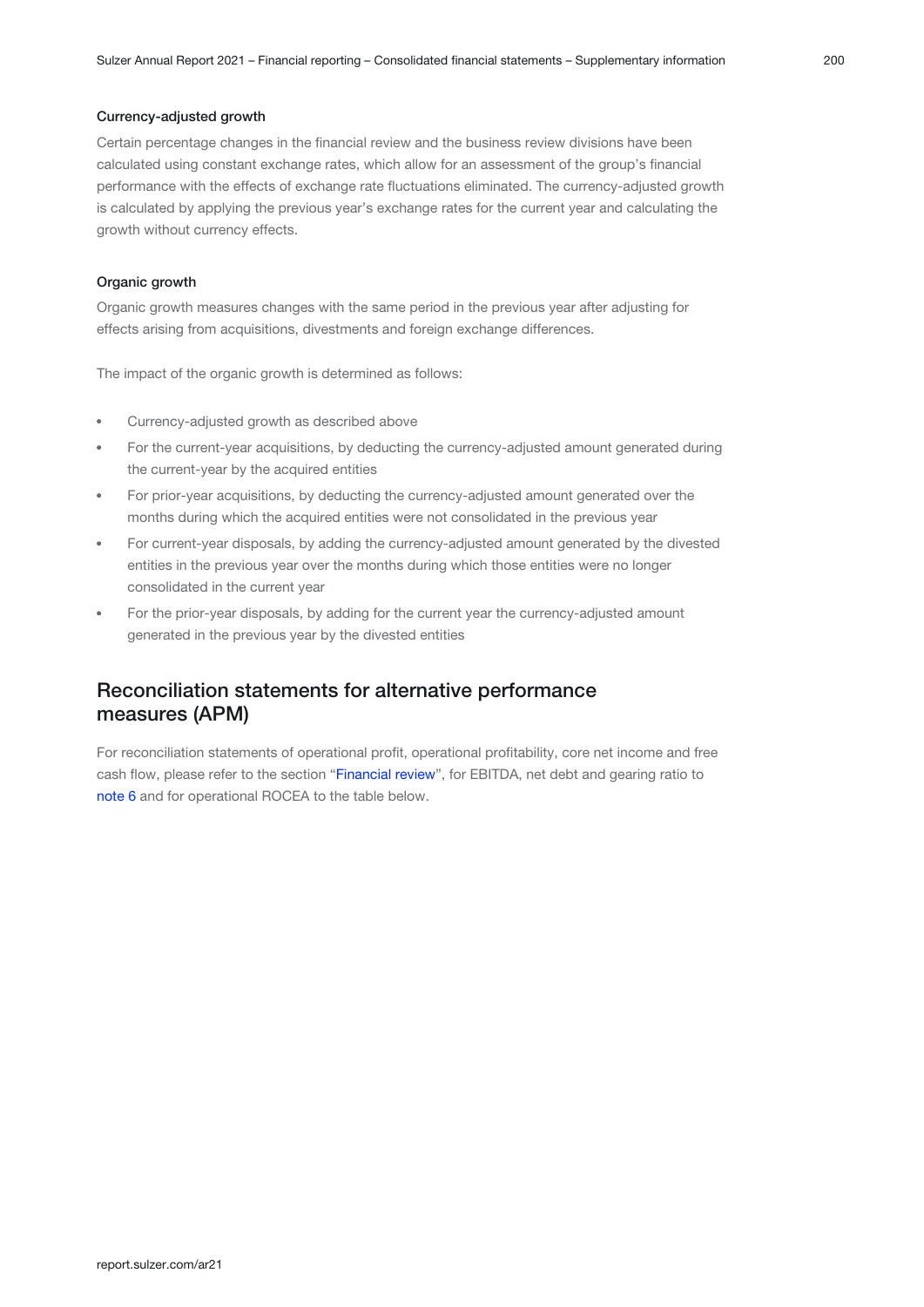### Currency-adjusted growth

Certain percentage changes in the financial review and the business review divisions have been calculated using constant exchange rates, which allow for an assessment of the group's financial performance with the effects of exchange rate fluctuations eliminated. The currency-adjusted growth is calculated by applying the previous year's exchange rates for the current year and calculating the growth without currency effects.

### Organic growth

Organic growth measures changes with the same period in the previous year after adjusting for effects arising from acquisitions, divestments and foreign exchange differences.

The impact of the organic growth is determined as follows:

- Currency-adjusted growth as described above
- For the current-year acquisitions, by deducting the currency-adjusted amount generated during the current-year by the acquired entities
- For prior-year acquisitions, by deducting the currency-adjusted amount generated over the months during which the acquired entities were not consolidated in the previous year
- For current-year disposals, by adding the currency-adjusted amount generated by the divested entities in the previous year over the months during which those entities were no longer consolidated in the current year
- For the prior-year disposals, by adding for the current year the currency-adjusted amount generated in the previous year by the divested entities

## Reconciliation statements for alternative performance measures (APM)

For reconciliation statements of operational profit, operational profitability, core net income and free cash flow, please refer to the section "Financial review", for EBITDA, net debt and gearing ratio to note 6 and for operational ROCEA to the table below.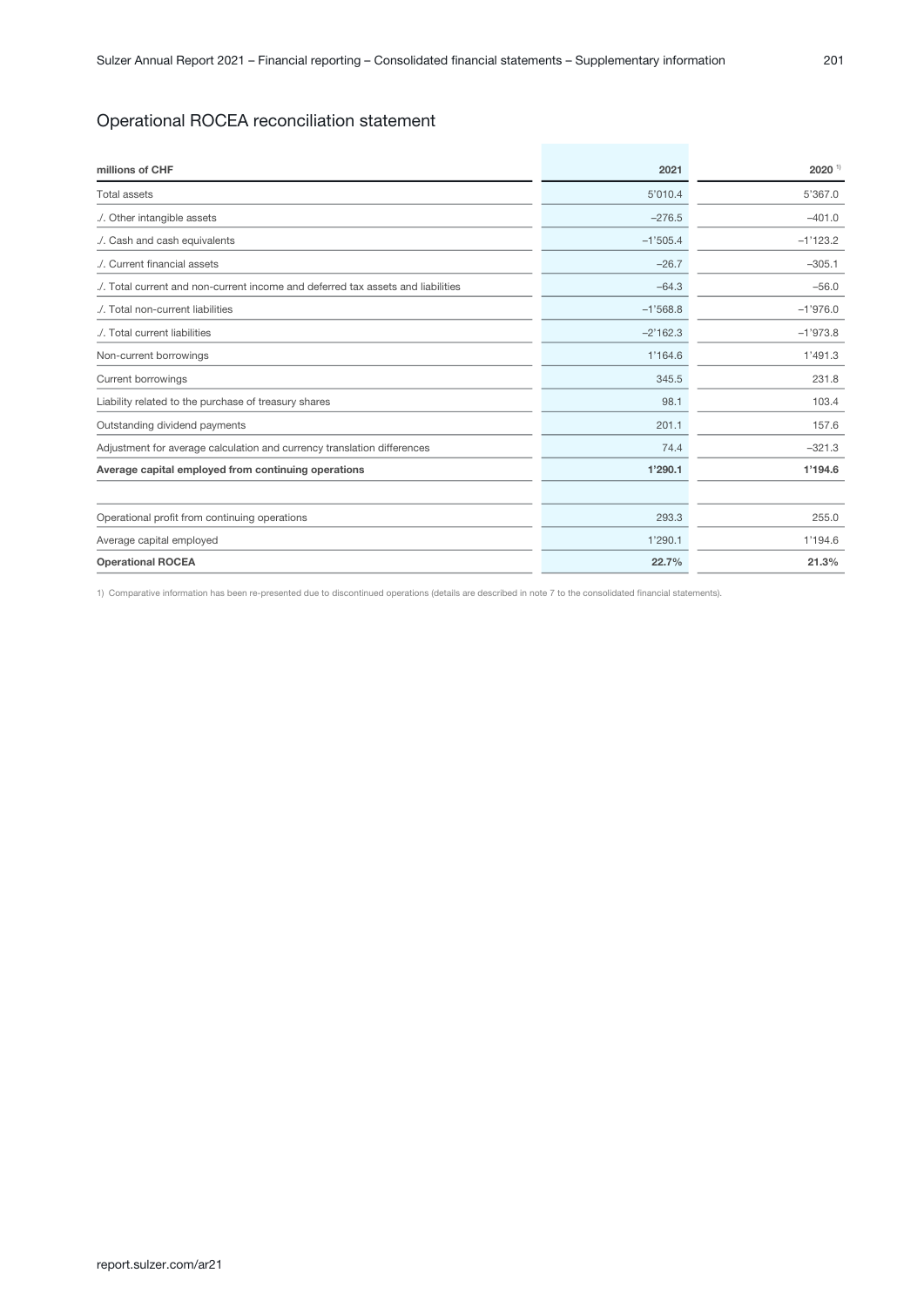## Operational ROCEA reconciliation statement

| millions of CHF | 2021 | 2020 [1] |
|---|---|---|
| Total assets | 5'010.4 | 5'367.0 |
| ./. Other intangible assets | –276.5 | –401.0 |
| ./. Cash and cash equivalents | –1'505.4 | –1'123.2 |
| ./. Current financial assets | –26.7 | –305.1 |
| ./. Total current and non-current income and deferred tax assets and liabilities | –64.3 | –56.0 |
| ./. Total non-current liabilities | –1'568.8 | –1'976.0 |
| ./. Total current liabilities | –2'162.3 | –1'973.8 |
| Non-current borrowings | 1'164.6 | 1'491.3 |
| Current borrowings | 345.5 | 231.8 |
| Liability related to the purchase of treasury shares | 98.1 | 103.4 |
| Outstanding dividend payments | 201.1 | 157.6 |
| Adjustment for average calculation and currency translation differences | 74.4 | –321.3 |
| **Average capital employed from continuing operations** | **1'290.1** | **1'194.6** |
| | | |
| Operational profit from continuing operations | 293.3 | 255.0 |
| Average capital employed | 1'290.1 | 1'194.6 |
| **Operational ROCEA** | **22.7%** | **21.3%** |

1) Comparative information has been re-presented due to discontinued operations (details are described in note 7 to the consolidated financial statements).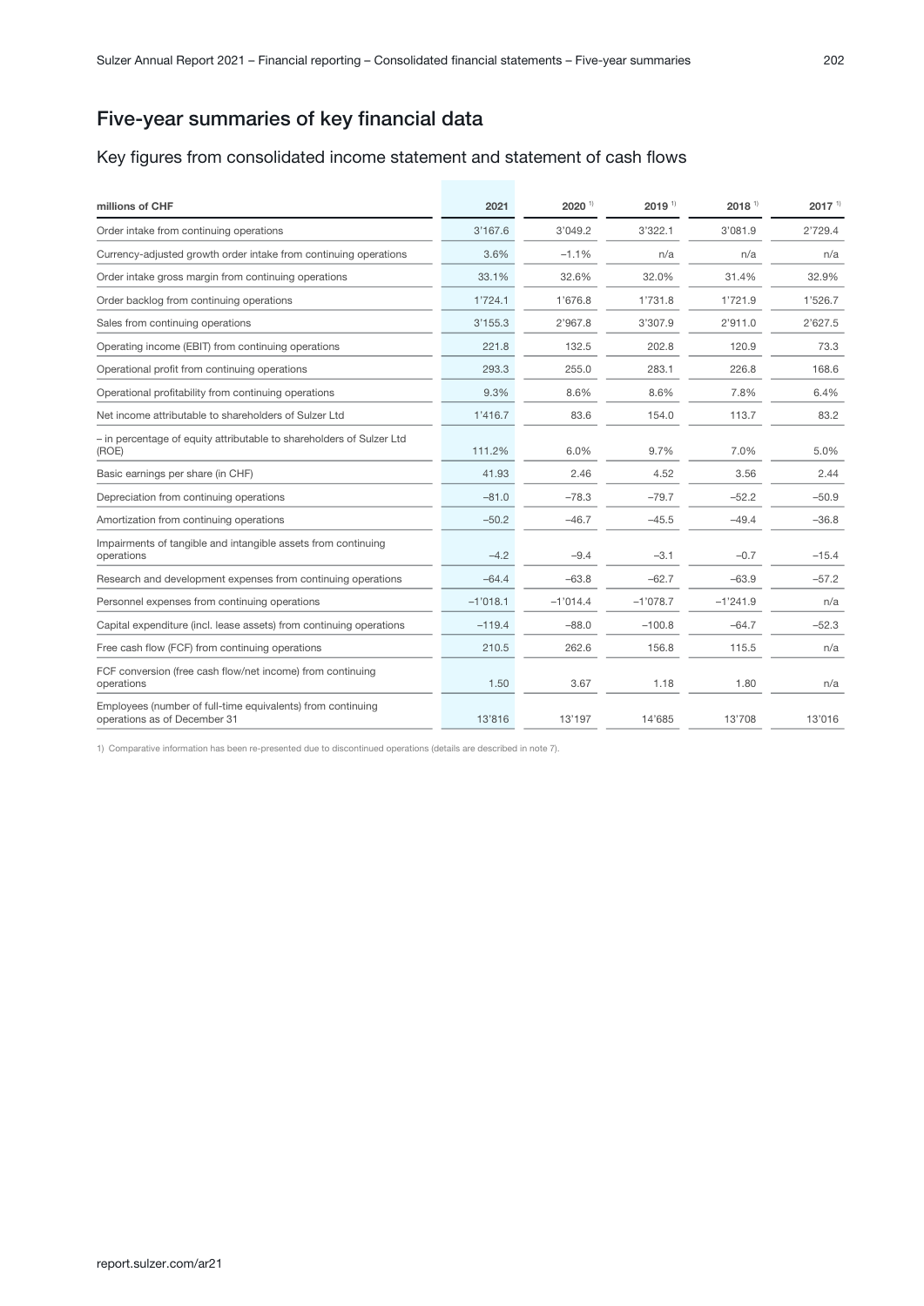# Five-year summaries of key financial data

## Key figures from consolidated income statement and statement of cash flows

| millions of CHF | 2021 | 2020 [1] | 2019 [1] | 2018 [1] | 2017 [1] |
|---|---|---|---|---|---|
| Order intake from continuing operations | 3'167.6 | 3'049.2 | 3'322.1 | 3'081.9 | 2'729.4 |
| Currency-adjusted growth order intake from continuing operations | 3.6% | –1.1% | n/a | n/a | n/a |
| Order intake gross margin from continuing operations | 33.1% | 32.6% | 32.0% | 31.4% | 32.9% |
| Order backlog from continuing operations | 1'724.1 | 1'676.8 | 1'731.8 | 1'721.9 | 1'526.7 |
| Sales from continuing operations | 3'155.3 | 2'967.8 | 3'307.9 | 2'911.0 | 2'627.5 |
| Operating income (EBIT) from continuing operations | 221.8 | 132.5 | 202.8 | 120.9 | 73.3 |
| Operational profit from continuing operations | 293.3 | 255.0 | 283.1 | 226.8 | 168.6 |
| Operational profitability from continuing operations | 9.3% | 8.6% | 8.6% | 7.8% | 6.4% |
| Net income attributable to shareholders of Sulzer Ltd | 1'416.7 | 83.6 | 154.0 | 113.7 | 83.2 |
| – in percentage of equity attributable to shareholders of Sulzer Ltd (ROE) | 111.2% | 6.0% | 9.7% | 7.0% | 5.0% |
| Basic earnings per share (in CHF) | 41.93 | 2.46 | 4.52 | 3.56 | 2.44 |
| Depreciation from continuing operations | –81.0 | –78.3 | –79.7 | –52.2 | –50.9 |
| Amortization from continuing operations | –50.2 | –46.7 | –45.5 | –49.4 | –36.8 |
| Impairments of tangible and intangible assets from continuing operations | –4.2 | –9.4 | –3.1 | –0.7 | –15.4 |
| Research and development expenses from continuing operations | –64.4 | –63.8 | –62.7 | –63.9 | –57.2 |
| Personnel expenses from continuing operations | –1'018.1 | –1'014.4 | –1'078.7 | –1'241.9 | n/a |
| Capital expenditure (incl. lease assets) from continuing operations | –119.4 | –88.0 | –100.8 | –64.7 | –52.3 |
| Free cash flow (FCF) from continuing operations | 210.5 | 262.6 | 156.8 | 115.5 | n/a |
| FCF conversion (free cash flow/net income) from continuing operations | 1.50 | 3.67 | 1.18 | 1.80 | n/a |
| Employees (number of full-time equivalents) from continuing operations as of December 31 | 13'816 | 13'197 | 14'685 | 13'708 | 13'016 |

1) Comparative information has been re-presented due to discontinued operations (details are described in note 7).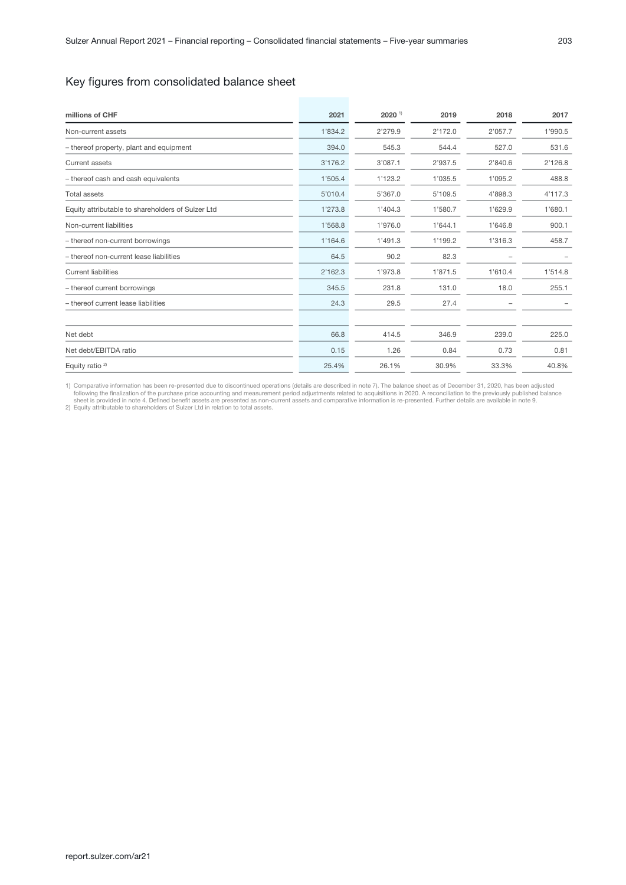## Key figures from consolidated balance sheet

| millions of CHF | 2021 | 2020 [1] | 2019 | 2018 | 2017 |
|---|---|---|---|---|---|
| Non-current assets | 1'834.2 | 2'279.9 | 2'172.0 | 2'057.7 | 1'990.5 |
| – thereof property, plant and equipment | 394.0 | 545.3 | 544.4 | 527.0 | 531.6 |
| Current assets | 3'176.2 | 3'087.1 | 2'937.5 | 2'840.6 | 2'126.8 |
| – thereof cash and cash equivalents | 1'505.4 | 1'123.2 | 1'035.5 | 1'095.2 | 488.8 |
| Total assets | 5'010.4 | 5'367.0 | 5'109.5 | 4'898.3 | 4'117.3 |
| Equity attributable to shareholders of Sulzer Ltd | 1'273.8 | 1'404.3 | 1'580.7 | 1'629.9 | 1'680.1 |
| Non-current liabilities | 1'568.8 | 1'976.0 | 1'644.1 | 1'646.8 | 900.1 |
| – thereof non-current borrowings | 1'164.6 | 1'491.3 | 1'199.2 | 1'316.3 | 458.7 |
| – thereof non-current lease liabilities | 64.5 | 90.2 | 82.3 | – | – |
| Current liabilities | 2'162.3 | 1'973.8 | 1'871.5 | 1'610.4 | 1'514.8 |
| – thereof current borrowings | 345.5 | 231.8 | 131.0 | 18.0 | 255.1 |
| – thereof current lease liabilities | 24.3 | 29.5 | 27.4 | – | – |
| | | | | | |
| Net debt | 66.8 | 414.5 | 346.9 | 239.0 | 225.0 |
| Net debt/EBITDA ratio | 0.15 | 1.26 | 0.84 | 0.73 | 0.81 |
| Equity ratio [2] | 25.4% | 26.1% | 30.9% | 33.3% | 40.8% |

1) Comparative information has been re-presented due to discontinued operations (details are described in note 7). The balance sheet as of December 31, 2020, has been adjusted following the finalization of the purchase price accounting and measurement period adjustments related to acquisitions in 2020. A reconciliation to the previously published balance sheet is provided in note 4. Defined benefit assets are presented as non-current assets and comparative information is re-presented. Further details are available in note 9.
2) Equity attributable to shareholders of Sulzer Ltd in relation to total assets.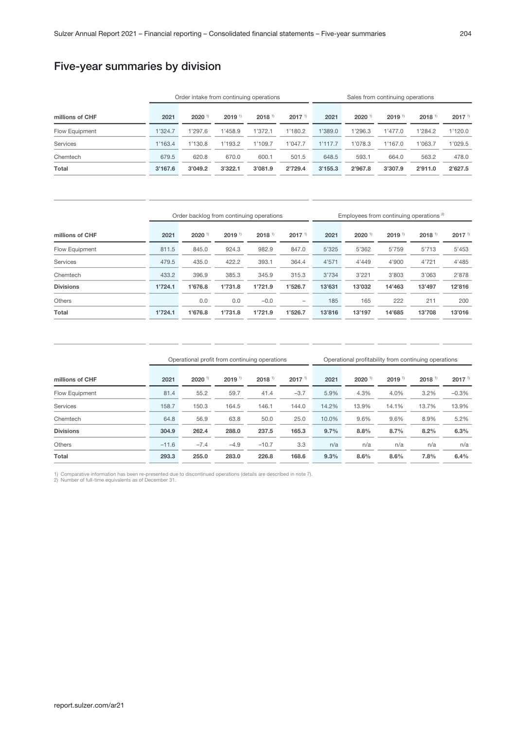# Five-year summaries by division

| millions of CHF | Order intake from continuing operations | | | | | Sales from continuing operations | | | | |
|---|---|---|---|---|---|---|---|---|---|---|
| | 2021 | 2020 [1] | 2019 [1] | 2018 [1] | 2017 [1] | 2021 | 2020 [1] | 2019 [1] | 2018 [1] | 2017 [1] |
| Flow Equipment | 1'324.7 | 1'297.6 | 1'458.9 | 1'372.1 | 1'180.2 | 1'389.0 | 1'296.3 | 1'477.0 | 1'284.2 | 1'120.0 |
| Services | 1'163.4 | 1'130.8 | 1'193.2 | 1'109.7 | 1'047.7 | 1'117.7 | 1'078.3 | 1'167.0 | 1'063.7 | 1'029.5 |
| Chemtech | 679.5 | 620.8 | 670.0 | 600.1 | 501.5 | 648.5 | 593.1 | 664.0 | 563.2 | 478.0 |
| **Total** | **3'167.6** | **3'049.2** | **3'322.1** | **3'081.9** | **2'729.4** | **3'155.3** | **2'967.8** | **3'307.9** | **2'911.0** | **2'627.5** |

| millions of CHF | Order backlog from continuing operations | | | | | Employees from continuing operations [2] | | | | |
|---|---|---|---|---|---|---|---|---|---|---|
| | 2021 | 2020 [1] | 2019 [1] | 2018 [1] | 2017 [1] | 2021 | 2020 [1] | 2019 [1] | 2018 [1] | 2017 [1] |
| Flow Equipment | 811.5 | 845.0 | 924.3 | 982.9 | 847.0 | 5'325 | 5'362 | 5'759 | 5'713 | 5'453 |
| Services | 479.5 | 435.0 | 422.2 | 393.1 | 364.4 | 4'571 | 4'449 | 4'900 | 4'721 | 4'485 |
| Chemtech | 433.2 | 396.9 | 385.3 | 345.9 | 315.3 | 3'734 | 3'221 | 3'803 | 3'063 | 2'878 |
| **Divisions** | **1'724.1** | **1'676.8** | **1'731.8** | **1'721.9** | **1'526.7** | **13'631** | **13'032** | **14'463** | **13'497** | **12'816** |
| Others | | 0.0 | 0.0 | –0.0 | – | 185 | 165 | 222 | 211 | 200 |
| **Total** | **1'724.1** | **1'676.8** | **1'731.8** | **1'721.9** | **1'526.7** | **13'816** | **13'197** | **14'685** | **13'708** | **13'016** |

| millions of CHF | Operational profit from continuing operations | | | | | Operational profitability from continuing operations | | | | |
|---|---|---|---|---|---|---|---|---|---|---|
| | 2021 | 2020 [1] | 2019 [1] | 2018 [1] | 2017 [1] | 2021 | 2020 [1] | 2019 [1] | 2018 [1] | 2017 [1] |
| Flow Equipment | 81.4 | 55.2 | 59.7 | 41.4 | –3.7 | 5.9% | 4.3% | 4.0% | 3.2% | –0.3% |
| Services | 158.7 | 150.3 | 164.5 | 146.1 | 144.0 | 14.2% | 13.9% | 14.1% | 13.7% | 13.9% |
| Chemtech | 64.8 | 56.9 | 63.8 | 50.0 | 25.0 | 10.0% | 9.6% | 9.6% | 8.9% | 5.2% |
| **Divisions** | **304.9** | **262.4** | **288.0** | **237.5** | **165.3** | **9.7%** | **8.8%** | **8.7%** | **8.2%** | **6.3%** |
| Others | –11.6 | –7.4 | –4.9 | –10.7 | 3.3 | n/a | n/a | n/a | n/a | n/a |
| **Total** | **293.3** | **255.0** | **283.0** | **226.8** | **168.6** | **9.3%** | **8.6%** | **8.6%** | **7.8%** | **6.4%** |

1) Comparative information has been re-presented due to discontinued operations (details are described in note 7).
2) Number of full-time equivalents as of December 31.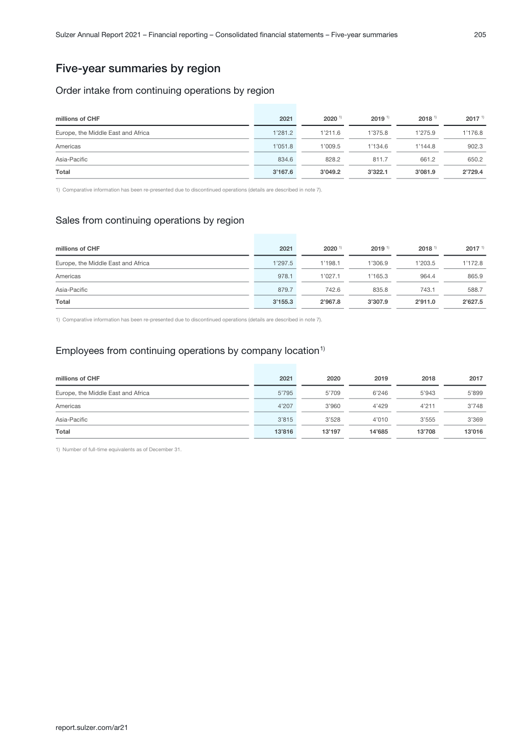# Five-year summaries by region

## Order intake from continuing operations by region

| millions of CHF | 2021 | 2020 [1)] | 2019 [1)] | 2018 [1)] | 2017 [1)] |
|---|---|---|---|---|---|
| Europe, the Middle East and Africa | 1'281.2 | 1'211.6 | 1'375.8 | 1'275.9 | 1'176.8 |
| Americas | 1'051.8 | 1'009.5 | 1'134.6 | 1'144.8 | 902.3 |
| Asia-Pacific | 834.6 | 828.2 | 811.7 | 661.2 | 650.2 |
| **Total** | **3'167.6** | **3'049.2** | **3'322.1** | **3'081.9** | **2'729.4** |

1) Comparative information has been re-presented due to discontinued operations (details are described in note 7).

## Sales from continuing operations by region

| millions of CHF | 2021 | 2020 [1)] | 2019 [1)] | 2018 [1)] | 2017 [1)] |
|---|---|---|---|---|---|
| Europe, the Middle East and Africa | 1'297.5 | 1'198.1 | 1'306.9 | 1'203.5 | 1'172.8 |
| Americas | 978.1 | 1'027.1 | 1'165.3 | 964.4 | 865.9 |
| Asia-Pacific | 879.7 | 742.6 | 835.8 | 743.1 | 588.7 |
| **Total** | **3'155.3** | **2'967.8** | **3'307.9** | **2'911.0** | **2'627.5** |

1) Comparative information has been re-presented due to discontinued operations (details are described in note 7).

## Employees from continuing operations by company location[1)]

| millions of CHF | 2021 | 2020 | 2019 | 2018 | 2017 |
|---|---|---|---|---|---|
| Europe, the Middle East and Africa | 5'795 | 5'709 | 6'246 | 5'943 | 5'899 |
| Americas | 4'207 | 3'960 | 4'429 | 4'211 | 3'748 |
| Asia-Pacific | 3'815 | 3'528 | 4'010 | 3'555 | 3'369 |
| **Total** | **13'816** | **13'197** | **14'685** | **13'708** | **13'016** |

1) Number of full-time equivalents as of December 31.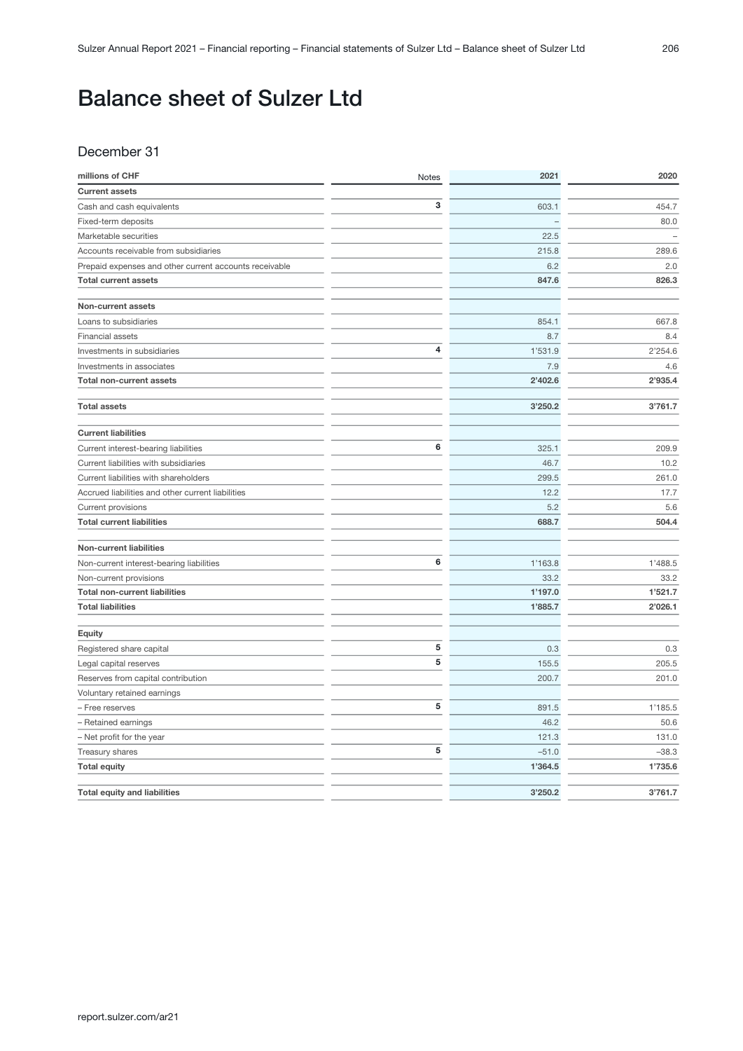# Balance sheet of Sulzer Ltd

## December 31

| millions of CHF | Notes | 2021 | 2020 |
|---|---|---|---|
| **Current assets** | | | |
| Cash and cash equivalents | 3 | 603.1 | 454.7 |
| Fixed-term deposits | | – | 80.0 |
| Marketable securities | | 22.5 | – |
| Accounts receivable from subsidiaries | | 215.8 | 289.6 |
| Prepaid expenses and other current accounts receivable | | 6.2 | 2.0 |
| **Total current assets** | | **847.6** | **826.3** |
| | | | |
| **Non-current assets** | | | |
| Loans to subsidiaries | | 854.1 | 667.8 |
| Financial assets | | 8.7 | 8.4 |
| Investments in subsidiaries | 4 | 1'531.9 | 2'254.6 |
| Investments in associates | | 7.9 | 4.6 |
| **Total non-current assets** | | **2'402.6** | **2'935.4** |
| | | | |
| **Total assets** | | **3'250.2** | **3'761.7** |
| | | | |
| **Current liabilities** | | | |
| Current interest-bearing liabilities | 6 | 325.1 | 209.9 |
| Current liabilities with subsidiaries | | 46.7 | 10.2 |
| Current liabilities with shareholders | | 299.5 | 261.0 |
| Accrued liabilities and other current liabilities | | 12.2 | 17.7 |
| Current provisions | | 5.2 | 5.6 |
| **Total current liabilities** | | **688.7** | **504.4** |
| | | | |
| **Non-current liabilities** | | | |
| Non-current interest-bearing liabilities | 6 | 1'163.8 | 1'488.5 |
| Non-current provisions | | 33.2 | 33.2 |
| **Total non-current liabilities** | | **1'197.0** | **1'521.7** |
| **Total liabilities** | | **1'885.7** | **2'026.1** |
| | | | |
| **Equity** | | | |
| Registered share capital | 5 | 0.3 | 0.3 |
| Legal capital reserves | 5 | 155.5 | 205.5 |
| Reserves from capital contribution | | 200.7 | 201.0 |
| Voluntary retained earnings | | | |
| – Free reserves | 5 | 891.5 | 1'185.5 |
| – Retained earnings | | 46.2 | 50.6 |
| – Net profit for the year | | 121.3 | 131.0 |
| Treasury shares | 5 | –51.0 | –38.3 |
| **Total equity** | | **1'364.5** | **1'735.6** |
| | | | |
| **Total equity and liabilities** | | **3'250.2** | **3'761.7** |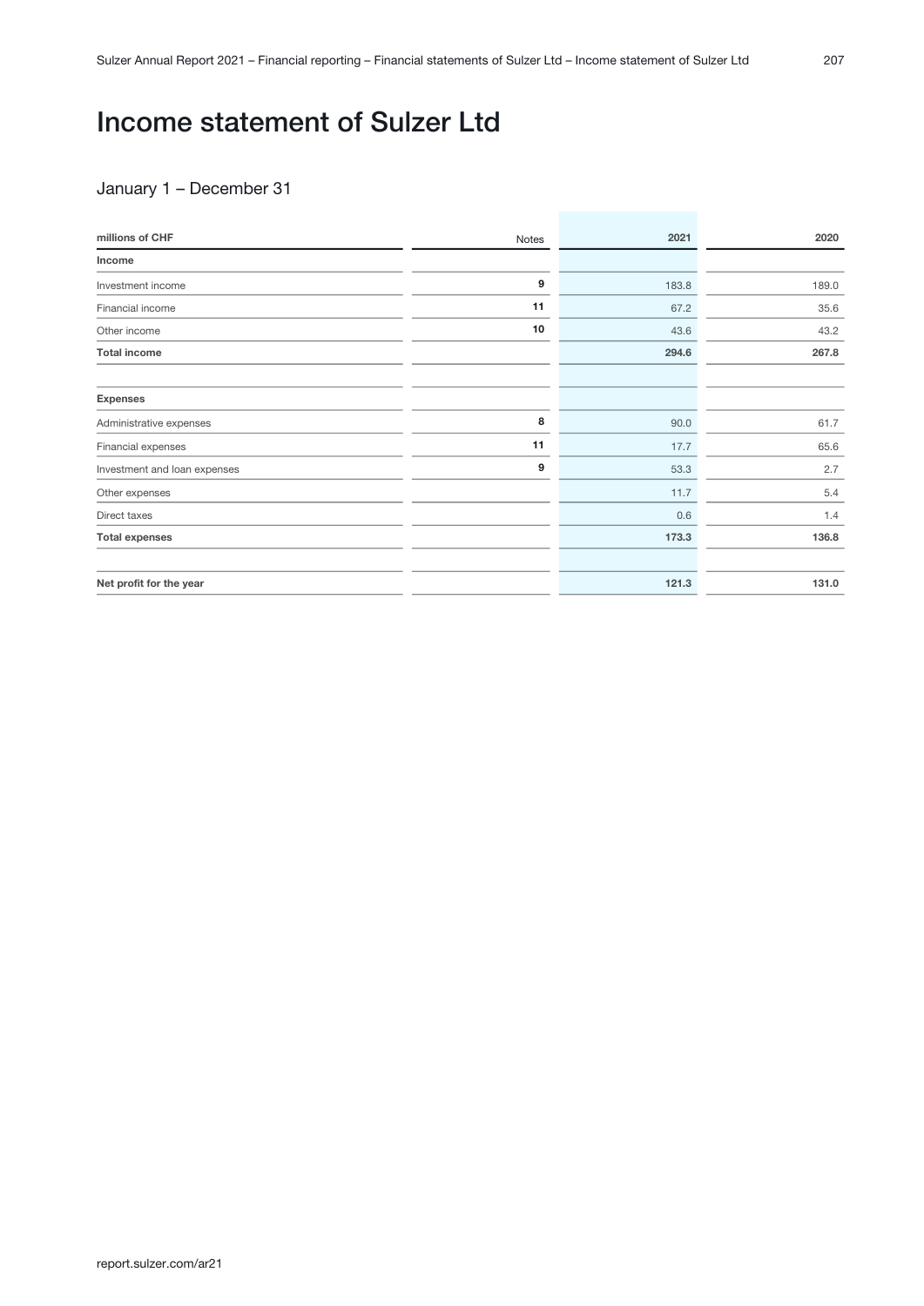# Income statement of Sulzer Ltd

## January 1 – December 31

| millions of CHF | Notes | 2021 | 2020 |
|---|---|---|---|
| **Income** | | | |
| Investment income | **9** | 183.8 | 189.0 |
| Financial income | **11** | 67.2 | 35.6 |
| Other income | **10** | 43.6 | 43.2 |
| **Total income** | | **294.6** | **267.8** |
| | | | |
| **Expenses** | | | |
| Administrative expenses | **8** | 90.0 | 61.7 |
| Financial expenses | **11** | 17.7 | 65.6 |
| Investment and loan expenses | **9** | 53.3 | 2.7 |
| Other expenses | | 11.7 | 5.4 |
| Direct taxes | | 0.6 | 1.4 |
| **Total expenses** | | **173.3** | **136.8** |
| | | | |
| **Net profit for the year** | | **121.3** | **131.0** |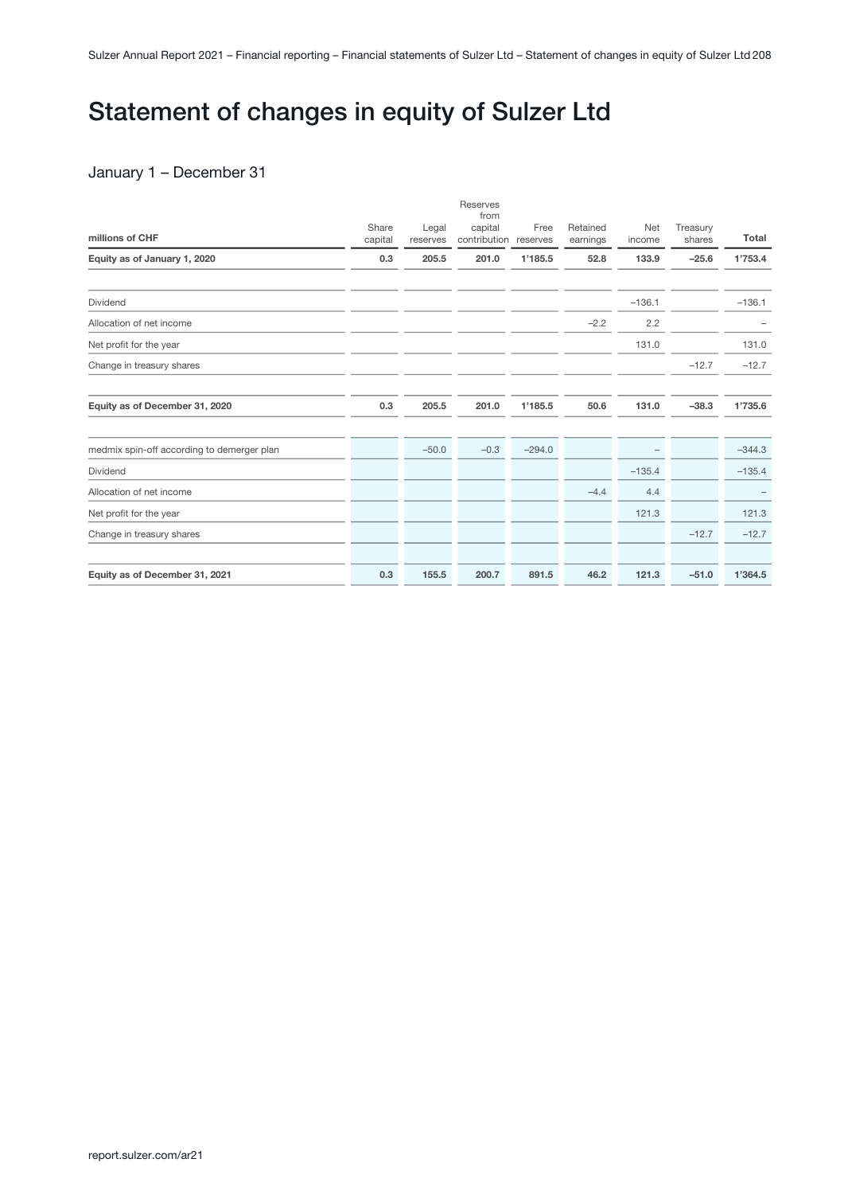# Statement of changes in equity of Sulzer Ltd

## January 1 – December 31

| millions of CHF | Share capital | Legal reserves | Reserves from capital contribution | Free reserves | Retained earnings | Net income | Treasury shares | Total |
|---|---|---|---|---|---|---|---|---|
| **Equity as of January 1, 2020** | **0.3** | **205.5** | **201.0** | **1'185.5** | **52.8** | **133.9** | **–25.6** | **1'753.4** |
| Dividend | | | | | | –136.1 | | –136.1 |
| Allocation of net income | | | | | –2.2 | 2.2 | | – |
| Net profit for the year | | | | | | 131.0 | | 131.0 |
| Change in treasury shares | | | | | | | –12.7 | –12.7 |
| **Equity as of December 31, 2020** | **0.3** | **205.5** | **201.0** | **1'185.5** | **50.6** | **131.0** | **–38.3** | **1'735.6** |
| medmix spin-off according to demerger plan | | –50.0 | –0.3 | –294.0 | | – | | –344.3 |
| Dividend | | | | | | –135.4 | | –135.4 |
| Allocation of net income | | | | | –4.4 | 4.4 | | – |
| Net profit for the year | | | | | | 121.3 | | 121.3 |
| Change in treasury shares | | | | | | | –12.7 | –12.7 |
| **Equity as of December 31, 2021** | **0.3** | **155.5** | **200.7** | **891.5** | **46.2** | **121.3** | **–51.0** | **1'364.5** |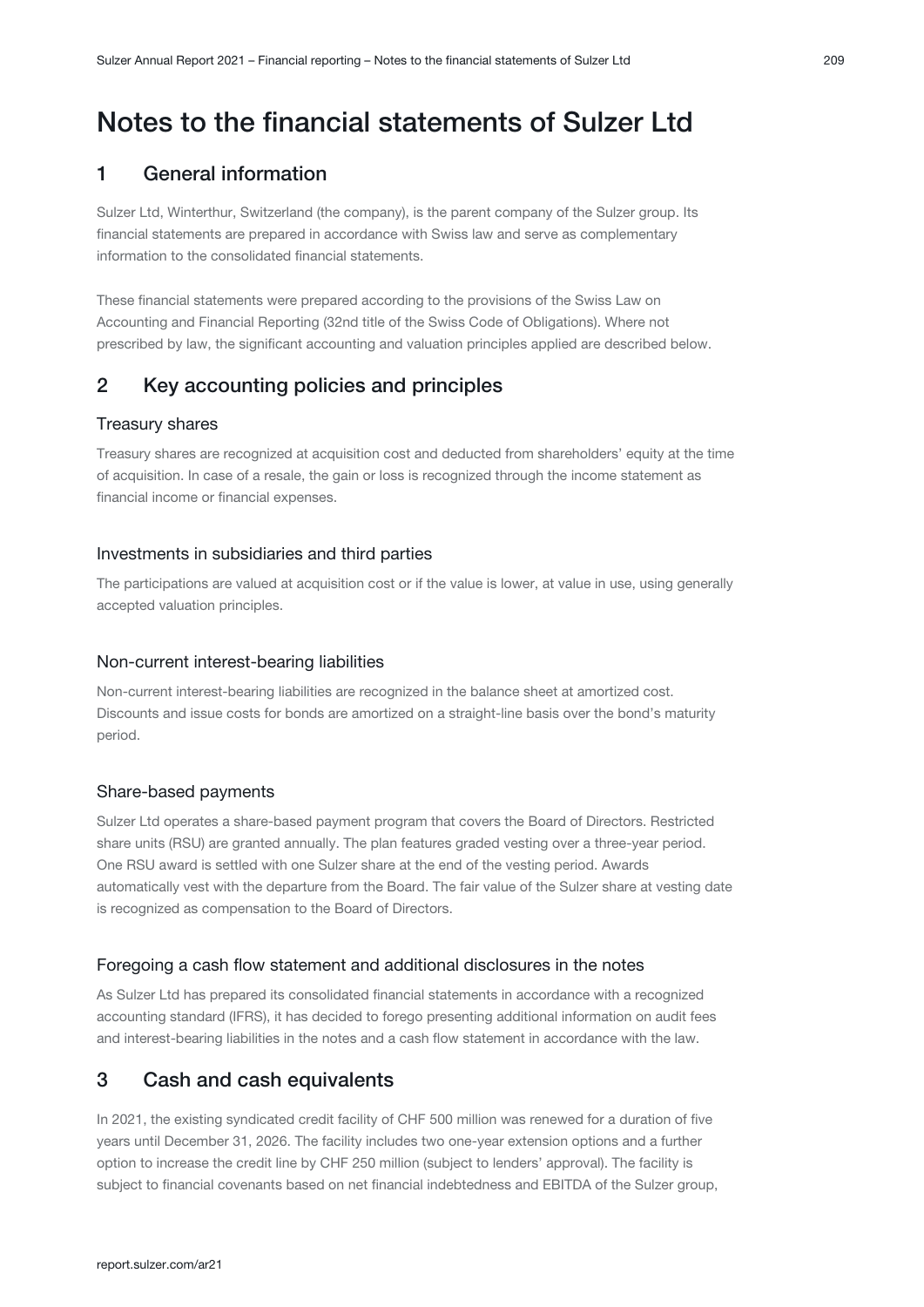# Notes to the financial statements of Sulzer Ltd

## 1 General information

Sulzer Ltd, Winterthur, Switzerland (the company), is the parent company of the Sulzer group. Its financial statements are prepared in accordance with Swiss law and serve as complementary information to the consolidated financial statements.

These financial statements were prepared according to the provisions of the Swiss Law on Accounting and Financial Reporting (32nd title of the Swiss Code of Obligations). Where not prescribed by law, the significant accounting and valuation principles applied are described below.

## 2 Key accounting policies and principles

### Treasury shares

Treasury shares are recognized at acquisition cost and deducted from shareholders' equity at the time of acquisition. In case of a resale, the gain or loss is recognized through the income statement as financial income or financial expenses.

### Investments in subsidiaries and third parties

The participations are valued at acquisition cost or if the value is lower, at value in use, using generally accepted valuation principles.

### Non-current interest-bearing liabilities

Non-current interest-bearing liabilities are recognized in the balance sheet at amortized cost. Discounts and issue costs for bonds are amortized on a straight-line basis over the bond's maturity period.

### Share-based payments

Sulzer Ltd operates a share-based payment program that covers the Board of Directors. Restricted share units (RSU) are granted annually. The plan features graded vesting over a three-year period. One RSU award is settled with one Sulzer share at the end of the vesting period. Awards automatically vest with the departure from the Board. The fair value of the Sulzer share at vesting date is recognized as compensation to the Board of Directors.

### Foregoing a cash flow statement and additional disclosures in the notes

As Sulzer Ltd has prepared its consolidated financial statements in accordance with a recognized accounting standard (IFRS), it has decided to forego presenting additional information on audit fees and interest-bearing liabilities in the notes and a cash flow statement in accordance with the law.

## 3 Cash and cash equivalents

In 2021, the existing syndicated credit facility of CHF 500 million was renewed for a duration of five years until December 31, 2026. The facility includes two one-year extension options and a further option to increase the credit line by CHF 250 million (subject to lenders' approval). The facility is subject to financial covenants based on net financial indebtedness and EBITDA of the Sulzer group,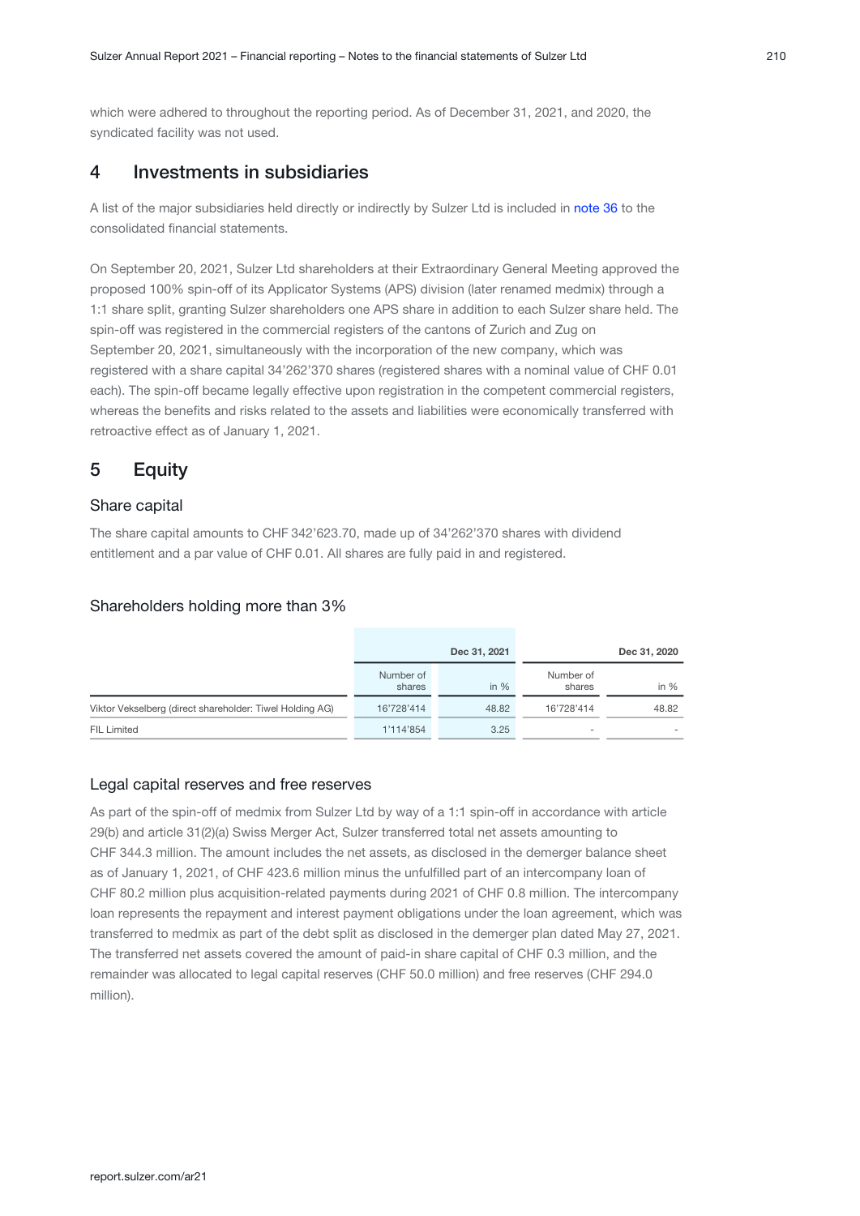which were adhered to throughout the reporting period. As of December 31, 2021, and 2020, the syndicated facility was not used.

## 4 Investments in subsidiaries

A list of the major subsidiaries held directly or indirectly by Sulzer Ltd is included in note 36 to the consolidated financial statements.

On September 20, 2021, Sulzer Ltd shareholders at their Extraordinary General Meeting approved the proposed 100% spin-off of its Applicator Systems (APS) division (later renamed medmix) through a 1:1 share split, granting Sulzer shareholders one APS share in addition to each Sulzer share held. The spin-off was registered in the commercial registers of the cantons of Zurich and Zug on September 20, 2021, simultaneously with the incorporation of the new company, which was registered with a share capital 34'262'370 shares (registered shares with a nominal value of CHF 0.01 each). The spin-off became legally effective upon registration in the competent commercial registers, whereas the benefits and risks related to the assets and liabilities were economically transferred with retroactive effect as of January 1, 2021.

## 5 Equity

### Share capital

The share capital amounts to CHF 342'623.70, made up of 34'262'370 shares with dividend entitlement and a par value of CHF 0.01. All shares are fully paid in and registered.

### Shareholders holding more than 3%

| | Dec 31, 2021 | | Dec 31, 2020 | |
|---|---|---|---|---|
| | Number of shares | in % | Number of shares | in % |
| Viktor Vekselberg (direct shareholder: Tiwel Holding AG) | 16'728'414 | 48.82 | 16'728'414 | 48.82 |
| FIL Limited | 1'114'854 | 3.25 | – | – |

### Legal capital reserves and free reserves

As part of the spin-off of medmix from Sulzer Ltd by way of a 1:1 spin-off in accordance with article 29(b) and article 31(2)(a) Swiss Merger Act, Sulzer transferred total net assets amounting to CHF 344.3 million. The amount includes the net assets, as disclosed in the demerger balance sheet as of January 1, 2021, of CHF 423.6 million minus the unfulfilled part of an intercompany loan of CHF 80.2 million plus acquisition-related payments during 2021 of CHF 0.8 million. The intercompany loan represents the repayment and interest payment obligations under the loan agreement, which was transferred to medmix as part of the debt split as disclosed in the demerger plan dated May 27, 2021. The transferred net assets covered the amount of paid-in share capital of CHF 0.3 million, and the remainder was allocated to legal capital reserves (CHF 50.0 million) and free reserves (CHF 294.0 million).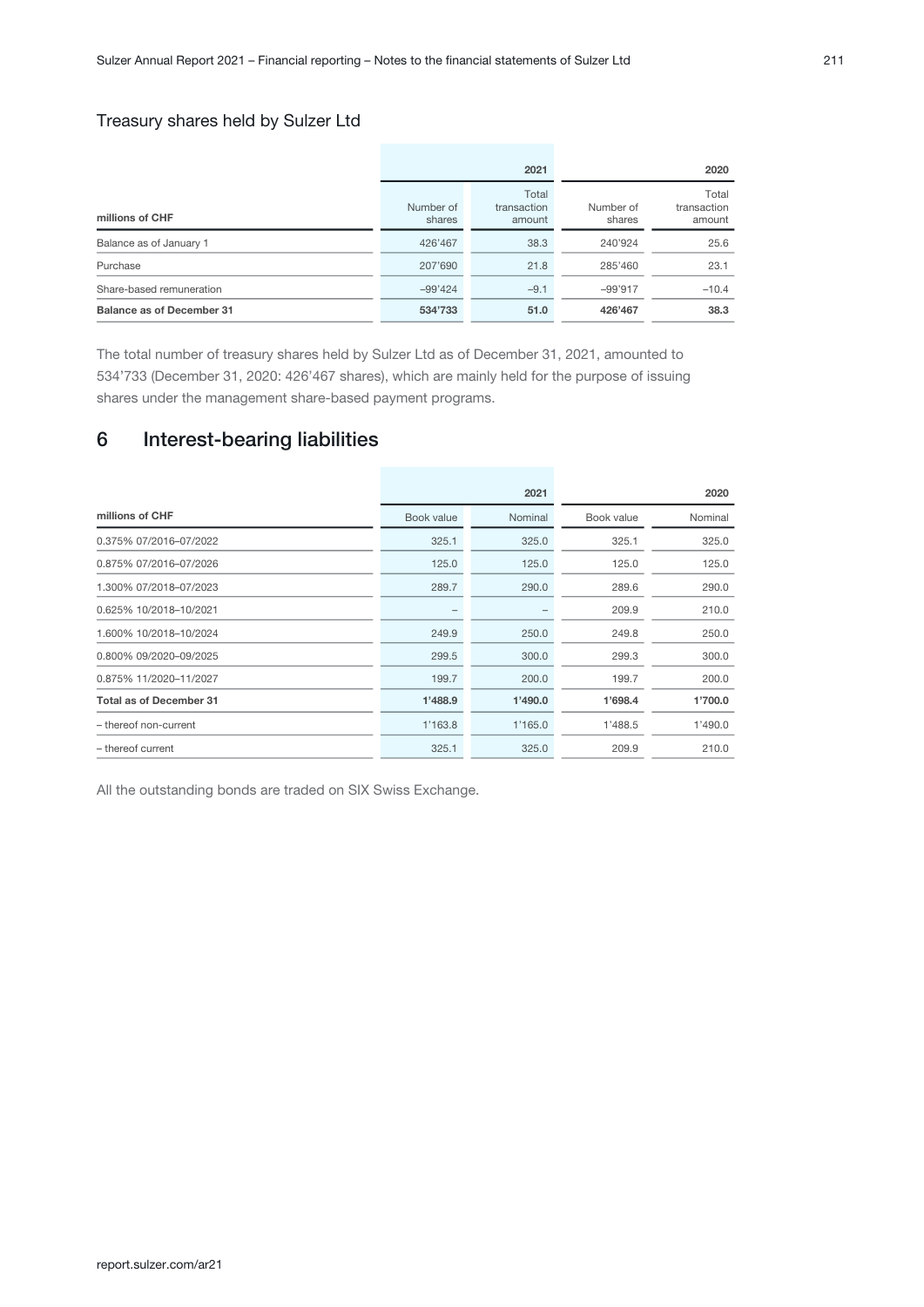### Treasury shares held by Sulzer Ltd

| millions of CHF | 2021 | | 2020 | |
|---|---|---|---|---|
| | Number of shares | Total transaction amount | Number of shares | Total transaction amount |
| Balance as of January 1 | 426'467 | 38.3 | 240'924 | 25.6 |
| Purchase | 207'690 | 21.8 | 285'460 | 23.1 |
| Share-based remuneration | –99'424 | –9.1 | –99'917 | –10.4 |
| **Balance as of December 31** | **534'733** | **51.0** | **426'467** | **38.3** |

The total number of treasury shares held by Sulzer Ltd as of December 31, 2021, amounted to 534'733 (December 31, 2020: 426'467 shares), which are mainly held for the purpose of issuing shares under the management share-based payment programs.

## 6 Interest-bearing liabilities

| millions of CHF | 2021 | | 2020 | |
|---|---|---|---|---|
| | Book value | Nominal | Book value | Nominal |
| 0.375% 07/2016–07/2022 | 325.1 | 325.0 | 325.1 | 325.0 |
| 0.875% 07/2016–07/2026 | 125.0 | 125.0 | 125.0 | 125.0 |
| 1.300% 07/2018–07/2023 | 289.7 | 290.0 | 289.6 | 290.0 |
| 0.625% 10/2018–10/2021 | – | – | 209.9 | 210.0 |
| 1.600% 10/2018–10/2024 | 249.9 | 250.0 | 249.8 | 250.0 |
| 0.800% 09/2020–09/2025 | 299.5 | 300.0 | 299.3 | 300.0 |
| 0.875% 11/2020–11/2027 | 199.7 | 200.0 | 199.7 | 200.0 |
| **Total as of December 31** | **1'488.9** | **1'490.0** | **1'698.4** | **1'700.0** |
| – thereof non-current | 1'163.8 | 1'165.0 | 1'488.5 | 1'490.0 |
| – thereof current | 325.1 | 325.0 | 209.9 | 210.0 |

All the outstanding bonds are traded on SIX Swiss Exchange.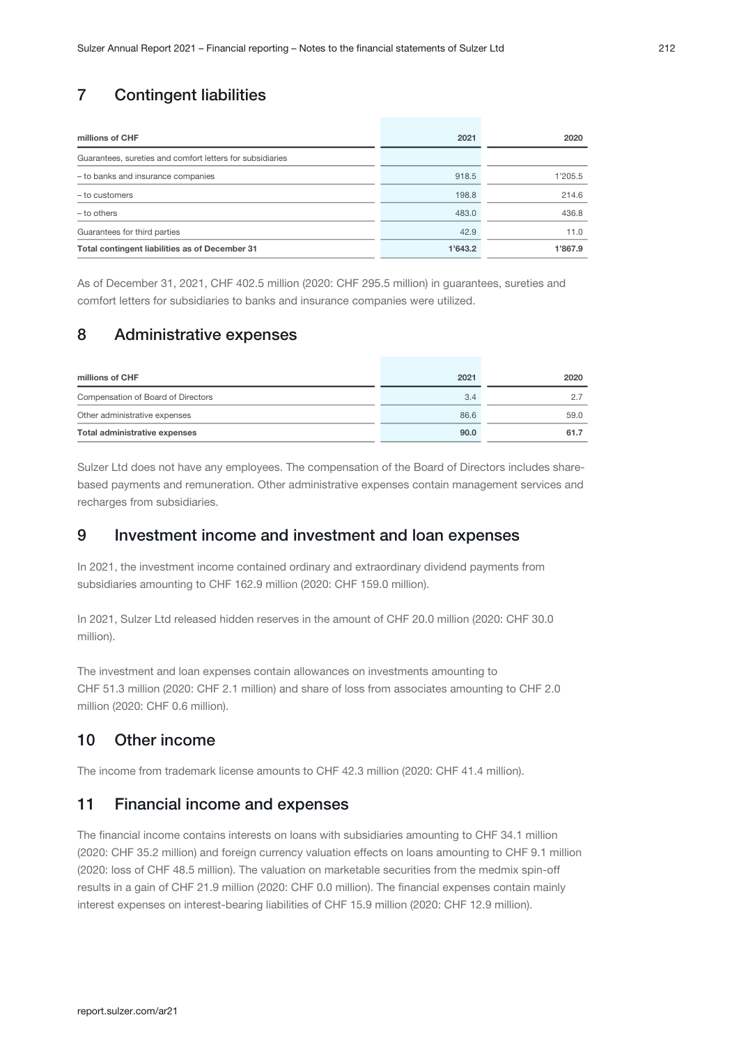## 7 Contingent liabilities

| millions of CHF | 2021 | 2020 |
|---|---|---|
| Guarantees, sureties and comfort letters for subsidiaries | | |
| – to banks and insurance companies | 918.5 | 1'205.5 |
| – to customers | 198.8 | 214.6 |
| – to others | 483.0 | 436.8 |
| Guarantees for third parties | 42.9 | 11.0 |
| **Total contingent liabilities as of December 31** | **1'643.2** | **1'867.9** |

As of December 31, 2021, CHF 402.5 million (2020: CHF 295.5 million) in guarantees, sureties and comfort letters for subsidiaries to banks and insurance companies were utilized.

## 8 Administrative expenses

| millions of CHF | 2021 | 2020 |
|---|---|---|
| Compensation of Board of Directors | 3.4 | 2.7 |
| Other administrative expenses | 86.6 | 59.0 |
| **Total administrative expenses** | **90.0** | **61.7** |

Sulzer Ltd does not have any employees. The compensation of the Board of Directors includes share-based payments and remuneration. Other administrative expenses contain management services and recharges from subsidiaries.

## 9 Investment income and investment and loan expenses

In 2021, the investment income contained ordinary and extraordinary dividend payments from subsidiaries amounting to CHF 162.9 million (2020: CHF 159.0 million).

In 2021, Sulzer Ltd released hidden reserves in the amount of CHF 20.0 million (2020: CHF 30.0 million).

The investment and loan expenses contain allowances on investments amounting to CHF 51.3 million (2020: CHF 2.1 million) and share of loss from associates amounting to CHF 2.0 million (2020: CHF 0.6 million).

## 10 Other income

The income from trademark license amounts to CHF 42.3 million (2020: CHF 41.4 million).

## 11 Financial income and expenses

The financial income contains interests on loans with subsidiaries amounting to CHF 34.1 million (2020: CHF 35.2 million) and foreign currency valuation effects on loans amounting to CHF 9.1 million (2020: loss of CHF 48.5 million). The valuation on marketable securities from the medmix spin-off results in a gain of CHF 21.9 million (2020: CHF 0.0 million). The financial expenses contain mainly interest expenses on interest-bearing liabilities of CHF 15.9 million (2020: CHF 12.9 million).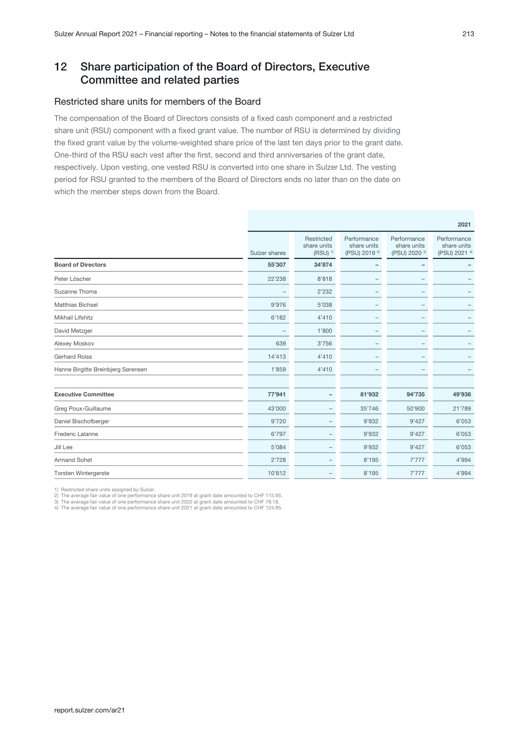## 12 Share participation of the Board of Directors, Executive Committee and related parties

### Restricted share units for members of the Board

The compensation of the Board of Directors consists of a fixed cash component and a restricted share unit (RSU) component with a fixed grant value. The number of RSU is determined by dividing the fixed grant value by the volume-weighted share price of the last ten days prior to the grant date. One-third of the RSU each vest after the first, second and third anniversaries of the grant date, respectively. Upon vesting, one vested RSU is converted into one share in Sulzer Ltd. The vesting period for RSU granted to the members of the Board of Directors ends no later than on the date on which the member steps down from the Board.

| | | | | | 2021 |
|---|---|---|---|---|---|
| | Sulzer shares | Restricted share units (RSU) [1] | Performance share units (PSU) 2019 [2] | Performance share units (PSU) 2020 [3] | Performance share units (PSU) 2021 [4] |
| **Board of Directors** | **55'307** | **34'874** | **–** | **–** | **–** |
| Peter Löscher | 22'238 | 8'818 | – | – | – |
| Suzanne Thoma | – | 2'232 | – | – | – |
| Matthias Bichsel | 9'976 | 5'038 | – | – | – |
| Mikhail Lifshitz | 6'182 | 4'410 | – | – | – |
| David Metzger | – | 1'800 | – | – | – |
| Alexey Moskov | 639 | 3'756 | – | – | – |
| Gerhard Roiss | 14'413 | 4'410 | – | – | – |
| Hanne Birgitte Breinbjerg Sørensen | 1'859 | 4'410 | – | – | – |
| | | | | | |
| **Executive Committee** | **77'941** | **–** | **81'932** | **94'735** | **49'936** |
| Greg Poux-Guillaume | 43'000 | – | 35'746 | 50'900 | 21'789 |
| Daniel Bischofberger | 9'720 | – | 9'932 | 9'427 | 6'053 |
| Frederic Lalanne | 6'797 | – | 9'932 | 9'427 | 6'053 |
| Jill Lee | 5'084 | – | 9'932 | 9'427 | 6'053 |
| Armand Sohet | 2'728 | – | 8'195 | 7'777 | 4'994 |
| Torsten Wintergerste | 10'612 | – | 8'195 | 7'777 | 4'994 |

1) Restricted share units assigned by Sulzer.
2) The average fair value of one performance share unit 2019 at grant date amounted to CHF 115.95.
3) The average fair value of one performance share unit 2020 at grant date amounted to CHF 78.18.
4) The average fair value of one performance share unit 2021 at grant date amounted to CHF 124.95.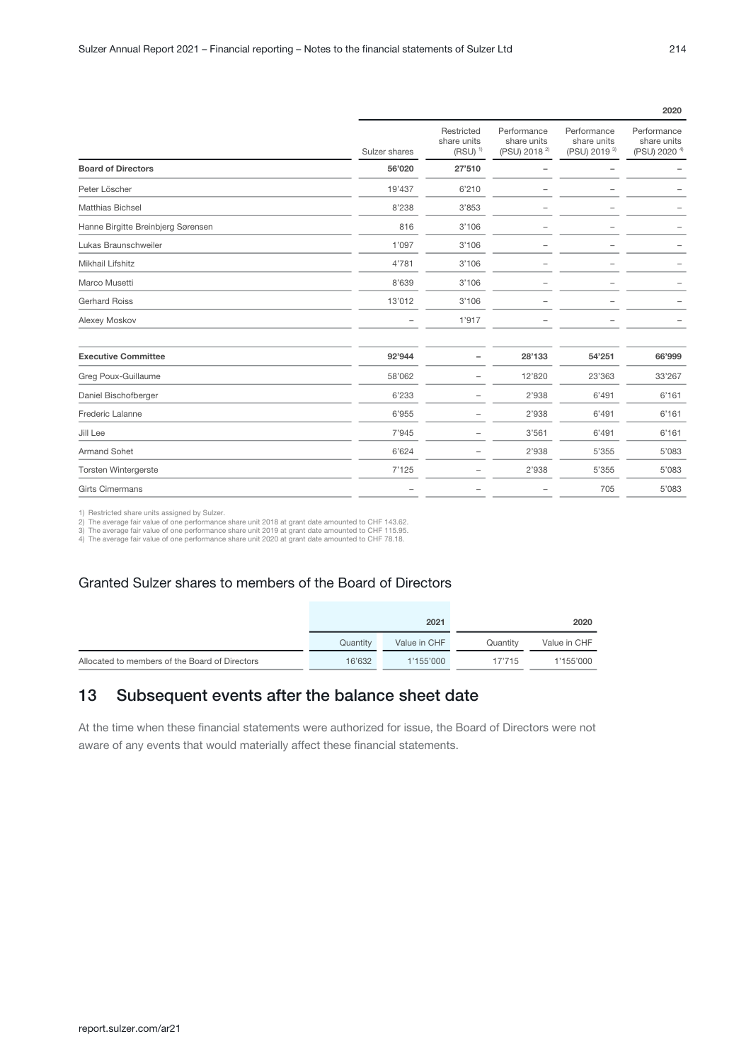| | | | | | 2020 |
|---|---|---|---|---|---|
| | Sulzer shares | Restricted share units (RSU) [1] | Performance share units (PSU) 2018 [2] | Performance share units (PSU) 2019 [3] | Performance share units (PSU) 2020 [4] |
| **Board of Directors** | **56'020** | **27'510** | **–** | **–** | **–** |
| Peter Löscher | 19'437 | 6'210 | – | – | – |
| Matthias Bichsel | 8'238 | 3'853 | – | – | – |
| Hanne Birgitte Breinbjerg Sørensen | 816 | 3'106 | – | – | – |
| Lukas Braunschweiler | 1'097 | 3'106 | – | – | – |
| Mikhail Lifshitz | 4'781 | 3'106 | – | – | – |
| Marco Musetti | 8'639 | 3'106 | – | – | – |
| Gerhard Roiss | 13'012 | 3'106 | – | – | – |
| Alexey Moskov | – | 1'917 | – | – | – |
| | | | | | |
| **Executive Committee** | **92'944** | **–** | **28'133** | **54'251** | **66'999** |
| Greg Poux-Guillaume | 58'062 | – | 12'820 | 23'363 | 33'267 |
| Daniel Bischofberger | 6'233 | – | 2'938 | 6'491 | 6'161 |
| Frederic Lalanne | 6'955 | – | 2'938 | 6'491 | 6'161 |
| Jill Lee | 7'945 | – | 3'561 | 6'491 | 6'161 |
| Armand Sohet | 6'624 | – | 2'938 | 5'355 | 5'083 |
| Torsten Wintergerste | 7'125 | – | 2'938 | 5'355 | 5'083 |
| Girts Cimermans | – | – | – | 705 | 5'083 |

1) Restricted share units assigned by Sulzer.
2) The average fair value of one performance share unit 2018 at grant date amounted to CHF 143.62.
3) The average fair value of one performance share unit 2019 at grant date amounted to CHF 115.95.
4) The average fair value of one performance share unit 2020 at grant date amounted to CHF 78.18.

### Granted Sulzer shares to members of the Board of Directors

| | 2021 | | 2020 | |
|---|---|---|---|---|
| | Quantity | Value in CHF | Quantity | Value in CHF |
| Allocated to members of the Board of Directors | 16'632 | 1'155'000 | 17'715 | 1'155'000 |

## 13 Subsequent events after the balance sheet date

At the time when these financial statements were authorized for issue, the Board of Directors were not aware of any events that would materially affect these financial statements.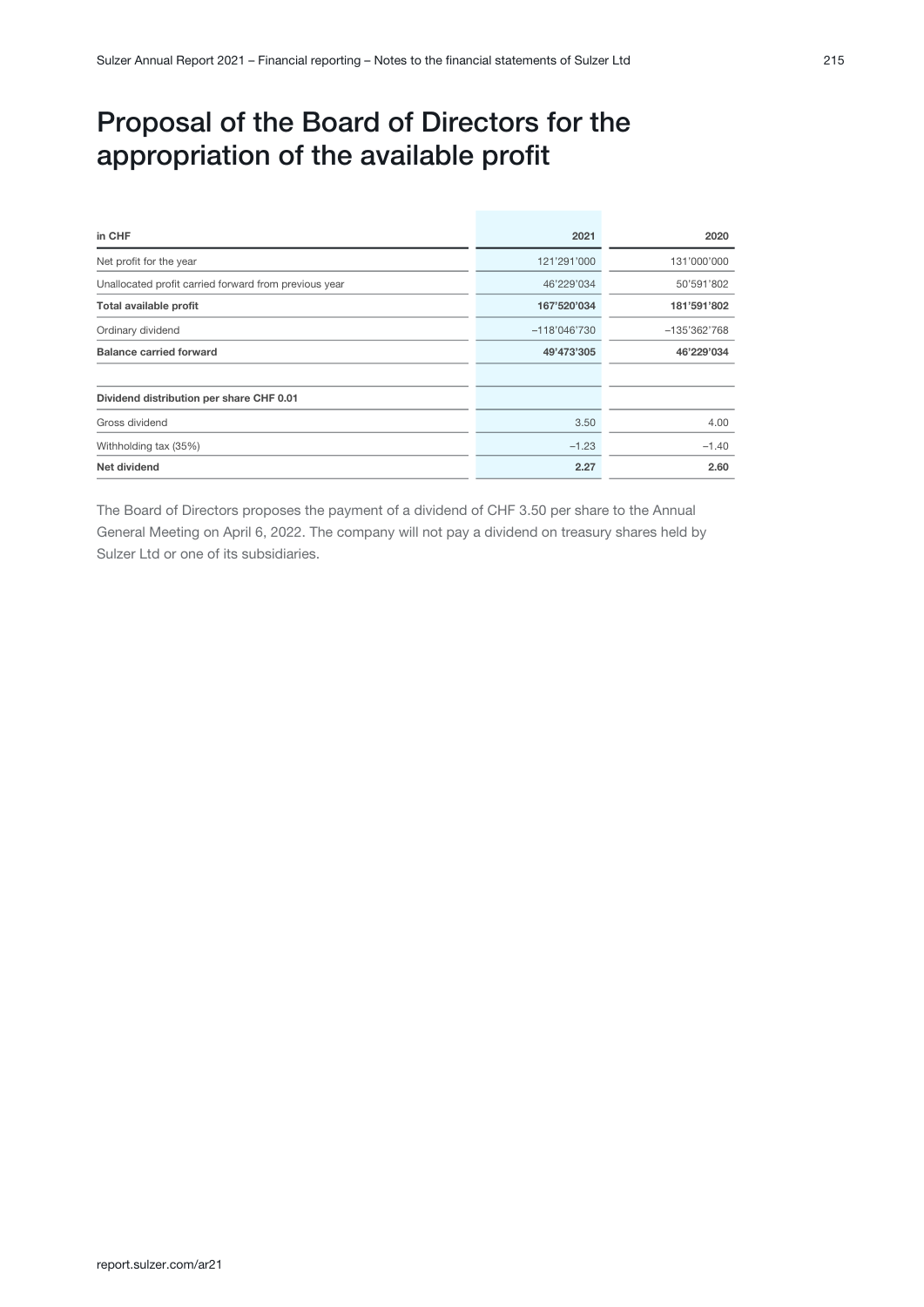# Proposal of the Board of Directors for the appropriation of the available profit

| in CHF | 2021 | 2020 |
|---|---|---|
| Net profit for the year | 121'291'000 | 131'000'000 |
| Unallocated profit carried forward from previous year | 46'229'034 | 50'591'802 |
| **Total available profit** | **167'520'034** | **181'591'802** |
| Ordinary dividend | –118'046'730 | –135'362'768 |
| **Balance carried forward** | **49'473'305** | **46'229'034** |
| | | |
| **Dividend distribution per share CHF 0.01** | | |
| Gross dividend | 3.50 | 4.00 |
| Withholding tax (35%) | –1.23 | –1.40 |
| **Net dividend** | **2.27** | **2.60** |

The Board of Directors proposes the payment of a dividend of CHF 3.50 per share to the Annual General Meeting on April 6, 2022. The company will not pay a dividend on treasury shares held by Sulzer Ltd or one of its subsidiaries.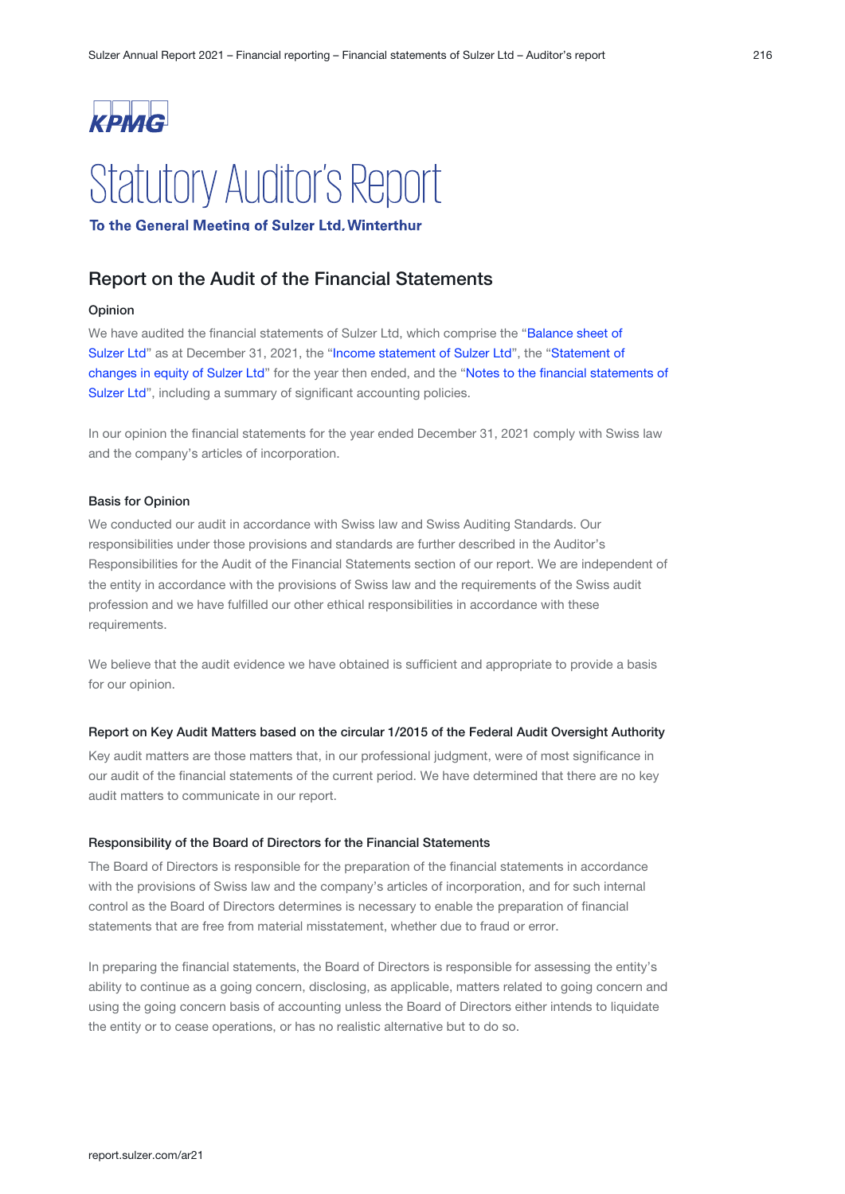KPMG

# Statutory Auditor's Report

**To the General Meeting of Sulzer Ltd, Winterthur**

## Report on the Audit of the Financial Statements

### Opinion

We have audited the financial statements of Sulzer Ltd, which comprise the "Balance sheet of Sulzer Ltd" as at December 31, 2021, the "Income statement of Sulzer Ltd", the "Statement of changes in equity of Sulzer Ltd" for the year then ended, and the "Notes to the financial statements of Sulzer Ltd", including a summary of significant accounting policies.

In our opinion the financial statements for the year ended December 31, 2021 comply with Swiss law and the company's articles of incorporation.

### Basis for Opinion

We conducted our audit in accordance with Swiss law and Swiss Auditing Standards. Our responsibilities under those provisions and standards are further described in the Auditor's Responsibilities for the Audit of the Financial Statements section of our report. We are independent of the entity in accordance with the provisions of Swiss law and the requirements of the Swiss audit profession and we have fulfilled our other ethical responsibilities in accordance with these requirements.

We believe that the audit evidence we have obtained is sufficient and appropriate to provide a basis for our opinion.

### Report on Key Audit Matters based on the circular 1/2015 of the Federal Audit Oversight Authority

Key audit matters are those matters that, in our professional judgment, were of most significance in our audit of the financial statements of the current period. We have determined that there are no key audit matters to communicate in our report.

### Responsibility of the Board of Directors for the Financial Statements

The Board of Directors is responsible for the preparation of the financial statements in accordance with the provisions of Swiss law and the company's articles of incorporation, and for such internal control as the Board of Directors determines is necessary to enable the preparation of financial statements that are free from material misstatement, whether due to fraud or error.

In preparing the financial statements, the Board of Directors is responsible for assessing the entity's ability to continue as a going concern, disclosing, as applicable, matters related to going concern and using the going concern basis of accounting unless the Board of Directors either intends to liquidate the entity or to cease operations, or has no realistic alternative but to do so.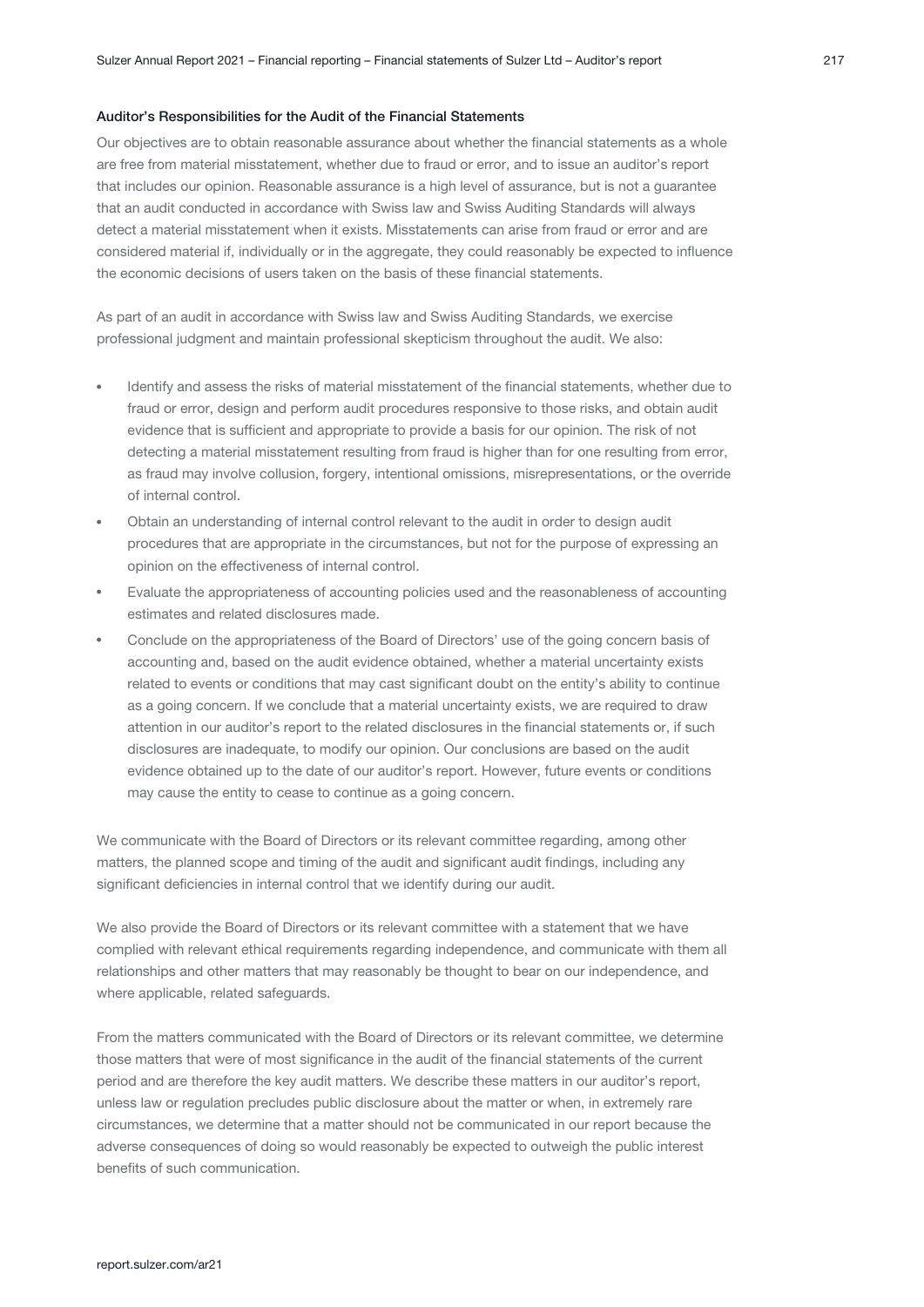#### Auditor's Responsibilities for the Audit of the Financial Statements

Our objectives are to obtain reasonable assurance about whether the financial statements as a whole are free from material misstatement, whether due to fraud or error, and to issue an auditor's report that includes our opinion. Reasonable assurance is a high level of assurance, but is not a guarantee that an audit conducted in accordance with Swiss law and Swiss Auditing Standards will always detect a material misstatement when it exists. Misstatements can arise from fraud or error and are considered material if, individually or in the aggregate, they could reasonably be expected to influence the economic decisions of users taken on the basis of these financial statements.

As part of an audit in accordance with Swiss law and Swiss Auditing Standards, we exercise professional judgment and maintain professional skepticism throughout the audit. We also:

- Identify and assess the risks of material misstatement of the financial statements, whether due to fraud or error, design and perform audit procedures responsive to those risks, and obtain audit evidence that is sufficient and appropriate to provide a basis for our opinion. The risk of not detecting a material misstatement resulting from fraud is higher than for one resulting from error, as fraud may involve collusion, forgery, intentional omissions, misrepresentations, or the override of internal control.
- Obtain an understanding of internal control relevant to the audit in order to design audit procedures that are appropriate in the circumstances, but not for the purpose of expressing an opinion on the effectiveness of internal control.
- Evaluate the appropriateness of accounting policies used and the reasonableness of accounting estimates and related disclosures made.
- Conclude on the appropriateness of the Board of Directors' use of the going concern basis of accounting and, based on the audit evidence obtained, whether a material uncertainty exists related to events or conditions that may cast significant doubt on the entity's ability to continue as a going concern. If we conclude that a material uncertainty exists, we are required to draw attention in our auditor's report to the related disclosures in the financial statements or, if such disclosures are inadequate, to modify our opinion. Our conclusions are based on the audit evidence obtained up to the date of our auditor's report. However, future events or conditions may cause the entity to cease to continue as a going concern.

We communicate with the Board of Directors or its relevant committee regarding, among other matters, the planned scope and timing of the audit and significant audit findings, including any significant deficiencies in internal control that we identify during our audit.

We also provide the Board of Directors or its relevant committee with a statement that we have complied with relevant ethical requirements regarding independence, and communicate with them all relationships and other matters that may reasonably be thought to bear on our independence, and where applicable, related safeguards.

From the matters communicated with the Board of Directors or its relevant committee, we determine those matters that were of most significance in the audit of the financial statements of the current period and are therefore the key audit matters. We describe these matters in our auditor's report, unless law or regulation precludes public disclosure about the matter or when, in extremely rare circumstances, we determine that a matter should not be communicated in our report because the adverse consequences of doing so would reasonably be expected to outweigh the public interest benefits of such communication.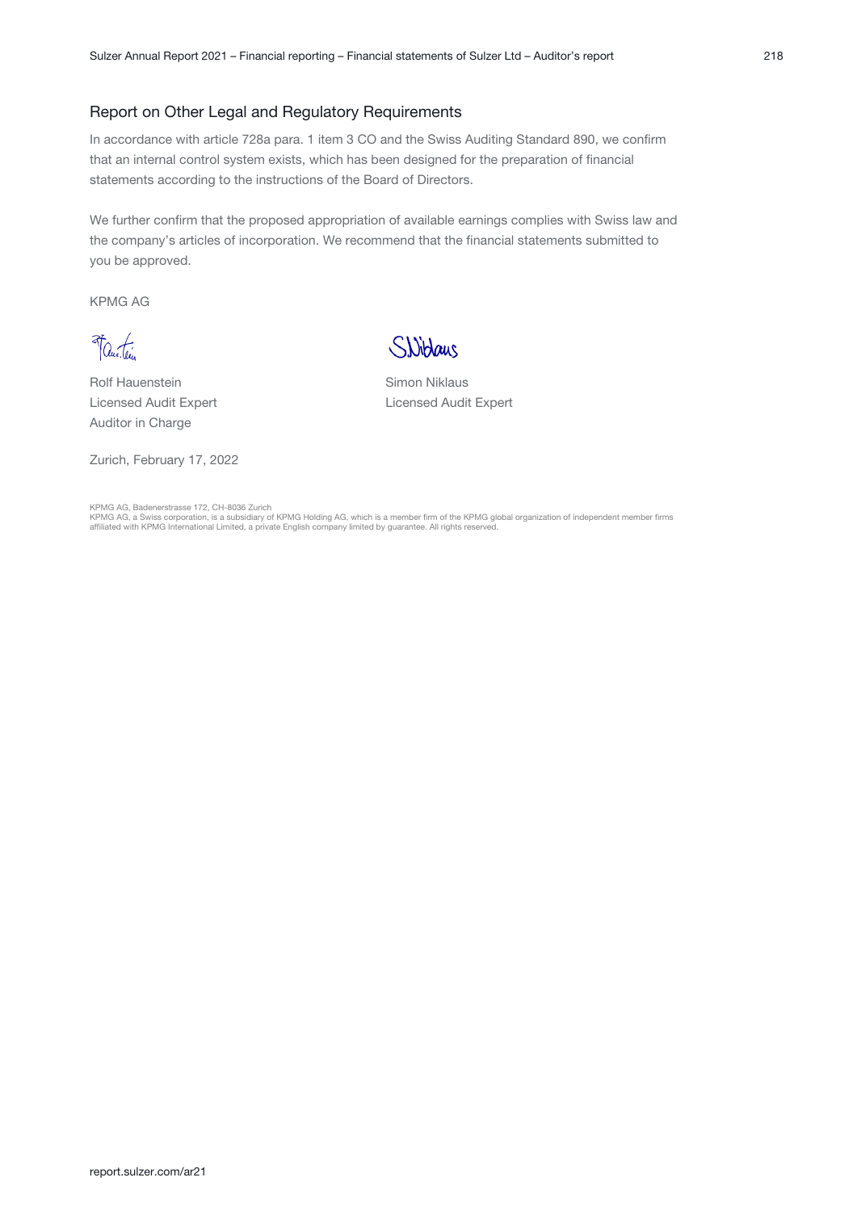## Report on Other Legal and Regulatory Requirements

In accordance with article 728a para. 1 item 3 CO and the Swiss Auditing Standard 890, we confirm that an internal control system exists, which has been designed for the preparation of financial statements according to the instructions of the Board of Directors.

We further confirm that the proposed appropriation of available earnings complies with Swiss law and the company's articles of incorporation. We recommend that the financial statements submitted to you be approved.

KPMG AG

Rolf Hauenstein
Licensed Audit Expert
Auditor in Charge

Simon Niklaus
Licensed Audit Expert

Zurich, February 17, 2022

KPMG AG, Badenerstrasse 172, CH-8036 Zurich
KPMG AG, a Swiss corporation, is a subsidiary of KPMG Holding AG, which is a member firm of the KPMG global organization of independent member firms affiliated with KPMG International Limited, a private English company limited by guarantee. All rights reserved.